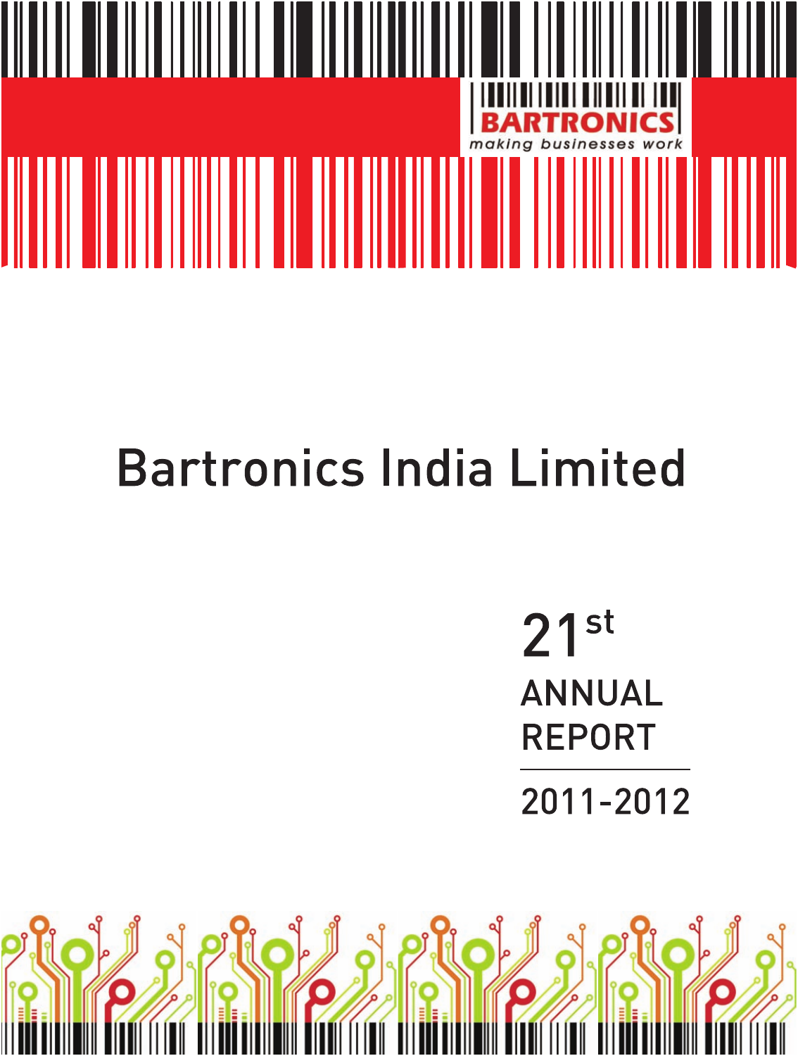BARTRONICS

making businesses work

# Bartronics India Limited

21st

ANNUAL REPORT

2011-2012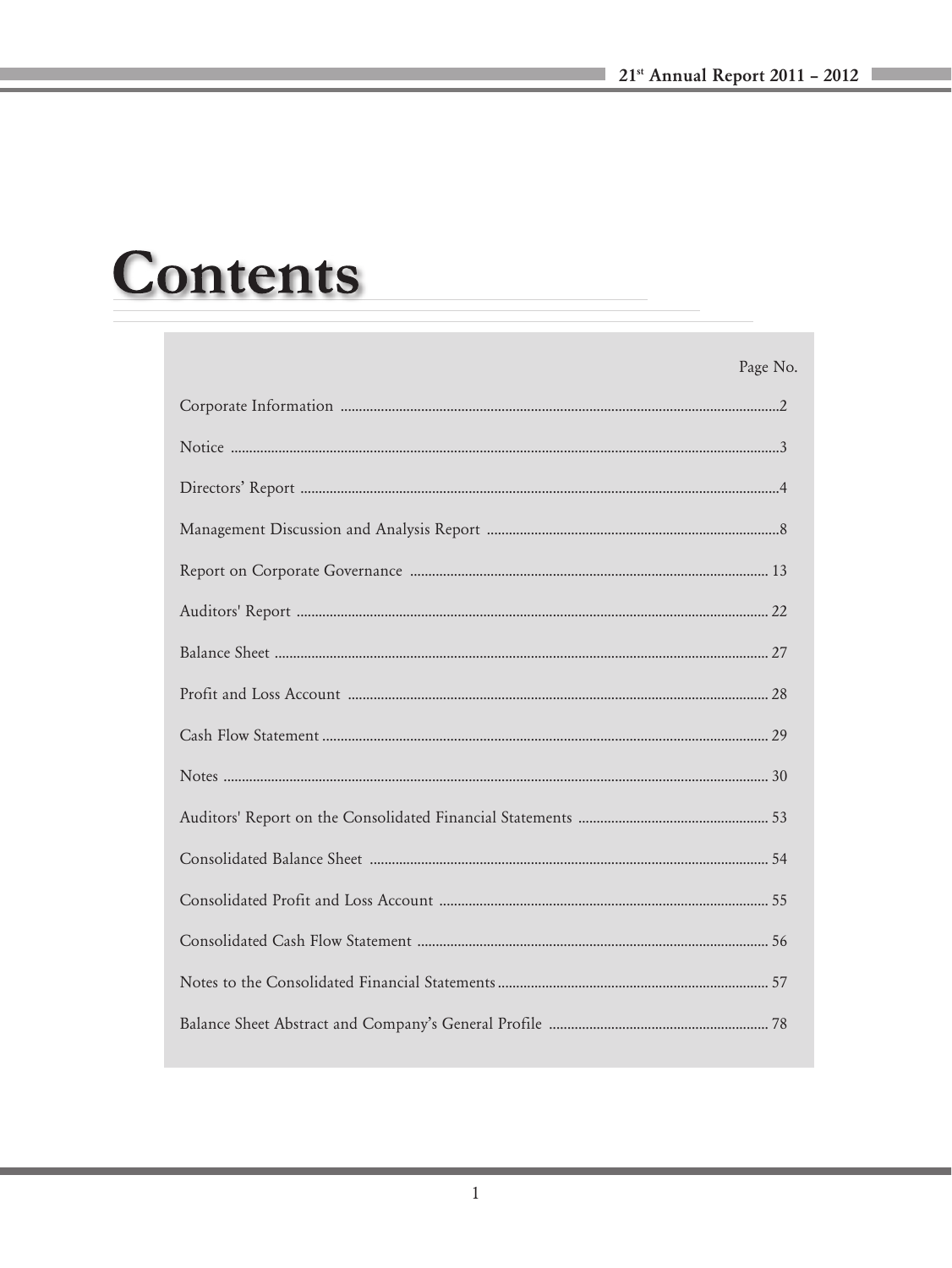# Contents

| | Page No. |
|---|---|
| Corporate Information | 2 |
| Notice | 3 |
| Directors' Report | 4 |
| Management Discussion and Analysis Report | 8 |
| Report on Corporate Governance | 13 |
| Auditors' Report | 22 |
| Balance Sheet | 27 |
| Profit and Loss Account | 28 |
| Cash Flow Statement | 29 |
| Notes | 30 |
| Auditors' Report on the Consolidated Financial Statements | 53 |
| Consolidated Balance Sheet | 54 |
| Consolidated Profit and Loss Account | 55 |
| Consolidated Cash Flow Statement | 56 |
| Notes to the Consolidated Financial Statements | 57 |
| Balance Sheet Abstract and Company's General Profile | 78 |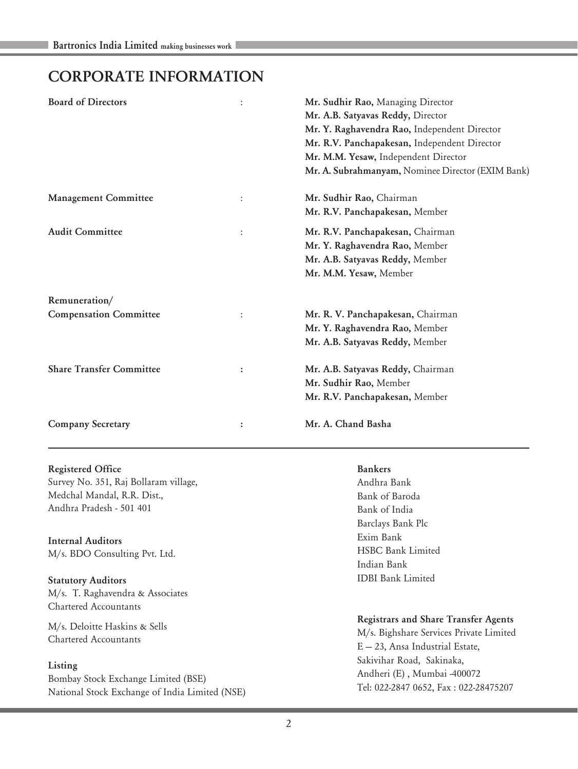# CORPORATE INFORMATION

| | | |
|---|---|---|
| **Board of Directors** | : | **Mr. Sudhir Rao,** Managing Director<br>**Mr. A.B. Satyavas Reddy,** Director<br>**Mr. Y. Raghavendra Rao,** Independent Director<br>**Mr. R.V. Panchapakesan,** Independent Director<br>**Mr. M.M. Yesaw,** Independent Director<br>**Mr. A. Subrahmanyam,** Nominee Director (EXIM Bank) |
| **Management Committee** | : | **Mr. Sudhir Rao,** Chairman<br>**Mr. R.V. Panchapakesan,** Member |
| **Audit Committee** | : | **Mr. R.V. Panchapakesan,** Chairman<br>**Mr. Y. Raghavendra Rao,** Member<br>**Mr. A.B. Satyavas Reddy,** Member<br>**Mr. M.M. Yesaw,** Member |
| **Remuneration/ Compensation Committee** | : | **Mr. R. V. Panchapakesan,** Chairman<br>**Mr. Y. Raghavendra Rao,** Member<br>**Mr. A.B. Satyavas Reddy,** Member |
| **Share Transfer Committee** | : | **Mr. A.B. Satyavas Reddy,** Chairman<br>**Mr. Sudhir Rao,** Member<br>**Mr. R.V. Panchapakesan,** Member |
| **Company Secretary** | : | **Mr. A. Chand Basha** |

**Registered Office**
Survey No. 351, Raj Bollaram village,
Medchal Mandal, R.R. Dist.,
Andhra Pradesh - 501 401

**Internal Auditors**
M/s. BDO Consulting Pvt. Ltd.

**Statutory Auditors**
M/s. T. Raghavendra & Associates
Chartered Accountants

M/s. Deloitte Haskins & Sells
Chartered Accountants

**Listing**
Bombay Stock Exchange Limited (BSE)
National Stock Exchange of India Limited (NSE)

**Bankers**
Andhra Bank
Bank of Baroda
Bank of India
Barclays Bank Plc
Exim Bank
HSBC Bank Limited
Indian Bank
IDBI Bank Limited

**Registrars and Share Transfer Agents**
M/s. Bighshare Services Private Limited
E – 23, Ansa Industrial Estate,
Sakivihar Road, Sakinaka,
Andheri (E) , Mumbai -400072
Tel: 022-2847 0652, Fax : 022-28475207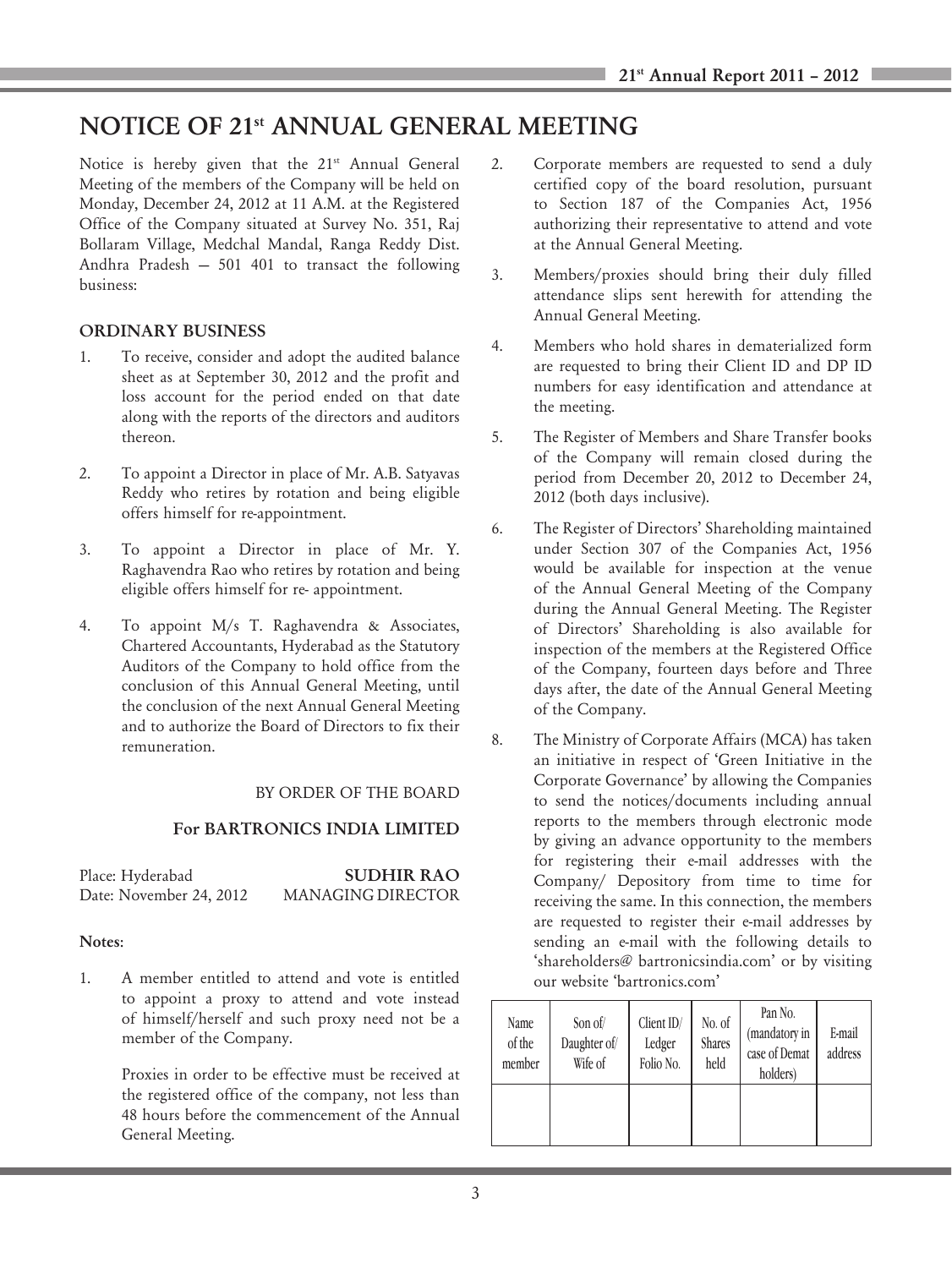# NOTICE OF 21st ANNUAL GENERAL MEETING

Notice is hereby given that the 21st Annual General Meeting of the members of the Company will be held on Monday, December 24, 2012 at 11 A.M. at the Registered Office of the Company situated at Survey No. 351, Raj Bollaram Village, Medchal Mandal, Ranga Reddy Dist. Andhra Pradesh – 501 401 to transact the following business:

## ORDINARY BUSINESS

1. To receive, consider and adopt the audited balance sheet as at September 30, 2012 and the profit and loss account for the period ended on that date along with the reports of the directors and auditors thereon.
2. To appoint a Director in place of Mr. A.B. Satyavas Reddy who retires by rotation and being eligible offers himself for re-appointment.
3. To appoint a Director in place of Mr. Y. Raghavendra Rao who retires by rotation and being eligible offers himself for re- appointment.
4. To appoint M/s T. Raghavendra & Associates, Chartered Accountants, Hyderabad as the Statutory Auditors of the Company to hold office from the conclusion of this Annual General Meeting, until the conclusion of the next Annual General Meeting and to authorize the Board of Directors to fix their remuneration.

BY ORDER OF THE BOARD

**For BARTRONICS INDIA LIMITED**

Place: Hyderabad
Date: November 24, 2012

**SUDHIR RAO**
MANAGING DIRECTOR

**Notes:**

1. A member entitled to attend and vote is entitled to appoint a proxy to attend and vote instead of himself/herself and such proxy need not be a member of the Company.

   Proxies in order to be effective must be received at the registered office of the company, not less than 48 hours before the commencement of the Annual General Meeting.
2. Corporate members are requested to send a duly certified copy of the board resolution, pursuant to Section 187 of the Companies Act, 1956 authorizing their representative to attend and vote at the Annual General Meeting.
3. Members/proxies should bring their duly filled attendance slips sent herewith for attending the Annual General Meeting.
4. Members who hold shares in dematerialized form are requested to bring their Client ID and DP ID numbers for easy identification and attendance at the meeting.
5. The Register of Members and Share Transfer books of the Company will remain closed during the period from December 20, 2012 to December 24, 2012 (both days inclusive).
6. The Register of Directors' Shareholding maintained under Section 307 of the Companies Act, 1956 would be available for inspection at the venue of the Annual General Meeting of the Company during the Annual General Meeting. The Register of Directors' Shareholding is also available for inspection of the members at the Registered Office of the Company, fourteen days before and Three days after, the date of the Annual General Meeting of the Company.

8. The Ministry of Corporate Affairs (MCA) has taken an initiative in respect of 'Green Initiative in the Corporate Governance' by allowing the Companies to send the notices/documents including annual reports to the members through electronic mode by giving an advance opportunity to the members for registering their e-mail addresses with the Company/ Depository from time to time for receiving the same. In this connection, the members are requested to register their e-mail addresses by sending an e-mail with the following details to 'shareholders@ bartronicsindia.com' or by visiting our website 'bartronics.com'

| Name of the member | Son of/ Daughter of/ Wife of | Client ID/ Ledger Folio No. | No. of Shares held | Pan No. (mandatory in case of Demat holders) | E-mail address |
|---|---|---|---|---|---|
| | | | | | |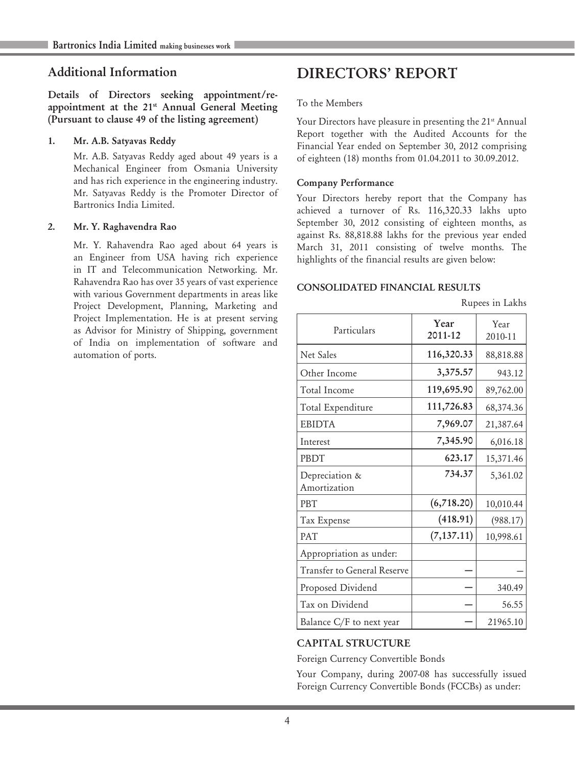## Additional Information

**Details of Directors seeking appointment/re-appointment at the 21st Annual General Meeting (Pursuant to clause 49 of the listing agreement)**

1. **Mr. A.B. Satyavas Reddy**

   Mr. A.B. Satyavas Reddy aged about 49 years is a Mechanical Engineer from Osmania University and has rich experience in the engineering industry. Mr. Satyavas Reddy is the Promoter Director of Bartronics India Limited.

2. **Mr. Y. Raghavendra Rao**

   Mr. Y. Rahavendra Rao aged about 64 years is an Engineer from USA having rich experience in IT and Telecommunication Networking. Mr. Rahavendra Rao has over 35 years of vast experience with various Government departments in areas like Project Development, Planning, Marketing and Project Implementation. He is at present serving as Advisor for Ministry of Shipping, government of India on implementation of software and automation of ports.

# DIRECTORS' REPORT

To the Members

Your Directors have pleasure in presenting the 21st Annual Report together with the Audited Accounts for the Financial Year ended on September 30, 2012 comprising of eighteen (18) months from 01.04.2011 to 30.09.2012.

### Company Performance

Your Directors hereby report that the Company has achieved a turnover of Rs. 116,320.33 lakhs upto September 30, 2012 consisting of eighteen months, as against Rs. 88,818.88 lakhs for the previous year ended March 31, 2011 consisting of twelve months. The highlights of the financial results are given below:

### CONSOLIDATED FINANCIAL RESULTS

Rupees in Lakhs

| Particulars | Year 2011-12 | Year 2010-11 |
|---|---|---|
| Net Sales | **116,320.33** | 88,818.88 |
| Other Income | **3,375.57** | 943.12 |
| Total Income | **119,695.90** | 89,762.00 |
| Total Expenditure | **111,726.83** | 68,374.36 |
| EBIDTA | **7,969.07** | 21,387.64 |
| Interest | **7,345.90** | 6,016.18 |
| PBDT | **623.17** | 15,371.46 |
| Depreciation & Amortization | **734.37** | 5,361.02 |
| PBT | **(6,718.20)** | 10,010.44 |
| Tax Expense | **(418.91)** | (988.17) |
| PAT | **(7,137.11)** | 10,998.61 |
| Appropriation as under: | | |
| Transfer to General Reserve | – | – |
| Proposed Dividend | – | 340.49 |
| Tax on Dividend | – | 56.55 |
| Balance C/F to next year | – | 21965.10 |

### CAPITAL STRUCTURE

Foreign Currency Convertible Bonds

Your Company, during 2007-08 has successfully issued Foreign Currency Convertible Bonds (FCCBs) as under: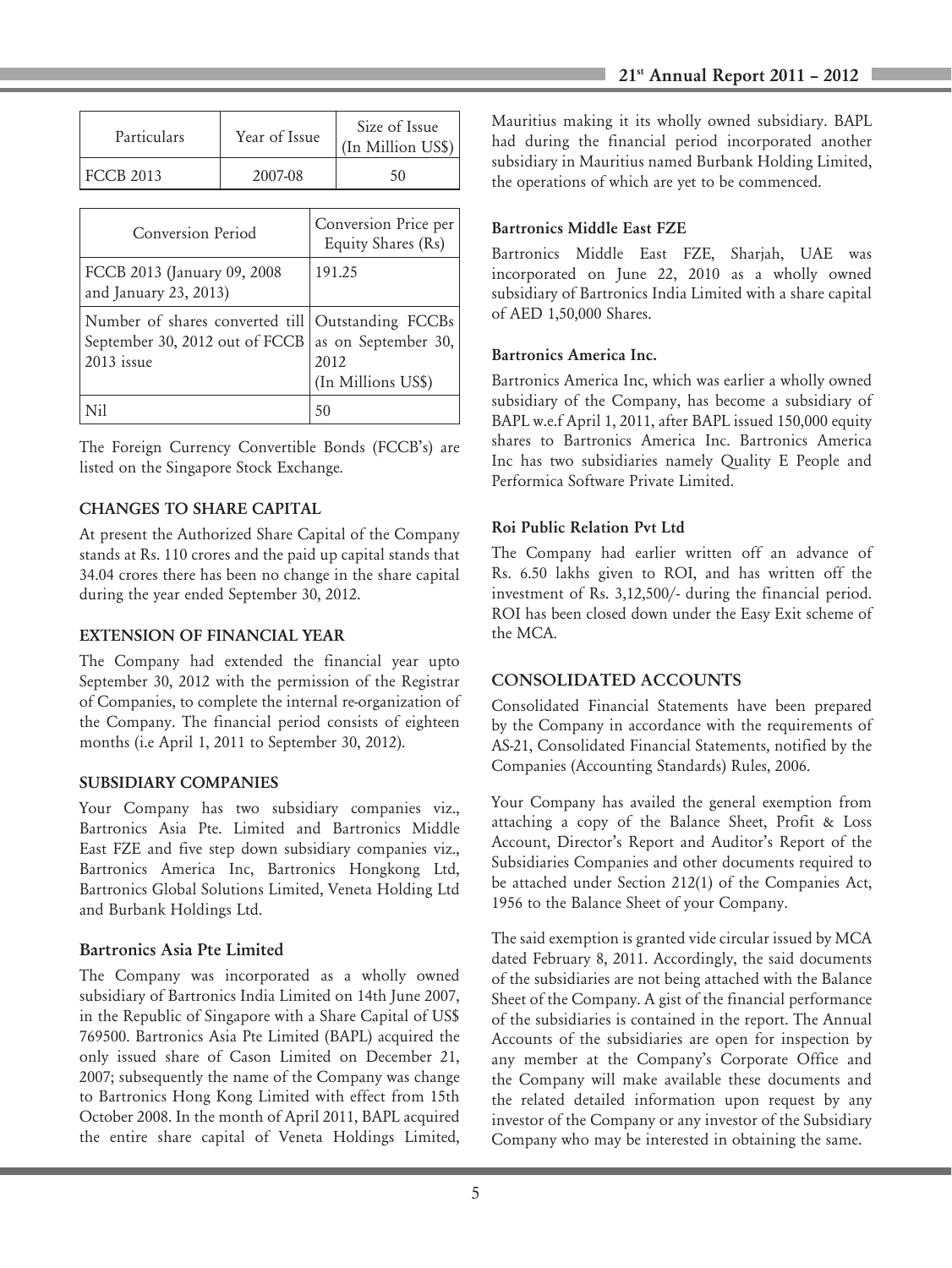| Particulars | Year of Issue | Size of Issue (In Million US$) |
|---|---|---|
| FCCB 2013 | 2007-08 | 50 |

| Conversion Period | Conversion Price per Equity Shares (Rs) |
|---|---|
| FCCB 2013 (January 09, 2008 and January 23, 2013) | 191.25 |
| Number of shares converted till September 30, 2012 out of FCCB 2013 issue | Outstanding FCCBs as on September 30, 2012 (In Millions US$) |
| Nil | 50 |

The Foreign Currency Convertible Bonds (FCCB's) are listed on the Singapore Stock Exchange.

## CHANGES TO SHARE CAPITAL

At present the Authorized Share Capital of the Company stands at Rs. 110 crores and the paid up capital stands that 34.04 crores there has been no change in the share capital during the year ended September 30, 2012.

## EXTENSION OF FINANCIAL YEAR

The Company had extended the financial year upto September 30, 2012 with the permission of the Registrar of Companies, to complete the internal re-organization of the Company. The financial period consists of eighteen months (i.e April 1, 2011 to September 30, 2012).

## SUBSIDIARY COMPANIES

Your Company has two subsidiary companies viz., Bartronics Asia Pte. Limited and Bartronics Middle East FZE and five step down subsidiary companies viz., Bartronics America Inc, Bartronics Hongkong Ltd, Bartronics Global Solutions Limited, Veneta Holding Ltd and Burbank Holdings Ltd.

### Bartronics Asia Pte Limited

The Company was incorporated as a wholly owned subsidiary of Bartronics India Limited on 14th June 2007, in the Republic of Singapore with a Share Capital of US$ 769500. Bartronics Asia Pte Limited (BAPL) acquired the only issued share of Cason Limited on December 21, 2007; subsequently the name of the Company was change to Bartronics Hong Kong Limited with effect from 15th October 2008. In the month of April 2011, BAPL acquired the entire share capital of Veneta Holdings Limited, Mauritius making it its wholly owned subsidiary. BAPL had during the financial period incorporated another subsidiary in Mauritius named Burbank Holding Limited, the operations of which are yet to be commenced.

### Bartronics Middle East FZE

Bartronics Middle East FZE, Sharjah, UAE was incorporated on June 22, 2010 as a wholly owned subsidiary of Bartronics India Limited with a share capital of AED 1,50,000 Shares.

### Bartronics America Inc.

Bartronics America Inc, which was earlier a wholly owned subsidiary of the Company, has become a subsidiary of BAPL w.e.f April 1, 2011, after BAPL issued 150,000 equity shares to Bartronics America Inc. Bartronics America Inc has two subsidiaries namely Quality E People and Performica Software Private Limited.

### Roi Public Relation Pvt Ltd

The Company had earlier written off an advance of Rs. 6.50 lakhs given to ROI, and has written off the investment of Rs. 3,12,500/- during the financial period. ROI has been closed down under the Easy Exit scheme of the MCA.

## CONSOLIDATED ACCOUNTS

Consolidated Financial Statements have been prepared by the Company in accordance with the requirements of AS-21, Consolidated Financial Statements, notified by the Companies (Accounting Standards) Rules, 2006.

Your Company has availed the general exemption from attaching a copy of the Balance Sheet, Profit & Loss Account, Director's Report and Auditor's Report of the Subsidiaries Companies and other documents required to be attached under Section 212(1) of the Companies Act, 1956 to the Balance Sheet of your Company.

The said exemption is granted vide circular issued by MCA dated February 8, 2011. Accordingly, the said documents of the subsidiaries are not being attached with the Balance Sheet of the Company. A gist of the financial performance of the subsidiaries is contained in the report. The Annual Accounts of the subsidiaries are open for inspection by any member at the Company's Corporate Office and the Company will make available these documents and the related detailed information upon request by any investor of the Company or any investor of the Subsidiary Company who may be interested in obtaining the same.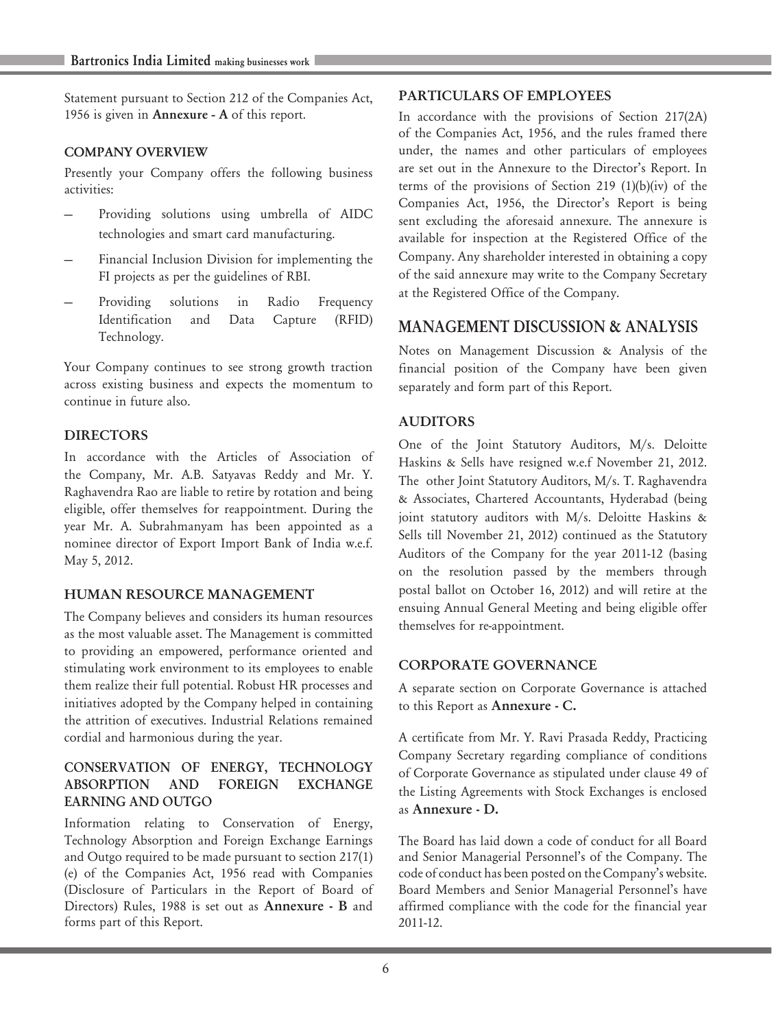Statement pursuant to Section 212 of the Companies Act, 1956 is given in **Annexure - A** of this report.

### COMPANY OVERVIEW

Presently your Company offers the following business activities:

- Providing solutions using umbrella of AIDC technologies and smart card manufacturing.
- Financial Inclusion Division for implementing the FI projects as per the guidelines of RBI.
- Providing solutions in Radio Frequency Identification and Data Capture (RFID) Technology.

Your Company continues to see strong growth traction across existing business and expects the momentum to continue in future also.

### DIRECTORS

In accordance with the Articles of Association of the Company, Mr. A.B. Satyavas Reddy and Mr. Y. Raghavendra Rao are liable to retire by rotation and being eligible, offer themselves for reappointment. During the year Mr. A. Subrahmanyam has been appointed as a nominee director of Export Import Bank of India w.e.f. May 5, 2012.

### HUMAN RESOURCE MANAGEMENT

The Company believes and considers its human resources as the most valuable asset. The Management is committed to providing an empowered, performance oriented and stimulating work environment to its employees to enable them realize their full potential. Robust HR processes and initiatives adopted by the Company helped in containing the attrition of executives. Industrial Relations remained cordial and harmonious during the year.

### CONSERVATION OF ENERGY, TECHNOLOGY ABSORPTION AND FOREIGN EXCHANGE EARNING AND OUTGO

Information relating to Conservation of Energy, Technology Absorption and Foreign Exchange Earnings and Outgo required to be made pursuant to section 217(1) (e) of the Companies Act, 1956 read with Companies (Disclosure of Particulars in the Report of Board of Directors) Rules, 1988 is set out as **Annexure - B** and forms part of this Report.

### PARTICULARS OF EMPLOYEES

In accordance with the provisions of Section 217(2A) of the Companies Act, 1956, and the rules framed there under, the names and other particulars of employees are set out in the Annexure to the Director's Report. In terms of the provisions of Section 219 (1)(b)(iv) of the Companies Act, 1956, the Director's Report is being sent excluding the aforesaid annexure. The annexure is available for inspection at the Registered Office of the Company. Any shareholder interested in obtaining a copy of the said annexure may write to the Company Secretary at the Registered Office of the Company.

## MANAGEMENT DISCUSSION & ANALYSIS

Notes on Management Discussion & Analysis of the financial position of the Company have been given separately and form part of this Report.

### AUDITORS

One of the Joint Statutory Auditors, M/s. Deloitte Haskins & Sells have resigned w.e.f November 21, 2012. The other Joint Statutory Auditors, M/s. T. Raghavendra & Associates, Chartered Accountants, Hyderabad (being joint statutory auditors with M/s. Deloitte Haskins & Sells till November 21, 2012) continued as the Statutory Auditors of the Company for the year 2011-12 (basing on the resolution passed by the members through postal ballot on October 16, 2012) and will retire at the ensuing Annual General Meeting and being eligible offer themselves for re-appointment.

### CORPORATE GOVERNANCE

A separate section on Corporate Governance is attached to this Report as **Annexure - C.**

A certificate from Mr. Y. Ravi Prasada Reddy, Practicing Company Secretary regarding compliance of conditions of Corporate Governance as stipulated under clause 49 of the Listing Agreements with Stock Exchanges is enclosed as **Annexure - D.**

The Board has laid down a code of conduct for all Board and Senior Managerial Personnel's of the Company. The code of conduct has been posted on the Company's website. Board Members and Senior Managerial Personnel's have affirmed compliance with the code for the financial year 2011-12.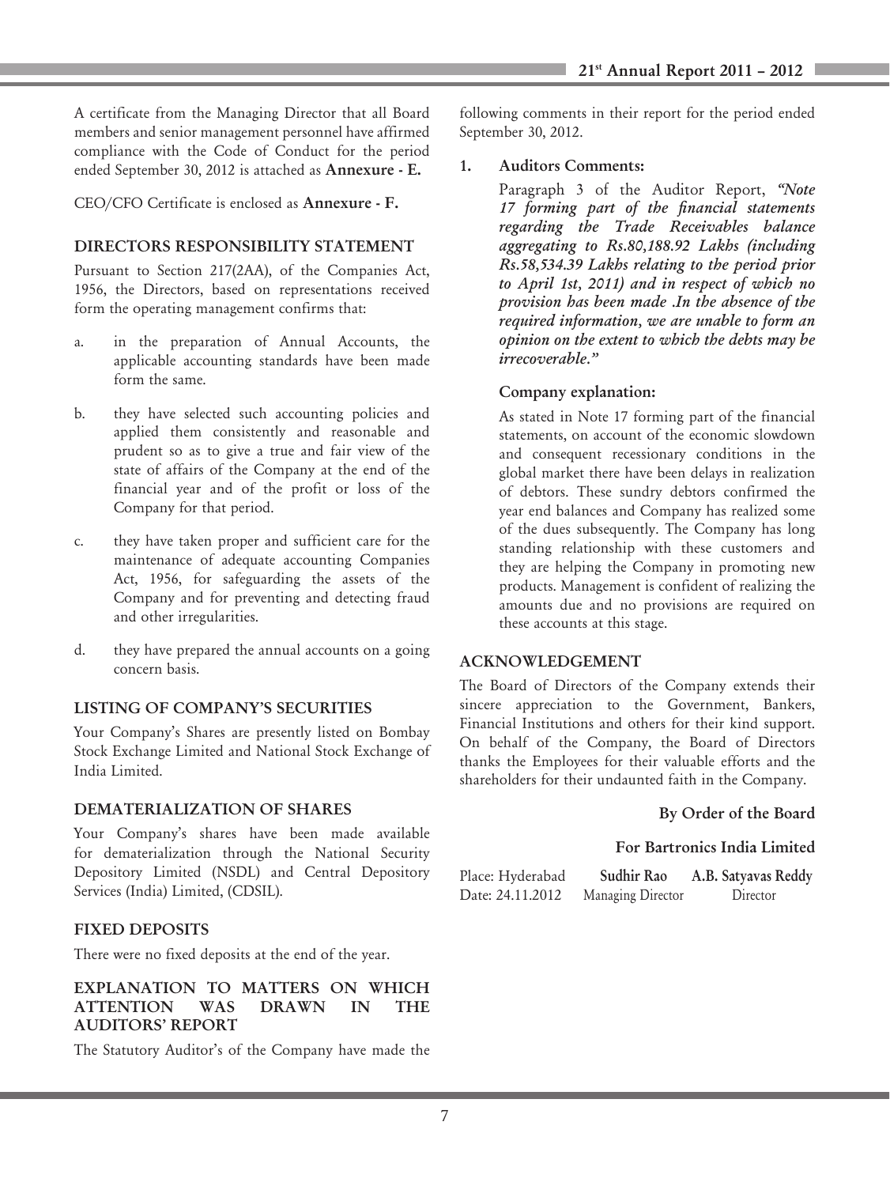A certificate from the Managing Director that all Board members and senior management personnel have affirmed compliance with the Code of Conduct for the period ended September 30, 2012 is attached as **Annexure - E.**

CEO/CFO Certificate is enclosed as **Annexure - F.**

## DIRECTORS RESPONSIBILITY STATEMENT

Pursuant to Section 217(2AA), of the Companies Act, 1956, the Directors, based on representations received form the operating management confirms that:

a. in the preparation of Annual Accounts, the applicable accounting standards have been made form the same.

b. they have selected such accounting policies and applied them consistently and reasonable and prudent so as to give a true and fair view of the state of affairs of the Company at the end of the financial year and of the profit or loss of the Company for that period.

c. they have taken proper and sufficient care for the maintenance of adequate accounting Companies Act, 1956, for safeguarding the assets of the Company and for preventing and detecting fraud and other irregularities.

d. they have prepared the annual accounts on a going concern basis.

## LISTING OF COMPANY'S SECURITIES

Your Company's Shares are presently listed on Bombay Stock Exchange Limited and National Stock Exchange of India Limited.

## DEMATERIALIZATION OF SHARES

Your Company's shares have been made available for dematerialization through the National Security Depository Limited (NSDL) and Central Depository Services (India) Limited, (CDSIL).

## FIXED DEPOSITS

There were no fixed deposits at the end of the year.

## EXPLANATION TO MATTERS ON WHICH ATTENTION WAS DRAWN IN THE AUDITORS' REPORT

The Statutory Auditor's of the Company have made the following comments in their report for the period ended September 30, 2012.

1. **Auditors Comments:**

   Paragraph 3 of the Auditor Report, ***"Note 17 forming part of the financial statements regarding the Trade Receivables balance aggregating to Rs.80,188.92 Lakhs (including Rs.58,534.39 Lakhs relating to the period prior to April 1st, 2011) and in respect of which no provision has been made .In the absence of the required information, we are unable to form an opinion on the extent to which the debts may be irrecoverable."***

   **Company explanation:**

   As stated in Note 17 forming part of the financial statements, on account of the economic slowdown and consequent recessionary conditions in the global market there have been delays in realization of debtors. These sundry debtors confirmed the year end balances and Company has realized some of the dues subsequently. The Company has long standing relationship with these customers and they are helping the Company in promoting new products. Management is confident of realizing the amounts due and no provisions are required on these accounts at this stage.

## ACKNOWLEDGEMENT

The Board of Directors of the Company extends their sincere appreciation to the Government, Bankers, Financial Institutions and others for their kind support. On behalf of the Company, the Board of Directors thanks the Employees for their valuable efforts and the shareholders for their undaunted faith in the Company.

**By Order of the Board**

**For Bartronics India Limited**

Place: Hyderabad
Date: 24.11.2012

**Sudhir Rao**
Managing Director

**A.B. Satyavas Reddy**
Director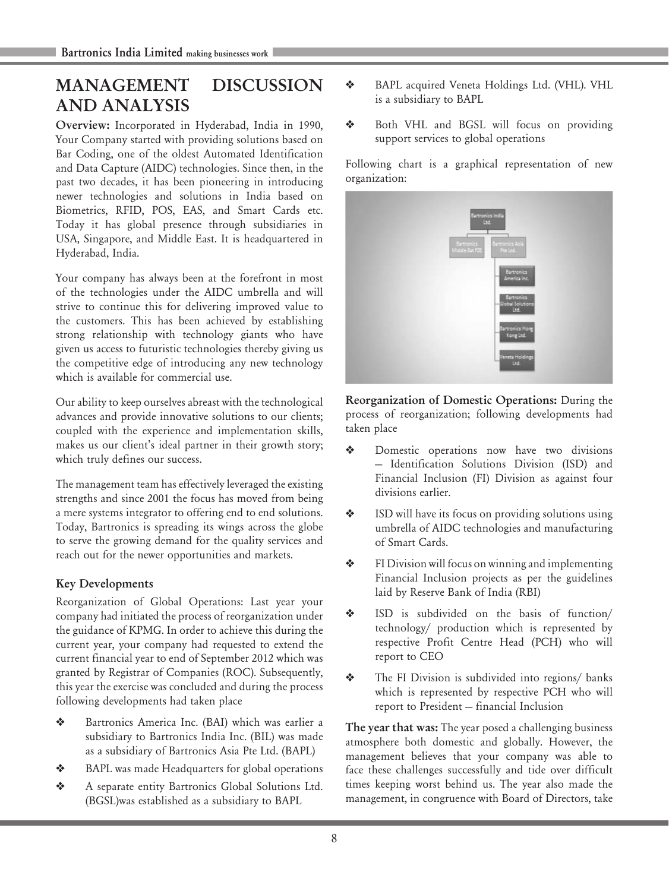# MANAGEMENT DISCUSSION AND ANALYSIS

**Overview:** Incorporated in Hyderabad, India in 1990, Your Company started with providing solutions based on Bar Coding, one of the oldest Automated Identification and Data Capture (AIDC) technologies. Since then, in the past two decades, it has been pioneering in introducing newer technologies and solutions in India based on Biometrics, RFID, POS, EAS, and Smart Cards etc. Today it has global presence through subsidiaries in USA, Singapore, and Middle East. It is headquartered in Hyderabad, India.

Your company has always been at the forefront in most of the technologies under the AIDC umbrella and will strive to continue this for delivering improved value to the customers. This has been achieved by establishing strong relationship with technology giants who have given us access to futuristic technologies thereby giving us the competitive edge of introducing any new technology which is available for commercial use.

Our ability to keep ourselves abreast with the technological advances and provide innovative solutions to our clients; coupled with the experience and implementation skills, makes us our client's ideal partner in their growth story; which truly defines our success.

The management team has effectively leveraged the existing strengths and since 2001 the focus has moved from being a mere systems integrator to offering end to end solutions. Today, Bartronics is spreading its wings across the globe to serve the growing demand for the quality services and reach out for the newer opportunities and markets.

### Key Developments

Reorganization of Global Operations: Last year your company had initiated the process of reorganization under the guidance of KPMG. In order to achieve this during the current year, your company had requested to extend the current financial year to end of September 2012 which was granted by Registrar of Companies (ROC). Subsequently, this year the exercise was concluded and during the process following developments had taken place

- Bartronics America Inc. (BAI) which was earlier a subsidiary to Bartronics India Inc. (BIL) was made as a subsidiary of Bartronics Asia Pte Ltd. (BAPL)
- BAPL was made Headquarters for global operations
- A separate entity Bartronics Global Solutions Ltd. (BGSL)was established as a subsidiary to BAPL
- BAPL acquired Veneta Holdings Ltd. (VHL). VHL is a subsidiary to BAPL
- Both VHL and BGSL will focus on providing support services to global operations

Following chart is a graphical representation of new organization:

- Bartronics India Ltd.
  - Bartronics Middle Est FZE
  - Bartronics Asia Pte Ltd.
    - Bartronics America Inc.
    - Bartronics Global Solutions Ltd.
    - Bartronics Hong Kong Ltd.
    - Veneta Holdings Ltd.

**Reorganization of Domestic Operations:** During the process of reorganization; following developments had taken place

- Domestic operations now have two divisions – Identification Solutions Division (ISD) and Financial Inclusion (FI) Division as against four divisions earlier.
- ISD will have its focus on providing solutions using umbrella of AIDC technologies and manufacturing of Smart Cards.
- FI Division will focus on winning and implementing Financial Inclusion projects as per the guidelines laid by Reserve Bank of India (RBI)
- ISD is subdivided on the basis of function/ technology/ production which is represented by respective Profit Centre Head (PCH) who will report to CEO
- The FI Division is subdivided into regions/ banks which is represented by respective PCH who will report to President – financial Inclusion

**The year that was:** The year posed a challenging business atmosphere both domestic and globally. However, the management believes that your company was able to face these challenges successfully and tide over difficult times keeping worst behind us. The year also made the management, in congruence with Board of Directors, take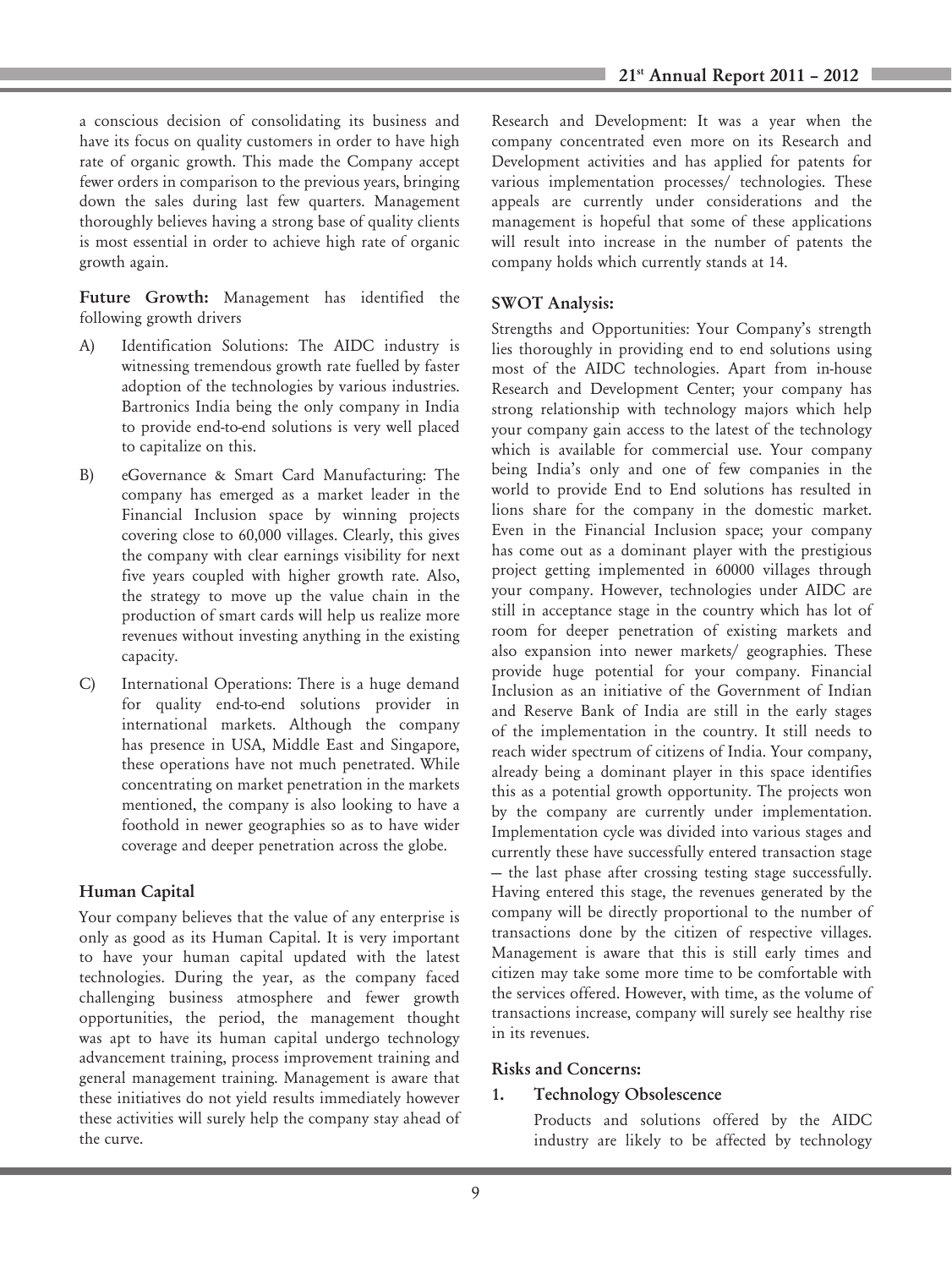a conscious decision of consolidating its business and have its focus on quality customers in order to have high rate of organic growth. This made the Company accept fewer orders in comparison to the previous years, bringing down the sales during last few quarters. Management thoroughly believes having a strong base of quality clients is most essential in order to achieve high rate of organic growth again.

**Future Growth:** Management has identified the following growth drivers

A) Identification Solutions: The AIDC industry is witnessing tremendous growth rate fuelled by faster adoption of the technologies by various industries. Bartronics India being the only company in India to provide end-to-end solutions is very well placed to capitalize on this.

B) eGovernance & Smart Card Manufacturing: The company has emerged as a market leader in the Financial Inclusion space by winning projects covering close to 60,000 villages. Clearly, this gives the company with clear earnings visibility for next five years coupled with higher growth rate. Also, the strategy to move up the value chain in the production of smart cards will help us realize more revenues without investing anything in the existing capacity.

C) International Operations: There is a huge demand for quality end-to-end solutions provider in international markets. Although the company has presence in USA, Middle East and Singapore, these operations have not much penetrated. While concentrating on market penetration in the markets mentioned, the company is also looking to have a foothold in newer geographies so as to have wider coverage and deeper penetration across the globe.

## Human Capital

Your company believes that the value of any enterprise is only as good as its Human Capital. It is very important to have your human capital updated with the latest technologies. During the year, as the company faced challenging business atmosphere and fewer growth opportunities, the period, the management thought was apt to have its human capital undergo technology advancement training, process improvement training and general management training. Management is aware that these initiatives do not yield results immediately however these activities will surely help the company stay ahead of the curve.

Research and Development: It was a year when the company concentrated even more on its Research and Development activities and has applied for patents for various implementation processes/ technologies. These appeals are currently under considerations and the management is hopeful that some of these applications will result into increase in the number of patents the company holds which currently stands at 14.

## SWOT Analysis:

Strengths and Opportunities: Your Company's strength lies thoroughly in providing end to end solutions using most of the AIDC technologies. Apart from in-house Research and Development Center; your company has strong relationship with technology majors which help your company gain access to the latest of the technology which is available for commercial use. Your company being India's only and one of few companies in the world to provide End to End solutions has resulted in lions share for the company in the domestic market. Even in the Financial Inclusion space; your company has come out as a dominant player with the prestigious project getting implemented in 60000 villages through your company. However, technologies under AIDC are still in acceptance stage in the country which has lot of room for deeper penetration of existing markets and also expansion into newer markets/ geographies. These provide huge potential for your company. Financial Inclusion as an initiative of the Government of Indian and Reserve Bank of India are still in the early stages of the implementation in the country. It still needs to reach wider spectrum of citizens of India. Your company, already being a dominant player in this space identifies this as a potential growth opportunity. The projects won by the company are currently under implementation. Implementation cycle was divided into various stages and currently these have successfully entered transaction stage – the last phase after crossing testing stage successfully. Having entered this stage, the revenues generated by the company will be directly proportional to the number of transactions done by the citizen of respective villages. Management is aware that this is still early times and citizen may take some more time to be comfortable with the services offered. However, with time, as the volume of transactions increase, company will surely see healthy rise in its revenues.

## Risks and Concerns:

### 1. Technology Obsolescence

Products and solutions offered by the AIDC industry are likely to be affected by technology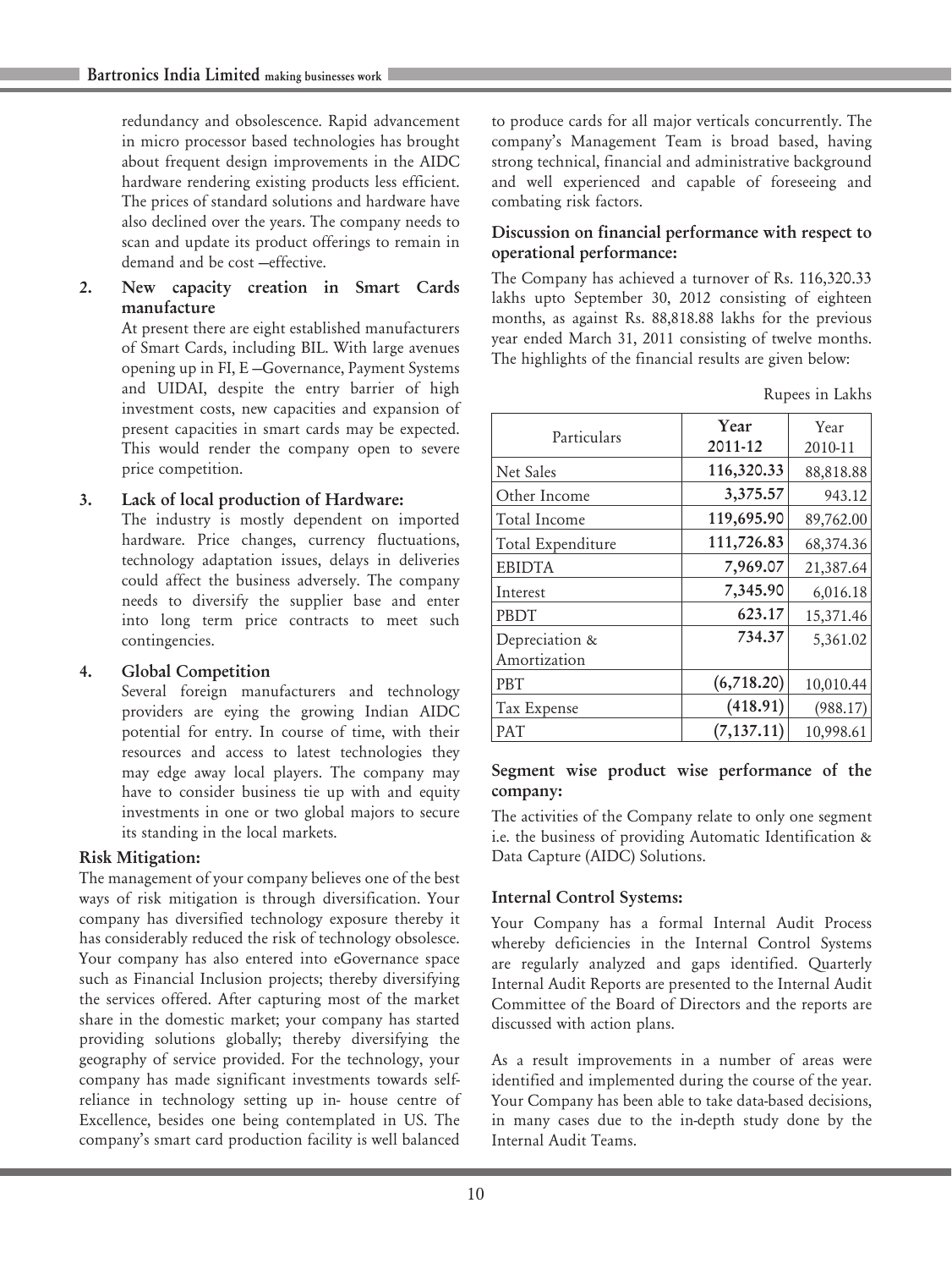redundancy and obsolescence. Rapid advancement in micro processor based technologies has brought about frequent design improvements in the AIDC hardware rendering existing products less efficient. The prices of standard solutions and hardware have also declined over the years. The company needs to scan and update its product offerings to remain in demand and be cost –effective.

2. **New capacity creation in Smart Cards manufacture**

   At present there are eight established manufacturers of Smart Cards, including BIL. With large avenues opening up in FI, E –Governance, Payment Systems and UIDAI, despite the entry barrier of high investment costs, new capacities and expansion of present capacities in smart cards may be expected. This would render the company open to severe price competition.

3. **Lack of local production of Hardware:**

   The industry is mostly dependent on imported hardware. Price changes, currency fluctuations, technology adaptation issues, delays in deliveries could affect the business adversely. The company needs to diversify the supplier base and enter into long term price contracts to meet such contingencies.

4. **Global Competition**

   Several foreign manufacturers and technology providers are eying the growing Indian AIDC potential for entry. In course of time, with their resources and access to latest technologies they may edge away local players. The company may have to consider business tie up with and equity investments in one or two global majors to secure its standing in the local markets.

**Risk Mitigation:**

The management of your company believes one of the best ways of risk mitigation is through diversification. Your company has diversified technology exposure thereby it has considerably reduced the risk of technology obsolesce. Your company has also entered into eGovernance space such as Financial Inclusion projects; thereby diversifying the services offered. After capturing most of the market share in the domestic market; your company has started providing solutions globally; thereby diversifying the geography of service provided. For the technology, your company has made significant investments towards self-reliance in technology setting up in- house centre of Excellence, besides one being contemplated in US. The company's smart card production facility is well balanced to produce cards for all major verticals concurrently. The company's Management Team is broad based, having strong technical, financial and administrative background and well experienced and capable of foreseeing and combating risk factors.

**Discussion on financial performance with respect to operational performance:**

The Company has achieved a turnover of Rs. 116,320.33 lakhs upto September 30, 2012 consisting of eighteen months, as against Rs. 88,818.88 lakhs for the previous year ended March 31, 2011 consisting of twelve months. The highlights of the financial results are given below:

Rupees in Lakhs

| Particulars | **Year 2011-12** | Year 2010-11 |
|---|---|---|
| Net Sales | **116,320.33** | 88,818.88 |
| Other Income | **3,375.57** | 943.12 |
| Total Income | **119,695.90** | 89,762.00 |
| Total Expenditure | **111,726.83** | 68,374.36 |
| EBIDTA | **7,969.07** | 21,387.64 |
| Interest | **7,345.90** | 6,016.18 |
| PBDT | **623.17** | 15,371.46 |
| Depreciation & Amortization | **734.37** | 5,361.02 |
| PBT | **(6,718.20)** | 10,010.44 |
| Tax Expense | **(418.91)** | (988.17) |
| PAT | **(7,137.11)** | 10,998.61 |

**Segment wise product wise performance of the company:**

The activities of the Company relate to only one segment i.e. the business of providing Automatic Identification & Data Capture (AIDC) Solutions.

**Internal Control Systems:**

Your Company has a formal Internal Audit Process whereby deficiencies in the Internal Control Systems are regularly analyzed and gaps identified. Quarterly Internal Audit Reports are presented to the Internal Audit Committee of the Board of Directors and the reports are discussed with action plans.

As a result improvements in a number of areas were identified and implemented during the course of the year. Your Company has been able to take data-based decisions, in many cases due to the in-depth study done by the Internal Audit Teams.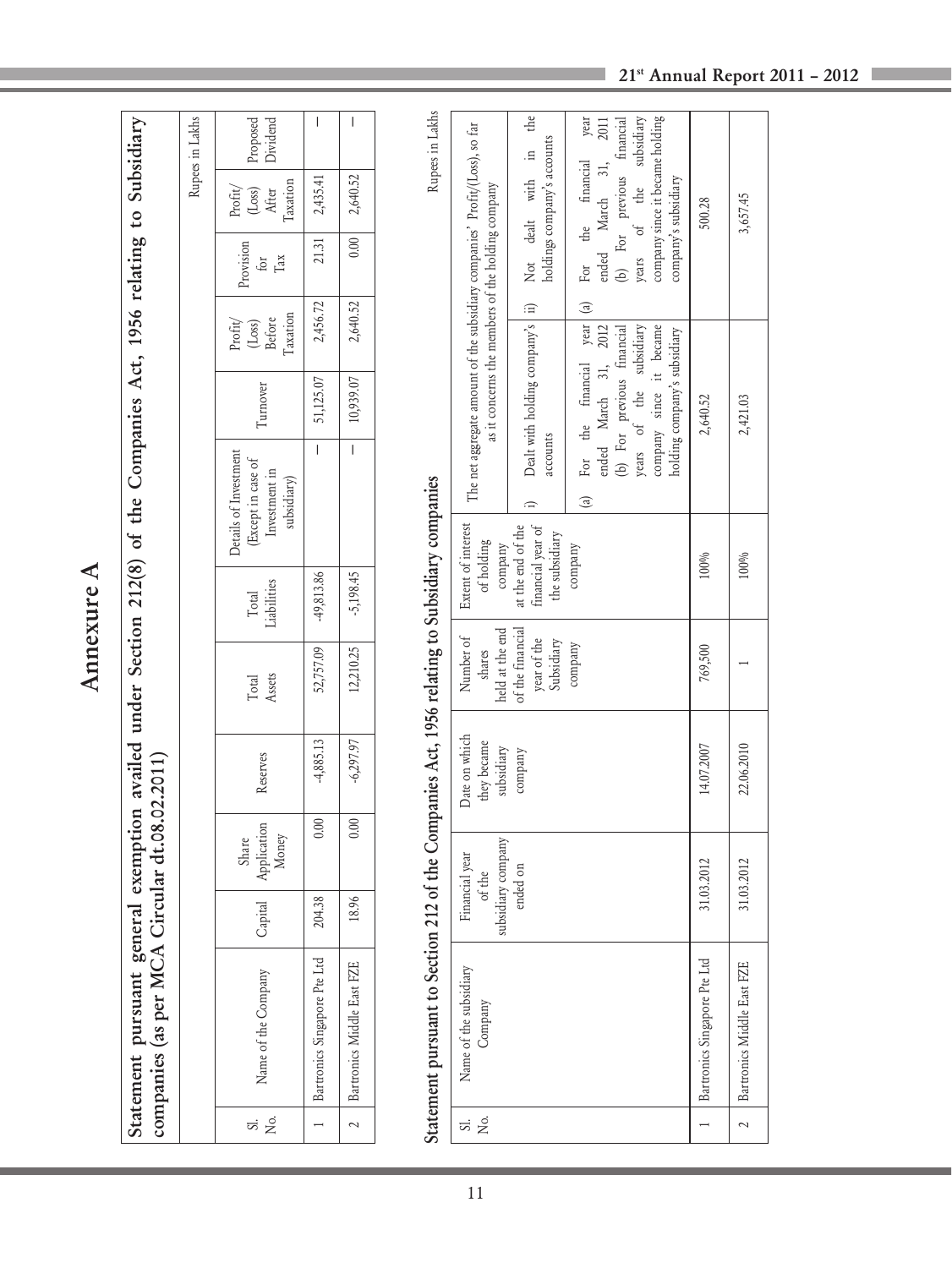# Annexure A

## Statement pursuant general exemption availed under Section 212(8) of the Companies Act, 1956 relating to Subsidiary companies (as per MCA Circular dt.08.02.2011)

Rupees in Lakhs

| Sl. No. | Name of the Company | Capital | Share Application Money | Reserves | Total Assets | Total Liabilities | Details of Investment (Except in case of Investment in subsidiary) | Turnover | Profit/(Loss) Before Taxation | Provision for Tax | Profit/(Loss) After Taxation | Proposed Dividend |
|---|---|---|---|---|---|---|---|---|---|---|---|---|
| 1 | Bartronics Singapore Pte Ltd | 204.38 | 0.00 | -4,885.13 | 52,757.09 | -49,813.86 | – | 51,125.07 | 2,456.72 | 21.31 | 2,435.41 | – |
| 2 | Bartronics Middle East FZE | 18.96 | 0.00 | -6,297.97 | 12,210.25 | -5,198.45 | – | 10,939.07 | 2,640.52 | 0.00 | 2,640.52 | – |

## Statement pursuant to Section 212 of the Companies Act, 1956 relating to Subsidiary companies

Rupees in Lakhs

| Sl. No. | Name of the subsidiary Company | Financial year of the subsidiary company ended on | Date on which they became subsidiary company | Number of shares held at the end of the financial year of the Subsidiary company | Extent of interest of holding company at the end of the financial year of the subsidiary company | The net aggregate amount of the subsidiary companies' Profit/(Loss), so far as it concerns the members of the holding company | |
|---|---|---|---|---|---|---|---|
| | | | | | | i) Dealt with holding company's accounts | ii) Not dealt with in the holdings company's accounts |
| | | | | | | (a) For the financial year ended March 31, 2012 (b) For previous financial years of the subsidiary company since it became holding company's subsidiary | (a) For the financial year ended March 31, 2011 (b) For previous financial years of the subsidiary company since it became holding company's subsidiary |
| 1 | Bartronics Singapore Pte Ltd | 31.03.2012 | 14.07.2007 | 769,500 | 100% | 2,640.52 | 500.28 |
| 2 | Bartronics Middle East FZE | 31.03.2012 | 22.06.2010 | 1 | 100% | 2,421.03 | 3,657.45 |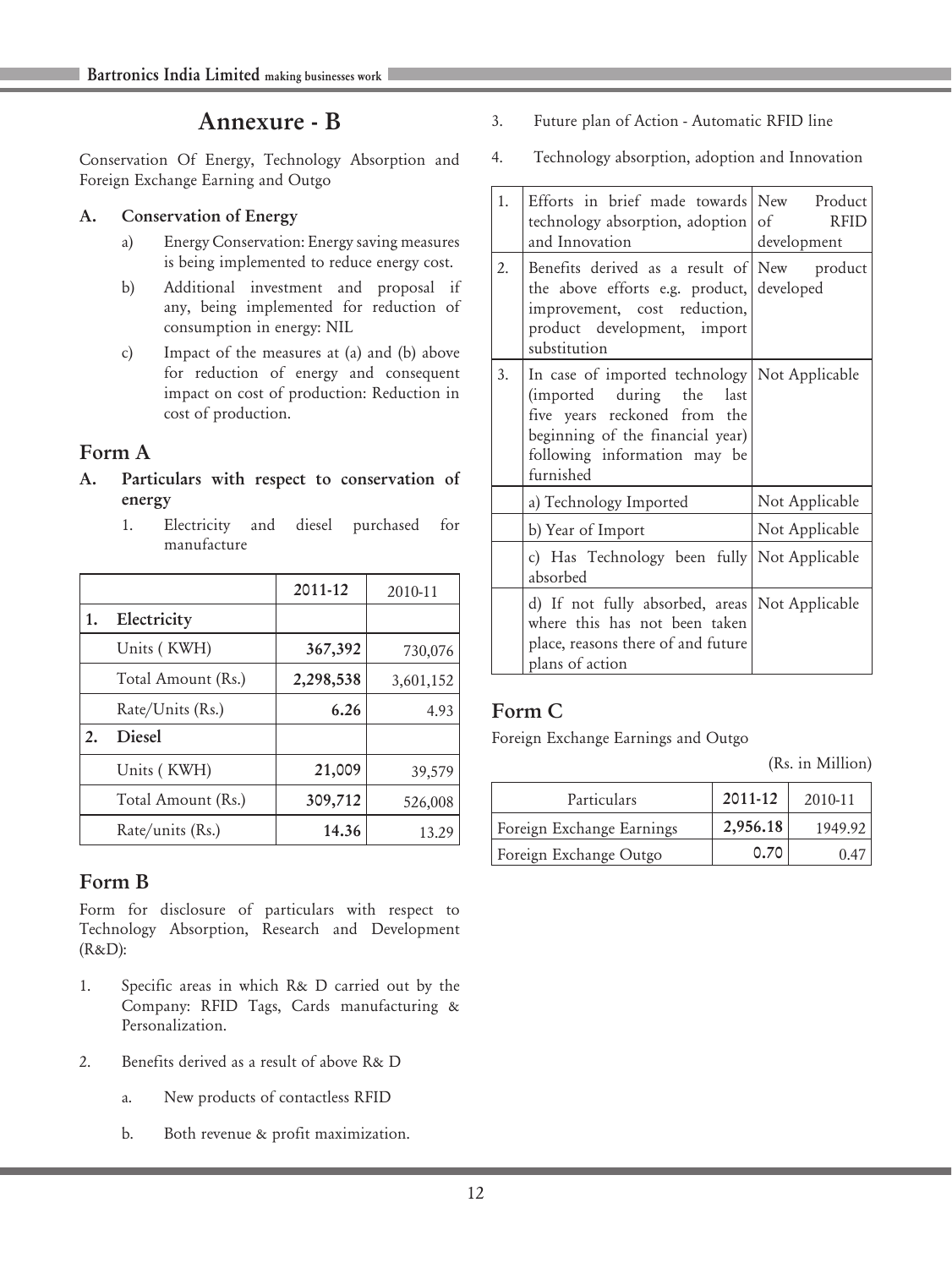# Annexure - B

Conservation Of Energy, Technology Absorption and Foreign Exchange Earning and Outgo

**A. Conservation of Energy**

a) Energy Conservation: Energy saving measures is being implemented to reduce energy cost.

b) Additional investment and proposal if any, being implemented for reduction of consumption in energy: NIL

c) Impact of the measures at (a) and (b) above for reduction of energy and consequent impact on cost of production: Reduction in cost of production.

## Form A

**A. Particulars with respect to conservation of energy**

1. Electricity and diesel purchased for manufacture

| | | 2011-12 | 2010-11 |
|---|---|---|---|
| 1. | **Electricity** | | |
| | Units ( KWH) | **367,392** | 730,076 |
| | Total Amount (Rs.) | **2,298,538** | 3,601,152 |
| | Rate/Units (Rs.) | **6.26** | 4.93 |
| 2. | **Diesel** | | |
| | Units ( KWH) | **21,009** | 39,579 |
| | Total Amount (Rs.) | **309,712** | 526,008 |
| | Rate/units (Rs.) | **14.36** | 13.29 |

## Form B

Form for disclosure of particulars with respect to Technology Absorption, Research and Development (R&D):

1. Specific areas in which R& D carried out by the Company: RFID Tags, Cards manufacturing & Personalization.

2. Benefits derived as a result of above R& D

   a. New products of contactless RFID

   b. Both revenue & profit maximization.

3. Future plan of Action - Automatic RFID line

4. Technology absorption, adoption and Innovation

| | | |
|---|---|---|
| 1. | Efforts in brief made towards technology absorption, adoption and Innovation | New Product of RFID development |
| 2. | Benefits derived as a result of the above efforts e.g. product, improvement, cost reduction, product development, import substitution | New product developed |
| 3. | In case of imported technology (imported during the last five years reckoned from the beginning of the financial year) following information may be furnished | Not Applicable |
| | a) Technology Imported | Not Applicable |
| | b) Year of Import | Not Applicable |
| | c) Has Technology been fully absorbed | Not Applicable |
| | d) If not fully absorbed, areas where this has not been taken place, reasons there of and future plans of action | Not Applicable |

## Form C

Foreign Exchange Earnings and Outgo

(Rs. in Million)

| Particulars | 2011-12 | 2010-11 |
|---|---|---|
| Foreign Exchange Earnings | **2,956.18** | 1949.92 |
| Foreign Exchange Outgo | **0.70** | 0.47 |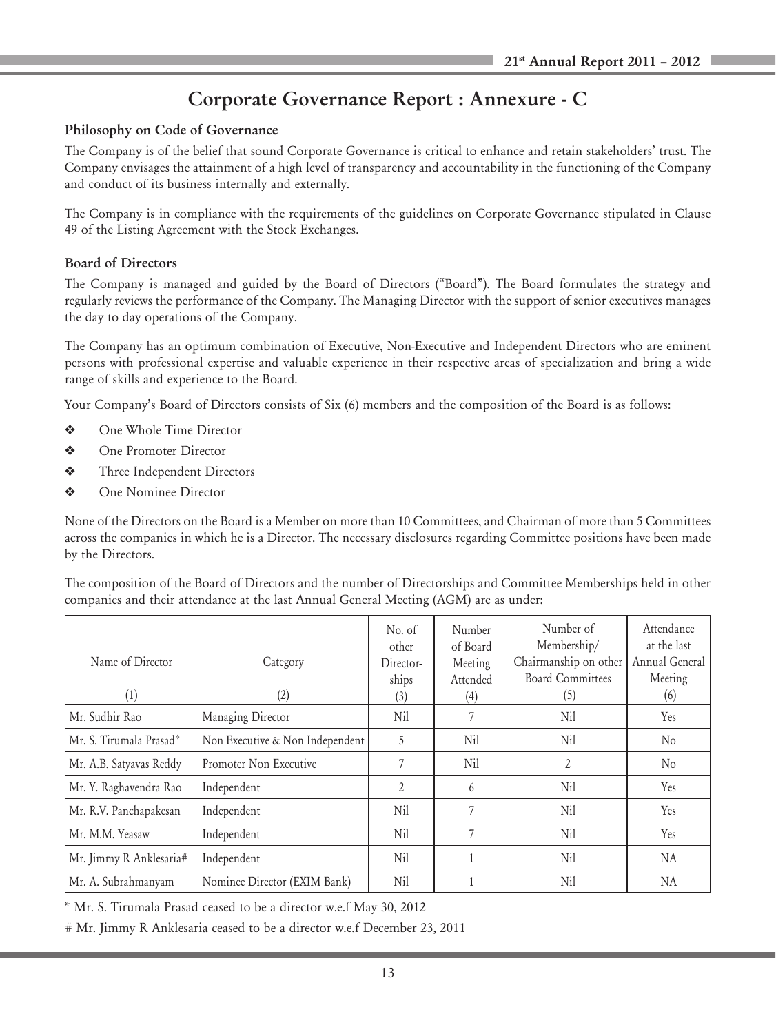# Corporate Governance Report : Annexure - C

### Philosophy on Code of Governance

The Company is of the belief that sound Corporate Governance is critical to enhance and retain stakeholders' trust. The Company envisages the attainment of a high level of transparency and accountability in the functioning of the Company and conduct of its business internally and externally.

The Company is in compliance with the requirements of the guidelines on Corporate Governance stipulated in Clause 49 of the Listing Agreement with the Stock Exchanges.

### Board of Directors

The Company is managed and guided by the Board of Directors ("Board"). The Board formulates the strategy and regularly reviews the performance of the Company. The Managing Director with the support of senior executives manages the day to day operations of the Company.

The Company has an optimum combination of Executive, Non-Executive and Independent Directors who are eminent persons with professional expertise and valuable experience in their respective areas of specialization and bring a wide range of skills and experience to the Board.

Your Company's Board of Directors consists of Six (6) members and the composition of the Board is as follows:

- One Whole Time Director
- One Promoter Director
- Three Independent Directors
- One Nominee Director

None of the Directors on the Board is a Member on more than 10 Committees, and Chairman of more than 5 Committees across the companies in which he is a Director. The necessary disclosures regarding Committee positions have been made by the Directors.

The composition of the Board of Directors and the number of Directorships and Committee Memberships held in other companies and their attendance at the last Annual General Meeting (AGM) are as under:

| Name of Director (1) | Category (2) | No. of other Directorships (3) | Number of Board Meeting Attended (4) | Number of Membership/ Chairmanship on other Board Committees (5) | Attendance at the last Annual General Meeting (6) |
|---|---|---|---|---|---|
| Mr. Sudhir Rao | Managing Director | Nil | 7 | Nil | Yes |
| Mr. S. Tirumala Prasad* | Non Executive & Non Independent | 5 | Nil | Nil | No |
| Mr. A.B. Satyavas Reddy | Promoter Non Executive | 7 | Nil | 2 | No |
| Mr. Y. Raghavendra Rao | Independent | 2 | 6 | Nil | Yes |
| Mr. R.V. Panchapakesan | Independent | Nil | 7 | Nil | Yes |
| Mr. M.M. Yeasaw | Independent | Nil | 7 | Nil | Yes |
| Mr. Jimmy R Anklesaria# | Independent | Nil | 1 | Nil | NA |
| Mr. A. Subrahmanyam | Nominee Director (EXIM Bank) | Nil | 1 | Nil | NA |

\* Mr. S. Tirumala Prasad ceased to be a director w.e.f May 30, 2012

\# Mr. Jimmy R Anklesaria ceased to be a director w.e.f December 23, 2011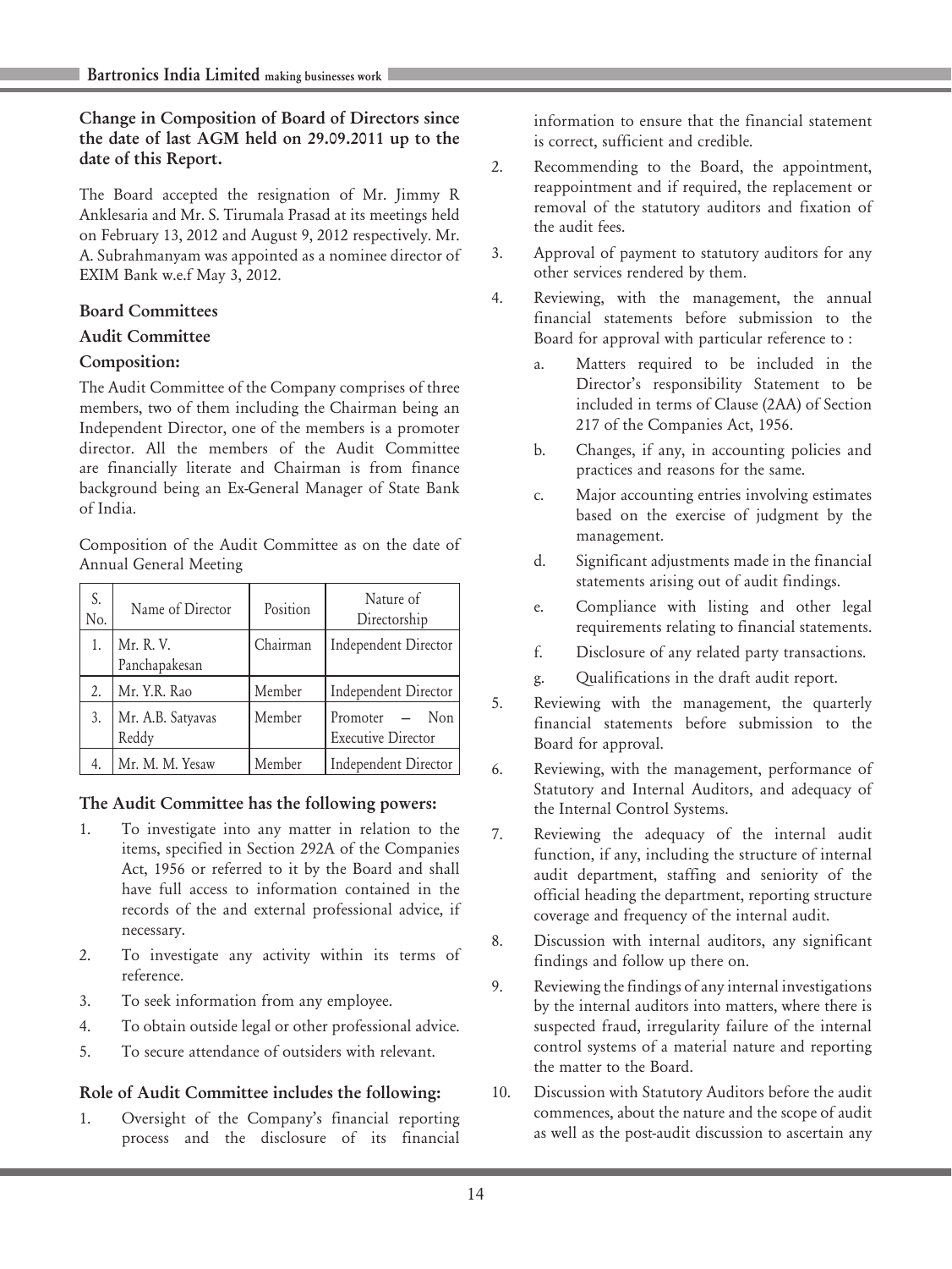**Change in Composition of Board of Directors since the date of last AGM held on 29.09.2011 up to the date of this Report.**

The Board accepted the resignation of Mr. Jimmy R Anklesaria and Mr. S. Tirumala Prasad at its meetings held on February 13, 2012 and August 9, 2012 respectively. Mr. A. Subrahmanyam was appointed as a nominee director of EXIM Bank w.e.f May 3, 2012.

## Board Committees

### Audit Committee

**Composition:**

The Audit Committee of the Company comprises of three members, two of them including the Chairman being an Independent Director, one of the members is a promoter director. All the members of the Audit Committee are financially literate and Chairman is from finance background being an Ex-General Manager of State Bank of India.

Composition of the Audit Committee as on the date of Annual General Meeting

| S. No. | Name of Director | Position | Nature of Directorship |
|---|---|---|---|
| 1. | Mr. R. V. Panchapakesan | Chairman | Independent Director |
| 2. | Mr. Y.R. Rao | Member | Independent Director |
| 3. | Mr. A.B. Satyavas Reddy | Member | Promoter – Non Executive Director |
| 4. | Mr. M. M. Yesaw | Member | Independent Director |

**The Audit Committee has the following powers:**

1. To investigate into any matter in relation to the items, specified in Section 292A of the Companies Act, 1956 or referred to it by the Board and shall have full access to information contained in the records of the and external professional advice, if necessary.
2. To investigate any activity within its terms of reference.
3. To seek information from any employee.
4. To obtain outside legal or other professional advice.
5. To secure attendance of outsiders with relevant.

**Role of Audit Committee includes the following:**

1. Oversight of the Company's financial reporting process and the disclosure of its financial information to ensure that the financial statement is correct, sufficient and credible.
2. Recommending to the Board, the appointment, reappointment and if required, the replacement or removal of the statutory auditors and fixation of the audit fees.
3. Approval of payment to statutory auditors for any other services rendered by them.
4. Reviewing, with the management, the annual financial statements before submission to the Board for approval with particular reference to :
   a. Matters required to be included in the Director's responsibility Statement to be included in terms of Clause (2AA) of Section 217 of the Companies Act, 1956.
   b. Changes, if any, in accounting policies and practices and reasons for the same.
   c. Major accounting entries involving estimates based on the exercise of judgment by the management.
   d. Significant adjustments made in the financial statements arising out of audit findings.
   e. Compliance with listing and other legal requirements relating to financial statements.
   f. Disclosure of any related party transactions.
   g. Qualifications in the draft audit report.
5. Reviewing with the management, the quarterly financial statements before submission to the Board for approval.
6. Reviewing, with the management, performance of Statutory and Internal Auditors, and adequacy of the Internal Control Systems.
7. Reviewing the adequacy of the internal audit function, if any, including the structure of internal audit department, staffing and seniority of the official heading the department, reporting structure coverage and frequency of the internal audit.
8. Discussion with internal auditors, any significant findings and follow up there on.
9. Reviewing the findings of any internal investigations by the internal auditors into matters, where there is suspected fraud, irregularity failure of the internal control systems of a material nature and reporting the matter to the Board.
10. Discussion with Statutory Auditors before the audit commences, about the nature and the scope of audit as well as the post-audit discussion to ascertain any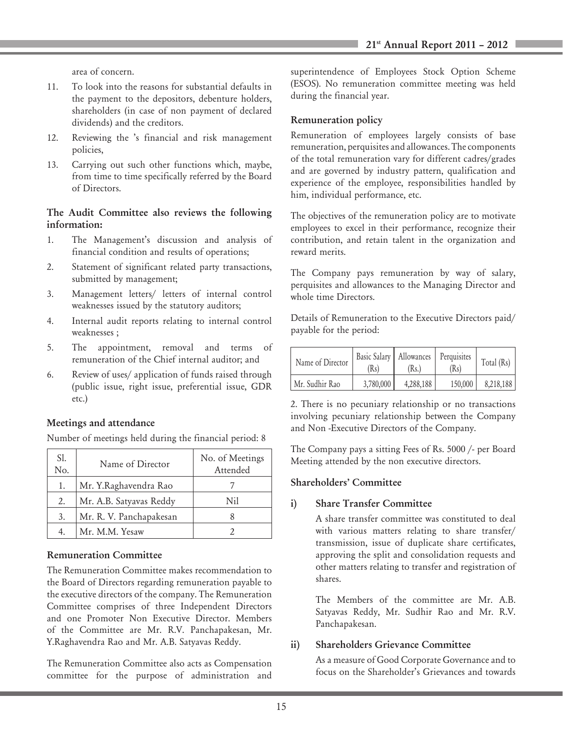area of concern.

11. To look into the reasons for substantial defaults in the payment to the depositors, debenture holders, shareholders (in case of non payment of declared dividends) and the creditors.
12. Reviewing the 's financial and risk management policies,
13. Carrying out such other functions which, maybe, from time to time specifically referred by the Board of Directors.

**The Audit Committee also reviews the following information:**

1. The Management's discussion and analysis of financial condition and results of operations;
2. Statement of significant related party transactions, submitted by management;
3. Management letters/ letters of internal control weaknesses issued by the statutory auditors;
4. Internal audit reports relating to internal control weaknesses ;
5. The appointment, removal and terms of remuneration of the Chief internal auditor; and
6. Review of uses/ application of funds raised through (public issue, right issue, preferential issue, GDR etc.)

**Meetings and attendance**

Number of meetings held during the financial period: 8

| Sl. No. | Name of Director | No. of Meetings Attended |
|---|---|---|
| 1. | Mr. Y.Raghavendra Rao | 7 |
| 2. | Mr. A.B. Satyavas Reddy | Nil |
| 3. | Mr. R. V. Panchapakesan | 8 |
| 4. | Mr. M.M. Yesaw | 2 |

**Remuneration Committee**

The Remuneration Committee makes recommendation to the Board of Directors regarding remuneration payable to the executive directors of the company. The Remuneration Committee comprises of three Independent Directors and one Promoter Non Executive Director. Members of the Committee are Mr. R.V. Panchapakesan, Mr. Y.Raghavendra Rao and Mr. A.B. Satyavas Reddy.

The Remuneration Committee also acts as Compensation committee for the purpose of administration and superintendence of Employees Stock Option Scheme (ESOS). No remuneration committee meeting was held during the financial year.

**Remuneration policy**

Remuneration of employees largely consists of base remuneration, perquisites and allowances. The components of the total remuneration vary for different cadres/grades and are governed by industry pattern, qualification and experience of the employee, responsibilities handled by him, individual performance, etc.

The objectives of the remuneration policy are to motivate employees to excel in their performance, recognize their contribution, and retain talent in the organization and reward merits.

The Company pays remuneration by way of salary, perquisites and allowances to the Managing Director and whole time Directors.

Details of Remuneration to the Executive Directors paid/ payable for the period:

| Name of Director | Basic Salary (Rs) | Allowances (Rs.) | Perquisites (Rs) | Total (Rs) |
|---|---|---|---|---|
| Mr. Sudhir Rao | 3,780,000 | 4,288,188 | 150,000 | 8,218,188 |

2. There is no pecuniary relationship or no transactions involving pecuniary relationship between the Company and Non -Executive Directors of the Company.

The Company pays a sitting Fees of Rs. 5000 /- per Board Meeting attended by the non executive directors.

**Shareholders' Committee**

**i) Share Transfer Committee**

A share transfer committee was constituted to deal with various matters relating to share transfer/ transmission, issue of duplicate share certificates, approving the split and consolidation requests and other matters relating to transfer and registration of shares.

The Members of the committee are Mr. A.B. Satyavas Reddy, Mr. Sudhir Rao and Mr. R.V. Panchapakesan.

**ii) Shareholders Grievance Committee**

As a measure of Good Corporate Governance and to focus on the Shareholder's Grievances and towards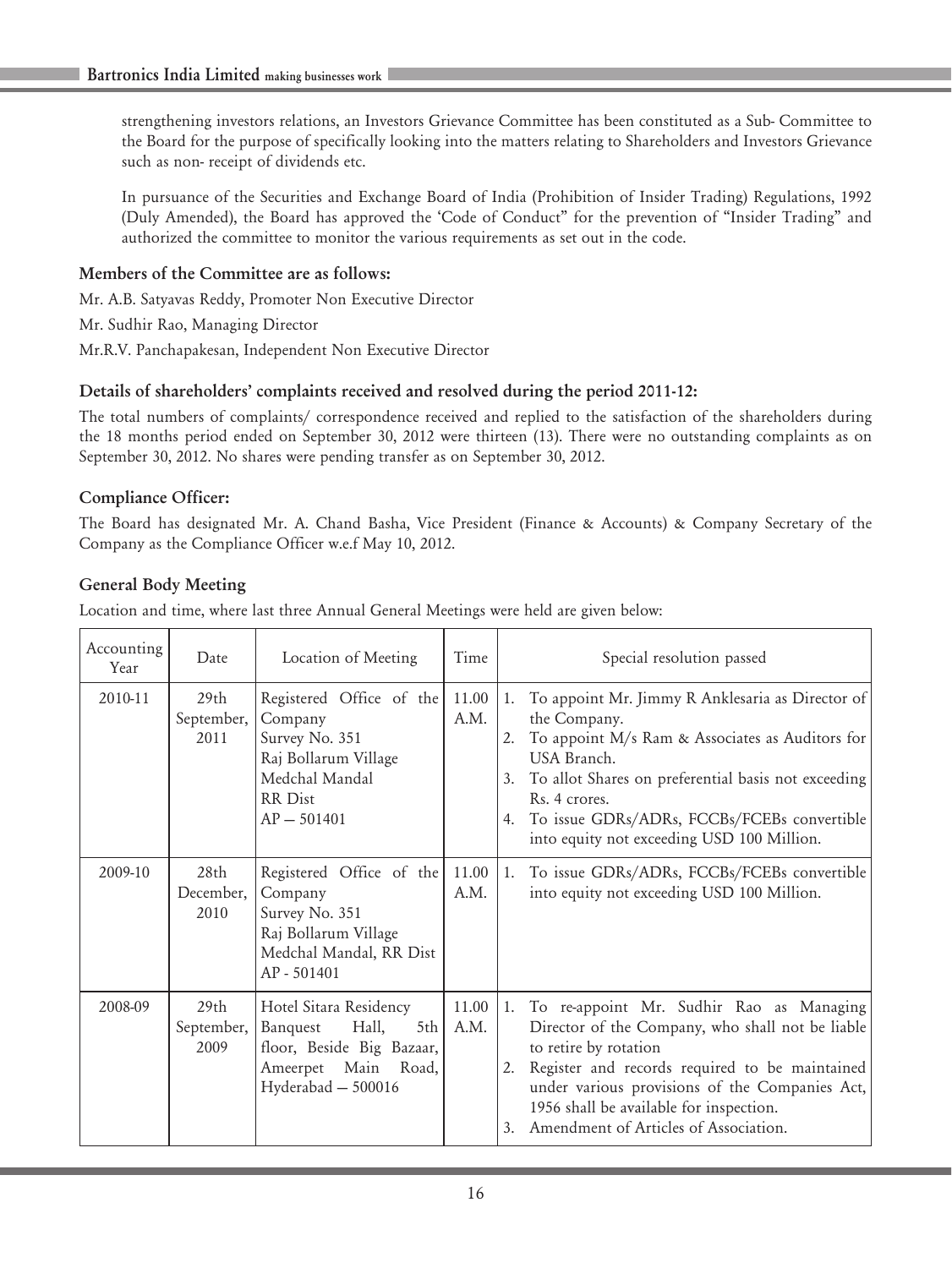strengthening investors relations, an Investors Grievance Committee has been constituted as a Sub- Committee to the Board for the purpose of specifically looking into the matters relating to Shareholders and Investors Grievance such as non- receipt of dividends etc.

In pursuance of the Securities and Exchange Board of India (Prohibition of Insider Trading) Regulations, 1992 (Duly Amended), the Board has approved the 'Code of Conduct" for the prevention of "Insider Trading" and authorized the committee to monitor the various requirements as set out in the code.

**Members of the Committee are as follows:**

Mr. A.B. Satyavas Reddy, Promoter Non Executive Director

Mr. Sudhir Rao, Managing Director

Mr.R.V. Panchapakesan, Independent Non Executive Director

**Details of shareholders' complaints received and resolved during the period 2011-12:**

The total numbers of complaints/ correspondence received and replied to the satisfaction of the shareholders during the 18 months period ended on September 30, 2012 were thirteen (13). There were no outstanding complaints as on September 30, 2012. No shares were pending transfer as on September 30, 2012.

**Compliance Officer:**

The Board has designated Mr. A. Chand Basha, Vice President (Finance & Accounts) & Company Secretary of the Company as the Compliance Officer w.e.f May 10, 2012.

**General Body Meeting**

Location and time, where last three Annual General Meetings were held are given below:

| Accounting Year | Date | Location of Meeting | Time | Special resolution passed |
|---|---|---|---|---|
| 2010-11 | 29th September, 2011 | Registered Office of the Company Survey No. 351 Raj Bollarum Village Medchal Mandal RR Dist AP – 501401 | 11.00 A.M. | 1. To appoint Mr. Jimmy R Anklesaria as Director of the Company.<br>2. To appoint M/s Ram & Associates as Auditors for USA Branch.<br>3. To allot Shares on preferential basis not exceeding Rs. 4 crores.<br>4. To issue GDRs/ADRs, FCCBs/FCEBs convertible into equity not exceeding USD 100 Million. |
| 2009-10 | 28th December, 2010 | Registered Office of the Company Survey No. 351 Raj Bollarum Village Medchal Mandal, RR Dist AP - 501401 | 11.00 A.M. | 1. To issue GDRs/ADRs, FCCBs/FCEBs convertible into equity not exceeding USD 100 Million. |
| 2008-09 | 29th September, 2009 | Hotel Sitara Residency Banquest Hall, 5th floor, Beside Big Bazaar, Ameerpet Main Road, Hyderabad – 500016 | 11.00 A.M. | 1. To re-appoint Mr. Sudhir Rao as Managing Director of the Company, who shall not be liable to retire by rotation<br>2. Register and records required to be maintained under various provisions of the Companies Act, 1956 shall be available for inspection.<br>3. Amendment of Articles of Association. |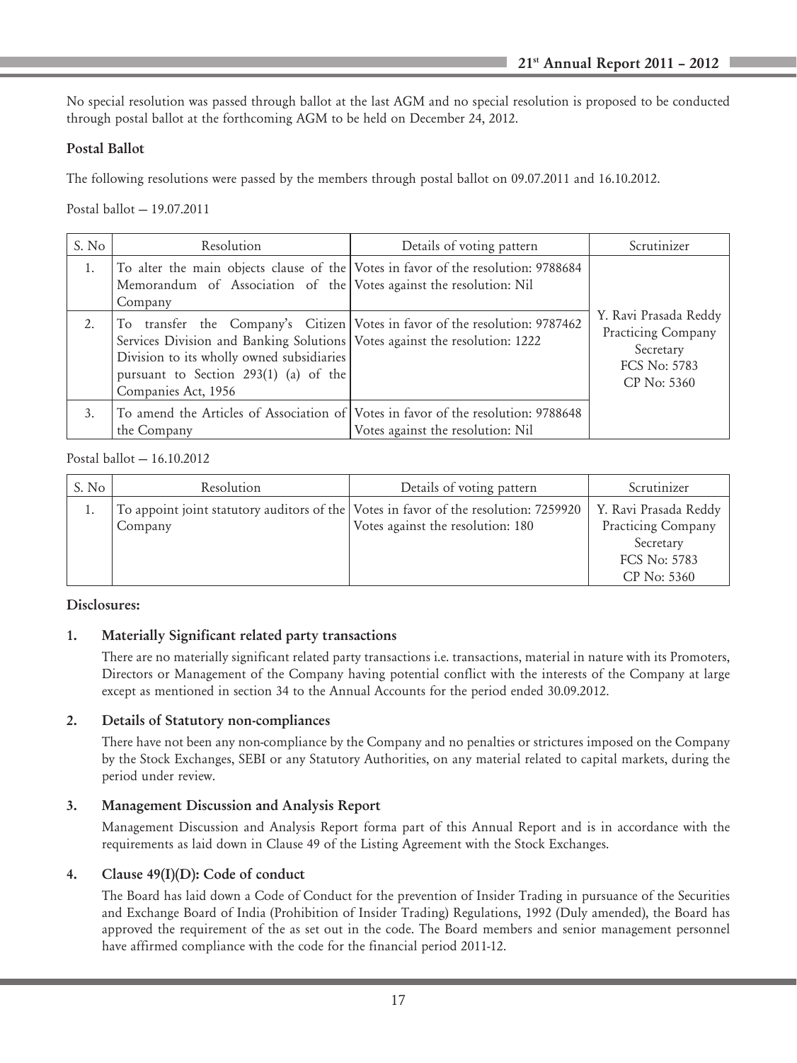No special resolution was passed through ballot at the last AGM and no special resolution is proposed to be conducted through postal ballot at the forthcoming AGM to be held on December 24, 2012.

**Postal Ballot**

The following resolutions were passed by the members through postal ballot on 09.07.2011 and 16.10.2012.

Postal ballot – 19.07.2011

| S. No | Resolution | Details of voting pattern | Scrutinizer |
|---|---|---|---|
| 1. | To alter the main objects clause of the Memorandum of Association of the Company | Votes in favor of the resolution: 9788684<br>Votes against the resolution: Nil | Y. Ravi Prasada Reddy<br>Practicing Company Secretary<br>FCS No: 5783<br>CP No: 5360 |
| 2. | To transfer the Company's Citizen Services Division and Banking Solutions Division to its wholly owned subsidiaries pursuant to Section 293(1) (a) of the Companies Act, 1956 | Votes in favor of the resolution: 9787462<br>Votes against the resolution: 1222 | |
| 3. | To amend the Articles of Association of the Company | Votes in favor of the resolution: 9788648<br>Votes against the resolution: Nil | |

Postal ballot – 16.10.2012

| S. No | Resolution | Details of voting pattern | Scrutinizer |
|---|---|---|---|
| 1. | To appoint joint statutory auditors of the Company | Votes in favor of the resolution: 7259920<br>Votes against the resolution: 180 | Y. Ravi Prasada Reddy<br>Practicing Company Secretary<br>FCS No: 5783<br>CP No: 5360 |

**Disclosures:**

**1. Materially Significant related party transactions**

There are no materially significant related party transactions i.e. transactions, material in nature with its Promoters, Directors or Management of the Company having potential conflict with the interests of the Company at large except as mentioned in section 34 to the Annual Accounts for the period ended 30.09.2012.

**2. Details of Statutory non-compliances**

There have not been any non-compliance by the Company and no penalties or strictures imposed on the Company by the Stock Exchanges, SEBI or any Statutory Authorities, on any material related to capital markets, during the period under review.

**3. Management Discussion and Analysis Report**

Management Discussion and Analysis Report forma part of this Annual Report and is in accordance with the requirements as laid down in Clause 49 of the Listing Agreement with the Stock Exchanges.

**4. Clause 49(I)(D): Code of conduct**

The Board has laid down a Code of Conduct for the prevention of Insider Trading in pursuance of the Securities and Exchange Board of India (Prohibition of Insider Trading) Regulations, 1992 (Duly amended), the Board has approved the requirement of the as set out in the code. The Board members and senior management personnel have affirmed compliance with the code for the financial period 2011-12.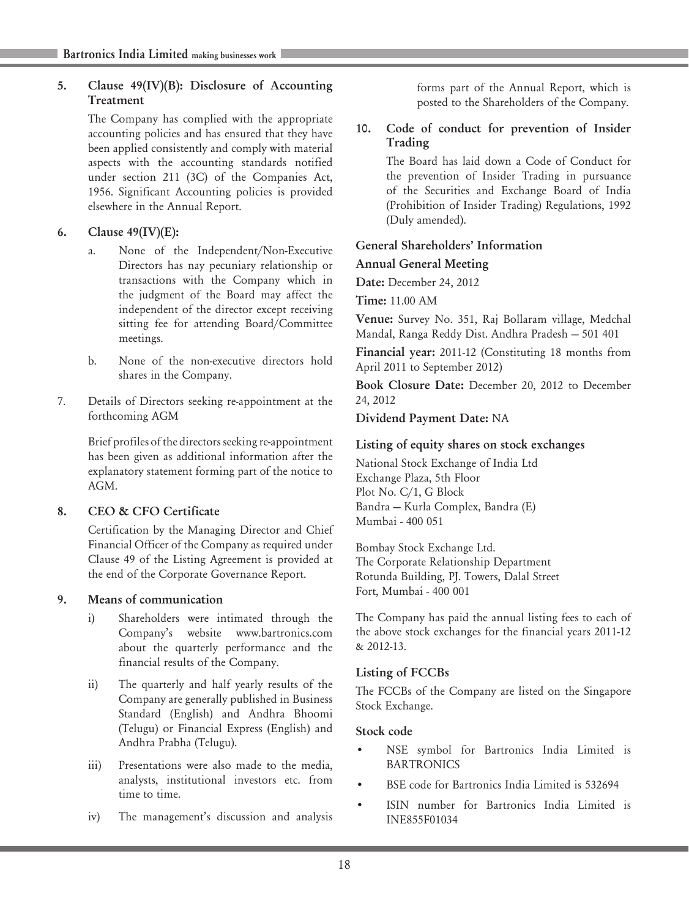5. **Clause 49(IV)(B): Disclosure of Accounting Treatment**

   The Company has complied with the appropriate accounting policies and has ensured that they have been applied consistently and comply with material aspects with the accounting standards notified under section 211 (3C) of the Companies Act, 1956. Significant Accounting policies is provided elsewhere in the Annual Report.

6. **Clause 49(IV)(E):**

   a. None of the Independent/Non-Executive Directors has nay pecuniary relationship or transactions with the Company which in the judgment of the Board may affect the independent of the director except receiving sitting fee for attending Board/Committee meetings.

   b. None of the non-executive directors hold shares in the Company.

7. Details of Directors seeking re-appointment at the forthcoming AGM

   Brief profiles of the directors seeking re-appointment has been given as additional information after the explanatory statement forming part of the notice to AGM.

8. **CEO & CFO Certificate**

   Certification by the Managing Director and Chief Financial Officer of the Company as required under Clause 49 of the Listing Agreement is provided at the end of the Corporate Governance Report.

9. **Means of communication**

   i) Shareholders were intimated through the Company's website www.bartronics.com about the quarterly performance and the financial results of the Company.

   ii) The quarterly and half yearly results of the Company are generally published in Business Standard (English) and Andhra Bhoomi (Telugu) or Financial Express (English) and Andhra Prabha (Telugu).

   iii) Presentations were also made to the media, analysts, institutional investors etc. from time to time.

   iv) The management's discussion and analysis forms part of the Annual Report, which is posted to the Shareholders of the Company.

10. **Code of conduct for prevention of Insider Trading**

    The Board has laid down a Code of Conduct for the prevention of Insider Trading in pursuance of the Securities and Exchange Board of India (Prohibition of Insider Trading) Regulations, 1992 (Duly amended).

## General Shareholders' Information

### Annual General Meeting

**Date:** December 24, 2012

**Time:** 11.00 AM

**Venue:** Survey No. 351, Raj Bollaram village, Medchal Mandal, Ranga Reddy Dist. Andhra Pradesh – 501 401

**Financial year:** 2011-12 (Constituting 18 months from April 2011 to September 2012)

**Book Closure Date:** December 20, 2012 to December 24, 2012

**Dividend Payment Date:** NA

### Listing of equity shares on stock exchanges

National Stock Exchange of India Ltd
Exchange Plaza, 5th Floor
Plot No. C/1, G Block
Bandra – Kurla Complex, Bandra (E)
Mumbai - 400 051

Bombay Stock Exchange Ltd.
The Corporate Relationship Department
Rotunda Building, PJ. Towers, Dalal Street
Fort, Mumbai - 400 001

The Company has paid the annual listing fees to each of the above stock exchanges for the financial years 2011-12 & 2012-13.

### Listing of FCCBs

The FCCBs of the Company are listed on the Singapore Stock Exchange.

### Stock code

- NSE symbol for Bartronics India Limited is BARTRONICS
- BSE code for Bartronics India Limited is 532694
- ISIN number for Bartronics India Limited is INE855F01034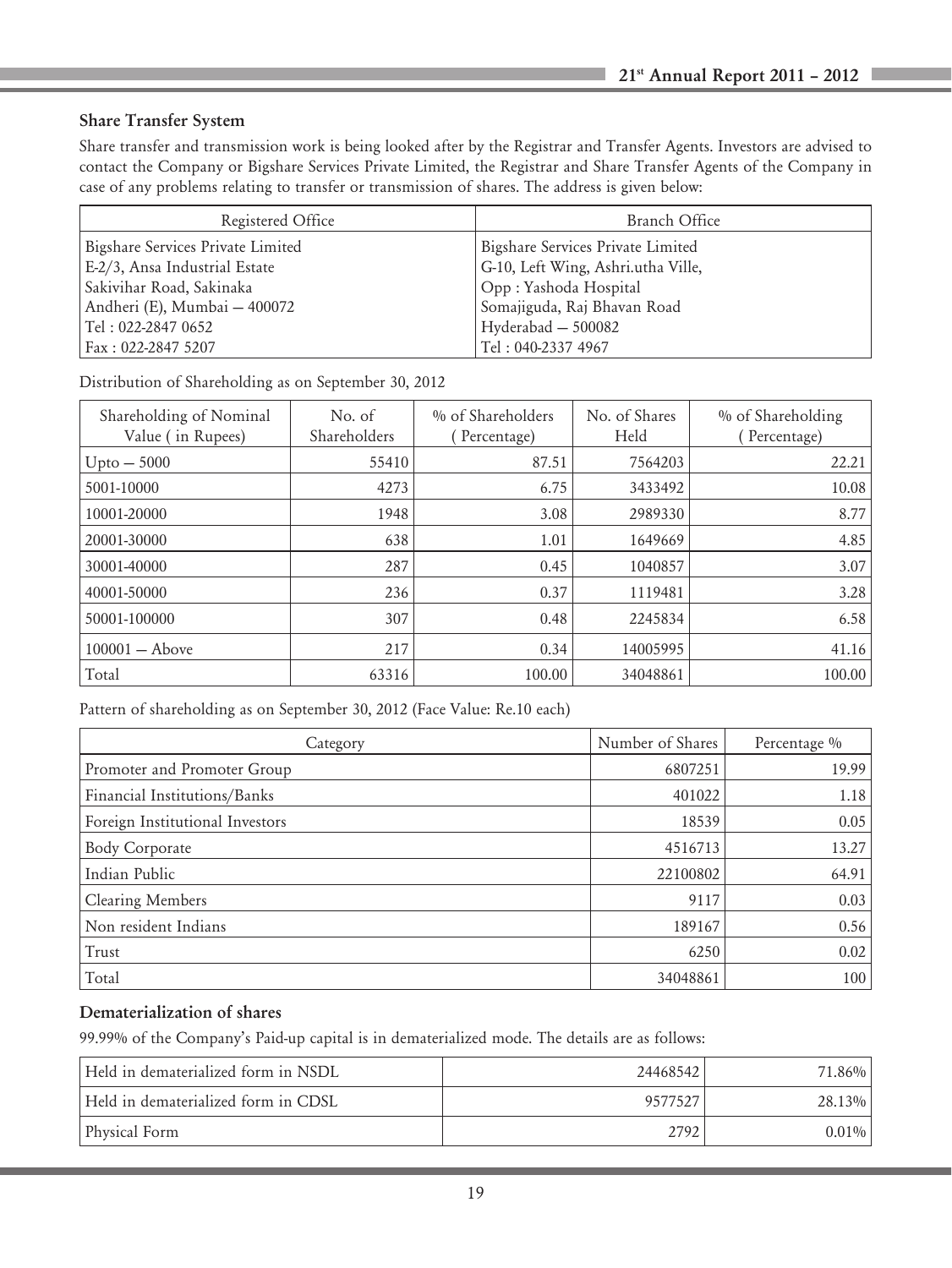## Share Transfer System

Share transfer and transmission work is being looked after by the Registrar and Transfer Agents. Investors are advised to contact the Company or Bigshare Services Private Limited, the Registrar and Share Transfer Agents of the Company in case of any problems relating to transfer or transmission of shares. The address is given below:

| Registered Office | Branch Office |
|---|---|
| Bigshare Services Private Limited<br>E-2/3, Ansa Industrial Estate<br>Sakivihar Road, Sakinaka<br>Andheri (E), Mumbai – 400072<br>Tel : 022-2847 0652<br>Fax : 022-2847 5207 | Bigshare Services Private Limited<br>G-10, Left Wing, Ashri.utha Ville,<br>Opp : Yashoda Hospital<br>Somajiguda, Raj Bhavan Road<br>Hyderabad – 500082<br>Tel : 040-2337 4967 |

Distribution of Shareholding as on September 30, 2012

| Shareholding of Nominal Value ( in Rupees) | No. of Shareholders | % of Shareholders ( Percentage) | No. of Shares Held | % of Shareholding ( Percentage) |
|---|---|---|---|---|
| Upto – 5000 | 55410 | 87.51 | 7564203 | 22.21 |
| 5001-10000 | 4273 | 6.75 | 3433492 | 10.08 |
| 10001-20000 | 1948 | 3.08 | 2989330 | 8.77 |
| 20001-30000 | 638 | 1.01 | 1649669 | 4.85 |
| 30001-40000 | 287 | 0.45 | 1040857 | 3.07 |
| 40001-50000 | 236 | 0.37 | 1119481 | 3.28 |
| 50001-100000 | 307 | 0.48 | 2245834 | 6.58 |
| 100001 – Above | 217 | 0.34 | 14005995 | 41.16 |
| Total | 63316 | 100.00 | 34048861 | 100.00 |

Pattern of shareholding as on September 30, 2012 (Face Value: Re.10 each)

| Category | Number of Shares | Percentage % |
|---|---|---|
| Promoter and Promoter Group | 6807251 | 19.99 |
| Financial Institutions/Banks | 401022 | 1.18 |
| Foreign Institutional Investors | 18539 | 0.05 |
| Body Corporate | 4516713 | 13.27 |
| Indian Public | 22100802 | 64.91 |
| Clearing Members | 9117 | 0.03 |
| Non resident Indians | 189167 | 0.56 |
| Trust | 6250 | 0.02 |
| Total | 34048861 | 100 |

## Dematerialization of shares

99.99% of the Company's Paid-up capital is in dematerialized mode. The details are as follows:

| | | |
|---|---|---|
| Held in dematerialized form in NSDL | 24468542 | 71.86% |
| Held in dematerialized form in CDSL | 9577527 | 28.13% |
| Physical Form | 2792 | 0.01% |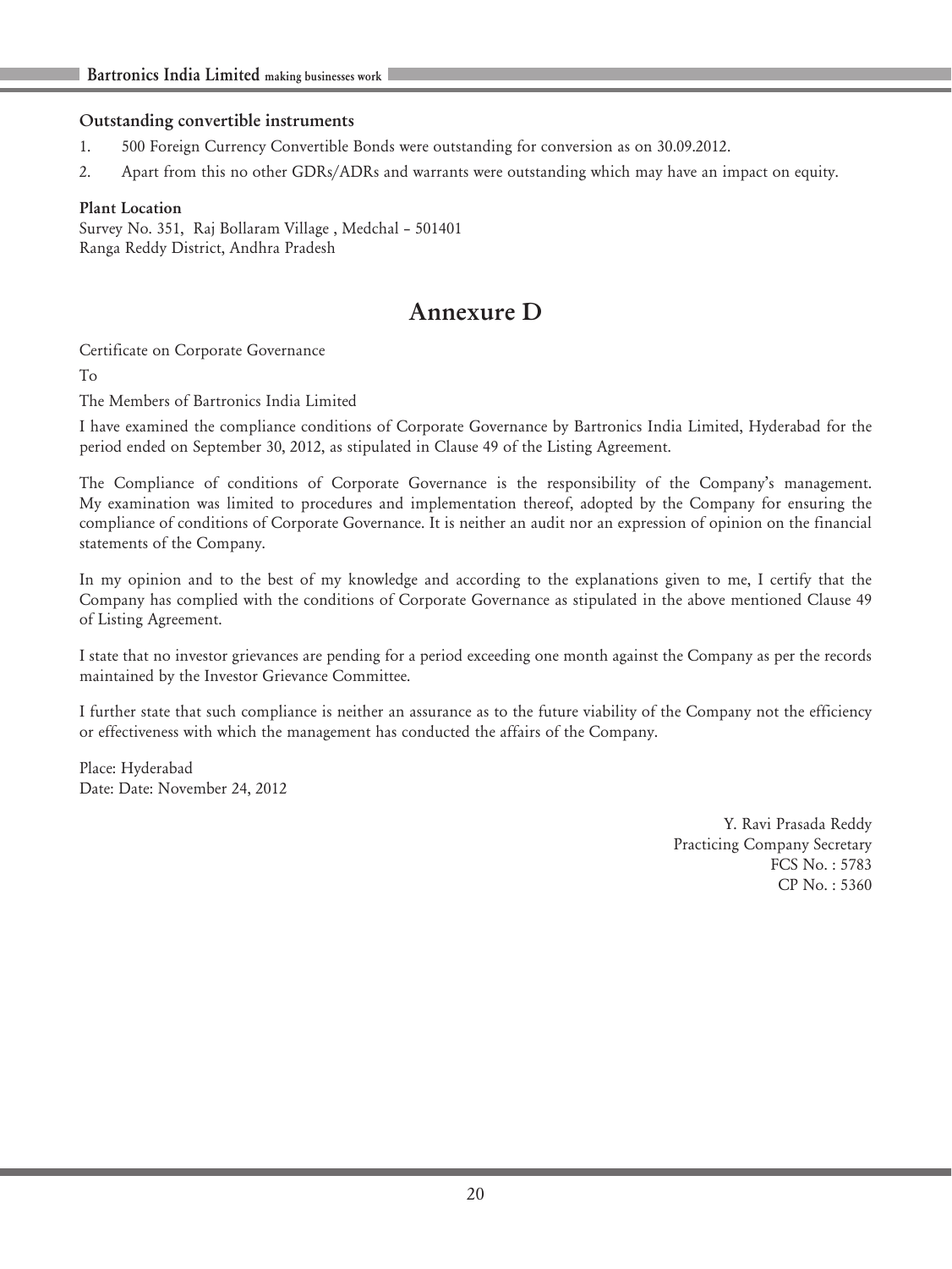**Outstanding convertible instruments**

1. 500 Foreign Currency Convertible Bonds were outstanding for conversion as on 30.09.2012.
2. Apart from this no other GDRs/ADRs and warrants were outstanding which may have an impact on equity.

**Plant Location**

Survey No. 351, Raj Bollaram Village , Medchal – 501401
Ranga Reddy District, Andhra Pradesh

# Annexure D

Certificate on Corporate Governance

To

The Members of Bartronics India Limited

I have examined the compliance conditions of Corporate Governance by Bartronics India Limited, Hyderabad for the period ended on September 30, 2012, as stipulated in Clause 49 of the Listing Agreement.

The Compliance of conditions of Corporate Governance is the responsibility of the Company's management. My examination was limited to procedures and implementation thereof, adopted by the Company for ensuring the compliance of conditions of Corporate Governance. It is neither an audit nor an expression of opinion on the financial statements of the Company.

In my opinion and to the best of my knowledge and according to the explanations given to me, I certify that the Company has complied with the conditions of Corporate Governance as stipulated in the above mentioned Clause 49 of Listing Agreement.

I state that no investor grievances are pending for a period exceeding one month against the Company as per the records maintained by the Investor Grievance Committee.

I further state that such compliance is neither an assurance as to the future viability of the Company not the efficiency or effectiveness with which the management has conducted the affairs of the Company.

Place: Hyderabad
Date: Date: November 24, 2012

Y. Ravi Prasada Reddy
Practicing Company Secretary
FCS No. : 5783
CP No. : 5360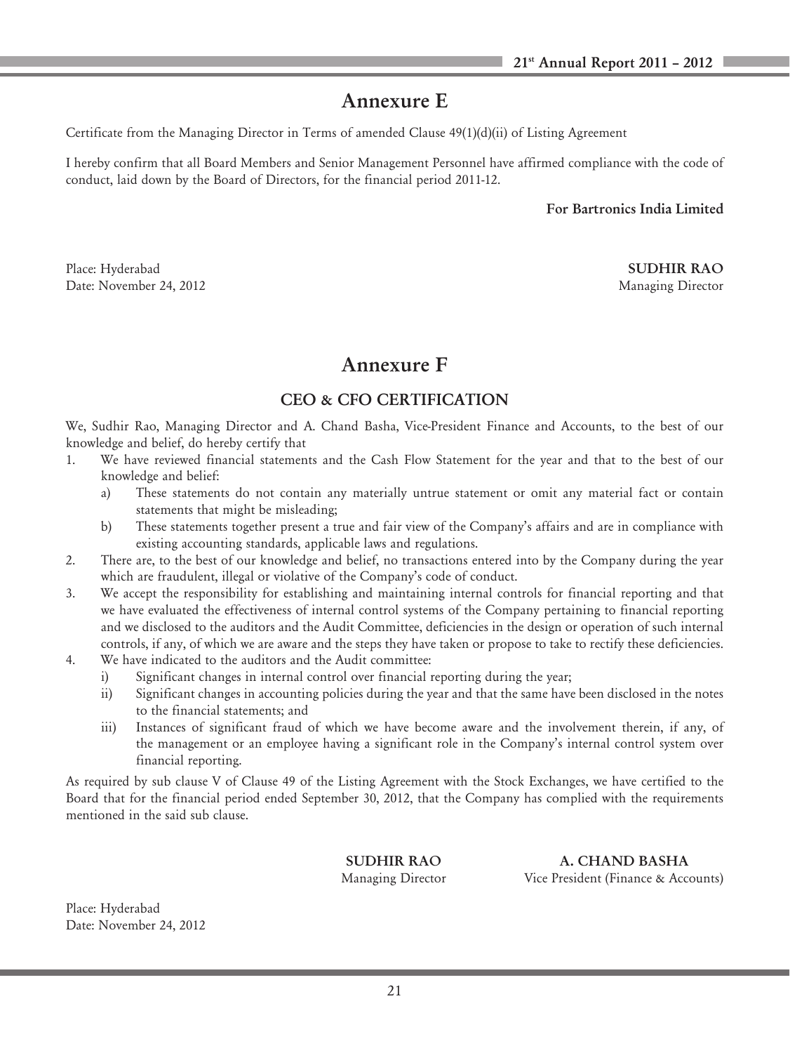# Annexure E

Certificate from the Managing Director in Terms of amended Clause 49(1)(d)(ii) of Listing Agreement

I hereby confirm that all Board Members and Senior Management Personnel have affirmed compliance with the code of conduct, laid down by the Board of Directors, for the financial period 2011-12.

**For Bartronics India Limited**

Place: Hyderabad
Date: November 24, 2012

**SUDHIR RAO**
Managing Director

# Annexure F

## CEO & CFO CERTIFICATION

We, Sudhir Rao, Managing Director and A. Chand Basha, Vice-President Finance and Accounts, to the best of our knowledge and belief, do hereby certify that

1. We have reviewed financial statements and the Cash Flow Statement for the year and that to the best of our knowledge and belief:
   a) These statements do not contain any materially untrue statement or omit any material fact or contain statements that might be misleading;
   b) These statements together present a true and fair view of the Company's affairs and are in compliance with existing accounting standards, applicable laws and regulations.
2. There are, to the best of our knowledge and belief, no transactions entered into by the Company during the year which are fraudulent, illegal or violative of the Company's code of conduct.
3. We accept the responsibility for establishing and maintaining internal controls for financial reporting and that we have evaluated the effectiveness of internal control systems of the Company pertaining to financial reporting and we disclosed to the auditors and the Audit Committee, deficiencies in the design or operation of such internal controls, if any, of which we are aware and the steps they have taken or propose to take to rectify these deficiencies.
4. We have indicated to the auditors and the Audit committee:
   i) Significant changes in internal control over financial reporting during the year;
   ii) Significant changes in accounting policies during the year and that the same have been disclosed in the notes to the financial statements; and
   iii) Instances of significant fraud of which we have become aware and the involvement therein, if any, of the management or an employee having a significant role in the Company's internal control system over financial reporting.

As required by sub clause V of Clause 49 of the Listing Agreement with the Stock Exchanges, we have certified to the Board that for the financial period ended September 30, 2012, that the Company has complied with the requirements mentioned in the said sub clause.

**SUDHIR RAO**
Managing Director

**A. CHAND BASHA**
Vice President (Finance & Accounts)

Place: Hyderabad
Date: November 24, 2012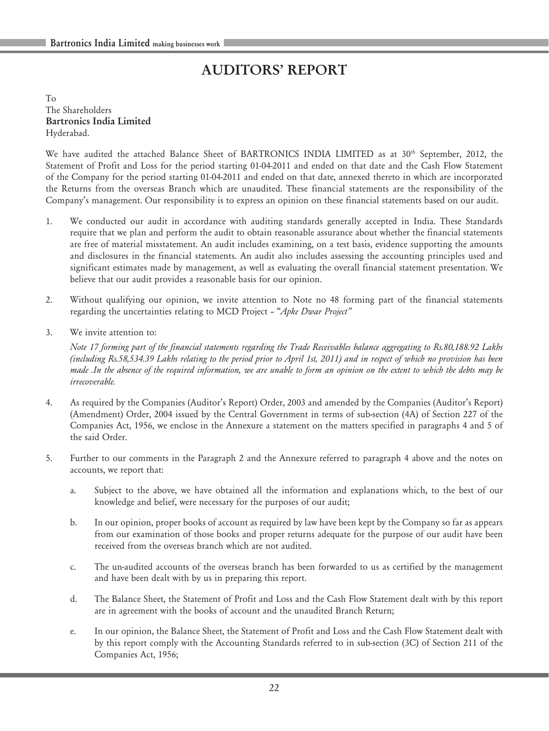# AUDITORS' REPORT

To
The Shareholders
**Bartronics India Limited**
Hyderabad.

We have audited the attached Balance Sheet of BARTRONICS INDIA LIMITED as at 30th September, 2012, the Statement of Profit and Loss for the period starting 01-04-2011 and ended on that date and the Cash Flow Statement of the Company for the period starting 01-04-2011 and ended on that date, annexed thereto in which are incorporated the Returns from the overseas Branch which are unaudited. These financial statements are the responsibility of the Company's management. Our responsibility is to express an opinion on these financial statements based on our audit.

1. We conducted our audit in accordance with auditing standards generally accepted in India. These Standards require that we plan and perform the audit to obtain reasonable assurance about whether the financial statements are free of material misstatement. An audit includes examining, on a test basis, evidence supporting the amounts and disclosures in the financial statements. An audit also includes assessing the accounting principles used and significant estimates made by management, as well as evaluating the overall financial statement presentation. We believe that our audit provides a reasonable basis for our opinion.

2. Without qualifying our opinion, we invite attention to Note no 48 forming part of the financial statements regarding the uncertainties relating to MCD Project – "*Apke Dwar Project*"

3. We invite attention to:

   *Note 17 forming part of the financial statements regarding the Trade Receivables balance aggregating to Rs.80,188.92 Lakhs (including Rs.58,534.39 Lakhs relating to the period prior to April 1st, 2011) and in respect of which no provision has been made .In the absence of the required information, we are unable to form an opinion on the extent to which the debts may be irrecoverable.*

4. As required by the Companies (Auditor's Report) Order, 2003 and amended by the Companies (Auditor's Report) (Amendment) Order, 2004 issued by the Central Government in terms of sub-section (4A) of Section 227 of the Companies Act, 1956, we enclose in the Annexure a statement on the matters specified in paragraphs 4 and 5 of the said Order.

5. Further to our comments in the Paragraph 2 and the Annexure referred to paragraph 4 above and the notes on accounts, we report that:

   a. Subject to the above, we have obtained all the information and explanations which, to the best of our knowledge and belief, were necessary for the purposes of our audit;

   b. In our opinion, proper books of account as required by law have been kept by the Company so far as appears from our examination of those books and proper returns adequate for the purpose of our audit have been received from the overseas branch which are not audited.

   c. The un-audited accounts of the overseas branch has been forwarded to us as certified by the management and have been dealt with by us in preparing this report.

   d. The Balance Sheet, the Statement of Profit and Loss and the Cash Flow Statement dealt with by this report are in agreement with the books of account and the unaudited Branch Return;

   e. In our opinion, the Balance Sheet, the Statement of Profit and Loss and the Cash Flow Statement dealt with by this report comply with the Accounting Standards referred to in sub-section (3C) of Section 211 of the Companies Act, 1956;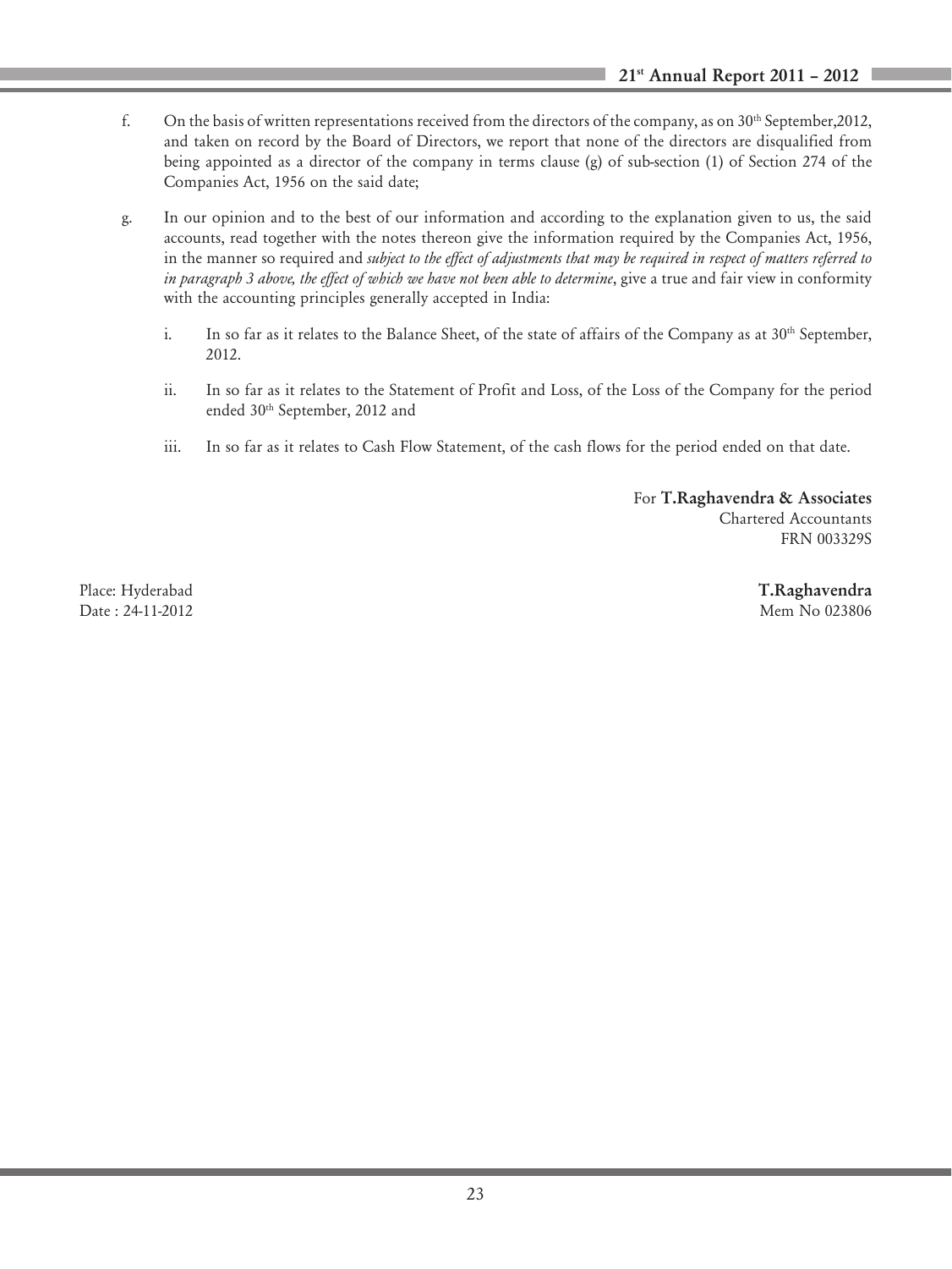f. On the basis of written representations received from the directors of the company, as on 30th September,2012, and taken on record by the Board of Directors, we report that none of the directors are disqualified from being appointed as a director of the company in terms clause (g) of sub-section (1) of Section 274 of the Companies Act, 1956 on the said date;

g. In our opinion and to the best of our information and according to the explanation given to us, the said accounts, read together with the notes thereon give the information required by the Companies Act, 1956, in the manner so required and *subject to the effect of adjustments that may be required in respect of matters referred to in paragraph 3 above, the effect of which we have not been able to determine*, give a true and fair view in conformity with the accounting principles generally accepted in India:

   i. In so far as it relates to the Balance Sheet, of the state of affairs of the Company as at 30th September, 2012.

   ii. In so far as it relates to the Statement of Profit and Loss, of the Loss of the Company for the period ended 30th September, 2012 and

   iii. In so far as it relates to Cash Flow Statement, of the cash flows for the period ended on that date.

For **T.Raghavendra & Associates**
Chartered Accountants
FRN 003329S

Place: Hyderabad
Date : 24-11-2012

**T.Raghavendra**
Mem No 023806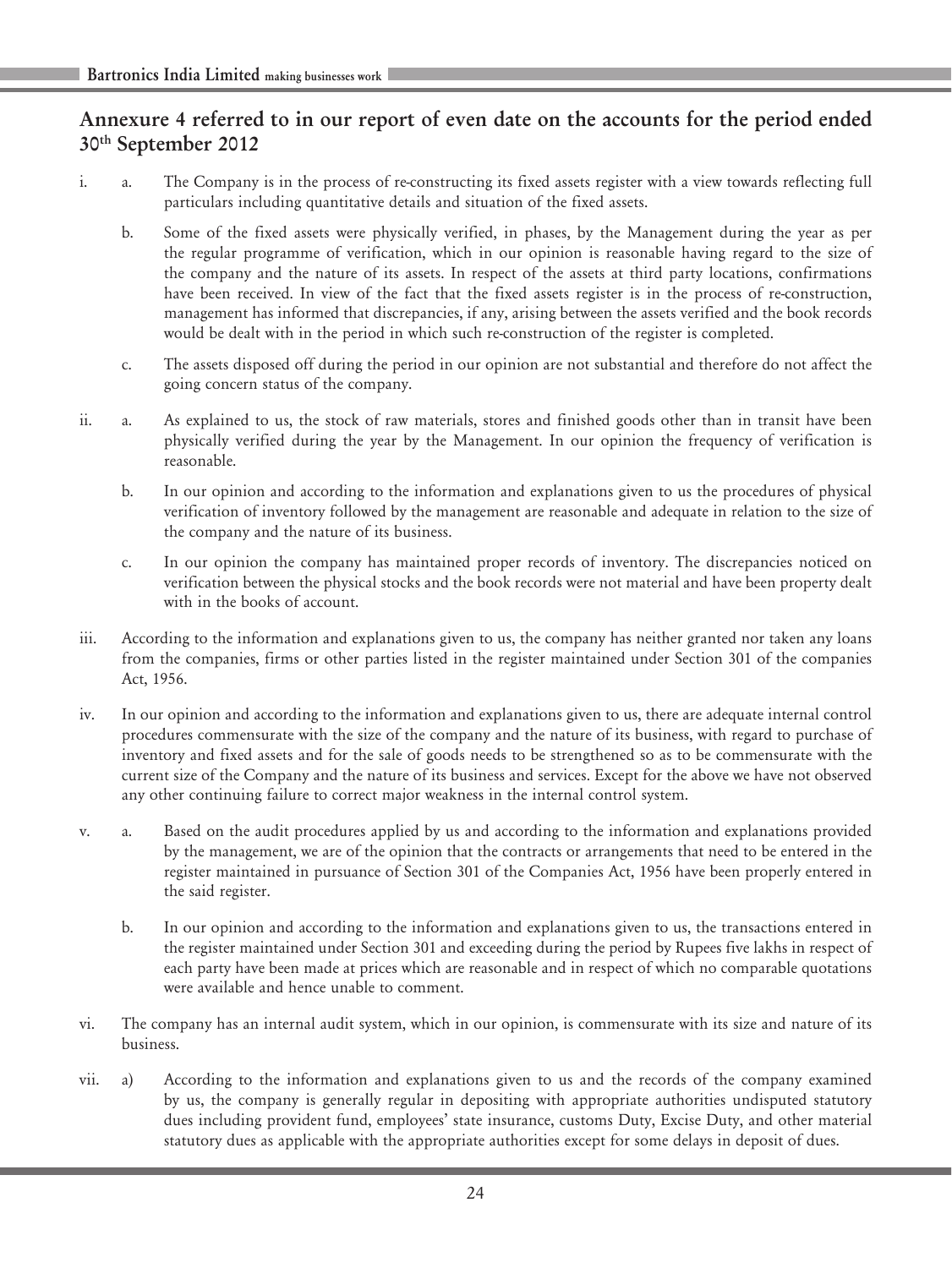## Annexure 4 referred to in our report of even date on the accounts for the period ended 30th September 2012

i. a. The Company is in the process of re-constructing its fixed assets register with a view towards reflecting full particulars including quantitative details and situation of the fixed assets.

   b. Some of the fixed assets were physically verified, in phases, by the Management during the year as per the regular programme of verification, which in our opinion is reasonable having regard to the size of the company and the nature of its assets. In respect of the assets at third party locations, confirmations have been received. In view of the fact that the fixed assets register is in the process of re-construction, management has informed that discrepancies, if any, arising between the assets verified and the book records would be dealt with in the period in which such re-construction of the register is completed.

   c. The assets disposed off during the period in our opinion are not substantial and therefore do not affect the going concern status of the company.

ii. a. As explained to us, the stock of raw materials, stores and finished goods other than in transit have been physically verified during the year by the Management. In our opinion the frequency of verification is reasonable.

   b. In our opinion and according to the information and explanations given to us the procedures of physical verification of inventory followed by the management are reasonable and adequate in relation to the size of the company and the nature of its business.

   c. In our opinion the company has maintained proper records of inventory. The discrepancies noticed on verification between the physical stocks and the book records were not material and have been property dealt with in the books of account.

iii. According to the information and explanations given to us, the company has neither granted nor taken any loans from the companies, firms or other parties listed in the register maintained under Section 301 of the companies Act, 1956.

iv. In our opinion and according to the information and explanations given to us, there are adequate internal control procedures commensurate with the size of the company and the nature of its business, with regard to purchase of inventory and fixed assets and for the sale of goods needs to be strengthened so as to be commensurate with the current size of the Company and the nature of its business and services. Except for the above we have not observed any other continuing failure to correct major weakness in the internal control system.

v. a. Based on the audit procedures applied by us and according to the information and explanations provided by the management, we are of the opinion that the contracts or arrangements that need to be entered in the register maintained in pursuance of Section 301 of the Companies Act, 1956 have been properly entered in the said register.

   b. In our opinion and according to the information and explanations given to us, the transactions entered in the register maintained under Section 301 and exceeding during the period by Rupees five lakhs in respect of each party have been made at prices which are reasonable and in respect of which no comparable quotations were available and hence unable to comment.

vi. The company has an internal audit system, which in our opinion, is commensurate with its size and nature of its business.

vii. a) According to the information and explanations given to us and the records of the company examined by us, the company is generally regular in depositing with appropriate authorities undisputed statutory dues including provident fund, employees' state insurance, customs Duty, Excise Duty, and other material statutory dues as applicable with the appropriate authorities except for some delays in deposit of dues.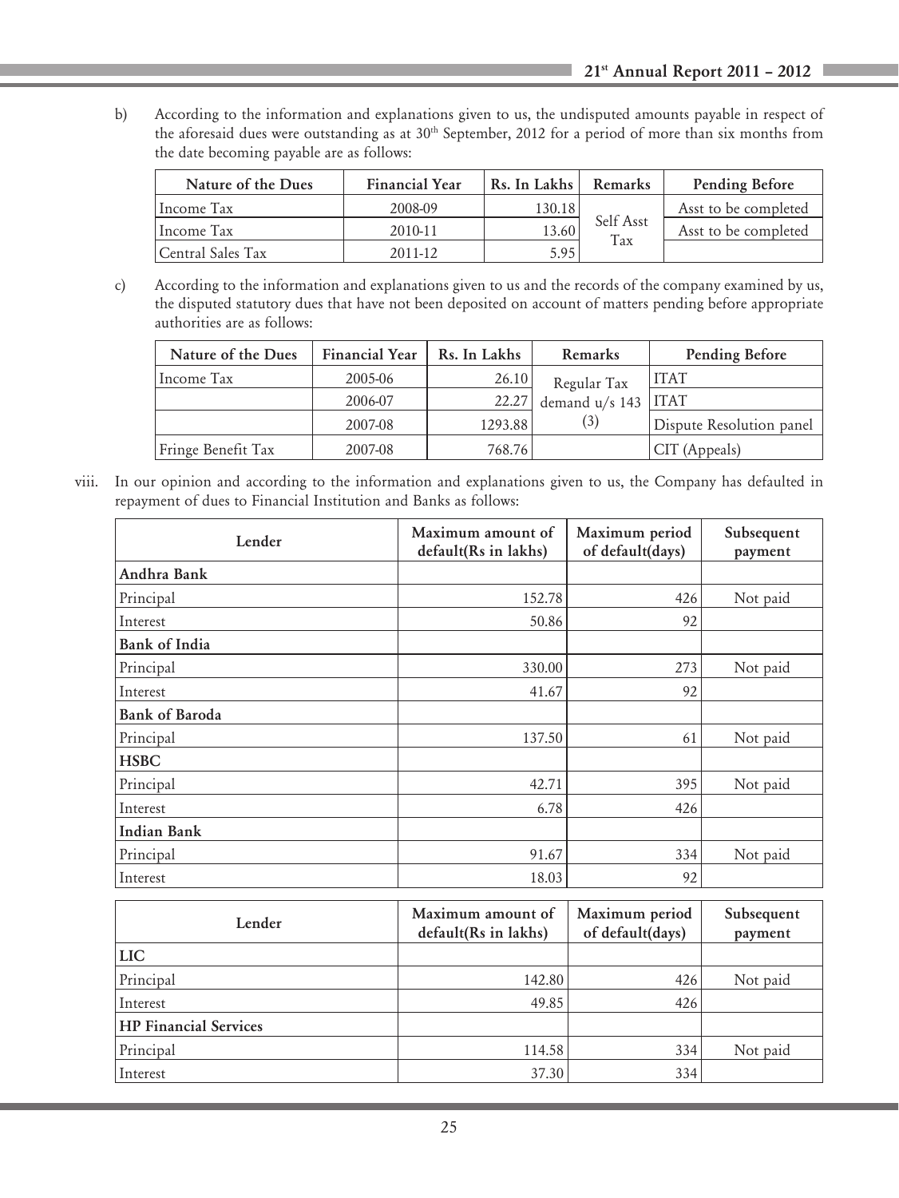b) According to the information and explanations given to us, the undisputed amounts payable in respect of the aforesaid dues were outstanding as at 30th September, 2012 for a period of more than six months from the date becoming payable are as follows:

| Nature of the Dues | Financial Year | Rs. In Lakhs | Remarks | Pending Before |
|---|---|---|---|---|
| Income Tax | 2008-09 | 130.18 | Self Asst Tax | Asst to be completed |
| Income Tax | 2010-11 | 13.60 | | Asst to be completed |
| Central Sales Tax | 2011-12 | 5.95 | | |

c) According to the information and explanations given to us and the records of the company examined by us, the disputed statutory dues that have not been deposited on account of matters pending before appropriate authorities are as follows:

| Nature of the Dues | Financial Year | Rs. In Lakhs | Remarks | Pending Before |
|---|---|---|---|---|
| Income Tax | 2005-06 | 26.10 | Regular Tax demand u/s 143 (3) | ITAT |
| | 2006-07 | 22.27 | | ITAT |
| | 2007-08 | 1293.88 | | Dispute Resolution panel |
| Fringe Benefit Tax | 2007-08 | 768.76 | | CIT (Appeals) |

viii. In our opinion and according to the information and explanations given to us, the Company has defaulted in repayment of dues to Financial Institution and Banks as follows:

| Lender | Maximum amount of default(Rs in lakhs) | Maximum period of default(days) | Subsequent payment |
|---|---|---|---|
| **Andhra Bank** | | | |
| Principal | 152.78 | 426 | Not paid |
| Interest | 50.86 | 92 | |
| **Bank of India** | | | |
| Principal | 330.00 | 273 | Not paid |
| Interest | 41.67 | 92 | |
| **Bank of Baroda** | | | |
| Principal | 137.50 | 61 | Not paid |
| **HSBC** | | | |
| Principal | 42.71 | 395 | Not paid |
| Interest | 6.78 | 426 | |
| **Indian Bank** | | | |
| Principal | 91.67 | 334 | Not paid |
| Interest | 18.03 | 92 | |
| **LIC** | | | |
| Principal | 142.80 | 426 | Not paid |
| Interest | 49.85 | 426 | |
| **HP Financial Services** | | | |
| Principal | 114.58 | 334 | Not paid |
| Interest | 37.30 | 334 | |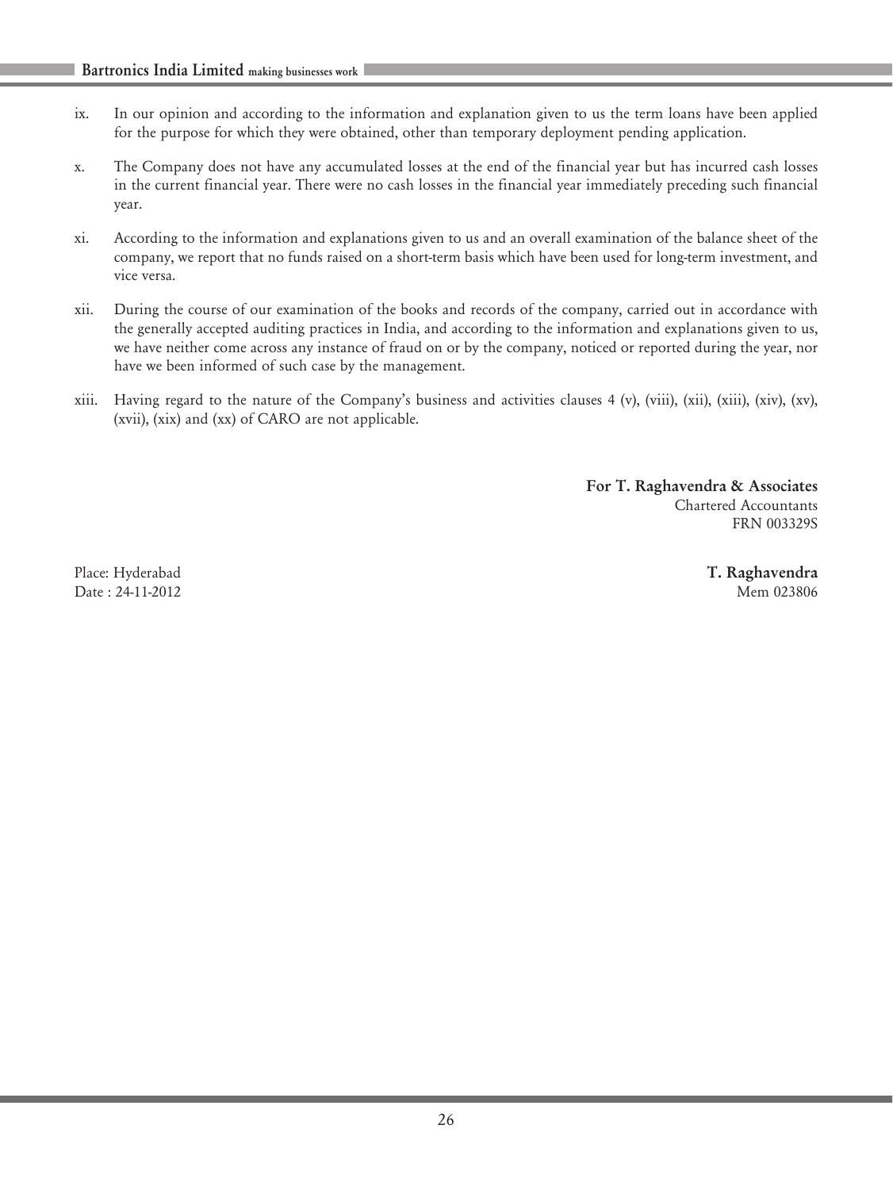ix. In our opinion and according to the information and explanation given to us the term loans have been applied for the purpose for which they were obtained, other than temporary deployment pending application.

x. The Company does not have any accumulated losses at the end of the financial year but has incurred cash losses in the current financial year. There were no cash losses in the financial year immediately preceding such financial year.

xi. According to the information and explanations given to us and an overall examination of the balance sheet of the company, we report that no funds raised on a short-term basis which have been used for long-term investment, and vice versa.

xii. During the course of our examination of the books and records of the company, carried out in accordance with the generally accepted auditing practices in India, and according to the information and explanations given to us, we have neither come across any instance of fraud on or by the company, noticed or reported during the year, nor have we been informed of such case by the management.

xiii. Having regard to the nature of the Company's business and activities clauses 4 (v), (viii), (xii), (xiii), (xiv), (xv), (xvii), (xix) and (xx) of CARO are not applicable.

**For T. Raghavendra & Associates**
Chartered Accountants
FRN 003329S

Place: Hyderabad
Date : 24-11-2012

**T. Raghavendra**
Mem 023806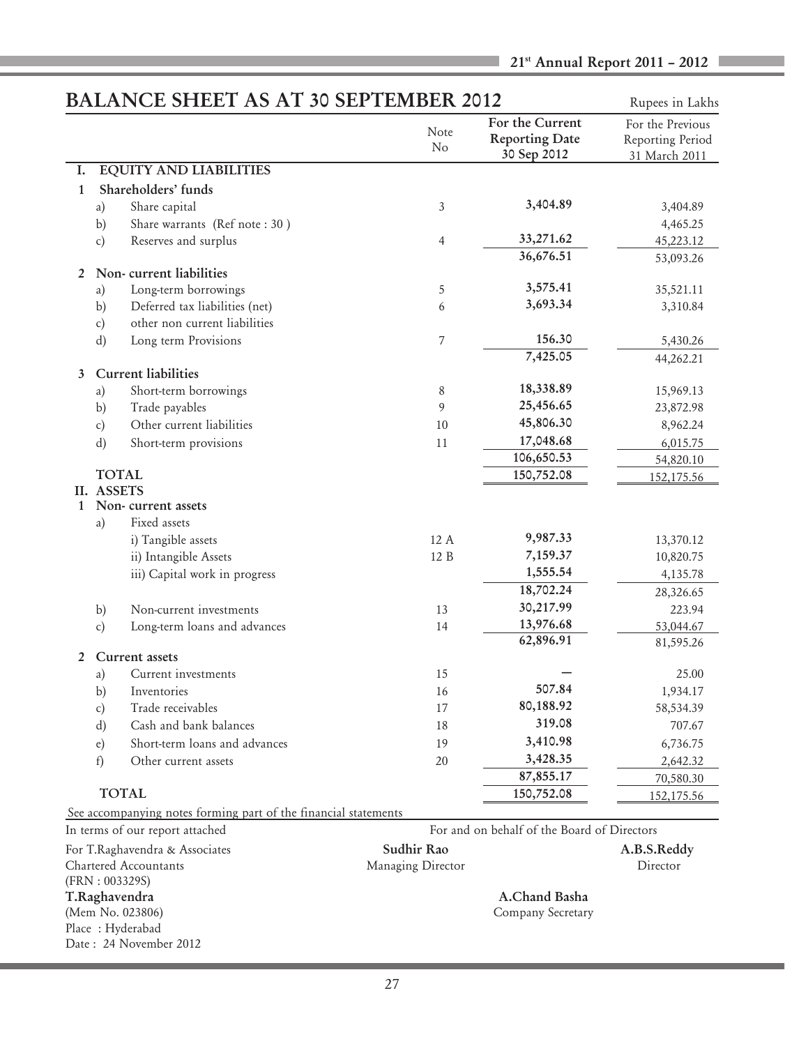# BALANCE SHEET AS AT 30 SEPTEMBER 2012

Rupees in Lakhs

| | | | Note No | For the Current Reporting Date 30 Sep 2012 | For the Previous Reporting Period 31 March 2011 |
|---|---|---|---|---|---|
| **I.** | **EQUITY AND LIABILITIES** | | | | |
| **1** | **Shareholders' funds** | | | | |
| | a) | Share capital | 3 | **3,404.89** | 3,404.89 |
| | b) | Share warrants (Ref note : 30 ) | | | 4,465.25 |
| | c) | Reserves and surplus | 4 | **33,271.62** | 45,223.12 |
| | | | | **36,676.51** | 53,093.26 |
| **2** | **Non- current liabilities** | | | | |
| | a) | Long-term borrowings | 5 | **3,575.41** | 35,521.11 |
| | b) | Deferred tax liabilities (net) | 6 | **3,693.34** | 3,310.84 |
| | c) | other non current liabilities | | | |
| | d) | Long term Provisions | 7 | **156.30** | 5,430.26 |
| | | | | **7,425.05** | 44,262.21 |
| **3** | **Current liabilities** | | | | |
| | a) | Short-term borrowings | 8 | **18,338.89** | 15,969.13 |
| | b) | Trade payables | 9 | **25,456.65** | 23,872.98 |
| | c) | Other current liabilities | 10 | **45,806.30** | 8,962.24 |
| | d) | Short-term provisions | 11 | **17,048.68** | 6,015.75 |
| | | | | **106,650.53** | 54,820.10 |
| | **TOTAL** | | | **150,752.08** | 152,175.56 |
| **II.** | **ASSETS** | | | | |
| **1** | **Non- current assets** | | | | |
| | a) | Fixed assets | | | |
| | | i) Tangible assets | 12 A | **9,987.33** | 13,370.12 |
| | | ii) Intangible Assets | 12 B | **7,159.37** | 10,820.75 |
| | | iii) Capital work in progress | | **1,555.54** | 4,135.78 |
| | | | | **18,702.24** | 28,326.65 |
| | b) | Non-current investments | 13 | **30,217.99** | 223.94 |
| | c) | Long-term loans and advances | 14 | **13,976.68** | 53,044.67 |
| | | | | **62,896.91** | 81,595.26 |
| **2** | **Current assets** | | | | |
| | a) | Current investments | 15 | — | 25.00 |
| | b) | Inventories | 16 | **507.84** | 1,934.17 |
| | c) | Trade receivables | 17 | **80,188.92** | 58,534.39 |
| | d) | Cash and bank balances | 18 | **319.08** | 707.67 |
| | e) | Short-term loans and advances | 19 | **3,410.98** | 6,736.75 |
| | f) | Other current assets | 20 | **3,428.35** | 2,642.32 |
| | | | | **87,855.17** | 70,580.30 |
| | **TOTAL** | | | **150,752.08** | 152,175.56 |

See accompanying notes forming part of the financial statements

In terms of our report attached

For T.Raghavendra & Associates
Chartered Accountants
(FRN : 003329S)

**T.Raghavendra**
(Mem No. 023806)

Place : Hyderabad
Date : 24 November 2012

For and on behalf of the Board of Directors

**Sudhir Rao**
Managing Director

**A.B.S.Reddy**
Director

**A.Chand Basha**
Company Secretary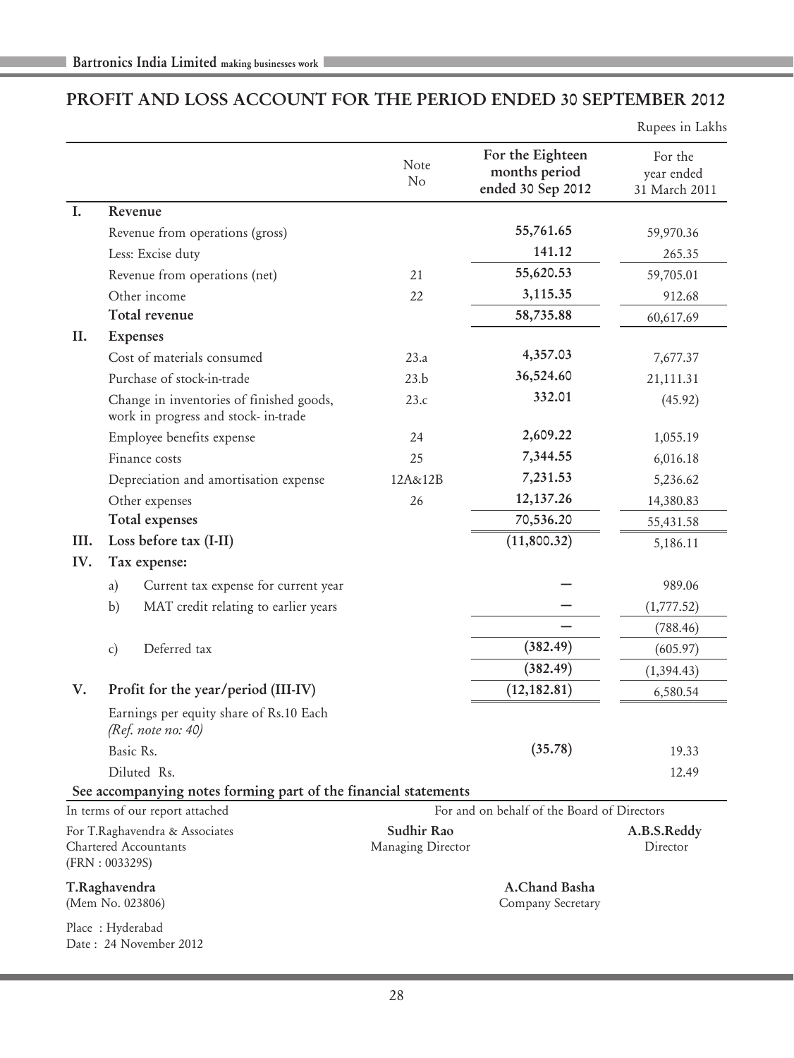## PROFIT AND LOSS ACCOUNT FOR THE PERIOD ENDED 30 SEPTEMBER 2012

Rupees in Lakhs

| | | Note No | **For the Eighteen months period ended 30 Sep 2012** | For the year ended 31 March 2011 |
|---|---|---|---|---|
| **I.** | **Revenue** | | | |
| | Revenue from operations (gross) | | **55,761.65** | 59,970.36 |
| | Less: Excise duty | | **141.12** | 265.35 |
| | Revenue from operations (net) | 21 | **55,620.53** | 59,705.01 |
| | Other income | 22 | **3,115.35** | 912.68 |
| | **Total revenue** | | **58,735.88** | 60,617.69 |
| **II.** | **Expenses** | | | |
| | Cost of materials consumed | 23.a | **4,357.03** | 7,677.37 |
| | Purchase of stock-in-trade | 23.b | **36,524.60** | 21,111.31 |
| | Change in inventories of finished goods, work in progress and stock- in-trade | 23.c | **332.01** | (45.92) |
| | Employee benefits expense | 24 | **2,609.22** | 1,055.19 |
| | Finance costs | 25 | **7,344.55** | 6,016.18 |
| | Depreciation and amortisation expense | 12A&12B | **7,231.53** | 5,236.62 |
| | Other expenses | 26 | **12,137.26** | 14,380.83 |
| | **Total expenses** | | **70,536.20** | 55,431.58 |
| **III.** | **Loss before tax (I-II)** | | **(11,800.32)** | 5,186.11 |
| **IV.** | **Tax expense:** | | | |
| | a) Current tax expense for current year | | **–** | 989.06 |
| | b) MAT credit relating to earlier years | | **–** | (1,777.52) |
| | | | **–** | (788.46) |
| | c) Deferred tax | | **(382.49)** | (605.97) |
| | | | **(382.49)** | (1,394.43) |
| **V.** | **Profit for the year/period (III-IV)** | | **(12,182.81)** | 6,580.54 |
| | Earnings per equity share of Rs.10 Each *(Ref. note no: 40)* | | | |
| | Basic Rs. | | **(35.78)** | 19.33 |
| | Diluted Rs. | | | 12.49 |

**See accompanying notes forming part of the financial statements**

In terms of our report attached

For T.Raghavendra & Associates
Chartered Accountants
(FRN : 003329S)

**T.Raghavendra**
(Mem No. 023806)

Place : Hyderabad
Date : 24 November 2012

For and on behalf of the Board of Directors

**Sudhir Rao**
Managing Director

**A.B.S.Reddy**
Director

**A.Chand Basha**
Company Secretary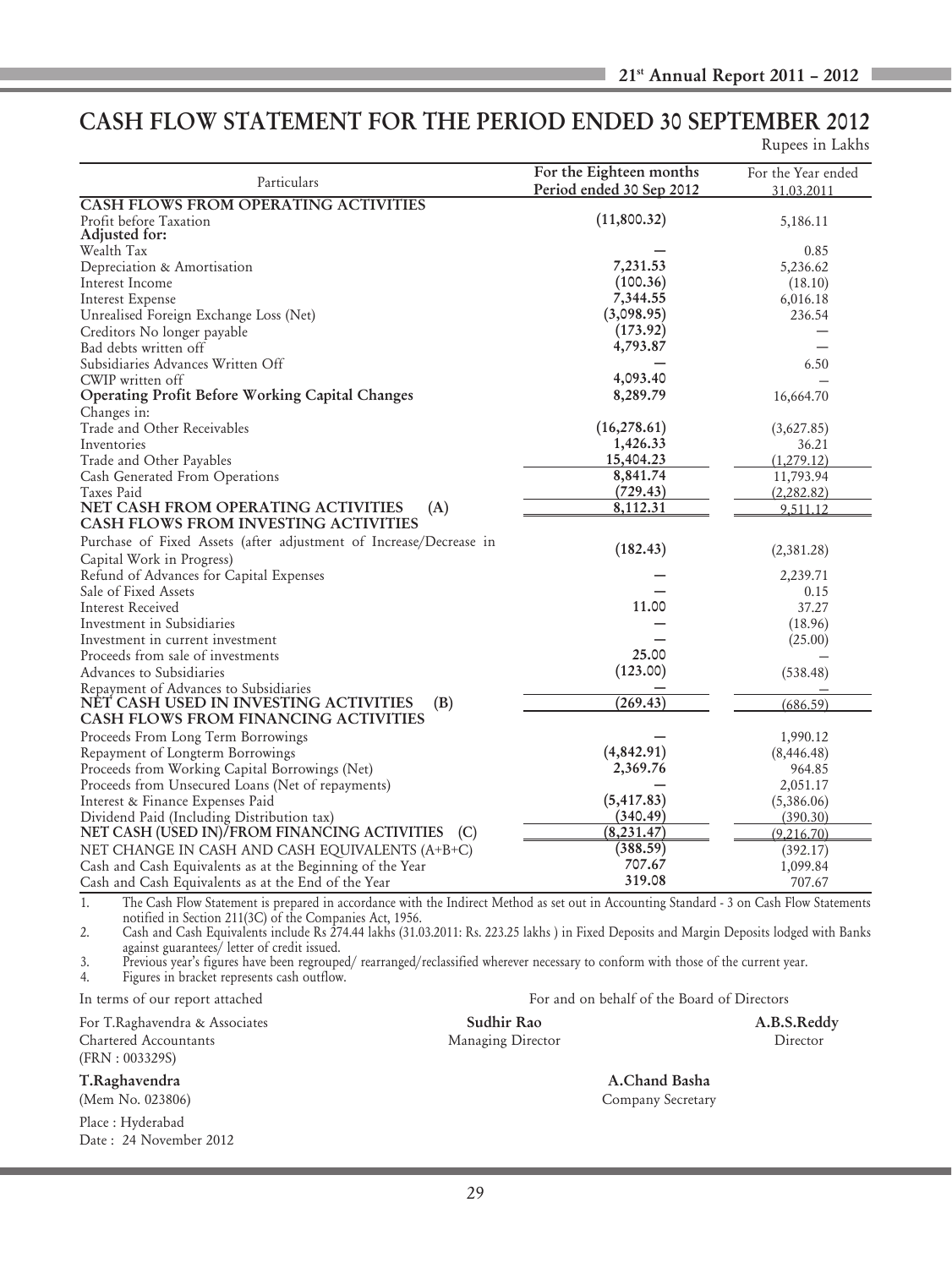# CASH FLOW STATEMENT FOR THE PERIOD ENDED 30 SEPTEMBER 2012

Rupees in Lakhs

| Particulars | For the Eighteen months Period ended 30 Sep 2012 | For the Year ended 31.03.2011 |
|---|---|---|
| **CASH FLOWS FROM OPERATING ACTIVITIES** | | |
| Profit before Taxation | (11,800.32) | 5,186.11 |
| **Adjusted for:** | | |
| Wealth Tax | — | 0.85 |
| Depreciation & Amortisation | 7,231.53 | 5,236.62 |
| Interest Income | (100.36) | (18.10) |
| Interest Expense | 7,344.55 | 6,016.18 |
| Unrealised Foreign Exchange Loss (Net) | (3,098.95) | 236.54 |
| Creditors No longer payable | (173.92) | — |
| Bad debts written off | 4,793.87 | — |
| Subsidiaries Advances Written Off | — | 6.50 |
| CWIP written off | 4,093.40 | — |
| **Operating Profit Before Working Capital Changes** | 8,289.79 | 16,664.70 |
| Changes in: | | |
| Trade and Other Receivables | (16,278.61) | (3,627.85) |
| Inventories | 1,426.33 | 36.21 |
| Trade and Other Payables | 15,404.23 | (1,279.12) |
| Cash Generated From Operations | 8,841.74 | 11,793.94 |
| Taxes Paid | (729.43) | (2,282.82) |
| **NET CASH FROM OPERATING ACTIVITIES (A)** | 8,112.31 | 9,511.12 |
| **CASH FLOWS FROM INVESTING ACTIVITIES** | | |
| Purchase of Fixed Assets (after adjustment of Increase/Decrease in Capital Work in Progress) | (182.43) | (2,381.28) |
| Refund of Advances for Capital Expenses | — | 2,239.71 |
| Sale of Fixed Assets | — | 0.15 |
| Interest Received | 11.00 | 37.27 |
| Investment in Subsidiaries | — | (18.96) |
| Investment in current investment | — | (25.00) |
| Proceeds from sale of investments | 25.00 | — |
| Advances to Subsidiaries | (123.00) | (538.48) |
| Repayment of Advances to Subsidiaries | — | — |
| **NET CASH USED IN INVESTING ACTIVITIES (B)** | (269.43) | (686.59) |
| **CASH FLOWS FROM FINANCING ACTIVITIES** | | |
| Proceeds From Long Term Borrowings | — | 1,990.12 |
| Repayment of Longterm Borrowings | (4,842.91) | (8,446.48) |
| Proceeds from Working Capital Borrowings (Net) | 2,369.76 | 964.85 |
| Proceeds from Unsecured Loans (Net of repayments) | — | 2,051.17 |
| Interest & Finance Expenses Paid | (5,417.83) | (5,386.06) |
| Dividend Paid (Including Distribution tax) | (340.49) | (390.30) |
| **NET CASH (USED IN)/FROM FINANCING ACTIVITIES (C)** | (8,231.47) | (9,216.70) |
| NET CHANGE IN CASH AND CASH EQUIVALENTS (A+B+C) | (388.59) | (392.17) |
| Cash and Cash Equivalents as at the Beginning of the Year | 707.67 | 1,099.84 |
| Cash and Cash Equivalents as at the End of the Year | 319.08 | 707.67 |

1. The Cash Flow Statement is prepared in accordance with the Indirect Method as set out in Accounting Standard - 3 on Cash Flow Statements notified in Section 211(3C) of the Companies Act, 1956.
2. Cash and Cash Equivalents include Rs 274.44 lakhs (31.03.2011: Rs. 223.25 lakhs ) in Fixed Deposits and Margin Deposits lodged with Banks against guarantees/ letter of credit issued.
3. Previous year's figures have been regrouped/ rearranged/reclassified wherever necessary to conform with those of the current year.
4. Figures in bracket represents cash outflow.

In terms of our report attached

For T.Raghavendra & Associates
Chartered Accountants
(FRN : 003329S)

**T.Raghavendra**
(Mem No. 023806)

Place : Hyderabad
Date : 24 November 2012

For and on behalf of the Board of Directors

**Sudhir Rao**
Managing Director

**A.B.S.Reddy**
Director

**A.Chand Basha**
Company Secretary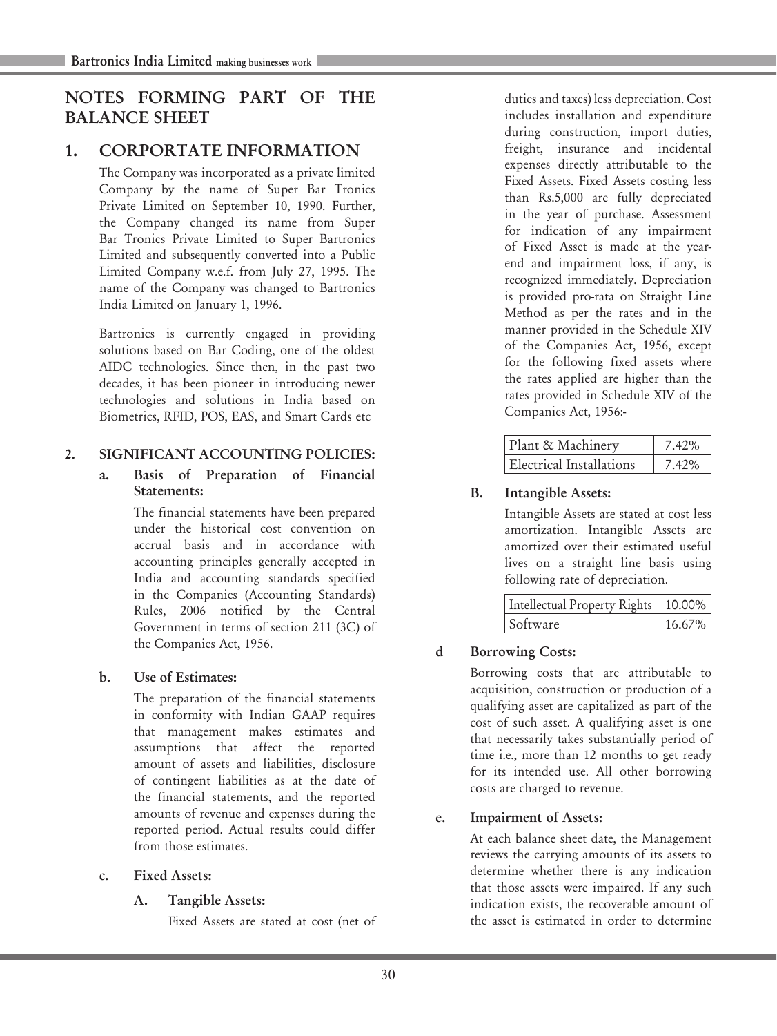# NOTES FORMING PART OF THE BALANCE SHEET

## 1. CORPORTATE INFORMATION

The Company was incorporated as a private limited Company by the name of Super Bar Tronics Private Limited on September 10, 1990. Further, the Company changed its name from Super Bar Tronics Private Limited to Super Bartronics Limited and subsequently converted into a Public Limited Company w.e.f. from July 27, 1995. The name of the Company was changed to Bartronics India Limited on January 1, 1996.

Bartronics is currently engaged in providing solutions based on Bar Coding, one of the oldest AIDC technologies. Since then, in the past two decades, it has been pioneer in introducing newer technologies and solutions in India based on Biometrics, RFID, POS, EAS, and Smart Cards etc

## 2. SIGNIFICANT ACCOUNTING POLICIES:

### a. Basis of Preparation of Financial Statements:

The financial statements have been prepared under the historical cost convention on accrual basis and in accordance with accounting principles generally accepted in India and accounting standards specified in the Companies (Accounting Standards) Rules, 2006 notified by the Central Government in terms of section 211 (3C) of the Companies Act, 1956.

### b. Use of Estimates:

The preparation of the financial statements in conformity with Indian GAAP requires that management makes estimates and assumptions that affect the reported amount of assets and liabilities, disclosure of contingent liabilities as at the date of the financial statements, and the reported amounts of revenue and expenses during the reported period. Actual results could differ from those estimates.

### c. Fixed Assets:

#### A. Tangible Assets:

Fixed Assets are stated at cost (net of duties and taxes) less depreciation. Cost includes installation and expenditure during construction, import duties, freight, insurance and incidental expenses directly attributable to the Fixed Assets. Fixed Assets costing less than Rs.5,000 are fully depreciated in the year of purchase. Assessment for indication of any impairment of Fixed Asset is made at the year-end and impairment loss, if any, is recognized immediately. Depreciation is provided pro-rata on Straight Line Method as per the rates and in the manner provided in the Schedule XIV of the Companies Act, 1956, except for the following fixed assets where the rates applied are higher than the rates provided in Schedule XIV of the Companies Act, 1956:-

| Plant & Machinery | 7.42% |
|---|---|
| Electrical Installations | 7.42% |

#### B. Intangible Assets:

Intangible Assets are stated at cost less amortization. Intangible Assets are amortized over their estimated useful lives on a straight line basis using following rate of depreciation.

| Intellectual Property Rights | 10.00% |
|---|---|
| Software | 16.67% |

### d Borrowing Costs:

Borrowing costs that are attributable to acquisition, construction or production of a qualifying asset are capitalized as part of the cost of such asset. A qualifying asset is one that necessarily takes substantially period of time i.e., more than 12 months to get ready for its intended use. All other borrowing costs are charged to revenue.

### e. Impairment of Assets:

At each balance sheet date, the Management reviews the carrying amounts of its assets to determine whether there is any indication that those assets were impaired. If any such indication exists, the recoverable amount of the asset is estimated in order to determine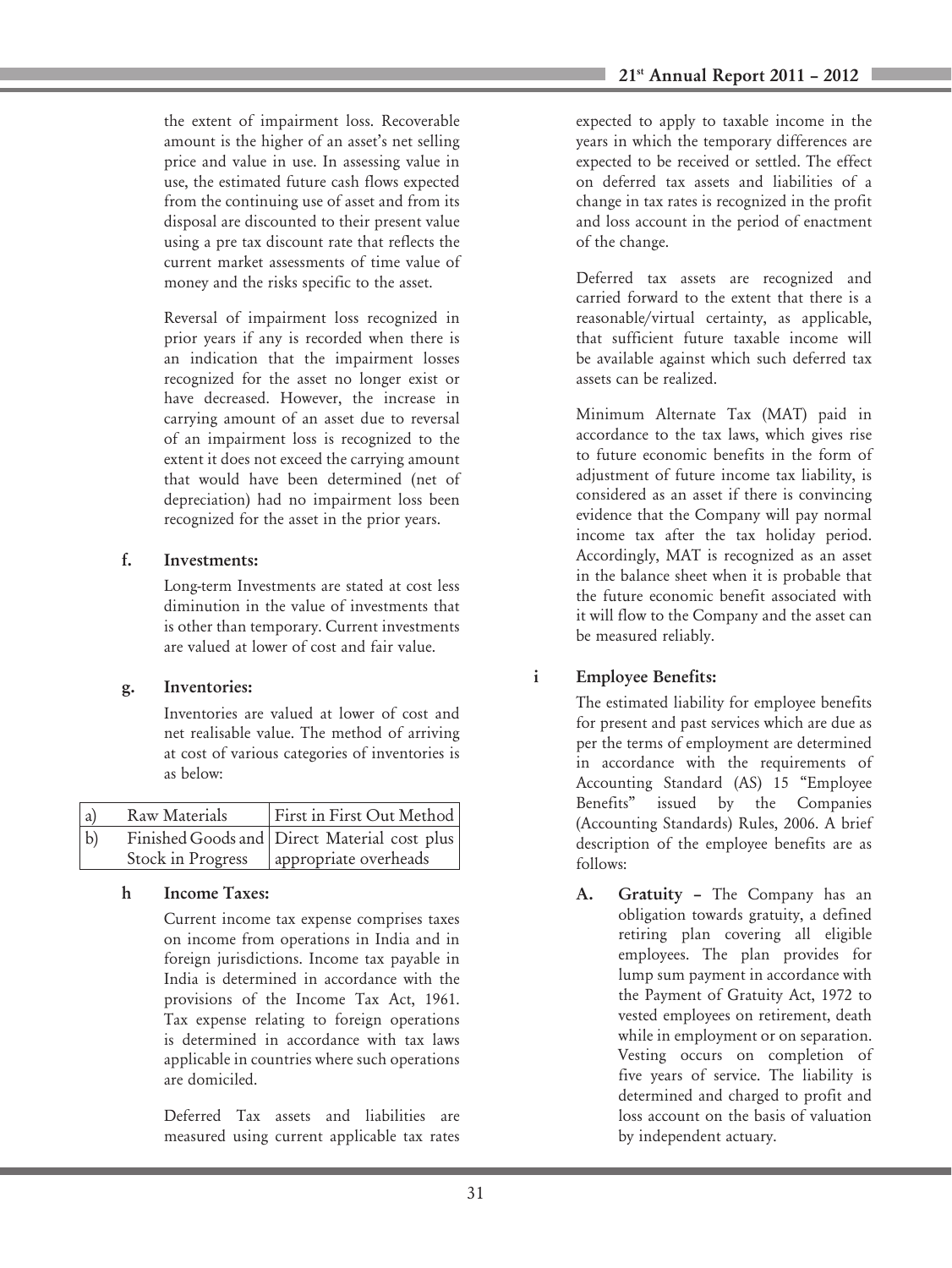the extent of impairment loss. Recoverable amount is the higher of an asset's net selling price and value in use. In assessing value in use, the estimated future cash flows expected from the continuing use of asset and from its disposal are discounted to their present value using a pre tax discount rate that reflects the current market assessments of time value of money and the risks specific to the asset.

Reversal of impairment loss recognized in prior years if any is recorded when there is an indication that the impairment losses recognized for the asset no longer exist or have decreased. However, the increase in carrying amount of an asset due to reversal of an impairment loss is recognized to the extent it does not exceed the carrying amount that would have been determined (net of depreciation) had no impairment loss been recognized for the asset in the prior years.

**f. Investments:**

Long-term Investments are stated at cost less diminution in the value of investments that is other than temporary. Current investments are valued at lower of cost and fair value.

**g. Inventories:**

Inventories are valued at lower of cost and net realisable value. The method of arriving at cost of various categories of inventories is as below:

| | | |
|---|---|---|
| a) | Raw Materials | First in First Out Method |
| b) | Finished Goods and Stock in Progress | Direct Material cost plus appropriate overheads |

**h Income Taxes:**

Current income tax expense comprises taxes on income from operations in India and in foreign jurisdictions. Income tax payable in India is determined in accordance with the provisions of the Income Tax Act, 1961. Tax expense relating to foreign operations is determined in accordance with tax laws applicable in countries where such operations are domiciled.

Deferred Tax assets and liabilities are measured using current applicable tax rates expected to apply to taxable income in the years in which the temporary differences are expected to be received or settled. The effect on deferred tax assets and liabilities of a change in tax rates is recognized in the profit and loss account in the period of enactment of the change.

Deferred tax assets are recognized and carried forward to the extent that there is a reasonable/virtual certainty, as applicable, that sufficient future taxable income will be available against which such deferred tax assets can be realized.

Minimum Alternate Tax (MAT) paid in accordance to the tax laws, which gives rise to future economic benefits in the form of adjustment of future income tax liability, is considered as an asset if there is convincing evidence that the Company will pay normal income tax after the tax holiday period. Accordingly, MAT is recognized as an asset in the balance sheet when it is probable that the future economic benefit associated with it will flow to the Company and the asset can be measured reliably.

**i Employee Benefits:**

The estimated liability for employee benefits for present and past services which are due as per the terms of employment are determined in accordance with the requirements of Accounting Standard (AS) 15 "Employee Benefits" issued by the Companies (Accounting Standards) Rules, 2006. A brief description of the employee benefits are as follows:

**A. Gratuity –** The Company has an obligation towards gratuity, a defined retiring plan covering all eligible employees. The plan provides for lump sum payment in accordance with the Payment of Gratuity Act, 1972 to vested employees on retirement, death while in employment or on separation. Vesting occurs on completion of five years of service. The liability is determined and charged to profit and loss account on the basis of valuation by independent actuary.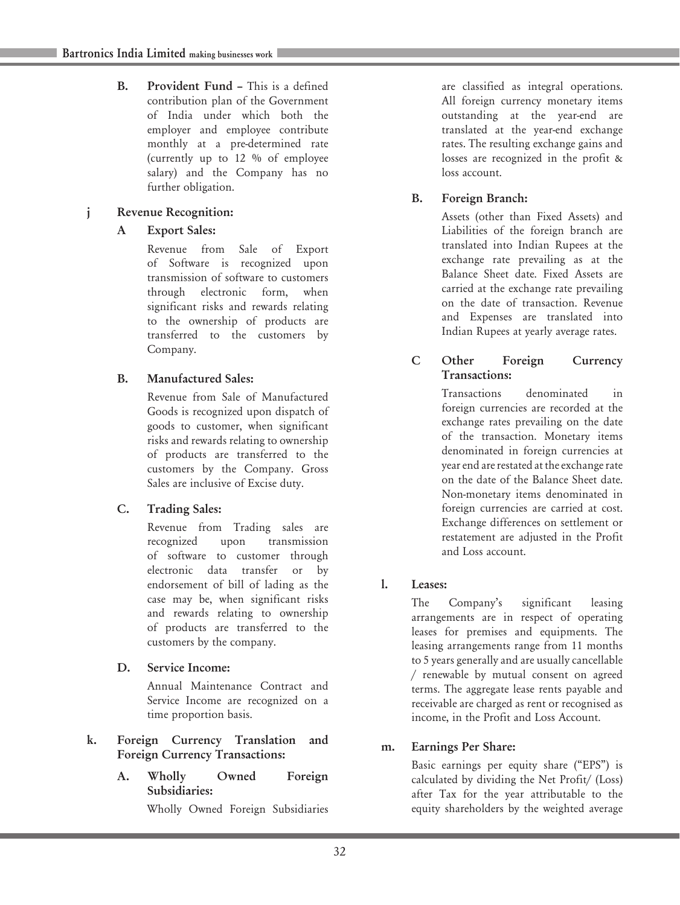**B. Provident Fund –** This is a defined contribution plan of the Government of India under which both the employer and employee contribute monthly at a pre-determined rate (currently up to 12 % of employee salary) and the Company has no further obligation.

**j Revenue Recognition:**

**A Export Sales:**

Revenue from Sale of Export of Software is recognized upon transmission of software to customers through electronic form, when significant risks and rewards relating to the ownership of products are transferred to the customers by Company.

**B. Manufactured Sales:**

Revenue from Sale of Manufactured Goods is recognized upon dispatch of goods to customer, when significant risks and rewards relating to ownership of products are transferred to the customers by the Company. Gross Sales are inclusive of Excise duty.

**C. Trading Sales:**

Revenue from Trading sales are recognized upon transmission of software to customer through electronic data transfer or by endorsement of bill of lading as the case may be, when significant risks and rewards relating to ownership of products are transferred to the customers by the company.

**D. Service Income:**

Annual Maintenance Contract and Service Income are recognized on a time proportion basis.

**k. Foreign Currency Translation and Foreign Currency Transactions:**

**A. Wholly Owned Foreign Subsidiaries:**

Wholly Owned Foreign Subsidiaries are classified as integral operations. All foreign currency monetary items outstanding at the year-end are translated at the year-end exchange rates. The resulting exchange gains and losses are recognized in the profit & loss account.

**B. Foreign Branch:**

Assets (other than Fixed Assets) and Liabilities of the foreign branch are translated into Indian Rupees at the exchange rate prevailing as at the Balance Sheet date. Fixed Assets are carried at the exchange rate prevailing on the date of transaction. Revenue and Expenses are translated into Indian Rupees at yearly average rates.

**C Other Foreign Currency Transactions:**

Transactions denominated in foreign currencies are recorded at the exchange rates prevailing on the date of the transaction. Monetary items denominated in foreign currencies at year end are restated at the exchange rate on the date of the Balance Sheet date. Non-monetary items denominated in foreign currencies are carried at cost. Exchange differences on settlement or restatement are adjusted in the Profit and Loss account.

**l. Leases:**

The Company's significant leasing arrangements are in respect of operating leases for premises and equipments. The leasing arrangements range from 11 months to 5 years generally and are usually cancellable / renewable by mutual consent on agreed terms. The aggregate lease rents payable and receivable are charged as rent or recognised as income, in the Profit and Loss Account.

**m. Earnings Per Share:**

Basic earnings per equity share ("EPS") is calculated by dividing the Net Profit/ (Loss) after Tax for the year attributable to the equity shareholders by the weighted average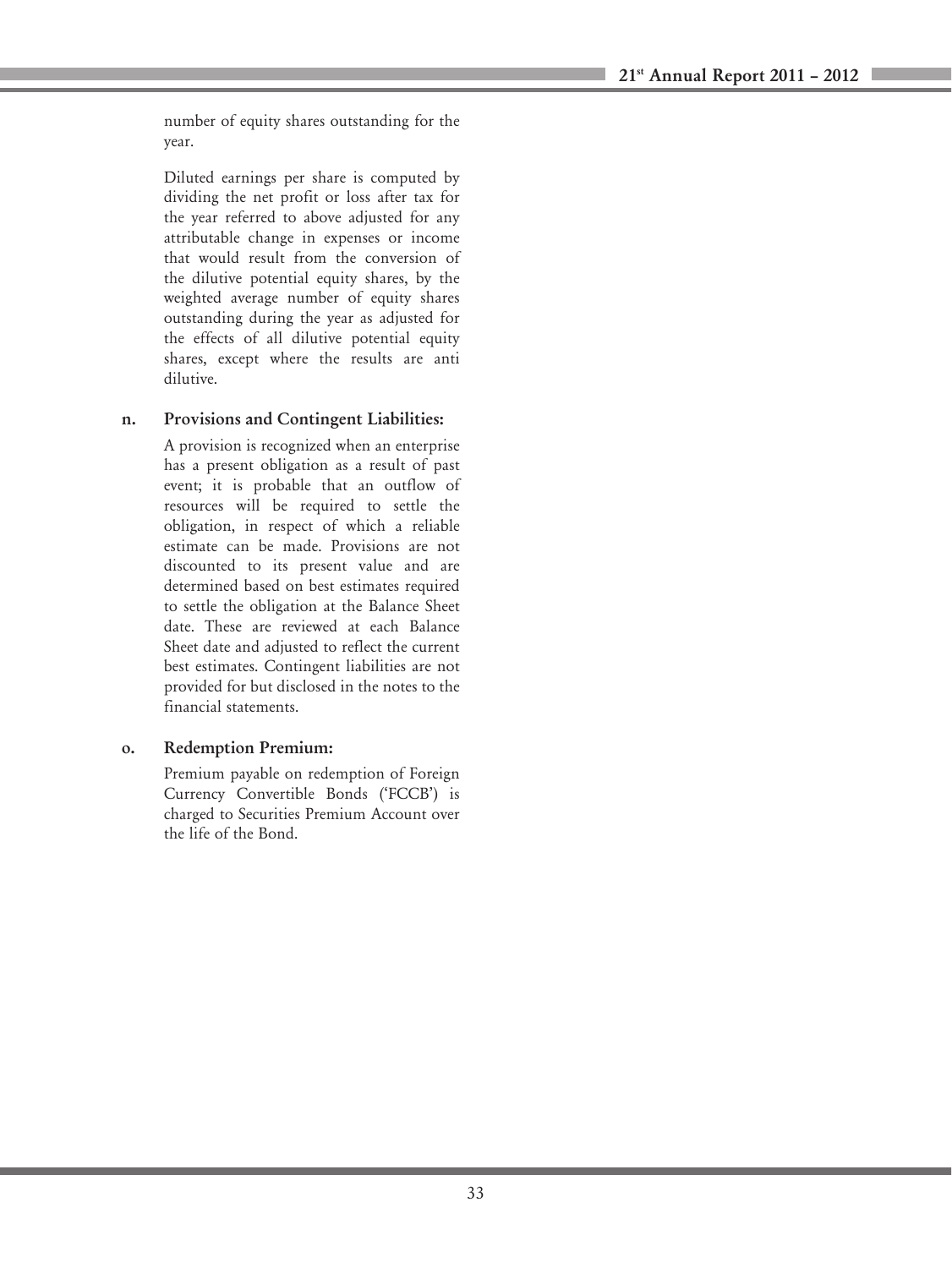number of equity shares outstanding for the year.

Diluted earnings per share is computed by dividing the net profit or loss after tax for the year referred to above adjusted for any attributable change in expenses or income that would result from the conversion of the dilutive potential equity shares, by the weighted average number of equity shares outstanding during the year as adjusted for the effects of all dilutive potential equity shares, except where the results are anti dilutive.

**n. Provisions and Contingent Liabilities:**

A provision is recognized when an enterprise has a present obligation as a result of past event; it is probable that an outflow of resources will be required to settle the obligation, in respect of which a reliable estimate can be made. Provisions are not discounted to its present value and are determined based on best estimates required to settle the obligation at the Balance Sheet date. These are reviewed at each Balance Sheet date and adjusted to reflect the current best estimates. Contingent liabilities are not provided for but disclosed in the notes to the financial statements.

**o. Redemption Premium:**

Premium payable on redemption of Foreign Currency Convertible Bonds ('FCCB') is charged to Securities Premium Account over the life of the Bond.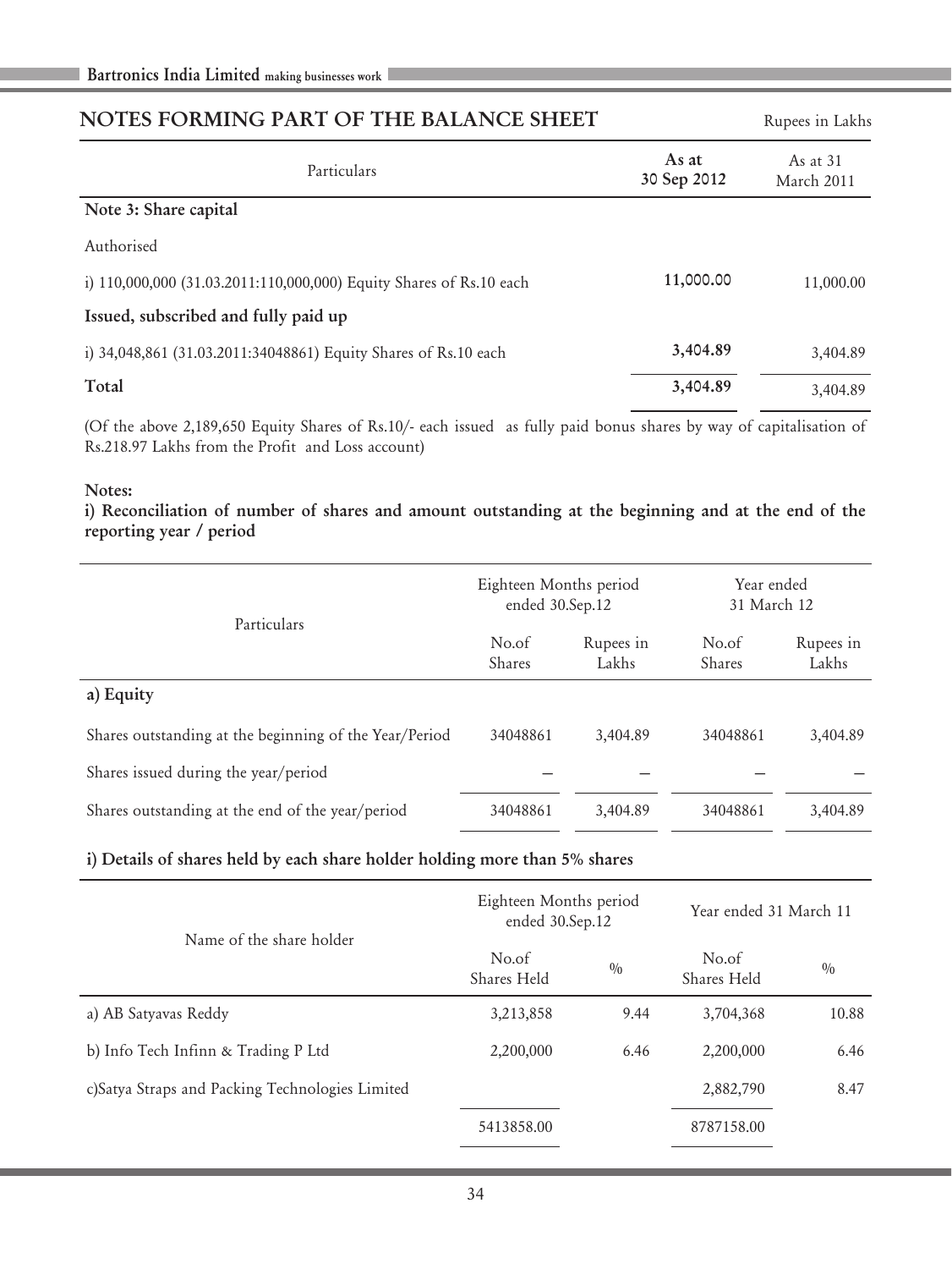## NOTES FORMING PART OF THE BALANCE SHEET

Rupees in Lakhs

| Particulars | As at 30 Sep 2012 | As at 31 March 2011 |
|---|---|---|
| **Note 3: Share capital** | | |
| Authorised | | |
| i) 110,000,000 (31.03.2011:110,000,000) Equity Shares of Rs.10 each | 11,000.00 | 11,000.00 |
| **Issued, subscribed and fully paid up** | | |
| i) 34,048,861 (31.03.2011:34048861) Equity Shares of Rs.10 each | 3,404.89 | 3,404.89 |
| **Total** | 3,404.89 | 3,404.89 |

(Of the above 2,189,650 Equity Shares of Rs.10/- each issued as fully paid bonus shares by way of capitalisation of Rs.218.97 Lakhs from the Profit and Loss account)

**Notes:**

**i) Reconciliation of number of shares and amount outstanding at the beginning and at the end of the reporting year / period**

| Particulars | Eighteen Months period ended 30.Sep.12 | | Year ended 31 March 12 | |
|---|---|---|---|---|
| | No.of Shares | Rupees in Lakhs | No.of Shares | Rupees in Lakhs |
| **a) Equity** | | | | |
| Shares outstanding at the beginning of the Year/Period | 34048861 | 3,404.89 | 34048861 | 3,404.89 |
| Shares issued during the year/period | – | – | – | – |
| Shares outstanding at the end of the year/period | 34048861 | 3,404.89 | 34048861 | 3,404.89 |

**i) Details of shares held by each share holder holding more than 5% shares**

| Name of the share holder | Eighteen Months period ended 30.Sep.12 | | Year ended 31 March 11 | |
|---|---|---|---|---|
| | No.of Shares Held | % | No.of Shares Held | % |
| a) AB Satyavas Reddy | 3,213,858 | 9.44 | 3,704,368 | 10.88 |
| b) Info Tech Infinn & Trading P Ltd | 2,200,000 | 6.46 | 2,200,000 | 6.46 |
| c)Satya Straps and Packing Technologies Limited | | | 2,882,790 | 8.47 |
| | 5413858.00 | | 8787158.00 | |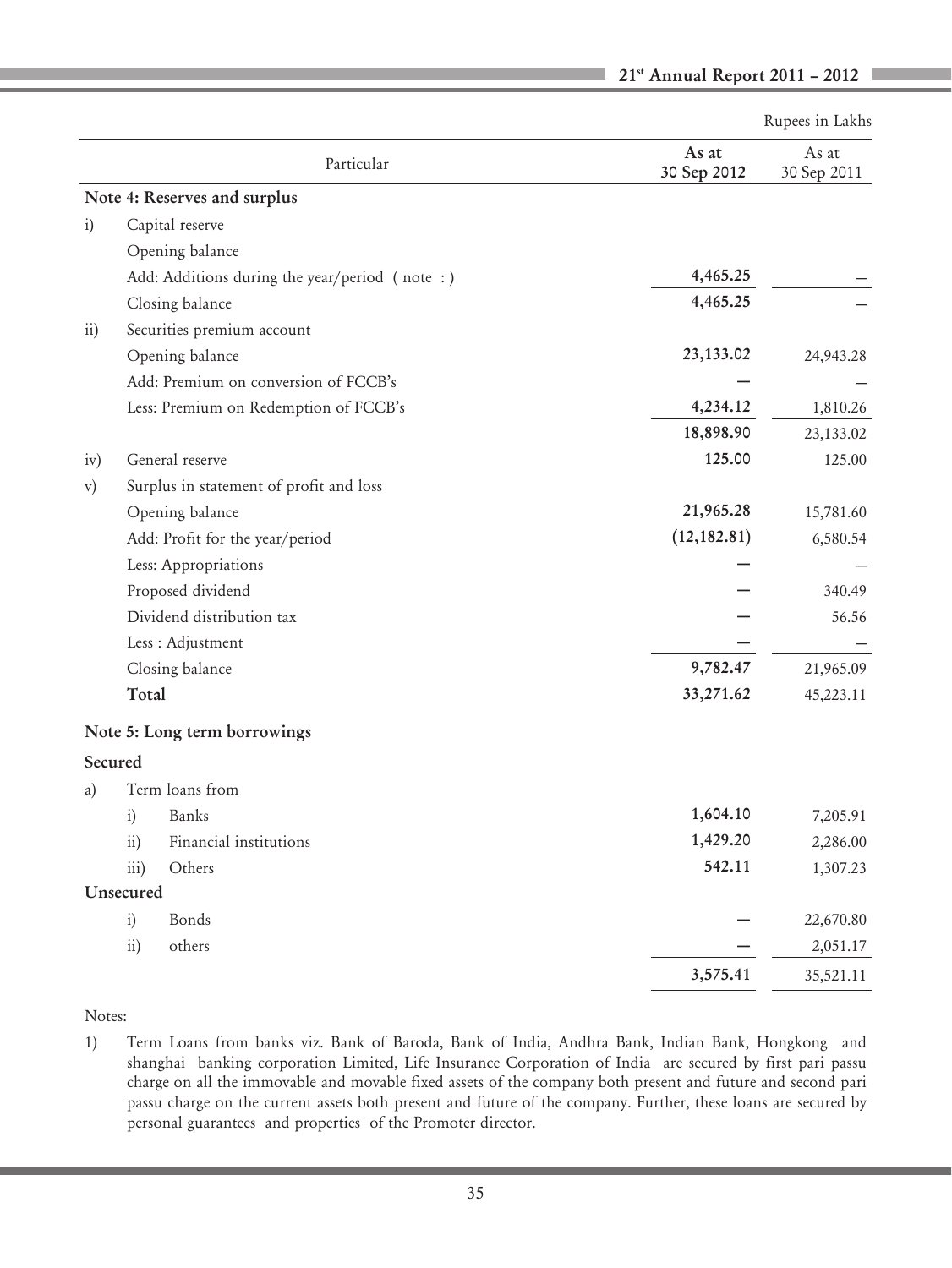Rupees in Lakhs

| | Particular | As at 30 Sep 2012 | As at 30 Sep 2011 |
|---|---|---|---|
| | **Note 4: Reserves and surplus** | | |
| i) | Capital reserve | | |
| | Opening balance | | |
| | Add: Additions during the year/period ( note : ) | **4,465.25** | – |
| | Closing balance | **4,465.25** | – |
| ii) | Securities premium account | | |
| | Opening balance | **23,133.02** | 24,943.28 |
| | Add: Premium on conversion of FCCB's | **—** | – |
| | Less: Premium on Redemption of FCCB's | **4,234.12** | 1,810.26 |
| | | **18,898.90** | 23,133.02 |
| iv) | General reserve | **125.00** | 125.00 |
| v) | Surplus in statement of profit and loss | | |
| | Opening balance | **21,965.28** | 15,781.60 |
| | Add: Profit for the year/period | **(12,182.81)** | 6,580.54 |
| | Less: Appropriations | **—** | – |
| | Proposed dividend | **—** | 340.49 |
| | Dividend distribution tax | **—** | 56.56 |
| | Less : Adjustment | **—** | – |
| | Closing balance | **9,782.47** | 21,965.09 |
| | **Total** | **33,271.62** | 45,223.11 |
| | **Note 5: Long term borrowings** | | |
| | **Secured** | | |
| a) | Term loans from | | |
| | i) Banks | **1,604.10** | 7,205.91 |
| | ii) Financial institutions | **1,429.20** | 2,286.00 |
| | iii) Others | **542.11** | 1,307.23 |
| | **Unsecured** | | |
| | i) Bonds | **—** | 22,670.80 |
| | ii) others | **—** | 2,051.17 |
| | | **3,575.41** | 35,521.11 |

Notes:

1) Term Loans from banks viz. Bank of Baroda, Bank of India, Andhra Bank, Indian Bank, Hongkong and shanghai banking corporation Limited, Life Insurance Corporation of India are secured by first pari passu charge on all the immovable and movable fixed assets of the company both present and future and second pari passu charge on the current assets both present and future of the company. Further, these loans are secured by personal guarantees and properties of the Promoter director.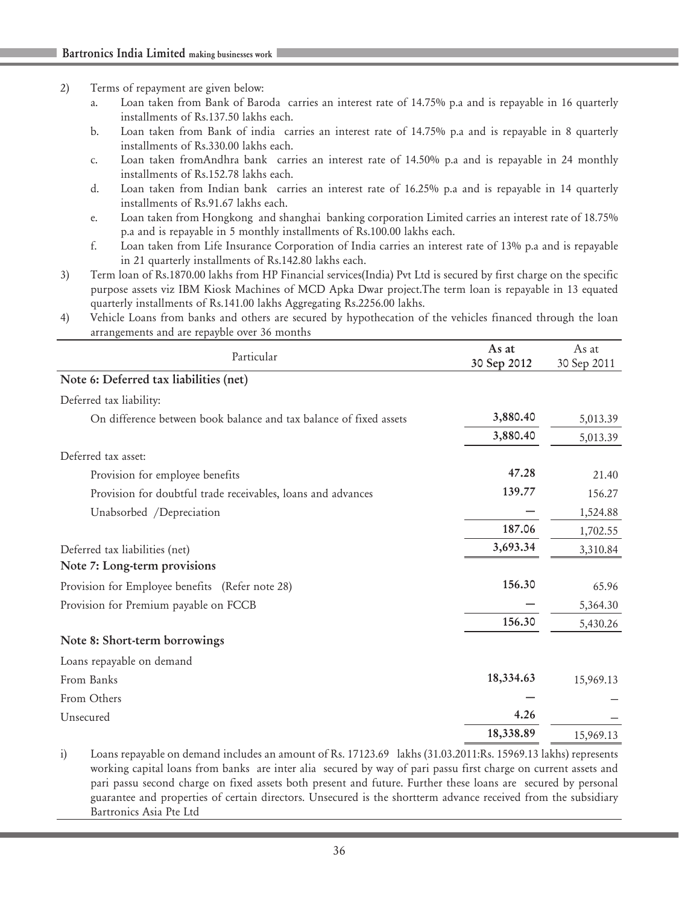2) Terms of repayment are given below:
   a. Loan taken from Bank of Baroda carries an interest rate of 14.75% p.a and is repayable in 16 quarterly installments of Rs.137.50 lakhs each.
   b. Loan taken from Bank of india carries an interest rate of 14.75% p.a and is repayable in 8 quarterly installments of Rs.330.00 lakhs each.
   c. Loan taken fromAndhra bank carries an interest rate of 14.50% p.a and is repayable in 24 monthly installments of Rs.152.78 lakhs each.
   d. Loan taken from Indian bank carries an interest rate of 16.25% p.a and is repayable in 14 quarterly installments of Rs.91.67 lakhs each.
   e. Loan taken from Hongkong and shanghai banking corporation Limited carries an interest rate of 18.75% p.a and is repayable in 5 monthly installments of Rs.100.00 lakhs each.
   f. Loan taken from Life Insurance Corporation of India carries an interest rate of 13% p.a and is repayable in 21 quarterly installments of Rs.142.80 lakhs each.
3) Term loan of Rs.1870.00 lakhs from HP Financial services(India) Pvt Ltd is secured by first charge on the specific purpose assets viz IBM Kiosk Machines of MCD Apka Dwar project.The term loan is repayable in 13 equated quarterly installments of Rs.141.00 lakhs Aggregating Rs.2256.00 lakhs.
4) Vehicle Loans from banks and others are secured by hypothecation of the vehicles financed through the loan arrangements and are repayble over 36 months

| Particular | As at 30 Sep 2012 | As at 30 Sep 2011 |
|---|---|---|
| **Note 6: Deferred tax liabilities (net)** | | |
| Deferred tax liability: | | |
| On difference between book balance and tax balance of fixed assets | **3,880.40** | 5,013.39 |
| | **3,880.40** | 5,013.39 |
| Deferred tax asset: | | |
| Provision for employee benefits | **47.28** | 21.40 |
| Provision for doubtful trade receivables, loans and advances | **139.77** | 156.27 |
| Unabsorbed /Depreciation | **–** | 1,524.88 |
| | **187.06** | 1,702.55 |
| Deferred tax liabilities (net) | **3,693.34** | 3,310.84 |
| **Note 7: Long-term provisions** | | |
| Provision for Employee benefits (Refer note 28) | **156.30** | 65.96 |
| Provision for Premium payable on FCCB | **–** | 5,364.30 |
| | **156.30** | 5,430.26 |
| **Note 8: Short-term borrowings** | | |
| Loans repayable on demand | | |
| From Banks | **18,334.63** | 15,969.13 |
| From Others | **–** | – |
| Unsecured | **4.26** | – |
| | **18,338.89** | 15,969.13 |

i) Loans repayable on demand includes an amount of Rs. 17123.69 lakhs (31.03.2011:Rs. 15969.13 lakhs) represents working capital loans from banks are inter alia secured by way of pari passu first charge on current assets and pari passu second charge on fixed assets both present and future. Further these loans are secured by personal guarantee and properties of certain directors. Unsecured is the shortterm advance received from the subsidiary Bartronics Asia Pte Ltd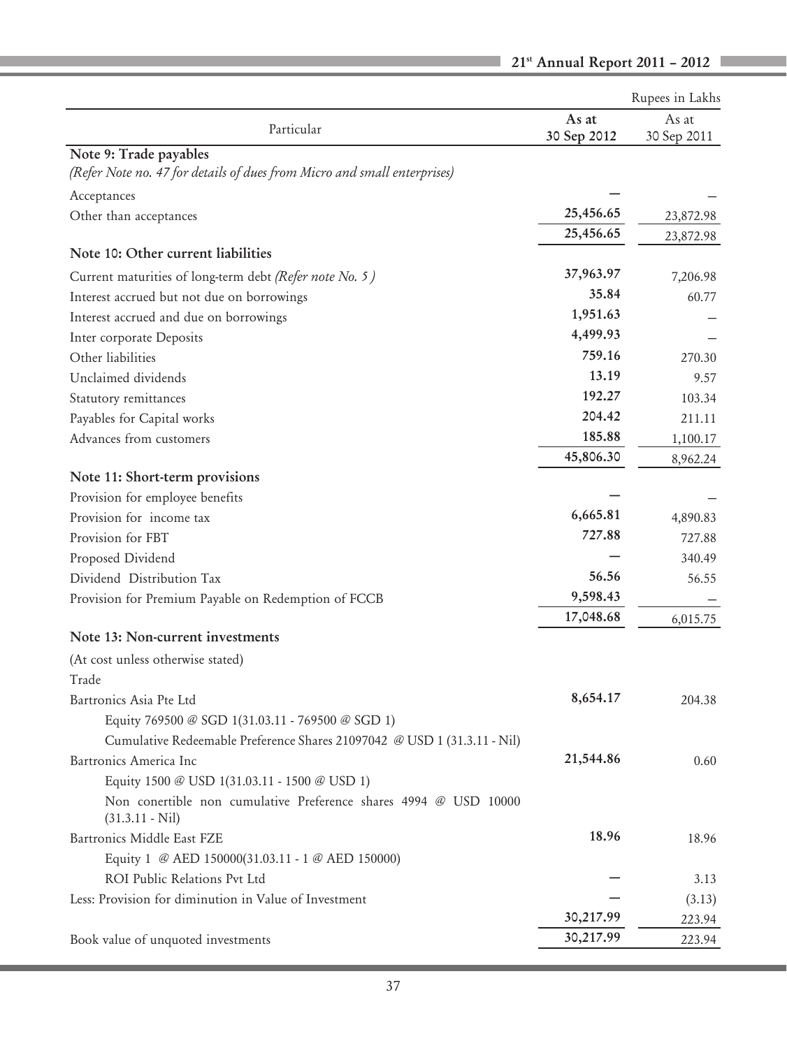Rupees in Lakhs

| Particular | As at 30 Sep 2012 | As at 30 Sep 2011 |
|---|---|---|
| **Note 9: Trade payables** | | |
| *(Refer Note no. 47 for details of dues from Micro and small enterprises)* | | |
| Acceptances | – | – |
| Other than acceptances | 25,456.65 | 23,872.98 |
| | 25,456.65 | 23,872.98 |
| **Note 10: Other current liabilities** | | |
| Current maturities of long-term debt *(Refer note No. 5 )* | 37,963.97 | 7,206.98 |
| Interest accrued but not due on borrowings | 35.84 | 60.77 |
| Interest accrued and due on borrowings | 1,951.63 | – |
| Inter corporate Deposits | 4,499.93 | – |
| Other liabilities | 759.16 | 270.30 |
| Unclaimed dividends | 13.19 | 9.57 |
| Statutory remittances | 192.27 | 103.34 |
| Payables for Capital works | 204.42 | 211.11 |
| Advances from customers | 185.88 | 1,100.17 |
| | 45,806.30 | 8,962.24 |
| **Note 11: Short-term provisions** | | |
| Provision for employee benefits | – | – |
| Provision for income tax | 6,665.81 | 4,890.83 |
| Provision for FBT | 727.88 | 727.88 |
| Proposed Dividend | – | 340.49 |
| Dividend Distribution Tax | 56.56 | 56.55 |
| Provision for Premium Payable on Redemption of FCCB | 9,598.43 | – |
| | 17,048.68 | 6,015.75 |
| **Note 13: Non-current investments** | | |
| (At cost unless otherwise stated) | | |
| Trade | | |
| Bartronics Asia Pte Ltd | 8,654.17 | 204.38 |
| Equity 769500 @ SGD 1(31.03.11 - 769500 @ SGD 1) | | |
| Cumulative Redeemable Preference Shares 21097042 @ USD 1 (31.3.11 - Nil) | | |
| Bartronics America Inc | 21,544.86 | 0.60 |
| Equity 1500 @ USD 1(31.03.11 - 1500 @ USD 1) | | |
| Non conertible non cumulative Preference shares 4994 @ USD 10000 (31.3.11 - Nil) | | |
| Bartronics Middle East FZE | 18.96 | 18.96 |
| Equity 1 @ AED 150000(31.03.11 - 1 @ AED 150000) | | |
| ROI Public Relations Pvt Ltd | – | 3.13 |
| Less: Provision for diminution in Value of Investment | – | (3.13) |
| | 30,217.99 | 223.94 |
| Book value of unquoted investments | 30,217.99 | 223.94 |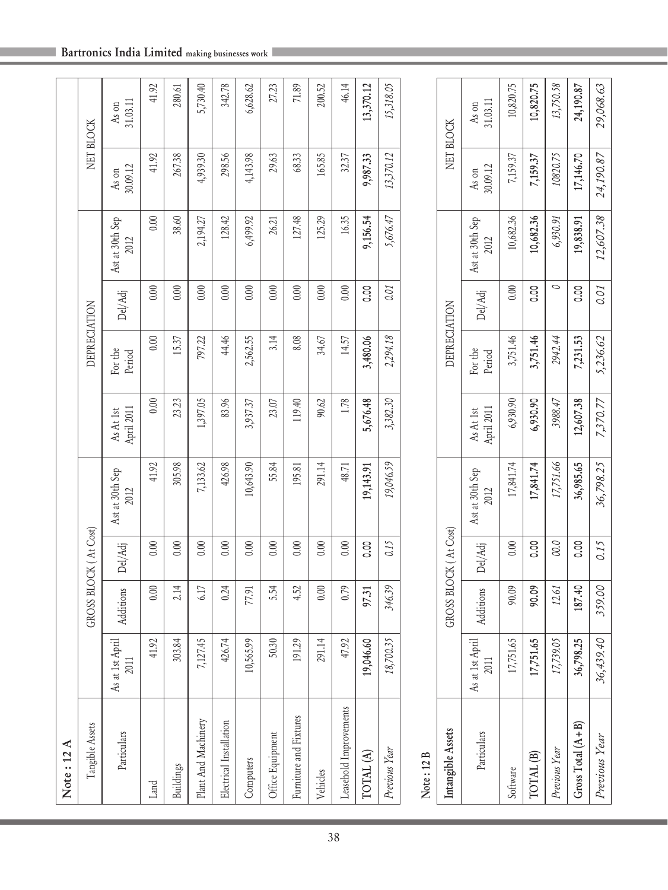## Note : 12 A

| Tangible Assets | GROSS BLOCK ( At Cost) | | | | DEPRECIATION | | | | NET BLOCK | |
|---|---|---|---|---|---|---|---|---|---|---|
| Particulars | As at 1st April 2011 | Additions | Del/Adj | Ast at 30th Sep 2012 | As At 1st April 2011 | For the Period | Del/Adj | Ast at 30th Sep 2012 | As on 30.09.12 | As on 31.03.11 |
| Land | 41.92 | 0.00 | 0.00 | 41.92 | 0.00 | 0.00 | 0.00 | 0.00 | 41.92 | 41.92 |
| Buildings | 303.84 | 2.14 | 0.00 | 305.98 | 23.23 | 15.37 | 0.00 | 38.60 | 267.38 | 280.61 |
| Plant And Machinery | 7,127.45 | 6.17 | 0.00 | 7,133.62 | 1,397.05 | 797.22 | 0.00 | 2,194.27 | 4,939.30 | 5,730.40 |
| Electrical Installation | 426.74 | 0.24 | 0.00 | 426.98 | 83.96 | 44.46 | 0.00 | 128.42 | 298.56 | 342.78 |
| Computers | 10,565.99 | 77.91 | 0.00 | 10,643.90 | 3,937.37 | 2,562.55 | 0.00 | 6,499.92 | 4,143.98 | 6,628.62 |
| Office Equipment | 50.30 | 5.54 | 0.00 | 55.84 | 23.07 | 3.14 | 0.00 | 26.21 | 29.63 | 27.23 |
| Furniture and Fixtures | 191.29 | 4.52 | 0.00 | 195.81 | 119.40 | 8.08 | 0.00 | 127.48 | 68.33 | 71.89 |
| Vehicles | 291.14 | 0.00 | 0.00 | 291.14 | 90.62 | 34.67 | 0.00 | 125.29 | 165.85 | 200.52 |
| Leasehold Improvements | 47.92 | 0.79 | 0.00 | 48.71 | 1.78 | 14.57 | 0.00 | 16.35 | 32.37 | 46.14 |
| **TOTAL (A)** | **19,046.60** | **97.31** | **0.00** | **19,143.91** | **5,676.48** | **3,480.06** | **0.00** | **9,156.54** | **9,987.33** | **13,370.12** |
| *Previous Year* | *18,700.35* | *346.39* | *0.15* | *19,046.59* | *3,382.30* | *2,294.18* | *0.01* | *5,676.47* | *13,370.12* | *15,318.05* |

## Note : 12 B

| Intangible Assets | GROSS BLOCK ( At Cost) | | | | DEPRECIATION | | | | NET BLOCK | |
|---|---|---|---|---|---|---|---|---|---|---|
| Particulars | As at 1st April 2011 | Additions | Del/Adj | Ast at 30th Sep 2012 | As At 1st April 2011 | For the Period | Del/Adj | Ast at 30th Sep 2012 | As on 30.09.12 | As on 31.03.11 |
| Software | 17,751.65 | 90.09 | 0.00 | 17,841.74 | 6,930.90 | 3,751.46 | 0.00 | 10,682.36 | 7,159.37 | 10,820.75 |
| **TOTAL (B)** | **17,751.65** | **90.09** | **0.00** | **17,841.74** | **6,930.90** | **3,751.46** | **0.00** | **10,682.36** | **7,159.37** | **10,820.75** |
| *Previous Year* | *17,739.05* | *12.61* | *00.0* | *17,751.66* | *3988.47* | *2942.44* | *0* | *6,930.91* | *10820.75* | *13,750.58* |
| **Gross Total (A+B)** | **36,798.25** | **187.40** | **0.00** | **36,985.65** | **12,607.38** | **7,231.53** | **0.00** | **19,838.91** | **17,146.70** | **24,190.87** |
| *Previous Year* | *36,439.40* | *359.00* | *0.15* | *36,798.25* | *7,370.77* | *5,236.62* | *0.01* | *12,607.38* | *24,190.87* | *29,068.63* |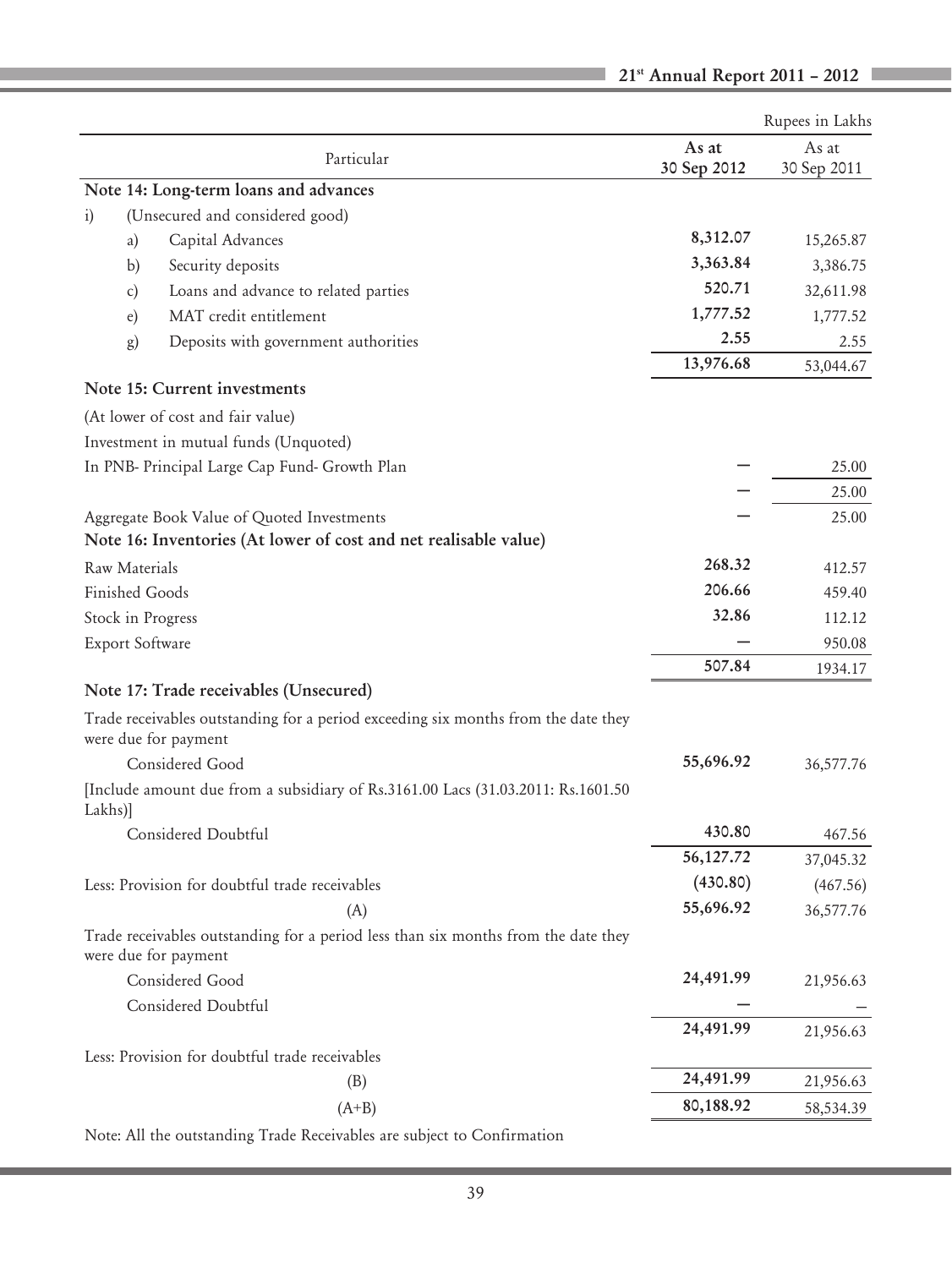Rupees in Lakhs

| Particular | As at 30 Sep 2012 | As at 30 Sep 2011 |
|---|---|---|
| **Note 14: Long-term loans and advances** | | |
| i) (Unsecured and considered good) | | |
| a) Capital Advances | **8,312.07** | 15,265.87 |
| b) Security deposits | **3,363.84** | 3,386.75 |
| c) Loans and advance to related parties | **520.71** | 32,611.98 |
| e) MAT credit entitlement | **1,777.52** | 1,777.52 |
| g) Deposits with government authorities | **2.55** | 2.55 |
| | **13,976.68** | 53,044.67 |
| **Note 15: Current investments** | | |
| (At lower of cost and fair value) | | |
| Investment in mutual funds (Unquoted) | | |
| In PNB- Principal Large Cap Fund- Growth Plan | – | 25.00 |
| | – | 25.00 |
| Aggregate Book Value of Quoted Investments | – | 25.00 |
| **Note 16: Inventories (At lower of cost and net realisable value)** | | |
| Raw Materials | **268.32** | 412.57 |
| Finished Goods | **206.66** | 459.40 |
| Stock in Progress | **32.86** | 112.12 |
| Export Software | – | 950.08 |
| | **507.84** | 1934.17 |
| **Note 17: Trade receivables (Unsecured)** | | |
| Trade receivables outstanding for a period exceeding six months from the date they were due for payment | | |
| Considered Good | **55,696.92** | 36,577.76 |
| [Include amount due from a subsidiary of Rs.3161.00 Lacs (31.03.2011: Rs.1601.50 Lakhs)] | | |
| Considered Doubtful | **430.80** | 467.56 |
| | **56,127.72** | 37,045.32 |
| Less: Provision for doubtful trade receivables | **(430.80)** | (467.56) |
| (A) | **55,696.92** | 36,577.76 |
| Trade receivables outstanding for a period less than six months from the date they were due for payment | | |
| Considered Good | **24,491.99** | 21,956.63 |
| Considered Doubtful | – | – |
| | **24,491.99** | 21,956.63 |
| Less: Provision for doubtful trade receivables | | |
| (B) | **24,491.99** | 21,956.63 |
| (A+B) | **80,188.92** | 58,534.39 |

Note: All the outstanding Trade Receivables are subject to Confirmation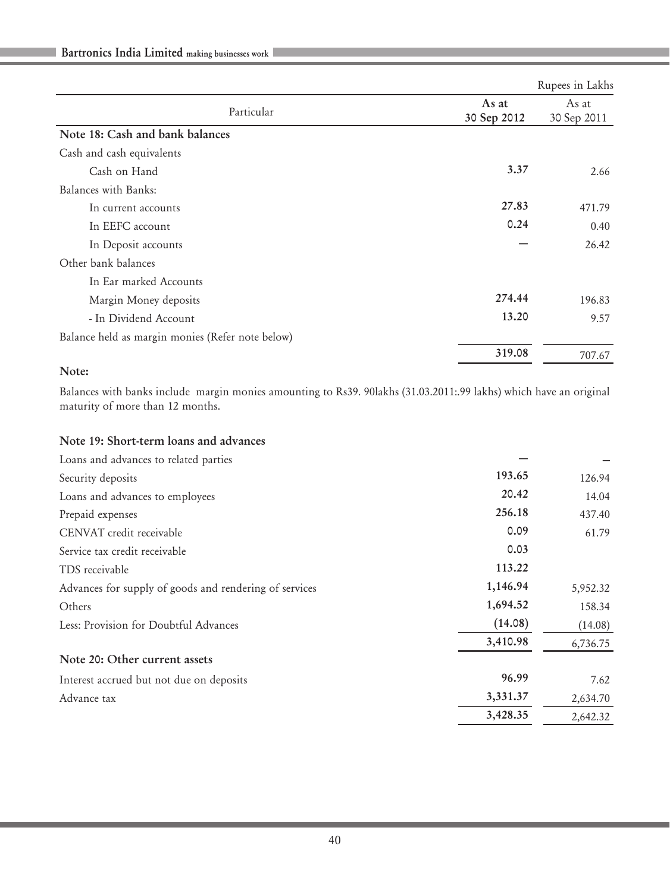Rupees in Lakhs

| Particular | As at 30 Sep 2012 | As at 30 Sep 2011 |
|---|---|---|
| **Note 18: Cash and bank balances** | | |
| Cash and cash equivalents | | |
| Cash on Hand | 3.37 | 2.66 |
| Balances with Banks: | | |
| In current accounts | 27.83 | 471.79 |
| In EEFC account | 0.24 | 0.40 |
| In Deposit accounts | — | 26.42 |
| Other bank balances | | |
| In Ear marked Accounts | | |
| Margin Money deposits | 274.44 | 196.83 |
| - In Dividend Account | 13.20 | 9.57 |
| Balance held as margin monies (Refer note below) | | |
| | 319.08 | 707.67 |

**Note:**

Balances with banks include margin monies amounting to Rs39. 90lakhs (31.03.2011:.99 lakhs) which have an original maturity of more than 12 months.

| Particular | As at 30 Sep 2012 | As at 30 Sep 2011 |
|---|---|---|
| **Note 19: Short-term loans and advances** | | |
| Loans and advances to related parties | — | — |
| Security deposits | 193.65 | 126.94 |
| Loans and advances to employees | 20.42 | 14.04 |
| Prepaid expenses | 256.18 | 437.40 |
| CENVAT credit receivable | 0.09 | 61.79 |
| Service tax credit receivable | 0.03 | |
| TDS receivable | 113.22 | |
| Advances for supply of goods and rendering of services | 1,146.94 | 5,952.32 |
| Others | 1,694.52 | 158.34 |
| Less: Provision for Doubtful Advances | (14.08) | (14.08) |
| | 3,410.98 | 6,736.75 |
| **Note 20: Other current assets** | | |
| Interest accrued but not due on deposits | 96.99 | 7.62 |
| Advance tax | 3,331.37 | 2,634.70 |
| | 3,428.35 | 2,642.32 |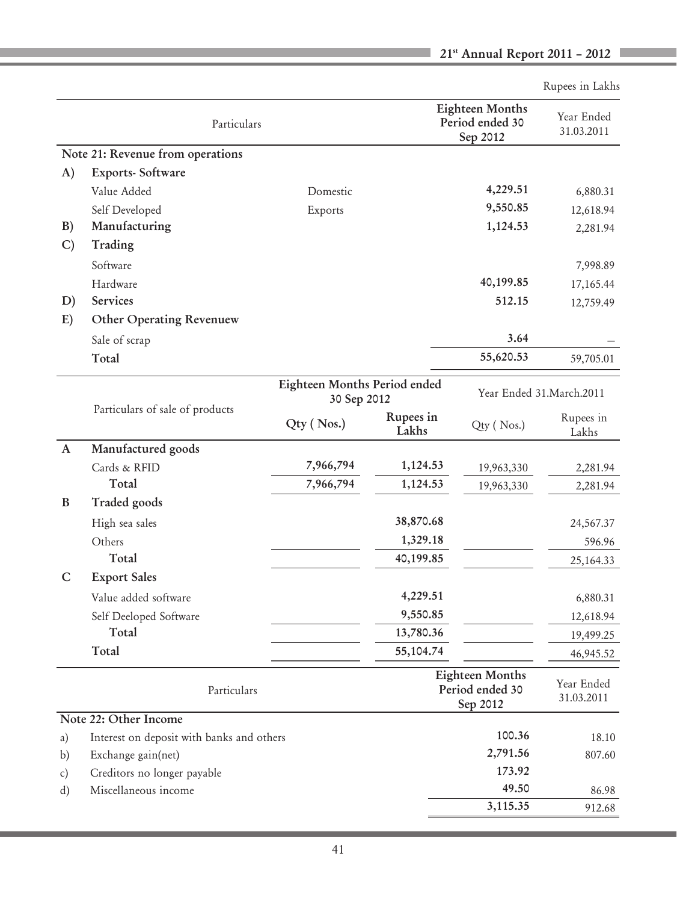Rupees in Lakhs

| | Particulars | | Eighteen Months Period ended 30 Sep 2012 | Year Ended 31.03.2011 |
|---|---|---|---|---|
| | **Note 21: Revenue from operations** | | | |
| **A)** | **Exports- Software** | | | |
| | Value Added | Domestic | **4,229.51** | 6,880.31 |
| | Self Developed | Exports | **9,550.85** | 12,618.94 |
| **B)** | **Manufacturing** | | **1,124.53** | 2,281.94 |
| **C)** | **Trading** | | | |
| | Software | | | 7,998.89 |
| | Hardware | | **40,199.85** | 17,165.44 |
| **D)** | **Services** | | **512.15** | 12,759.49 |
| **E)** | **Other Operating Revenuew** | | | |
| | Sale of scrap | | **3.64** | – |
| | **Total** | | **55,620.53** | 59,705.01 |

| | Particulars of sale of products | Eighteen Months Period ended 30 Sep 2012 | | Year Ended 31.March.2011 | |
|---|---|---|---|---|---|
| | | Qty ( Nos.) | Rupees in Lakhs | Qty ( Nos.) | Rupees in Lakhs |
| **A** | **Manufactured goods** | | | | |
| | Cards & RFID | **7,966,794** | **1,124.53** | 19,963,330 | 2,281.94 |
| | **Total** | **7,966,794** | **1,124.53** | 19,963,330 | 2,281.94 |
| **B** | **Traded goods** | | | | |
| | High sea sales | | **38,870.68** | | 24,567.37 |
| | Others | | **1,329.18** | | 596.96 |
| | **Total** | | **40,199.85** | | 25,164.33 |
| **C** | **Export Sales** | | | | |
| | Value added software | | **4,229.51** | | 6,880.31 |
| | Self Deeloped Software | | **9,550.85** | | 12,618.94 |
| | **Total** | | **13,780.36** | | 19,499.25 |
| | **Total** | | **55,104.74** | | 46,945.52 |

| | Particulars | Eighteen Months Period ended 30 Sep 2012 | Year Ended 31.03.2011 |
|---|---|---|---|
| | **Note 22: Other Income** | | |
| a) | Interest on deposit with banks and others | **100.36** | 18.10 |
| b) | Exchange gain(net) | **2,791.56** | 807.60 |
| c) | Creditors no longer payable | **173.92** | |
| d) | Miscellaneous income | **49.50** | 86.98 |
| | | **3,115.35** | 912.68 |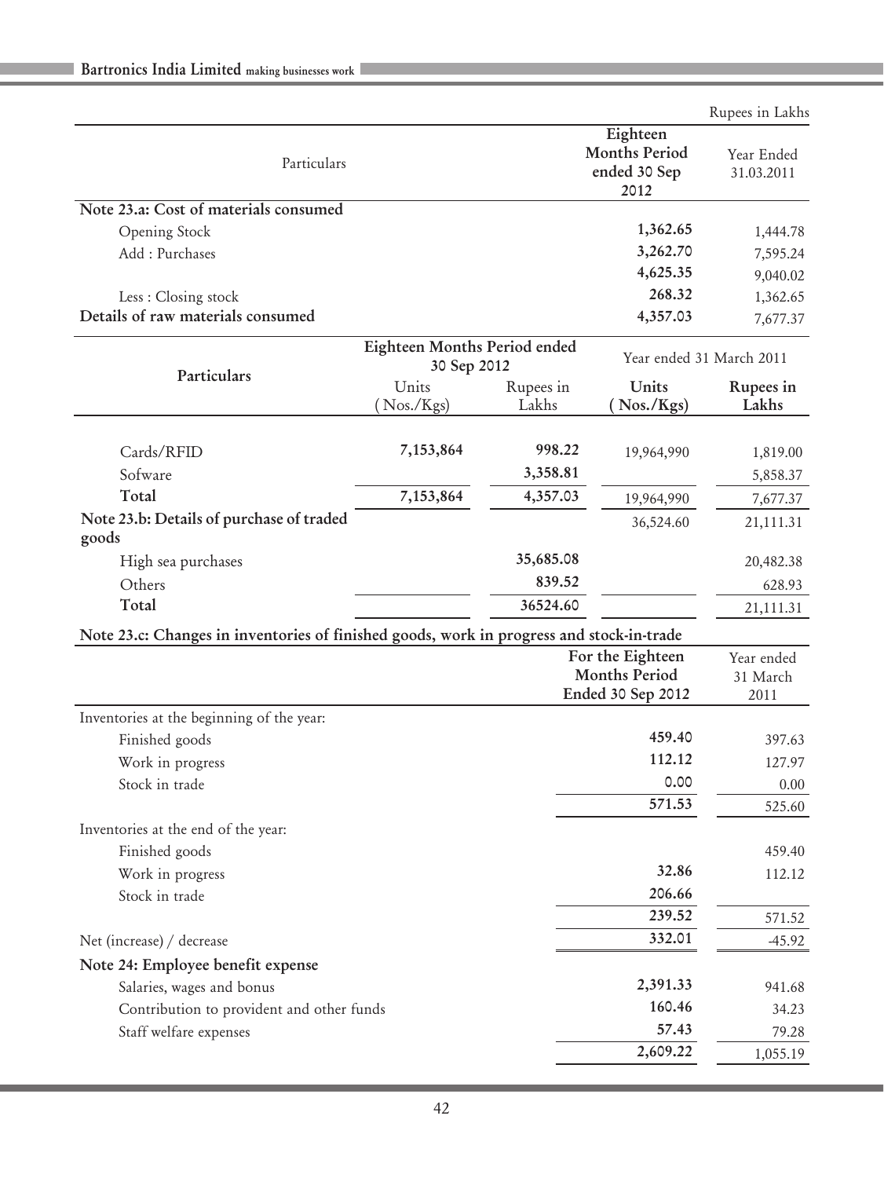Rupees in Lakhs

| Particulars | Eighteen Months Period ended 30 Sep 2012 | Year Ended 31.03.2011 |
|---|---|---|
| **Note 23.a: Cost of materials consumed** | | |
| Opening Stock | 1,362.65 | 1,444.78 |
| Add : Purchases | 3,262.70 | 7,595.24 |
| | 4,625.35 | 9,040.02 |
| Less : Closing stock | 268.32 | 1,362.65 |
| **Details of raw materials consumed** | 4,357.03 | 7,677.37 |

| Particulars | Eighteen Months Period ended 30 Sep 2012 | | Year ended 31 March 2011 | |
|---|---|---|---|---|
| | Units (Nos./Kgs) | Rupees in Lakhs | Units (Nos./Kgs) | Rupees in Lakhs |
| Cards/RFID | 7,153,864 | 998.22 | 19,964,990 | 1,819.00 |
| Sofware | | 3,358.81 | | 5,858.37 |
| **Total** | 7,153,864 | 4,357.03 | 19,964,990 | 7,677.37 |
| **Note 23.b: Details of purchase of traded goods** | | | 36,524.60 | 21,111.31 |
| High sea purchases | | 35,685.08 | | 20,482.38 |
| Others | | 839.52 | | 628.93 |
| **Total** | | 36524.60 | | 21,111.31 |

**Note 23.c: Changes in inventories of finished goods, work in progress and stock-in-trade**

| | For the Eighteen Months Period Ended 30 Sep 2012 | Year ended 31 March 2011 |
|---|---|---|
| Inventories at the beginning of the year: | | |
| Finished goods | 459.40 | 397.63 |
| Work in progress | 112.12 | 127.97 |
| Stock in trade | 0.00 | 0.00 |
| | 571.53 | 525.60 |
| Inventories at the end of the year: | | |
| Finished goods | | 459.40 |
| Work in progress | 32.86 | 112.12 |
| Stock in trade | 206.66 | |
| | 239.52 | 571.52 |
| Net (increase) / decrease | 332.01 | -45.92 |
| **Note 24: Employee benefit expense** | | |
| Salaries, wages and bonus | 2,391.33 | 941.68 |
| Contribution to provident and other funds | 160.46 | 34.23 |
| Staff welfare expenses | 57.43 | 79.28 |
| | 2,609.22 | 1,055.19 |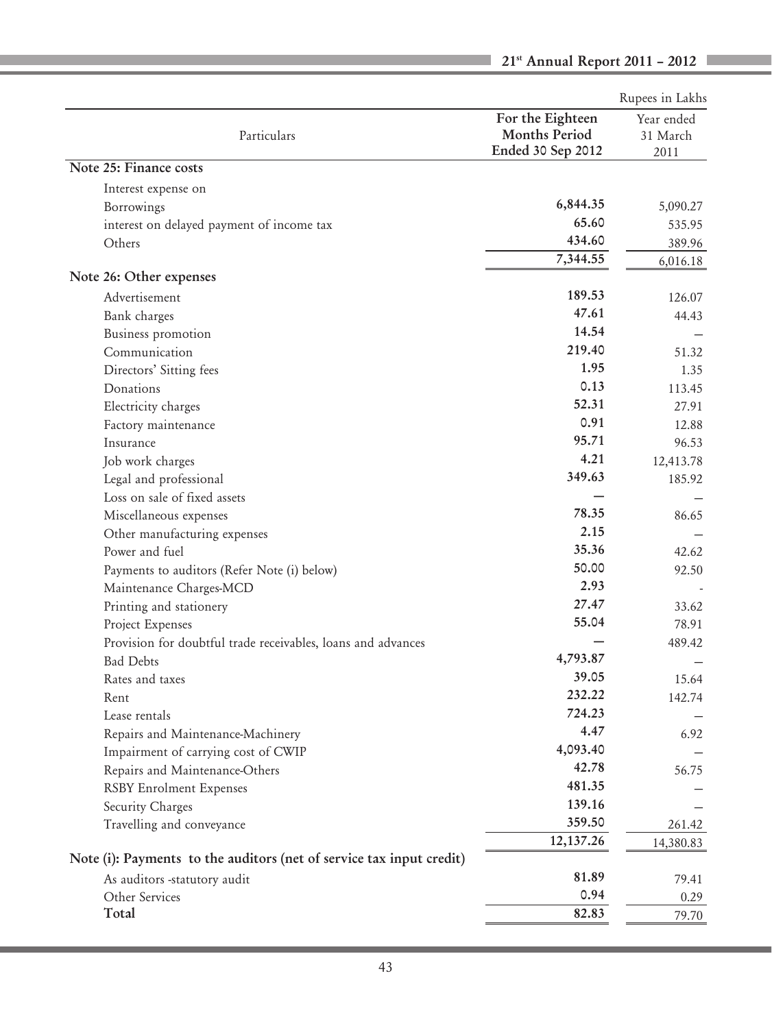Rupees in Lakhs

| Particulars | For the Eighteen Months Period Ended 30 Sep 2012 | Year ended 31 March 2011 |
|---|---|---|
| **Note 25: Finance costs** | | |
| Interest expense on | | |
| Borrowings | 6,844.35 | 5,090.27 |
| interest on delayed payment of income tax | 65.60 | 535.95 |
| Others | 434.60 | 389.96 |
| | 7,344.55 | 6,016.18 |
| **Note 26: Other expenses** | | |
| Advertisement | 189.53 | 126.07 |
| Bank charges | 47.61 | 44.43 |
| Business promotion | 14.54 | – |
| Communication | 219.40 | 51.32 |
| Directors' Sitting fees | 1.95 | 1.35 |
| Donations | 0.13 | 113.45 |
| Electricity charges | 52.31 | 27.91 |
| Factory maintenance | 0.91 | 12.88 |
| Insurance | 95.71 | 96.53 |
| Job work charges | 4.21 | 12,413.78 |
| Legal and professional | 349.63 | 185.92 |
| Loss on sale of fixed assets | – | – |
| Miscellaneous expenses | 78.35 | 86.65 |
| Other manufacturing expenses | 2.15 | – |
| Power and fuel | 35.36 | 42.62 |
| Payments to auditors (Refer Note (i) below) | 50.00 | 92.50 |
| Maintenance Charges-MCD | 2.93 | - |
| Printing and stationery | 27.47 | 33.62 |
| Project Expenses | 55.04 | 78.91 |
| Provision for doubtful trade receivables, loans and advances | – | 489.42 |
| Bad Debts | 4,793.87 | – |
| Rates and taxes | 39.05 | 15.64 |
| Rent | 232.22 | 142.74 |
| Lease rentals | 724.23 | – |
| Repairs and Maintenance-Machinery | 4.47 | 6.92 |
| Impairment of carrying cost of CWIP | 4,093.40 | – |
| Repairs and Maintenance-Others | 42.78 | 56.75 |
| RSBY Enrolment Expenses | 481.35 | – |
| Security Charges | 139.16 | – |
| Travelling and conveyance | 359.50 | 261.42 |
| | 12,137.26 | 14,380.83 |
| **Note (i): Payments to the auditors (net of service tax input credit)** | | |
| As auditors -statutory audit | 81.89 | 79.41 |
| Other Services | 0.94 | 0.29 |
| **Total** | 82.83 | 79.70 |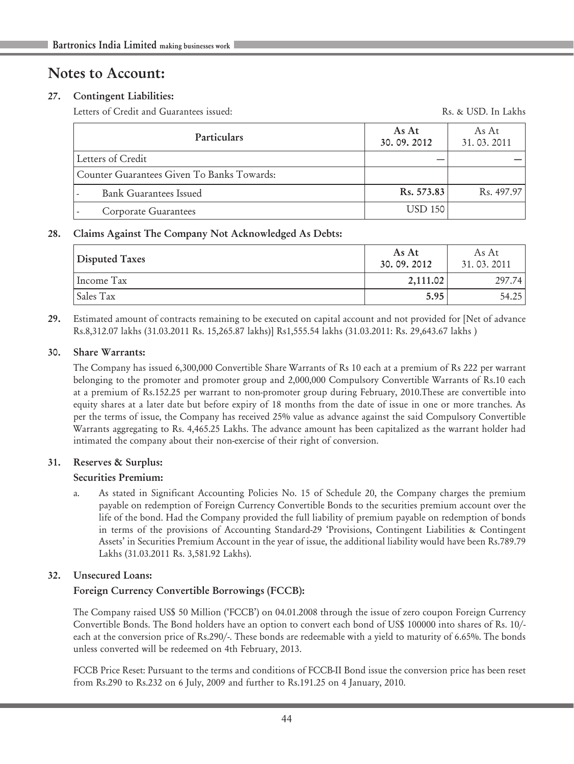# Notes to Account:

**27. Contingent Liabilities:**

Letters of Credit and Guarantees issued: Rs. & USD. In Lakhs

| Particulars | As At 30. 09. 2012 | As At 31. 03. 2011 |
|---|---|---|
| Letters of Credit | — | — |
| Counter Guarantees Given To Banks Towards: | | |
| - Bank Guarantees Issued | **Rs. 573.83** | Rs. 497.97 |
| - Corporate Guarantees | USD 150 | |

**28. Claims Against The Company Not Acknowledged As Debts:**

| Disputed Taxes | As At 30. 09. 2012 | As At 31. 03. 2011 |
|---|---|---|
| Income Tax | **2,111.02** | 297.74 |
| Sales Tax | **5.95** | 54.25 |

**29.** Estimated amount of contracts remaining to be executed on capital account and not provided for [Net of advance Rs.8,312.07 lakhs (31.03.2011 Rs. 15,265.87 lakhs)] Rs1,555.54 lakhs (31.03.2011: Rs. 29,643.67 lakhs )

**30. Share Warrants:**

The Company has issued 6,300,000 Convertible Share Warrants of Rs 10 each at a premium of Rs 222 per warrant belonging to the promoter and promoter group and 2,000,000 Compulsory Convertible Warrants of Rs.10 each at a premium of Rs.152.25 per warrant to non-promoter group during February, 2010.These are convertible into equity shares at a later date but before expiry of 18 months from the date of issue in one or more tranches. As per the terms of issue, the Company has received 25% value as advance against the said Compulsory Convertible Warrants aggregating to Rs. 4,465.25 Lakhs. The advance amount has been capitalized as the warrant holder had intimated the company about their non-exercise of their right of conversion.

**31. Reserves & Surplus:**

**Securities Premium:**

a. As stated in Significant Accounting Policies No. 15 of Schedule 20, the Company charges the premium payable on redemption of Foreign Currency Convertible Bonds to the securities premium account over the life of the bond. Had the Company provided the full liability of premium payable on redemption of bonds in terms of the provisions of Accounting Standard-29 'Provisions, Contingent Liabilities & Contingent Assets' in Securities Premium Account in the year of issue, the additional liability would have been Rs.789.79 Lakhs (31.03.2011 Rs. 3,581.92 Lakhs).

**32. Unsecured Loans:**

**Foreign Currency Convertible Borrowings (FCCB):**

The Company raised US$ 50 Million ('FCCB') on 04.01.2008 through the issue of zero coupon Foreign Currency Convertible Bonds. The Bond holders have an option to convert each bond of US$ 100000 into shares of Rs. 10/- each at the conversion price of Rs.290/-. These bonds are redeemable with a yield to maturity of 6.65%. The bonds unless converted will be redeemed on 4th February, 2013.

FCCB Price Reset: Pursuant to the terms and conditions of FCCB-II Bond issue the conversion price has been reset from Rs.290 to Rs.232 on 6 July, 2009 and further to Rs.191.25 on 4 January, 2010.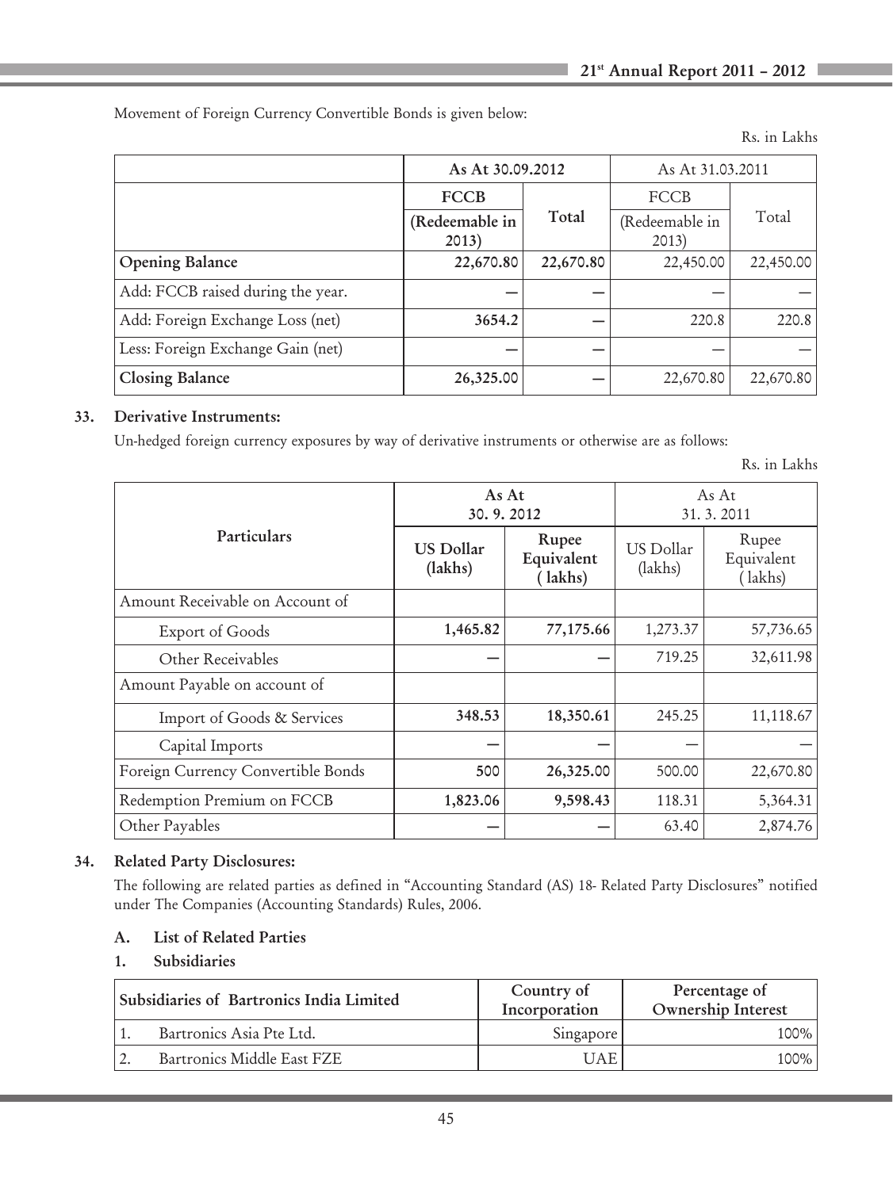Movement of Foreign Currency Convertible Bonds is given below:

Rs. in Lakhs

| | As At 30.09.2012 | | As At 31.03.2011 | |
|---|---|---|---|---|
| | **FCCB (Redeemable in 2013)** | **Total** | FCCB (Redeemable in 2013) | Total |
| **Opening Balance** | **22,670.80** | **22,670.80** | 22,450.00 | 22,450.00 |
| Add: FCCB raised during the year. | — | — | — | — |
| Add: Foreign Exchange Loss (net) | **3654.2** | — | 220.8 | 220.8 |
| Less: Foreign Exchange Gain (net) | — | — | — | — |
| **Closing Balance** | **26,325.00** | — | 22,670.80 | 22,670.80 |

## 33. Derivative Instruments:

Un-hedged foreign currency exposures by way of derivative instruments or otherwise are as follows:

Rs. in Lakhs

| Particulars | As At 30. 9. 2012 | | As At 31. 3. 2011 | |
|---|---|---|---|---|
| | **US Dollar (lakhs)** | **Rupee Equivalent ( lakhs)** | US Dollar (lakhs) | Rupee Equivalent ( lakhs) |
| Amount Receivable on Account of | | | | |
| Export of Goods | **1,465.82** | **77,175.66** | 1,273.37 | 57,736.65 |
| Other Receivables | — | — | 719.25 | 32,611.98 |
| Amount Payable on account of | | | | |
| Import of Goods & Services | **348.53** | **18,350.61** | 245.25 | 11,118.67 |
| Capital Imports | — | — | — | — |
| Foreign Currency Convertible Bonds | **500** | **26,325.00** | 500.00 | 22,670.80 |
| Redemption Premium on FCCB | **1,823.06** | **9,598.43** | 118.31 | 5,364.31 |
| Other Payables | — | — | 63.40 | 2,874.76 |

## 34. Related Party Disclosures:

The following are related parties as defined in "Accounting Standard (AS) 18- Related Party Disclosures" notified under The Companies (Accounting Standards) Rules, 2006.

### A. List of Related Parties

### 1. Subsidiaries

| Subsidiaries of Bartronics India Limited | Country of Incorporation | Percentage of Ownership Interest |
|---|---|---|
| 1. Bartronics Asia Pte Ltd. | Singapore | 100% |
| 2. Bartronics Middle East FZE | UAE | 100% |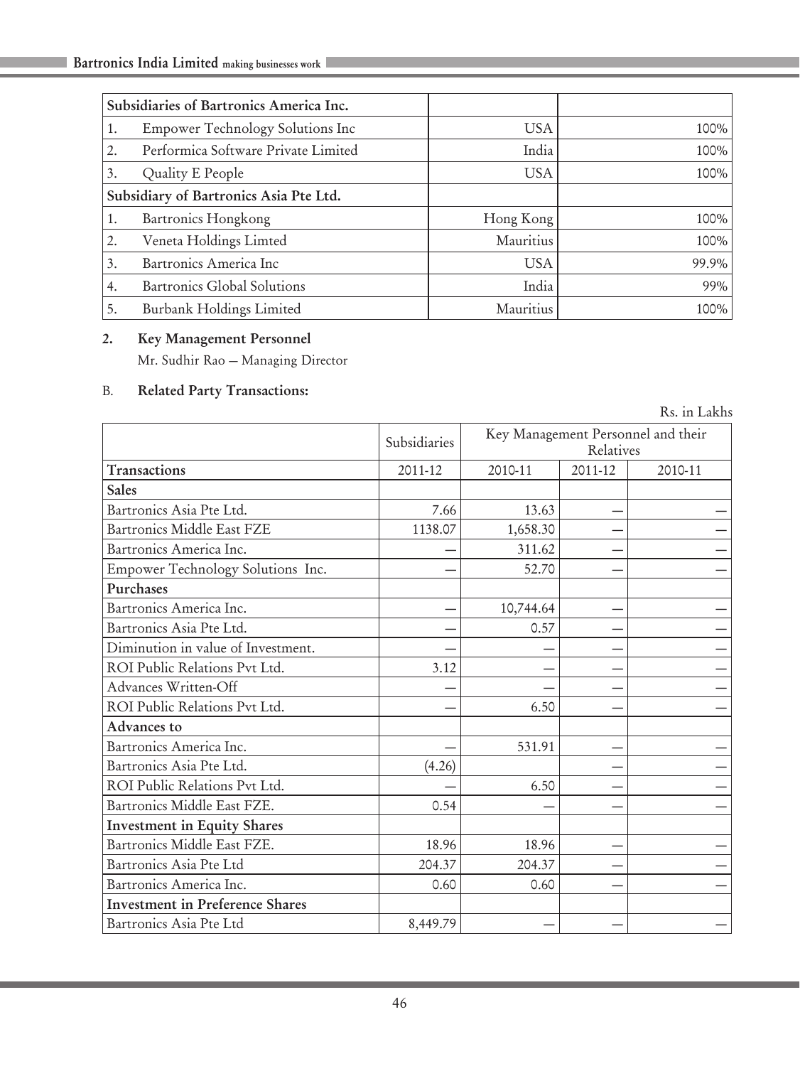| Subsidiaries of Bartronics America Inc. | | |
|---|---|---|
| 1. Empower Technology Solutions Inc | USA | 100% |
| 2. Performica Software Private Limited | India | 100% |
| 3. Quality E People | USA | 100% |
| **Subsidiary of Bartronics Asia Pte Ltd.** | | |
| 1. Bartronics Hongkong | Hong Kong | 100% |
| 2. Veneta Holdings Limted | Mauritius | 100% |
| 3. Bartronics America Inc | USA | 99.9% |
| 4. Bartronics Global Solutions | India | 99% |
| 5. Burbank Holdings Limited | Mauritius | 100% |

**2. Key Management Personnel**

Mr. Sudhir Rao – Managing Director

B. **Related Party Transactions:**

Rs. in Lakhs

| | Subsidiaries | | Key Management Personnel and their Relatives | |
|---|---|---|---|---|
| **Transactions** | 2011-12 | 2010-11 | 2011-12 | 2010-11 |
| **Sales** | | | | |
| Bartronics Asia Pte Ltd. | 7.66 | 13.63 | – | – |
| Bartronics Middle East FZE | 1138.07 | 1,658.30 | – | – |
| Bartronics America Inc. | – | 311.62 | – | – |
| Empower Technology Solutions Inc. | – | 52.70 | – | – |
| **Purchases** | | | | |
| Bartronics America Inc. | – | 10,744.64 | – | – |
| Bartronics Asia Pte Ltd. | – | 0.57 | – | – |
| Diminution in value of Investment. | – | – | – | – |
| ROI Public Relations Pvt Ltd. | 3.12 | – | – | – |
| Advances Written-Off | – | – | – | – |
| ROI Public Relations Pvt Ltd. | – | 6.50 | – | – |
| **Advances to** | | | | |
| Bartronics America Inc. | – | 531.91 | – | – |
| Bartronics Asia Pte Ltd. | (4.26) | | – | – |
| ROI Public Relations Pvt Ltd. | – | 6.50 | – | – |
| Bartronics Middle East FZE. | 0.54 | – | – | – |
| **Investment in Equity Shares** | | | | |
| Bartronics Middle East FZE. | 18.96 | 18.96 | – | – |
| Bartronics Asia Pte Ltd | 204.37 | 204.37 | – | – |
| Bartronics America Inc. | 0.60 | 0.60 | – | – |
| **Investment in Preference Shares** | | | | |
| Bartronics Asia Pte Ltd | 8,449.79 | – | – | – |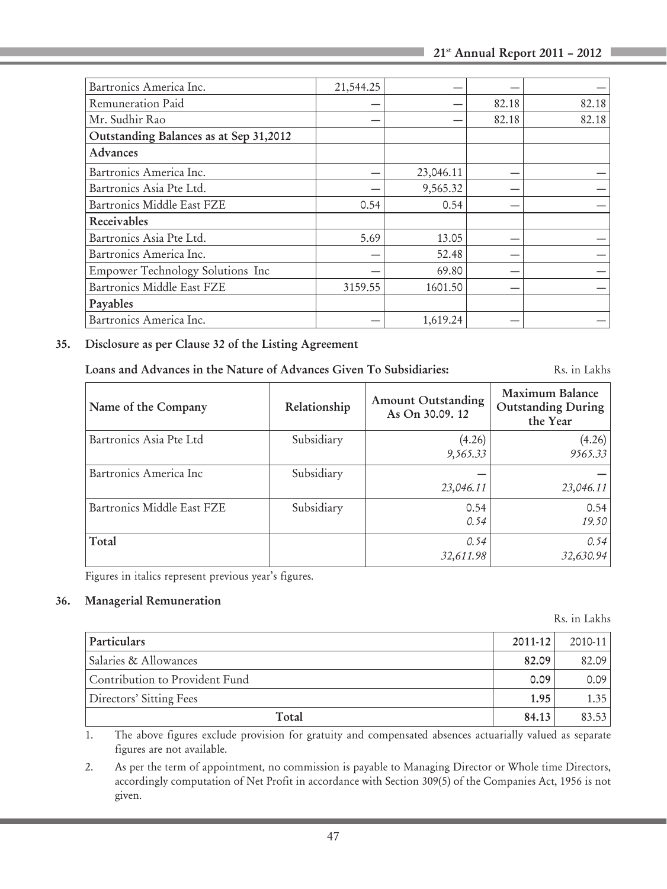| | | | | |
|---|---|---|---|---|
| Bartronics America Inc. | 21,544.25 | — | — | — |
| Remuneration Paid | — | — | 82.18 | 82.18 |
| Mr. Sudhir Rao | — | — | 82.18 | 82.18 |
| **Outstanding Balances as at Sep 31,2012** | | | | |
| **Advances** | | | | |
| Bartronics America Inc. | — | 23,046.11 | — | — |
| Bartronics Asia Pte Ltd. | — | 9,565.32 | — | — |
| Bartronics Middle East FZE | 0.54 | 0.54 | — | — |
| **Receivables** | | | | |
| Bartronics Asia Pte Ltd. | 5.69 | 13.05 | — | — |
| Bartronics America Inc. | — | 52.48 | — | — |
| Empower Technology Solutions Inc | — | 69.80 | — | — |
| Bartronics Middle East FZE | 3159.55 | 1601.50 | — | — |
| **Payables** | | | | |
| Bartronics America Inc. | — | 1,619.24 | — | — |

**35. Disclosure as per Clause 32 of the Listing Agreement**

**Loans and Advances in the Nature of Advances Given To Subsidiaries:** Rs. in Lakhs

| Name of the Company | Relationship | Amount Outstanding As On 30.09. 12 | Maximum Balance Outstanding During the Year |
|---|---|---|---|
| Bartronics Asia Pte Ltd | Subsidiary | (4.26)<br>*9,565.33* | (4.26)<br>*9565.33* |
| Bartronics America Inc | Subsidiary | —<br>*23,046.11* | —<br>*23,046.11* |
| Bartronics Middle East FZE | Subsidiary | 0.54<br>*0.54* | 0.54<br>*19.50* |
| **Total** | | *0.54*<br>*32,611.98* | *0.54*<br>*32,630.94* |

Figures in italics represent previous year's figures.

**36. Managerial Remuneration**

Rs. in Lakhs

| Particulars | 2011-12 | 2010-11 |
|---|---|---|
| Salaries & Allowances | **82.09** | 82.09 |
| Contribution to Provident Fund | **0.09** | 0.09 |
| Directors' Sitting Fees | **1.95** | 1.35 |
| **Total** | **84.13** | 83.53 |

1. The above figures exclude provision for gratuity and compensated absences actuarially valued as separate figures are not available.

2. As per the term of appointment, no commission is payable to Managing Director or Whole time Directors, accordingly computation of Net Profit in accordance with Section 309(5) of the Companies Act, 1956 is not given.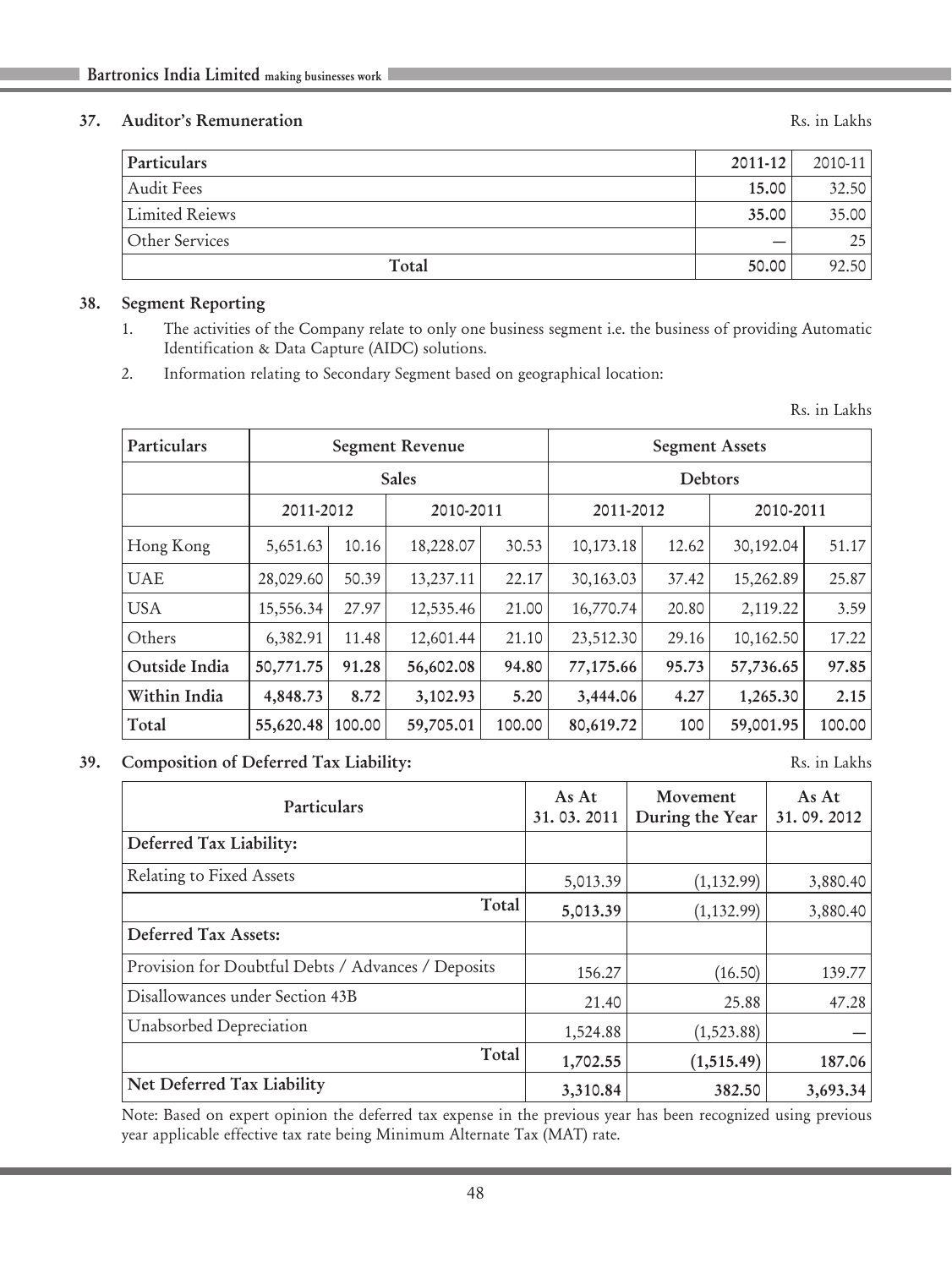## 37. Auditor's Remuneration

Rs. in Lakhs

| Particulars | 2011-12 | 2010-11 |
|---|---|---|
| Audit Fees | 15.00 | 32.50 |
| Limited Reiews | 35.00 | 35.00 |
| Other Services | — | 25 |
| Total | 50.00 | 92.50 |

## 38. Segment Reporting

1. The activities of the Company relate to only one business segment i.e. the business of providing Automatic Identification & Data Capture (AIDC) solutions.
2. Information relating to Secondary Segment based on geographical location:

Rs. in Lakhs

| Particulars | Segment Revenue | | | | Segment Assets | | | |
|---|---|---|---|---|---|---|---|---|
| | Sales | | | | Debtors | | | |
| | 2011-2012 | | 2010-2011 | | 2011-2012 | | 2010-2011 | |
| Hong Kong | 5,651.63 | 10.16 | 18,228.07 | 30.53 | 10,173.18 | 12.62 | 30,192.04 | 51.17 |
| UAE | 28,029.60 | 50.39 | 13,237.11 | 22.17 | 30,163.03 | 37.42 | 15,262.89 | 25.87 |
| USA | 15,556.34 | 27.97 | 12,535.46 | 21.00 | 16,770.74 | 20.80 | 2,119.22 | 3.59 |
| Others | 6,382.91 | 11.48 | 12,601.44 | 21.10 | 23,512.30 | 29.16 | 10,162.50 | 17.22 |
| **Outside India** | **50,771.75** | **91.28** | **56,602.08** | **94.80** | **77,175.66** | **95.73** | **57,736.65** | **97.85** |
| **Within India** | **4,848.73** | **8.72** | **3,102.93** | **5.20** | **3,444.06** | **4.27** | **1,265.30** | **2.15** |
| **Total** | **55,620.48** | **100.00** | **59,705.01** | **100.00** | **80,619.72** | **100** | **59,001.95** | **100.00** |

## 39. Composition of Deferred Tax Liability:

Rs. in Lakhs

| Particulars | As At 31. 03. 2011 | Movement During the Year | As At 31. 09. 2012 |
|---|---|---|---|
| **Deferred Tax Liability:** | | | |
| Relating to Fixed Assets | 5,013.39 | (1,132.99) | 3,880.40 |
| Total | **5,013.39** | (1,132.99) | 3,880.40 |
| **Deferred Tax Assets:** | | | |
| Provision for Doubtful Debts / Advances / Deposits | 156.27 | (16.50) | 139.77 |
| Disallowances under Section 43B | 21.40 | 25.88 | 47.28 |
| Unabsorbed Depreciation | 1,524.88 | (1,523.88) | — |
| Total | **1,702.55** | **(1,515.49)** | **187.06** |
| **Net Deferred Tax Liability** | **3,310.84** | **382.50** | **3,693.34** |

Note: Based on expert opinion the deferred tax expense in the previous year has been recognized using previous year applicable effective tax rate being Minimum Alternate Tax (MAT) rate.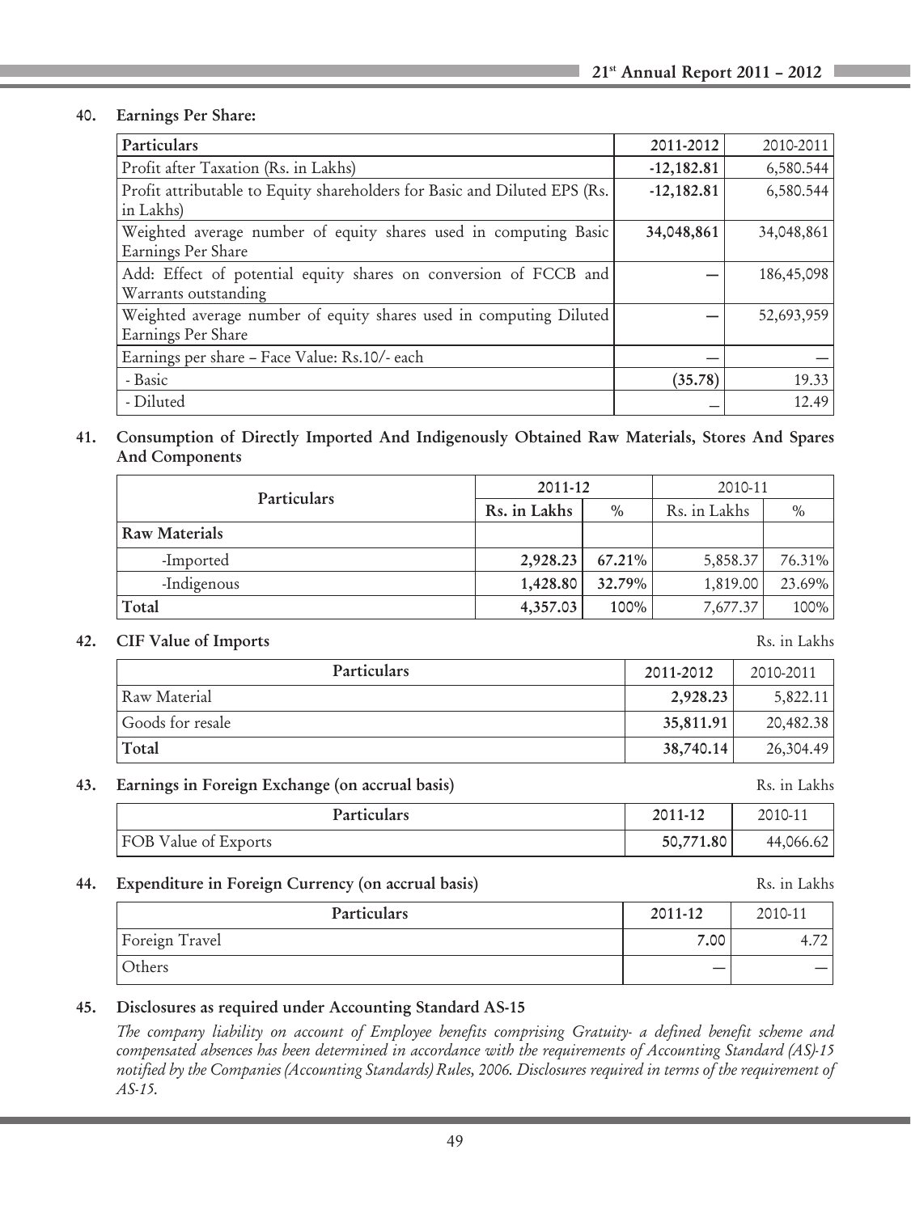**40. Earnings Per Share:**

| Particulars | 2011-2012 | 2010-2011 |
|---|---|---|
| Profit after Taxation (Rs. in Lakhs) | **-12,182.81** | 6,580.544 |
| Profit attributable to Equity shareholders for Basic and Diluted EPS (Rs. in Lakhs) | **-12,182.81** | 6,580.544 |
| Weighted average number of equity shares used in computing Basic Earnings Per Share | **34,048,861** | 34,048,861 |
| Add: Effect of potential equity shares on conversion of FCCB and Warrants outstanding | — | 186,45,098 |
| Weighted average number of equity shares used in computing Diluted Earnings Per Share | — | 52,693,959 |
| Earnings per share – Face Value: Rs.10/- each | — | — |
| - Basic | **(35.78)** | 19.33 |
| - Diluted | — | 12.49 |

**41. Consumption of Directly Imported And Indigenously Obtained Raw Materials, Stores And Spares And Components**

| Particulars | 2011-12 | | 2010-11 | |
|---|---|---|---|---|
| | Rs. in Lakhs | % | Rs. in Lakhs | % |
| **Raw Materials** | | | | |
| -Imported | **2,928.23** | **67.21%** | 5,858.37 | 76.31% |
| -Indigenous | **1,428.80** | **32.79%** | 1,819.00 | 23.69% |
| **Total** | **4,357.03** | **100%** | 7,677.37 | 100% |

**42. CIF Value of Imports** Rs. in Lakhs

| Particulars | 2011-2012 | 2010-2011 |
|---|---|---|
| Raw Material | **2,928.23** | 5,822.11 |
| Goods for resale | **35,811.91** | 20,482.38 |
| **Total** | **38,740.14** | 26,304.49 |

**43. Earnings in Foreign Exchange (on accrual basis)** Rs. in Lakhs

| Particulars | 2011-12 | 2010-11 |
|---|---|---|
| FOB Value of Exports | **50,771.80** | 44,066.62 |

**44. Expenditure in Foreign Currency (on accrual basis)** Rs. in Lakhs

| Particulars | 2011-12 | 2010-11 |
|---|---|---|
| Foreign Travel | **7.00** | 4.72 |
| Others | — | — |

**45. Disclosures as required under Accounting Standard AS-15**

*The company liability on account of Employee benefits comprising Gratuity- a defined benefit scheme and compensated absences has been determined in accordance with the requirements of Accounting Standard (AS)-15 notified by the Companies (Accounting Standards) Rules, 2006. Disclosures required in terms of the requirement of AS-15.*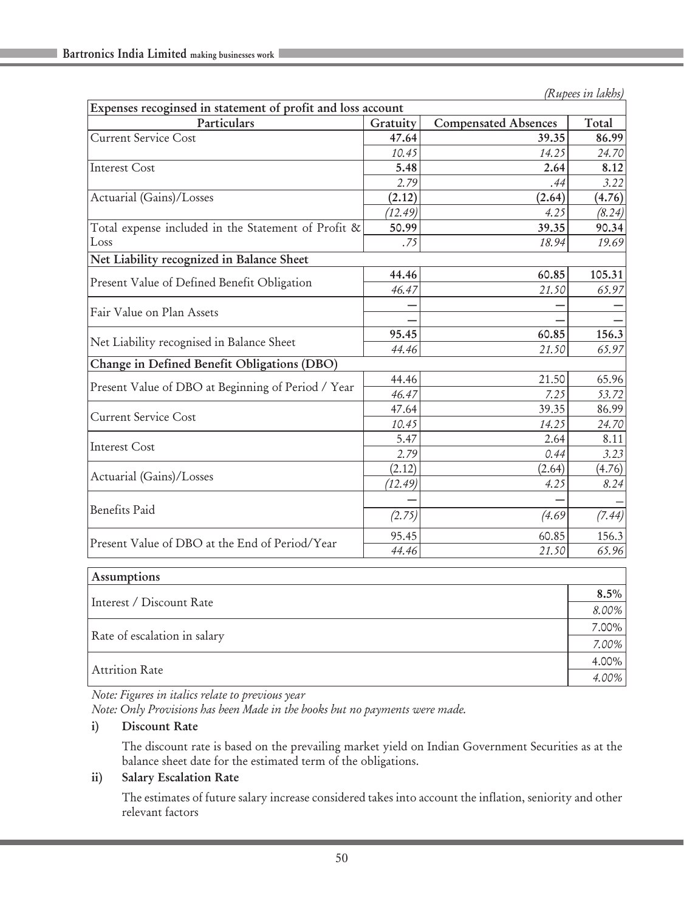*(Rupees in lakhs)*

| Expenses recognised in statement of profit and loss account | | | |
|---|---|---|---|
| **Particulars** | **Gratuity** | **Compensated Absences** | **Total** |
| Current Service Cost | **47.64** | **39.35** | **86.99** |
| | *10.45* | *14.25* | *24.70* |
| Interest Cost | **5.48** | **2.64** | **8.12** |
| | *2.79* | *.44* | *3.22* |
| Actuarial (Gains)/Losses | **(2.12)** | **(2.64)** | **(4.76)** |
| | *(12.49)* | *4.25* | *(8.24)* |
| Total expense included in the Statement of Profit & Loss | **50.99** | **39.35** | **90.34** |
| | *.75* | *18.94* | *19.69* |
| **Net Liability recognized in Balance Sheet** | | | |
| Present Value of Defined Benefit Obligation | **44.46** | **60.85** | **105.31** |
| | *46.47* | *21.50* | *65.97* |
| Fair Value on Plan Assets | – | – | – |
| | – | – | – |
| Net Liability recognised in Balance Sheet | **95.45** | **60.85** | **156.3** |
| | *44.46* | *21.50* | *65.97* |
| **Change in Defined Benefit Obligations (DBO)** | | | |
| Present Value of DBO at Beginning of Period / Year | 44.46 | 21.50 | 65.96 |
| | *46.47* | *7.25* | *53.72* |
| Current Service Cost | 47.64 | 39.35 | 86.99 |
| | *10.45* | *14.25* | *24.70* |
| Interest Cost | 5.47 | 2.64 | 8.11 |
| | *2.79* | *0.44* | *3.23* |
| Actuarial (Gains)/Losses | (2.12) | (2.64) | (4.76) |
| | *(12.49)* | *4.25* | *8.24* |
| Benefits Paid | – | – | – |
| | *(2.75)* | *(4.69* | *(7.44)* |
| Present Value of DBO at the End of Period/Year | 95.45 | 60.85 | 156.3 |
| | *44.46* | *21.50* | *65.96* |

| Assumptions | |
|---|---|
| Interest / Discount Rate | **8.5%** |
| | *8.00%* |
| Rate of escalation in salary | 7.00% |
| | *7.00%* |
| Attrition Rate | 4.00% |
| | *4.00%* |

*Note: Figures in italics relate to previous year*

*Note: Only Provisions has been Made in the books but no payments were made.*

**i) Discount Rate**

The discount rate is based on the prevailing market yield on Indian Government Securities as at the balance sheet date for the estimated term of the obligations.

**ii) Salary Escalation Rate**

The estimates of future salary increase considered takes into account the inflation, seniority and other relevant factors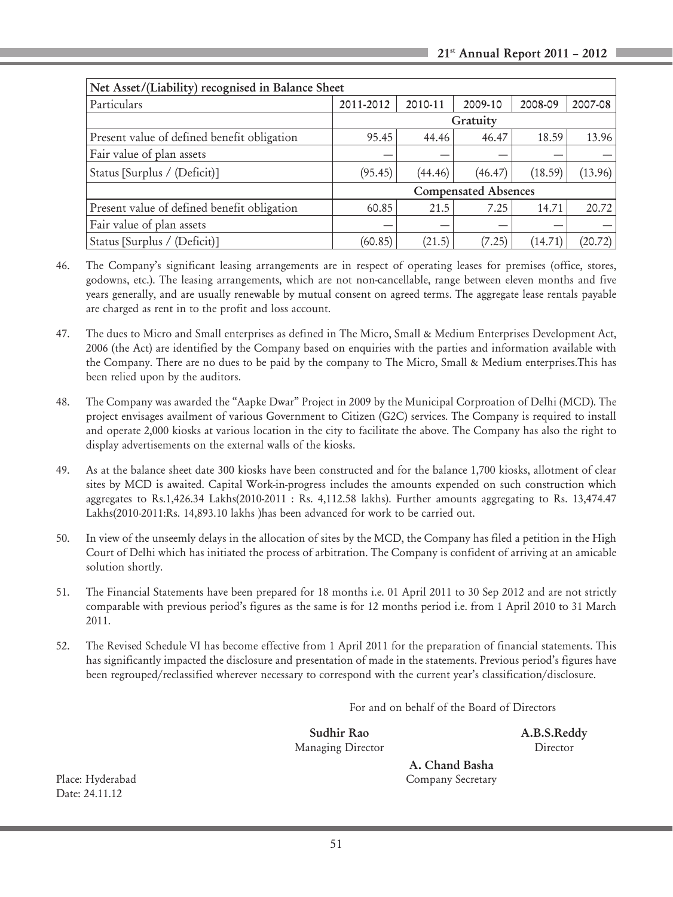| Net Asset/(Liability) recognised in Balance Sheet | | | | | |
|---|---|---|---|---|---|
| Particulars | 2011-2012 | 2010-11 | 2009-10 | 2008-09 | 2007-08 |
| | Gratuity | | | | |
| Present value of defined benefit obligation | 95.45 | 44.46 | 46.47 | 18.59 | 13.96 |
| Fair value of plan assets | — | — | — | — | — |
| Status [Surplus / (Deficit)] | (95.45) | (44.46) | (46.47) | (18.59) | (13.96) |
| | Compensated Absences | | | | |
| Present value of defined benefit obligation | 60.85 | 21.5 | 7.25 | 14.71 | 20.72 |
| Fair value of plan assets | — | — | — | — | — |
| Status [Surplus / (Deficit)] | (60.85) | (21.5) | (7.25) | (14.71) | (20.72) |

46. The Company's significant leasing arrangements are in respect of operating leases for premises (office, stores, godowns, etc.). The leasing arrangements, which are not non-cancellable, range between eleven months and five years generally, and are usually renewable by mutual consent on agreed terms. The aggregate lease rentals payable are charged as rent in to the profit and loss account.

47. The dues to Micro and Small enterprises as defined in The Micro, Small & Medium Enterprises Development Act, 2006 (the Act) are identified by the Company based on enquiries with the parties and information available with the Company. There are no dues to be paid by the company to The Micro, Small & Medium enterprises.This has been relied upon by the auditors.

48. The Company was awarded the "Aapke Dwar" Project in 2009 by the Municipal Corproation of Delhi (MCD). The project envisages availment of various Government to Citizen (G2C) services. The Company is required to install and operate 2,000 kiosks at various location in the city to facilitate the above. The Company has also the right to display advertisements on the external walls of the kiosks.

49. As at the balance sheet date 300 kiosks have been constructed and for the balance 1,700 kiosks, allotment of clear sites by MCD is awaited. Capital Work-in-progress includes the amounts expended on such construction which aggregates to Rs.1,426.34 Lakhs(2010-2011 : Rs. 4,112.58 lakhs). Further amounts aggregating to Rs. 13,474.47 Lakhs(2010-2011:Rs. 14,893.10 lakhs )has been advanced for work to be carried out.

50. In view of the unseemly delays in the allocation of sites by the MCD, the Company has filed a petition in the High Court of Delhi which has initiated the process of arbitration. The Company is confident of arriving at an amicable solution shortly.

51. The Financial Statements have been prepared for 18 months i.e. 01 April 2011 to 30 Sep 2012 and are not strictly comparable with previous period's figures as the same is for 12 months period i.e. from 1 April 2010 to 31 March 2011.

52. The Revised Schedule VI has become effective from 1 April 2011 for the preparation of financial statements. This has significantly impacted the disclosure and presentation of made in the statements. Previous period's figures have been regrouped/reclassified wherever necessary to correspond with the current year's classification/disclosure.

For and on behalf of the Board of Directors

**Sudhir Rao**
Managing Director

**A.B.S.Reddy**
Director

**A. Chand Basha**
Company Secretary

Place: Hyderabad
Date: 24.11.12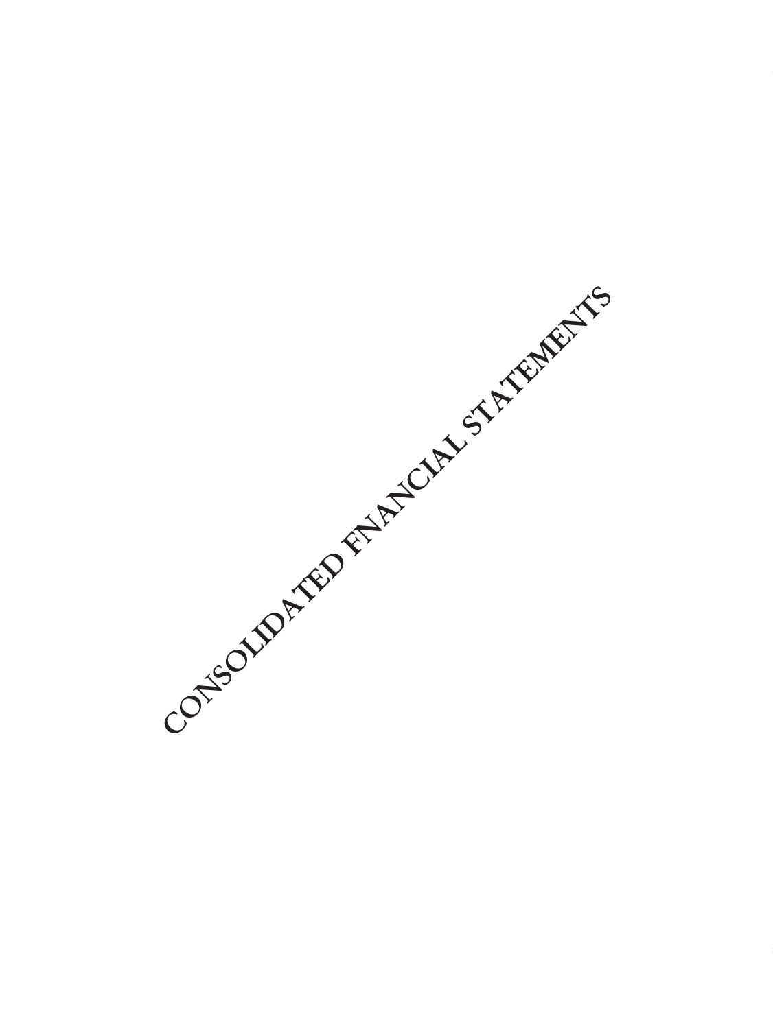# CONSOLIDATED FNANCIAL STATEMENTS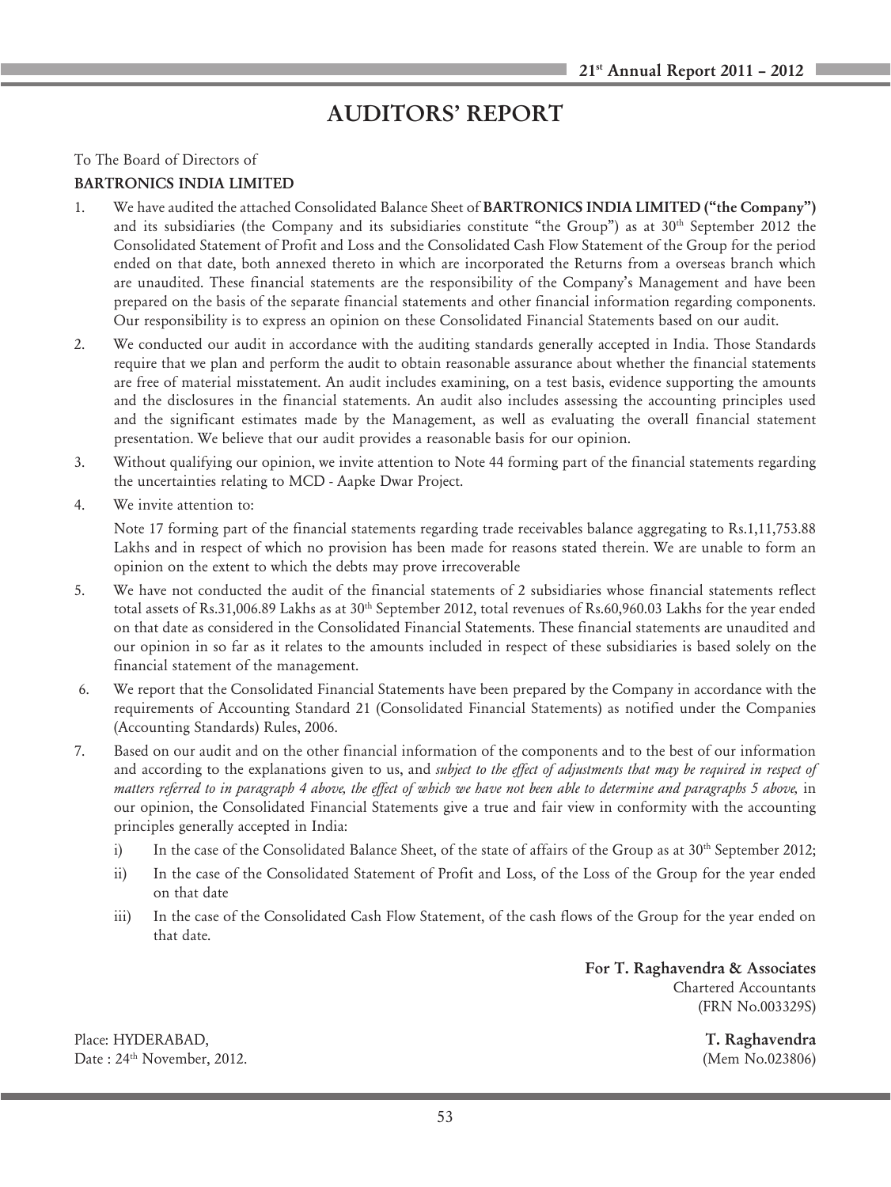# AUDITORS' REPORT

To The Board of Directors of

**BARTRONICS INDIA LIMITED**

1. We have audited the attached Consolidated Balance Sheet of **BARTRONICS INDIA LIMITED ("the Company")** and its subsidiaries (the Company and its subsidiaries constitute "the Group") as at 30th September 2012 the Consolidated Statement of Profit and Loss and the Consolidated Cash Flow Statement of the Group for the period ended on that date, both annexed thereto in which are incorporated the Returns from a overseas branch which are unaudited. These financial statements are the responsibility of the Company's Management and have been prepared on the basis of the separate financial statements and other financial information regarding components. Our responsibility is to express an opinion on these Consolidated Financial Statements based on our audit.

2. We conducted our audit in accordance with the auditing standards generally accepted in India. Those Standards require that we plan and perform the audit to obtain reasonable assurance about whether the financial statements are free of material misstatement. An audit includes examining, on a test basis, evidence supporting the amounts and the disclosures in the financial statements. An audit also includes assessing the accounting principles used and the significant estimates made by the Management, as well as evaluating the overall financial statement presentation. We believe that our audit provides a reasonable basis for our opinion.

3. Without qualifying our opinion, we invite attention to Note 44 forming part of the financial statements regarding the uncertainties relating to MCD - Aapke Dwar Project.

4. We invite attention to:

   Note 17 forming part of the financial statements regarding trade receivables balance aggregating to Rs.1,11,753.88 Lakhs and in respect of which no provision has been made for reasons stated therein. We are unable to form an opinion on the extent to which the debts may prove irrecoverable

5. We have not conducted the audit of the financial statements of 2 subsidiaries whose financial statements reflect total assets of Rs.31,006.89 Lakhs as at 30th September 2012, total revenues of Rs.60,960.03 Lakhs for the year ended on that date as considered in the Consolidated Financial Statements. These financial statements are unaudited and our opinion in so far as it relates to the amounts included in respect of these subsidiaries is based solely on the financial statement of the management.

6. We report that the Consolidated Financial Statements have been prepared by the Company in accordance with the requirements of Accounting Standard 21 (Consolidated Financial Statements) as notified under the Companies (Accounting Standards) Rules, 2006.

7. Based on our audit and on the other financial information of the components and to the best of our information and according to the explanations given to us, and *subject to the effect of adjustments that may be required in respect of matters referred to in paragraph 4 above, the effect of which we have not been able to determine and paragraphs 5 above,* in our opinion, the Consolidated Financial Statements give a true and fair view in conformity with the accounting principles generally accepted in India:

   i) In the case of the Consolidated Balance Sheet, of the state of affairs of the Group as at 30th September 2012;

   ii) In the case of the Consolidated Statement of Profit and Loss, of the Loss of the Group for the year ended on that date

   iii) In the case of the Consolidated Cash Flow Statement, of the cash flows of the Group for the year ended on that date.

**For T. Raghavendra & Associates**
Chartered Accountants
(FRN No.003329S)

Place: HYDERABAD,
Date : 24th November, 2012.

**T. Raghavendra**
(Mem No.023806)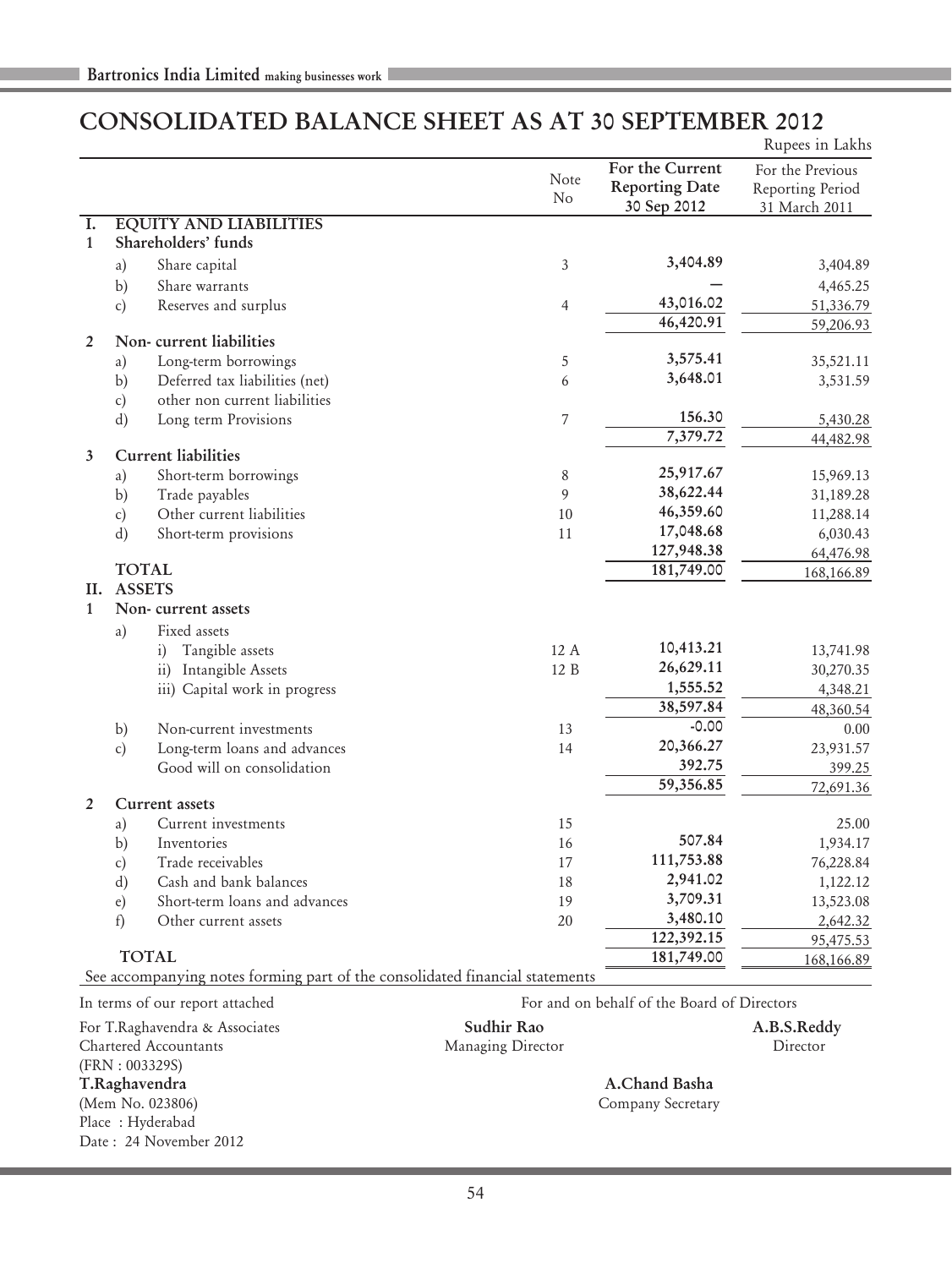# CONSOLIDATED BALANCE SHEET AS AT 30 SEPTEMBER 2012

Rupees in Lakhs

| | | | Note No | For the Current Reporting Date 30 Sep 2012 | For the Previous Reporting Period 31 March 2011 |
|---|---|---|---|---|---|
| **I.** | **EQUITY AND LIABILITIES** | | | | |
| **1** | **Shareholders' funds** | | | | |
| | a) | Share capital | 3 | **3,404.89** | 3,404.89 |
| | b) | Share warrants | | **—** | 4,465.25 |
| | c) | Reserves and surplus | 4 | **43,016.02** | 51,336.79 |
| | | | | **46,420.91** | 59,206.93 |
| **2** | **Non- current liabilities** | | | | |
| | a) | Long-term borrowings | 5 | **3,575.41** | 35,521.11 |
| | b) | Deferred tax liabilities (net) | 6 | **3,648.01** | 3,531.59 |
| | c) | other non current liabilities | | | |
| | d) | Long term Provisions | 7 | **156.30** | 5,430.28 |
| | | | | **7,379.72** | 44,482.98 |
| **3** | **Current liabilities** | | | | |
| | a) | Short-term borrowings | 8 | **25,917.67** | 15,969.13 |
| | b) | Trade payables | 9 | **38,622.44** | 31,189.28 |
| | c) | Other current liabilities | 10 | **46,359.60** | 11,288.14 |
| | d) | Short-term provisions | 11 | **17,048.68** | 6,030.43 |
| | | | | **127,948.38** | 64,476.98 |
| | **TOTAL** | | | **181,749.00** | 168,166.89 |
| **II.** | **ASSETS** | | | | |
| **1** | **Non- current assets** | | | | |
| | a) | Fixed assets | | | |
| | | i) Tangible assets | 12 A | **10,413.21** | 13,741.98 |
| | | ii) Intangible Assets | 12 B | **26,629.11** | 30,270.35 |
| | | iii) Capital work in progress | | **1,555.52** | 4,348.21 |
| | | | | **38,597.84** | 48,360.54 |
| | b) | Non-current investments | 13 | **-0.00** | 0.00 |
| | c) | Long-term loans and advances | 14 | **20,366.27** | 23,931.57 |
| | | Good will on consolidation | | **392.75** | 399.25 |
| | | | | **59,356.85** | 72,691.36 |
| **2** | **Current assets** | | | | |
| | a) | Current investments | 15 | | 25.00 |
| | b) | Inventories | 16 | **507.84** | 1,934.17 |
| | c) | Trade receivables | 17 | **111,753.88** | 76,228.84 |
| | d) | Cash and bank balances | 18 | **2,941.02** | 1,122.12 |
| | e) | Short-term loans and advances | 19 | **3,709.31** | 13,523.08 |
| | f) | Other current assets | 20 | **3,480.10** | 2,642.32 |
| | | | | **122,392.15** | 95,475.53 |
| | **TOTAL** | | | **181,749.00** | 168,166.89 |

See accompanying notes forming part of the consolidated financial statements

In terms of our report attached

For T.Raghavendra & Associates
Chartered Accountants
(FRN : 003329S)

**T.Raghavendra**
(Mem No. 023806)

Place : Hyderabad
Date : 24 November 2012

For and on behalf of the Board of Directors

**Sudhir Rao**
Managing Director

**A.B.S.Reddy**
Director

**A.Chand Basha**
Company Secretary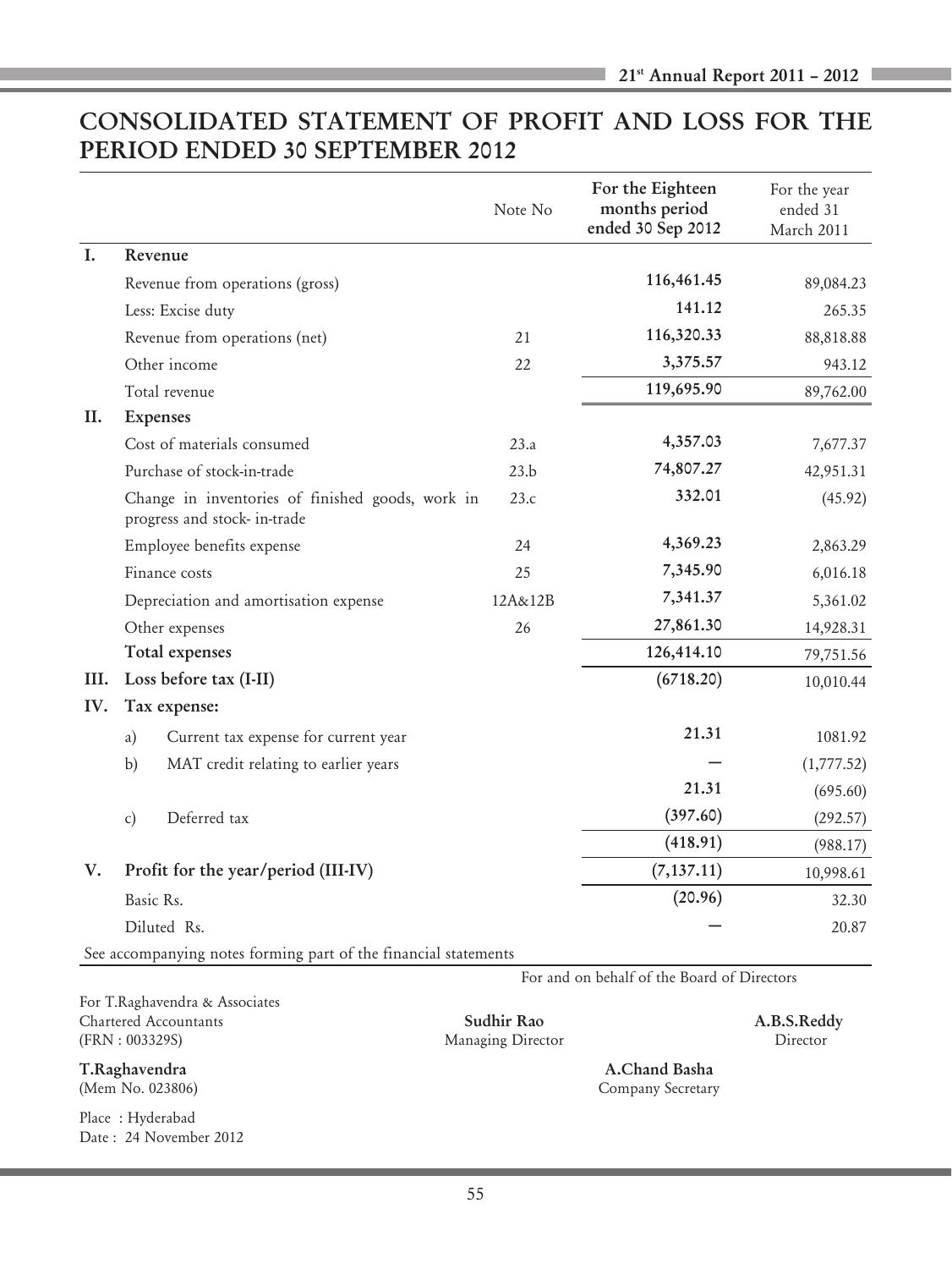# CONSOLIDATED STATEMENT OF PROFIT AND LOSS FOR THE PERIOD ENDED 30 SEPTEMBER 2012

| | | Note No | For the Eighteen months period ended 30 Sep 2012 | For the year ended 31 March 2011 |
|---|---|---|---|---|
| **I.** | **Revenue** | | | |
| | Revenue from operations (gross) | | **116,461.45** | 89,084.23 |
| | Less: Excise duty | | **141.12** | 265.35 |
| | Revenue from operations (net) | 21 | **116,320.33** | 88,818.88 |
| | Other income | 22 | **3,375.57** | 943.12 |
| | Total revenue | | **119,695.90** | 89,762.00 |
| **II.** | **Expenses** | | | |
| | Cost of materials consumed | 23.a | **4,357.03** | 7,677.37 |
| | Purchase of stock-in-trade | 23.b | **74,807.27** | 42,951.31 |
| | Change in inventories of finished goods, work in progress and stock- in-trade | 23.c | **332.01** | (45.92) |
| | Employee benefits expense | 24 | **4,369.23** | 2,863.29 |
| | Finance costs | 25 | **7,345.90** | 6,016.18 |
| | Depreciation and amortisation expense | 12A&12B | **7,341.37** | 5,361.02 |
| | Other expenses | 26 | **27,861.30** | 14,928.31 |
| | **Total expenses** | | **126,414.10** | 79,751.56 |
| **III.** | **Loss before tax (I-II)** | | **(6718.20)** | 10,010.44 |
| **IV.** | **Tax expense:** | | | |
| | a) Current tax expense for current year | | **21.31** | 1081.92 |
| | b) MAT credit relating to earlier years | | **—** | (1,777.52) |
| | | | **21.31** | (695.60) |
| | c) Deferred tax | | **(397.60)** | (292.57) |
| | | | **(418.91)** | (988.17) |
| **V.** | **Profit for the year/period (III-IV)** | | **(7,137.11)** | 10,998.61 |
| | Basic Rs. | | **(20.96)** | 32.30 |
| | Diluted Rs. | | **—** | 20.87 |

See accompanying notes forming part of the financial statements

For and on behalf of the Board of Directors

For T.Raghavendra & Associates
Chartered Accountants
(FRN : 003329S)

**Sudhir Rao**
Managing Director

**A.B.S.Reddy**
Director

**T.Raghavendra**
(Mem No. 023806)

**A.Chand Basha**
Company Secretary

Place : Hyderabad
Date : 24 November 2012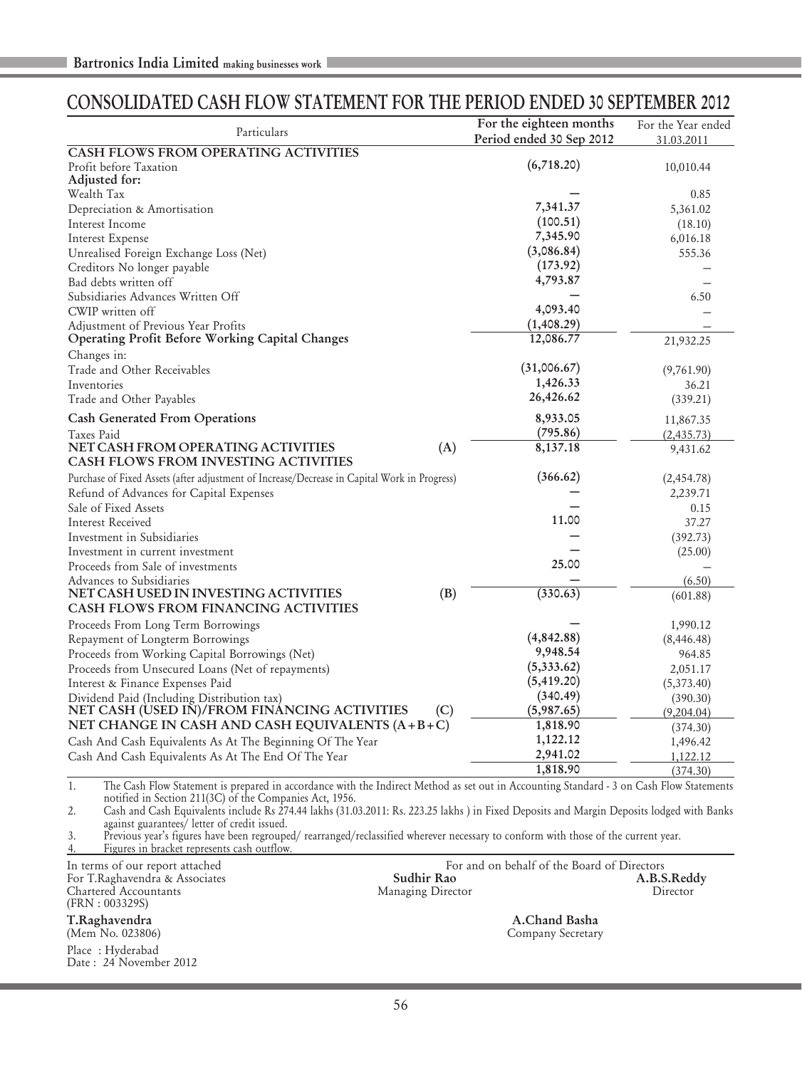# CONSOLIDATED CASH FLOW STATEMENT FOR THE PERIOD ENDED 30 SEPTEMBER 2012

| Particulars | | For the eighteen months Period ended 30 Sep 2012 | For the Year ended 31.03.2011 |
|---|---|---|---|
| **CASH FLOWS FROM OPERATING ACTIVITIES** | | | |
| Profit before Taxation | | (6,718.20) | 10,010.44 |
| **Adjusted for:** | | | |
| Wealth Tax | | — | 0.85 |
| Depreciation & Amortisation | | 7,341.37 | 5,361.02 |
| Interest Income | | (100.51) | (18.10) |
| Interest Expense | | 7,345.90 | 6,016.18 |
| Unrealised Foreign Exchange Loss (Net) | | (3,086.84) | 555.36 |
| Creditors No longer payable | | (173.92) | – |
| Bad debts written off | | 4,793.87 | – |
| Subsidiaries Advances Written Off | | — | 6.50 |
| CWIP written off | | 4,093.40 | – |
| Adjustment of Previous Year Profits | | (1,408.29) | – |
| **Operating Profit Before Working Capital Changes** | | 12,086.77 | 21,932.25 |
| Changes in: | | | |
| Trade and Other Receivables | | (31,006.67) | (9,761.90) |
| Inventories | | 1,426.33 | 36.21 |
| Trade and Other Payables | | 26,426.62 | (339.21) |
| **Cash Generated From Operations** | | 8,933.05 | 11,867.35 |
| Taxes Paid | | (795.86) | (2,435.73) |
| **NET CASH FROM OPERATING ACTIVITIES** | **(A)** | 8,137.18 | 9,431.62 |
| **CASH FLOWS FROM INVESTING ACTIVITIES** | | | |
| Purchase of Fixed Assets (after adjustment of Increase/Decrease in Capital Work in Progress) | | (366.62) | (2,454.78) |
| Refund of Advances for Capital Expenses | | — | 2,239.71 |
| Sale of Fixed Assets | | — | 0.15 |
| Interest Received | | 11.00 | 37.27 |
| Investment in Subsidiaries | | — | (392.73) |
| Investment in current investment | | — | (25.00) |
| Proceeds from Sale of investments | | 25.00 | – |
| Advances to Subsidiaries | | — | (6.50) |
| **NET CASH USED IN INVESTING ACTIVITIES** | **(B)** | (330.63) | (601.88) |
| **CASH FLOWS FROM FINANCING ACTIVITIES** | | | |
| Proceeds From Long Term Borrowings | | — | 1,990.12 |
| Repayment of Longterm Borrowings | | (4,842.88) | (8,446.48) |
| Proceeds from Working Capital Borrowings (Net) | | 9,948.54 | 964.85 |
| Proceeds from Unsecured Loans (Net of repayments) | | (5,333.62) | 2,051.17 |
| Interest & Finance Expenses Paid | | (5,419.20) | (5,373.40) |
| Dividend Paid (Including Distribution tax) | | (340.49) | (390.30) |
| **NET CASH (USED IN)/FROM FINANCING ACTIVITIES** | **(C)** | (5,987.65) | (9,204.04) |
| **NET CHANGE IN CASH AND CASH EQUIVALENTS (A+B+C)** | | 1,818.90 | (374.30) |
| Cash And Cash Equivalents As At The Beginning Of The Year | | 1,122.12 | 1,496.42 |
| Cash And Cash Equivalents As At The End Of The Year | | 2,941.02 | 1,122.12 |
| | | 1,818.90 | (374.30) |

1. The Cash Flow Statement is prepared in accordance with the Indirect Method as set out in Accounting Standard - 3 on Cash Flow Statements notified in Section 211(3C) of the Companies Act, 1956.
2. Cash and Cash Equivalents include Rs 274.44 lakhs (31.03.2011: Rs. 223.25 lakhs ) in Fixed Deposits and Margin Deposits lodged with Banks against guarantees/ letter of credit issued.
3. Previous year's figures have been regrouped/ rearranged/reclassified wherever necessary to conform with those of the current year.
4. Figures in bracket represents cash outflow.

In terms of our report attached
For T.Raghavendra & Associates
Chartered Accountants
(FRN : 003329S)

**T.Raghavendra**
(Mem No. 023806)

Place : Hyderabad
Date : 24 November 2012

For and on behalf of the Board of Directors

**Sudhir Rao**
Managing Director

**A.B.S.Reddy**
Director

**A.Chand Basha**
Company Secretary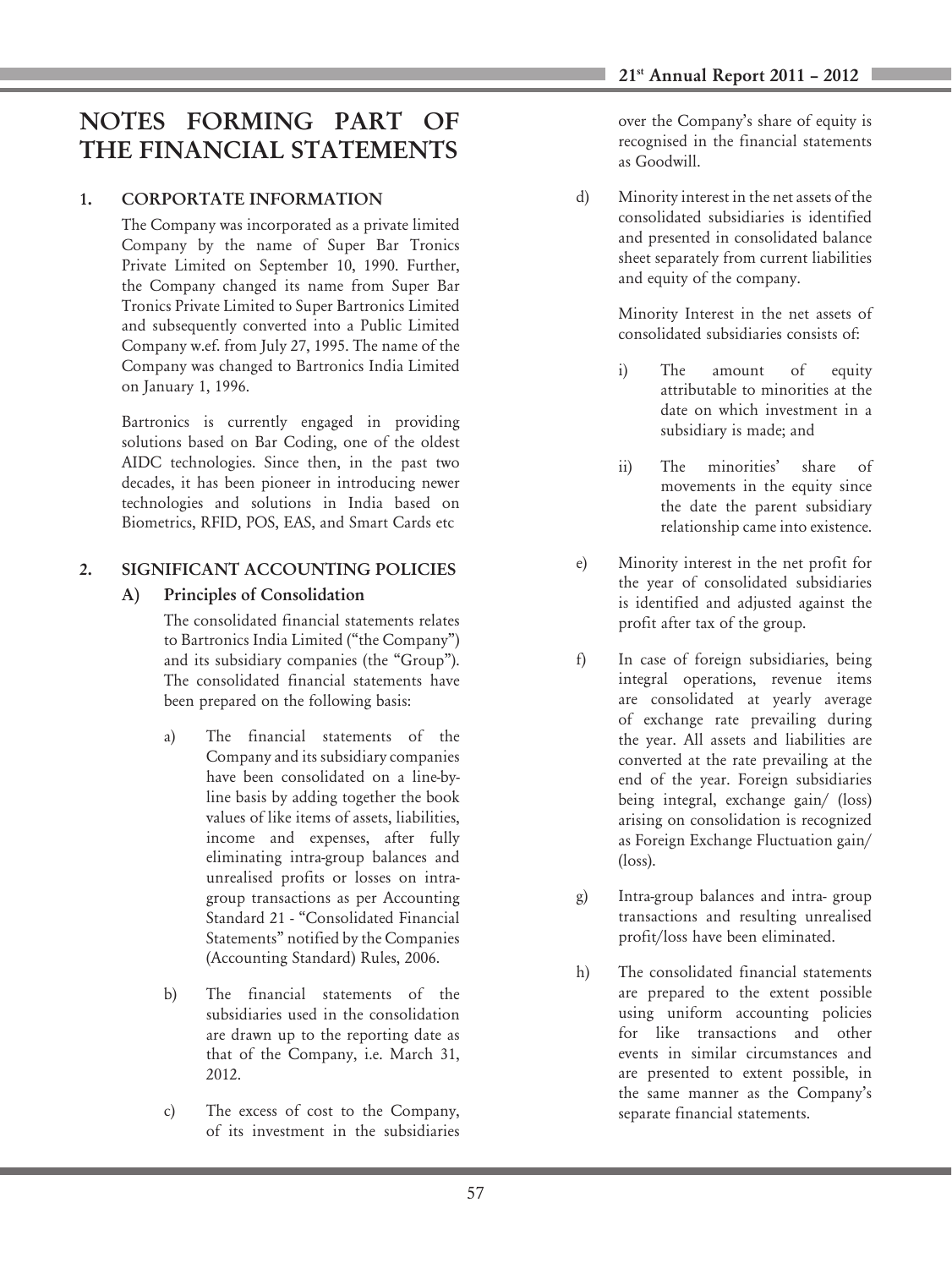# NOTES FORMING PART OF THE FINANCIAL STATEMENTS

## 1. CORPORTATE INFORMATION

The Company was incorporated as a private limited Company by the name of Super Bar Tronics Private Limited on September 10, 1990. Further, the Company changed its name from Super Bar Tronics Private Limited to Super Bartronics Limited and subsequently converted into a Public Limited Company w.e.f. from July 27, 1995. The name of the Company was changed to Bartronics India Limited on January 1, 1996.

Bartronics is currently engaged in providing solutions based on Bar Coding, one of the oldest AIDC technologies. Since then, in the past two decades, it has been pioneer in introducing newer technologies and solutions in India based on Biometrics, RFID, POS, EAS, and Smart Cards etc

## 2. SIGNIFICANT ACCOUNTING POLICIES

### A) Principles of Consolidation

The consolidated financial statements relates to Bartronics India Limited ("the Company") and its subsidiary companies (the "Group"). The consolidated financial statements have been prepared on the following basis:

a) The financial statements of the Company and its subsidiary companies have been consolidated on a line-by-line basis by adding together the book values of like items of assets, liabilities, income and expenses, after fully eliminating intra-group balances and unrealised profits or losses on intra-group transactions as per Accounting Standard 21 - "Consolidated Financial Statements" notified by the Companies (Accounting Standard) Rules, 2006.

b) The financial statements of the subsidiaries used in the consolidation are drawn up to the reporting date as that of the Company, i.e. March 31, 2012.

c) The excess of cost to the Company, of its investment in the subsidiaries over the Company's share of equity is recognised in the financial statements as Goodwill.

d) Minority interest in the net assets of the consolidated subsidiaries is identified and presented in consolidated balance sheet separately from current liabilities and equity of the company.

Minority Interest in the net assets of consolidated subsidiaries consists of:

i) The amount of equity attributable to minorities at the date on which investment in a subsidiary is made; and

ii) The minorities' share of movements in the equity since the date the parent subsidiary relationship came into existence.

e) Minority interest in the net profit for the year of consolidated subsidiaries is identified and adjusted against the profit after tax of the group.

f) In case of foreign subsidiaries, being integral operations, revenue items are consolidated at yearly average of exchange rate prevailing during the year. All assets and liabilities are converted at the rate prevailing at the end of the year. Foreign subsidiaries being integral, exchange gain/ (loss) arising on consolidation is recognized as Foreign Exchange Fluctuation gain/ (loss).

g) Intra-group balances and intra- group transactions and resulting unrealised profit/loss have been eliminated.

h) The consolidated financial statements are prepared to the extent possible using uniform accounting policies for like transactions and other events in similar circumstances and are presented to extent possible, in the same manner as the Company's separate financial statements.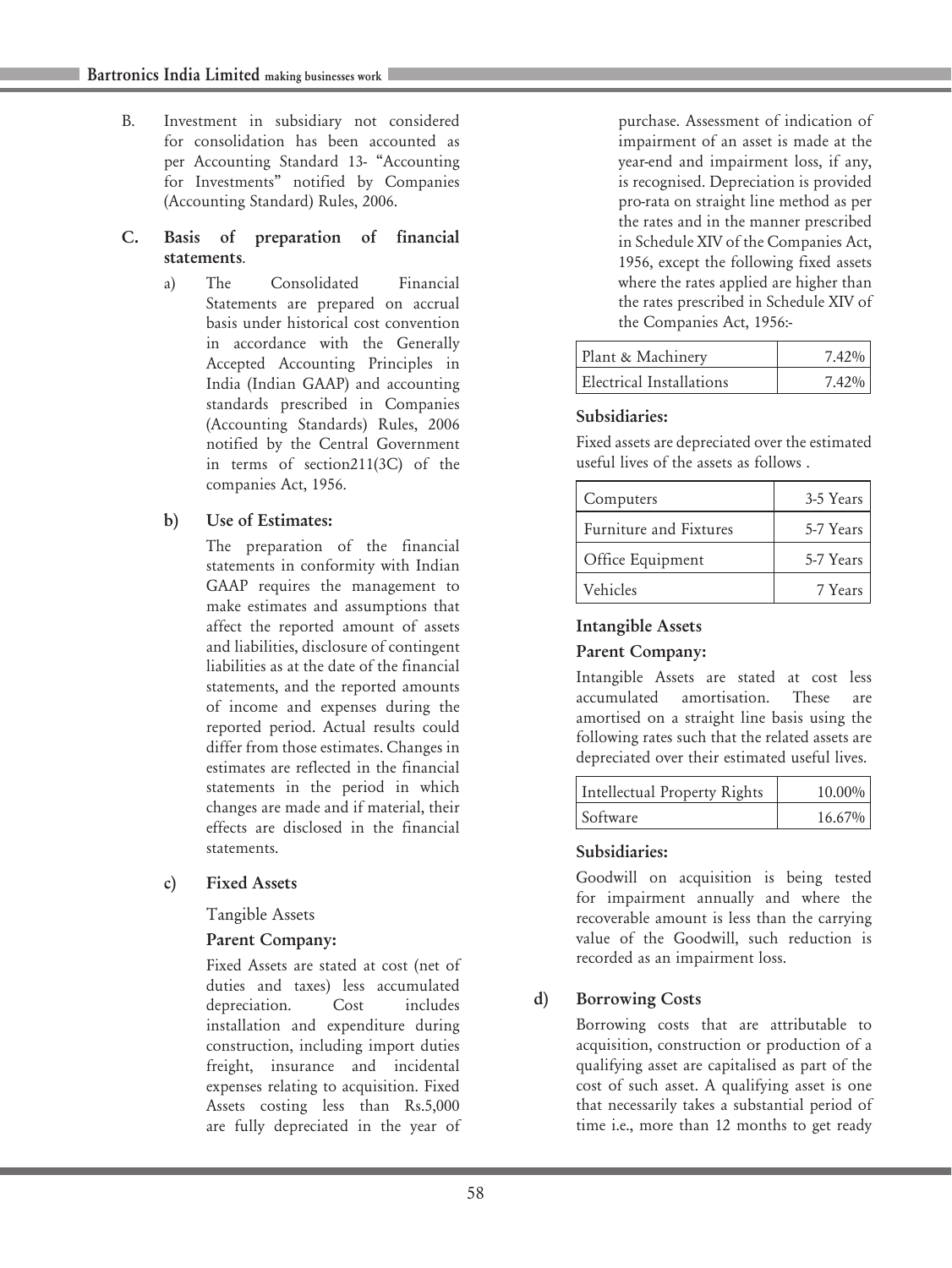B. Investment in subsidiary not considered for consolidation has been accounted as per Accounting Standard 13- "Accounting for Investments" notified by Companies (Accounting Standard) Rules, 2006.

**C. Basis of preparation of financial statements.**

a) The Consolidated Financial Statements are prepared on accrual basis under historical cost convention in accordance with the Generally Accepted Accounting Principles in India (Indian GAAP) and accounting standards prescribed in Companies (Accounting Standards) Rules, 2006 notified by the Central Government in terms of section211(3C) of the companies Act, 1956.

**b) Use of Estimates:**

The preparation of the financial statements in conformity with Indian GAAP requires the management to make estimates and assumptions that affect the reported amount of assets and liabilities, disclosure of contingent liabilities as at the date of the financial statements, and the reported amounts of income and expenses during the reported period. Actual results could differ from those estimates. Changes in estimates are reflected in the financial statements in the period in which changes are made and if material, their effects are disclosed in the financial statements.

**c) Fixed Assets**

Tangible Assets

**Parent Company:**

Fixed Assets are stated at cost (net of duties and taxes) less accumulated depreciation. Cost includes installation and expenditure during construction, including import duties freight, insurance and incidental expenses relating to acquisition. Fixed Assets costing less than Rs.5,000 are fully depreciated in the year of purchase. Assessment of indication of impairment of an asset is made at the year-end and impairment loss, if any, is recognised. Depreciation is provided pro-rata on straight line method as per the rates and in the manner prescribed in Schedule XIV of the Companies Act, 1956, except the following fixed assets where the rates applied are higher than the rates prescribed in Schedule XIV of the Companies Act, 1956:-

| | |
|---|---|
| Plant & Machinery | 7.42% |
| Electrical Installations | 7.42% |

**Subsidiaries:**

Fixed assets are depreciated over the estimated useful lives of the assets as follows .

| | |
|---|---|
| Computers | 3-5 Years |
| Furniture and Fixtures | 5-7 Years |
| Office Equipment | 5-7 Years |
| Vehicles | 7 Years |

**Intangible Assets**

**Parent Company:**

Intangible Assets are stated at cost less accumulated amortisation. These are amortised on a straight line basis using the following rates such that the related assets are depreciated over their estimated useful lives.

| | |
|---|---|
| Intellectual Property Rights | 10.00% |
| Software | 16.67% |

**Subsidiaries:**

Goodwill on acquisition is being tested for impairment annually and where the recoverable amount is less than the carrying value of the Goodwill, such reduction is recorded as an impairment loss.

**d) Borrowing Costs**

Borrowing costs that are attributable to acquisition, construction or production of a qualifying asset are capitalised as part of the cost of such asset. A qualifying asset is one that necessarily takes a substantial period of time i.e., more than 12 months to get ready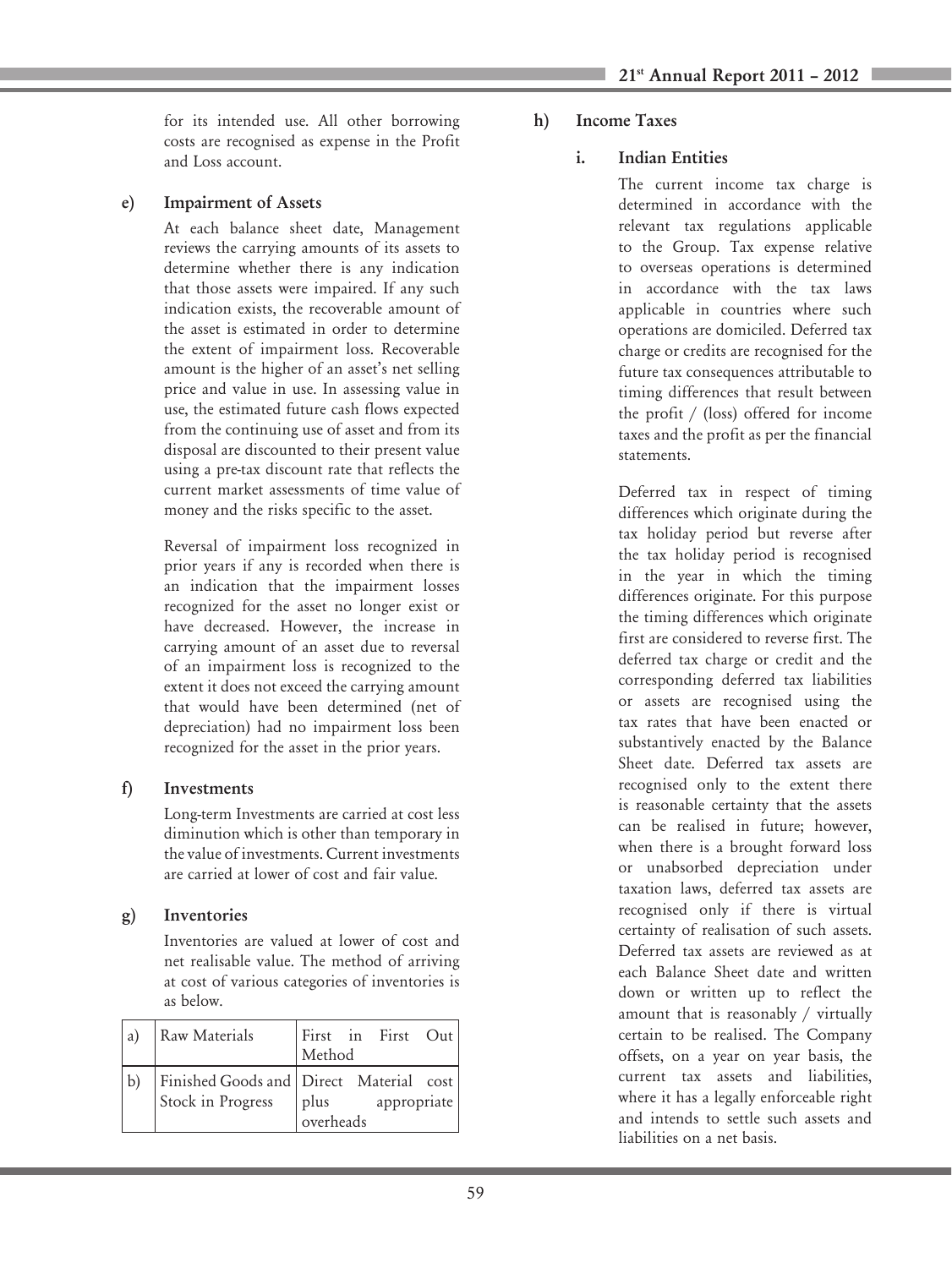for its intended use. All other borrowing costs are recognised as expense in the Profit and Loss account.

**e) Impairment of Assets**

At each balance sheet date, Management reviews the carrying amounts of its assets to determine whether there is any indication that those assets were impaired. If any such indication exists, the recoverable amount of the asset is estimated in order to determine the extent of impairment loss. Recoverable amount is the higher of an asset's net selling price and value in use. In assessing value in use, the estimated future cash flows expected from the continuing use of asset and from its disposal are discounted to their present value using a pre-tax discount rate that reflects the current market assessments of time value of money and the risks specific to the asset.

Reversal of impairment loss recognized in prior years if any is recorded when there is an indication that the impairment losses recognized for the asset no longer exist or have decreased. However, the increase in carrying amount of an asset due to reversal of an impairment loss is recognized to the extent it does not exceed the carrying amount that would have been determined (net of depreciation) had no impairment loss been recognized for the asset in the prior years.

**f) Investments**

Long-term Investments are carried at cost less diminution which is other than temporary in the value of investments. Current investments are carried at lower of cost and fair value.

**g) Inventories**

Inventories are valued at lower of cost and net realisable value. The method of arriving at cost of various categories of inventories is as below.

| | | |
|---|---|---|
| a) | Raw Materials | First in First Out Method |
| b) | Finished Goods and Stock in Progress | Direct Material cost plus appropriate overheads |

**h) Income Taxes**

**i. Indian Entities**

The current income tax charge is determined in accordance with the relevant tax regulations applicable to the Group. Tax expense relative to overseas operations is determined in accordance with the tax laws applicable in countries where such operations are domiciled. Deferred tax charge or credits are recognised for the future tax consequences attributable to timing differences that result between the profit / (loss) offered for income taxes and the profit as per the financial statements.

Deferred tax in respect of timing differences which originate during the tax holiday period but reverse after the tax holiday period is recognised in the year in which the timing differences originate. For this purpose the timing differences which originate first are considered to reverse first. The deferred tax charge or credit and the corresponding deferred tax liabilities or assets are recognised using the tax rates that have been enacted or substantively enacted by the Balance Sheet date. Deferred tax assets are recognised only to the extent there is reasonable certainty that the assets can be realised in future; however, when there is a brought forward loss or unabsorbed depreciation under taxation laws, deferred tax assets are recognised only if there is virtual certainty of realisation of such assets. Deferred tax assets are reviewed as at each Balance Sheet date and written down or written up to reflect the amount that is reasonably / virtually certain to be realised. The Company offsets, on a year on year basis, the current tax assets and liabilities, where it has a legally enforceable right and intends to settle such assets and liabilities on a net basis.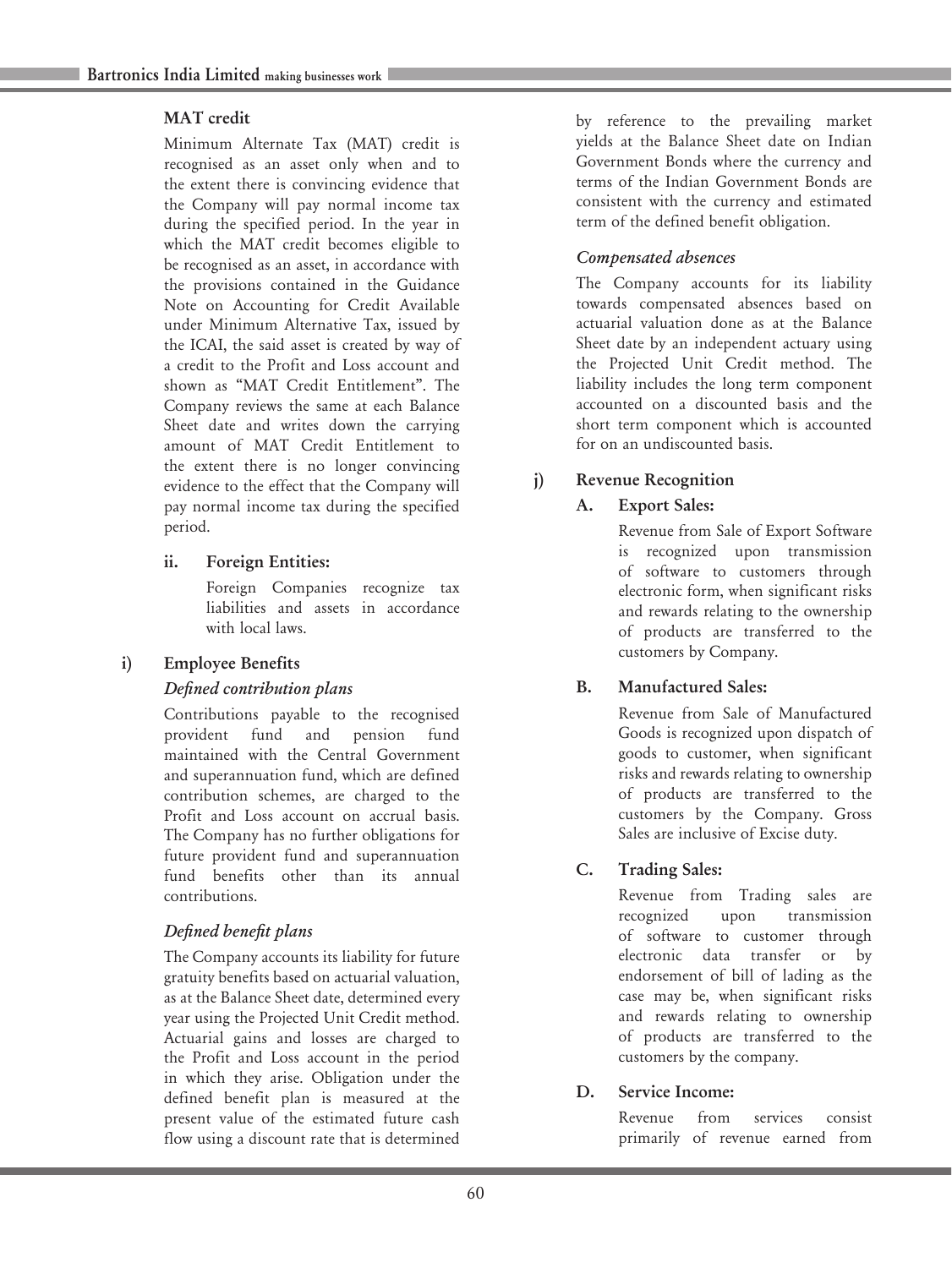### MAT credit

Minimum Alternate Tax (MAT) credit is recognised as an asset only when and to the extent there is convincing evidence that the Company will pay normal income tax during the specified period. In the year in which the MAT credit becomes eligible to be recognised as an asset, in accordance with the provisions contained in the Guidance Note on Accounting for Credit Available under Minimum Alternative Tax, issued by the ICAI, the said asset is created by way of a credit to the Profit and Loss account and shown as "MAT Credit Entitlement". The Company reviews the same at each Balance Sheet date and writes down the carrying amount of MAT Credit Entitlement to the extent there is no longer convincing evidence to the effect that the Company will pay normal income tax during the specified period.

**ii. Foreign Entities:**

Foreign Companies recognize tax liabilities and assets in accordance with local laws.

## i) Employee Benefits

*Defined contribution plans*

Contributions payable to the recognised provident fund and pension fund maintained with the Central Government and superannuation fund, which are defined contribution schemes, are charged to the Profit and Loss account on accrual basis. The Company has no further obligations for future provident fund and superannuation fund benefits other than its annual contributions.

*Defined benefit plans*

The Company accounts its liability for future gratuity benefits based on actuarial valuation, as at the Balance Sheet date, determined every year using the Projected Unit Credit method. Actuarial gains and losses are charged to the Profit and Loss account in the period in which they arise. Obligation under the defined benefit plan is measured at the present value of the estimated future cash flow using a discount rate that is determined by reference to the prevailing market yields at the Balance Sheet date on Indian Government Bonds where the currency and terms of the Indian Government Bonds are consistent with the currency and estimated term of the defined benefit obligation.

*Compensated absences*

The Company accounts for its liability towards compensated absences based on actuarial valuation done as at the Balance Sheet date by an independent actuary using the Projected Unit Credit method. The liability includes the long term component accounted on a discounted basis and the short term component which is accounted for on an undiscounted basis.

## j) Revenue Recognition

**A. Export Sales:**

Revenue from Sale of Export Software is recognized upon transmission of software to customers through electronic form, when significant risks and rewards relating to the ownership of products are transferred to the customers by Company.

**B. Manufactured Sales:**

Revenue from Sale of Manufactured Goods is recognized upon dispatch of goods to customer, when significant risks and rewards relating to ownership of products are transferred to the customers by the Company. Gross Sales are inclusive of Excise duty.

**C. Trading Sales:**

Revenue from Trading sales are recognized upon transmission of software to customer through electronic data transfer or by endorsement of bill of lading as the case may be, when significant risks and rewards relating to ownership of products are transferred to the customers by the company.

**D. Service Income:**

Revenue from services consist primarily of revenue earned from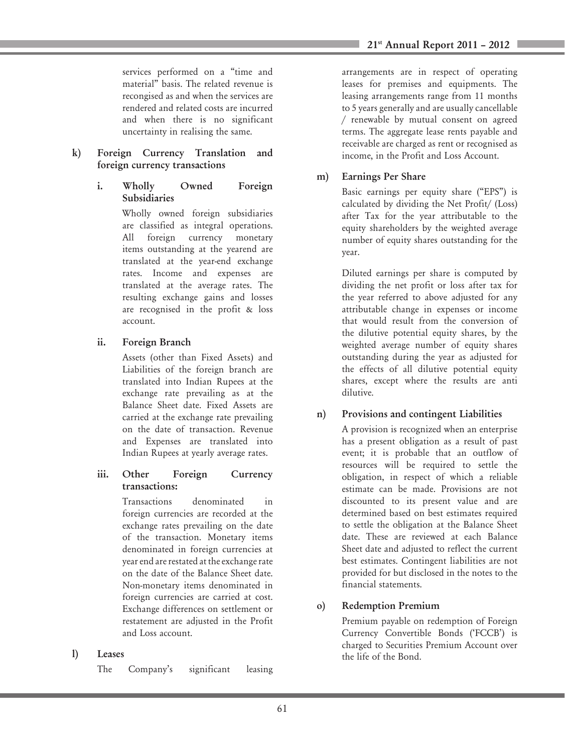services performed on a "time and material" basis. The related revenue is recognised as and when the services are rendered and related costs are incurred and when there is no significant uncertainty in realising the same.

**k) Foreign Currency Translation and foreign currency transactions**

**i. Wholly Owned Foreign Subsidiaries**

Wholly owned foreign subsidiaries are classified as integral operations. All foreign currency monetary items outstanding at the yearend are translated at the year-end exchange rates. Income and expenses are translated at the average rates. The resulting exchange gains and losses are recognised in the profit & loss account.

**ii. Foreign Branch**

Assets (other than Fixed Assets) and Liabilities of the foreign branch are translated into Indian Rupees at the exchange rate prevailing as at the Balance Sheet date. Fixed Assets are carried at the exchange rate prevailing on the date of transaction. Revenue and Expenses are translated into Indian Rupees at yearly average rates.

**iii. Other Foreign Currency transactions:**

Transactions denominated in foreign currencies are recorded at the exchange rates prevailing on the date of the transaction. Monetary items denominated in foreign currencies at year end are restated at the exchange rate on the date of the Balance Sheet date. Non-monetary items denominated in foreign currencies are carried at cost. Exchange differences on settlement or restatement are adjusted in the Profit and Loss account.

**l) Leases**

The Company's significant leasing arrangements are in respect of operating leases for premises and equipments. The leasing arrangements range from 11 months to 5 years generally and are usually cancellable / renewable by mutual consent on agreed terms. The aggregate lease rents payable and receivable are charged as rent or recognised as income, in the Profit and Loss Account.

**m) Earnings Per Share**

Basic earnings per equity share ("EPS") is calculated by dividing the Net Profit/ (Loss) after Tax for the year attributable to the equity shareholders by the weighted average number of equity shares outstanding for the year.

Diluted earnings per share is computed by dividing the net profit or loss after tax for the year referred to above adjusted for any attributable change in expenses or income that would result from the conversion of the dilutive potential equity shares, by the weighted average number of equity shares outstanding during the year as adjusted for the effects of all dilutive potential equity shares, except where the results are anti dilutive.

**n) Provisions and contingent Liabilities**

A provision is recognized when an enterprise has a present obligation as a result of past event; it is probable that an outflow of resources will be required to settle the obligation, in respect of which a reliable estimate can be made. Provisions are not discounted to its present value and are determined based on best estimates required to settle the obligation at the Balance Sheet date. These are reviewed at each Balance Sheet date and adjusted to reflect the current best estimates. Contingent liabilities are not provided for but disclosed in the notes to the financial statements.

**o) Redemption Premium**

Premium payable on redemption of Foreign Currency Convertible Bonds ('FCCB') is charged to Securities Premium Account over the life of the Bond.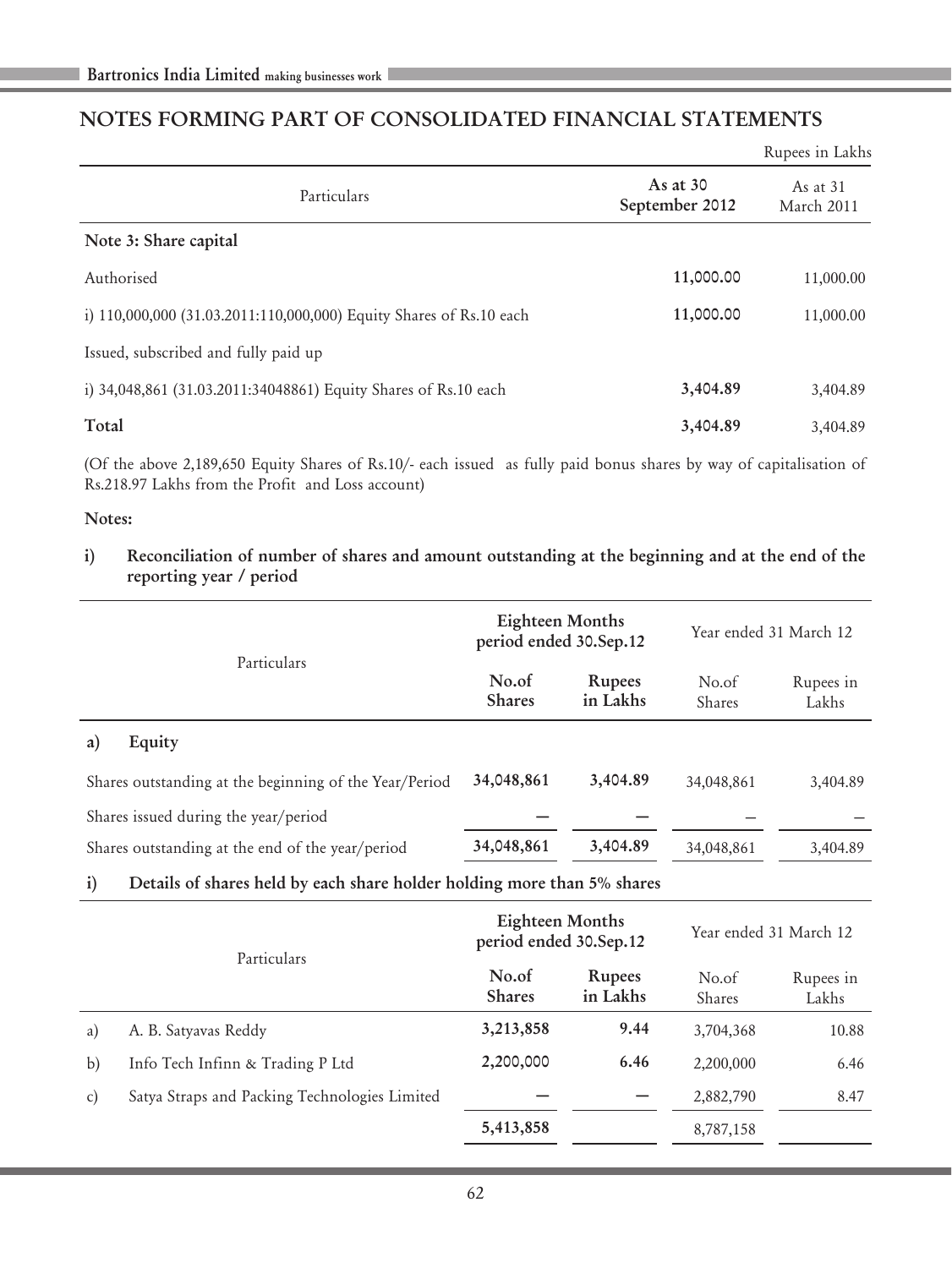## NOTES FORMING PART OF CONSOLIDATED FINANCIAL STATEMENTS

Rupees in Lakhs

| Particulars | As at 30 September 2012 | As at 31 March 2011 |
|---|---|---|
| **Note 3: Share capital** | | |
| Authorised | 11,000.00 | 11,000.00 |
| i) 110,000,000 (31.03.2011:110,000,000) Equity Shares of Rs.10 each | 11,000.00 | 11,000.00 |
| Issued, subscribed and fully paid up | | |
| i) 34,048,861 (31.03.2011:34048861) Equity Shares of Rs.10 each | 3,404.89 | 3,404.89 |
| **Total** | 3,404.89 | 3,404.89 |

(Of the above 2,189,650 Equity Shares of Rs.10/- each issued as fully paid bonus shares by way of capitalisation of Rs.218.97 Lakhs from the Profit and Loss account)

**Notes:**

**i) Reconciliation of number of shares and amount outstanding at the beginning and at the end of the reporting year / period**

| Particulars | Eighteen Months period ended 30.Sep.12 | | Year ended 31 March 12 | |
|---|---|---|---|---|
| | No.of Shares | Rupees in Lakhs | No.of Shares | Rupees in Lakhs |
| **a) Equity** | | | | |
| Shares outstanding at the beginning of the Year/Period | 34,048,861 | 3,404.89 | 34,048,861 | 3,404.89 |
| Shares issued during the year/period | — | — | – | – |
| Shares outstanding at the end of the year/period | 34,048,861 | 3,404.89 | 34,048,861 | 3,404.89 |

**i) Details of shares held by each share holder holding more than 5% shares**

| Particulars | Eighteen Months period ended 30.Sep.12 | | Year ended 31 March 12 | |
|---|---|---|---|---|
| | No.of Shares | Rupees in Lakhs | No.of Shares | Rupees in Lakhs |
| a) A. B. Satyavas Reddy | 3,213,858 | 9.44 | 3,704,368 | 10.88 |
| b) Info Tech Infinn & Trading P Ltd | 2,200,000 | 6.46 | 2,200,000 | 6.46 |
| c) Satya Straps and Packing Technologies Limited | — | — | 2,882,790 | 8.47 |
| | 5,413,858 | | 8,787,158 | |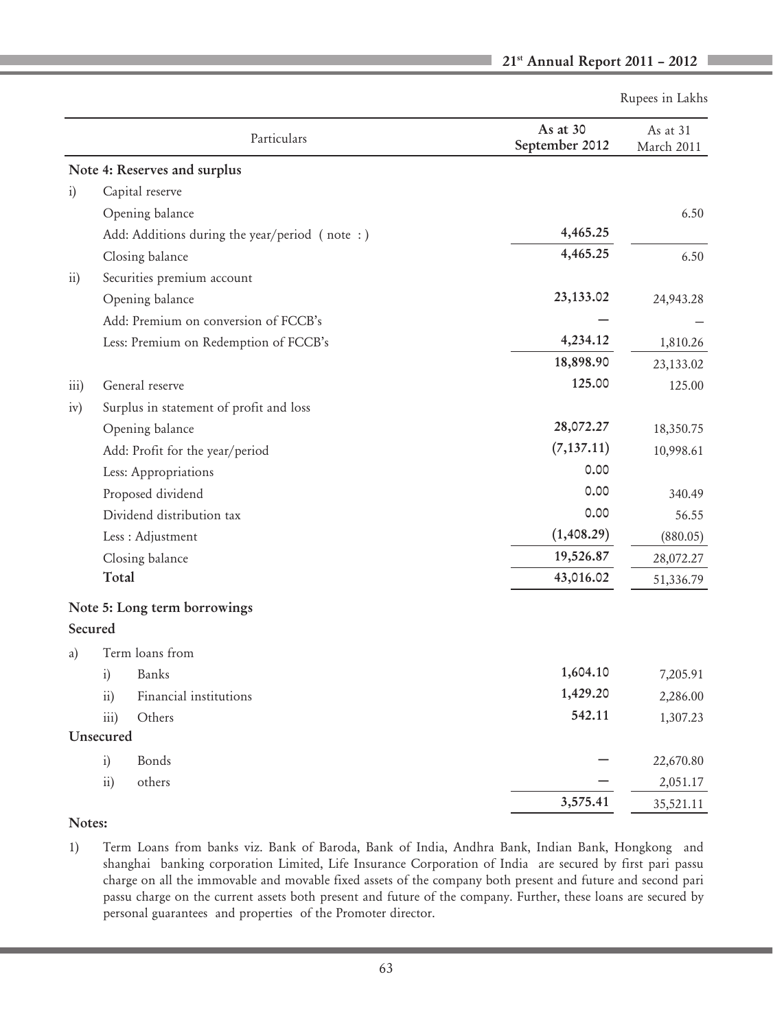Rupees in Lakhs

| | Particulars | As at 30 September 2012 | As at 31 March 2011 |
|---|---|---|---|
| | **Note 4: Reserves and surplus** | | |
| i) | Capital reserve | | |
| | Opening balance | | 6.50 |
| | Add: Additions during the year/period ( note : ) | 4,465.25 | |
| | Closing balance | 4,465.25 | 6.50 |
| ii) | Securities premium account | | |
| | Opening balance | 23,133.02 | 24,943.28 |
| | Add: Premium on conversion of FCCB's | – | – |
| | Less: Premium on Redemption of FCCB's | 4,234.12 | 1,810.26 |
| | | 18,898.90 | 23,133.02 |
| iii) | General reserve | 125.00 | 125.00 |
| iv) | Surplus in statement of profit and loss | | |
| | Opening balance | 28,072.27 | 18,350.75 |
| | Add: Profit for the year/period | (7,137.11) | 10,998.61 |
| | Less: Appropriations | 0.00 | |
| | Proposed dividend | 0.00 | 340.49 |
| | Dividend distribution tax | 0.00 | 56.55 |
| | Less : Adjustment | (1,408.29) | (880.05) |
| | Closing balance | 19,526.87 | 28,072.27 |
| | **Total** | 43,016.02 | 51,336.79 |
| | **Note 5: Long term borrowings** | | |
| | **Secured** | | |
| a) | Term loans from | | |
| | i) Banks | 1,604.10 | 7,205.91 |
| | ii) Financial institutions | 1,429.20 | 2,286.00 |
| | iii) Others | 542.11 | 1,307.23 |
| | **Unsecured** | | |
| | i) Bonds | – | 22,670.80 |
| | ii) others | – | 2,051.17 |
| | | 3,575.41 | 35,521.11 |

**Notes:**

1) Term Loans from banks viz. Bank of Baroda, Bank of India, Andhra Bank, Indian Bank, Hongkong and shanghai banking corporation Limited, Life Insurance Corporation of India are secured by first pari passu charge on all the immovable and movable fixed assets of the company both present and future and second pari passu charge on the current assets both present and future of the company. Further, these loans are secured by personal guarantees and properties of the Promoter director.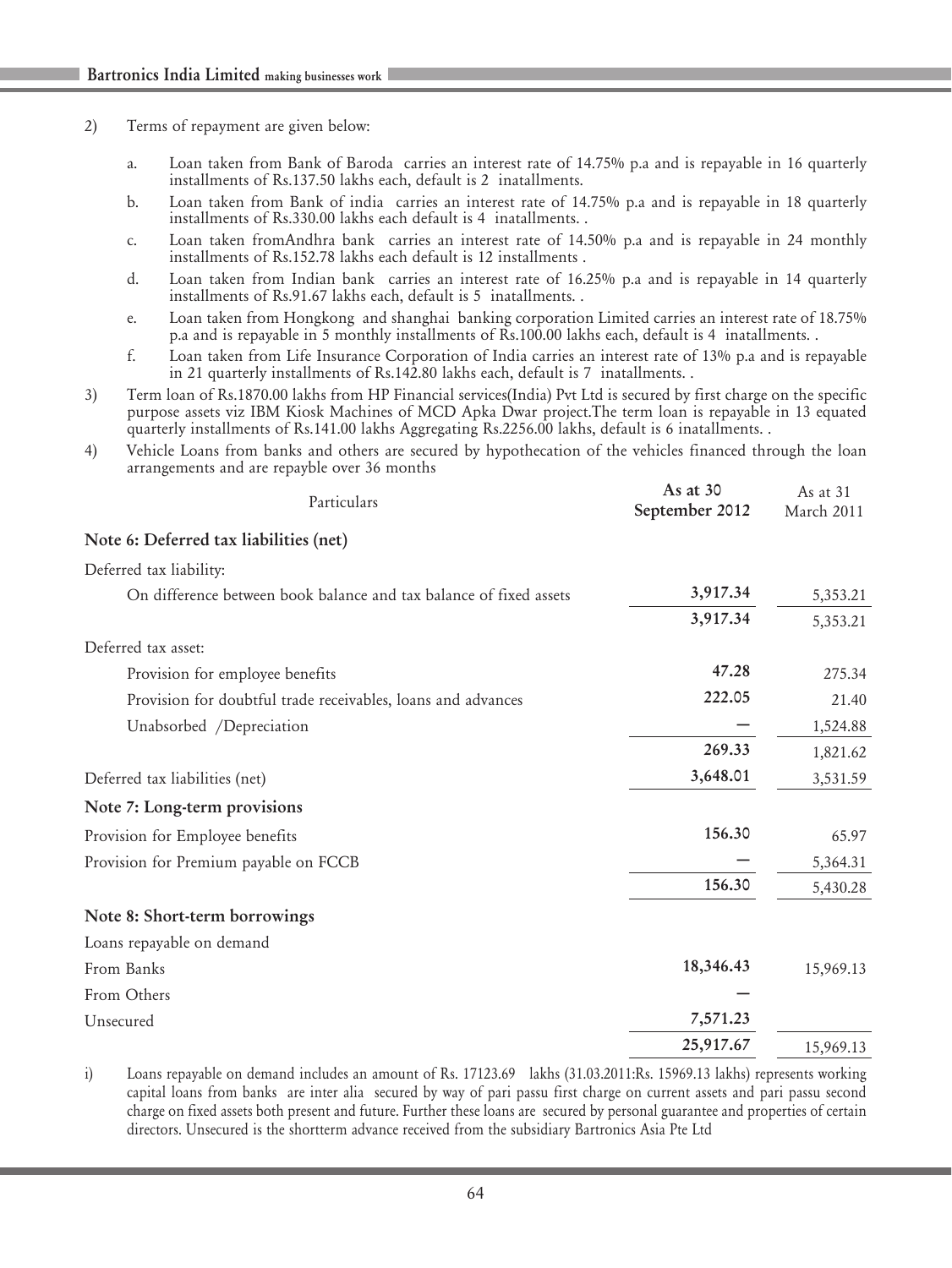2) Terms of repayment are given below:

   a. Loan taken from Bank of Baroda carries an interest rate of 14.75% p.a and is repayable in 16 quarterly installments of Rs.137.50 lakhs each, default is 2 inatallments.

   b. Loan taken from Bank of india carries an interest rate of 14.75% p.a and is repayable in 18 quarterly installments of Rs.330.00 lakhs each default is 4 inatallments. .

   c. Loan taken fromAndhra bank carries an interest rate of 14.50% p.a and is repayable in 24 monthly installments of Rs.152.78 lakhs each default is 12 installments .

   d. Loan taken from Indian bank carries an interest rate of 16.25% p.a and is repayable in 14 quarterly installments of Rs.91.67 lakhs each, default is 5 inatallments. .

   e. Loan taken from Hongkong and shanghai banking corporation Limited carries an interest rate of 18.75% p.a and is repayable in 5 monthly installments of Rs.100.00 lakhs each, default is 4 inatallments. .

   f. Loan taken from Life Insurance Corporation of India carries an interest rate of 13% p.a and is repayable in 21 quarterly installments of Rs.142.80 lakhs each, default is 7 inatallments. .

3) Term loan of Rs.1870.00 lakhs from HP Financial services(India) Pvt Ltd is secured by first charge on the specific purpose assets viz IBM Kiosk Machines of MCD Apka Dwar project.The term loan is repayable in 13 equated quarterly installments of Rs.141.00 lakhs Aggregating Rs.2256.00 lakhs, default is 6 inatallments. .

4) Vehicle Loans from banks and others are secured by hypothecation of the vehicles financed through the loan arrangements and are repayble over 36 months

| Particulars | **As at 30 September 2012** | As at 31 March 2011 |
|---|---|---|
| **Note 6: Deferred tax liabilities (net)** | | |
| Deferred tax liability: | | |
| On difference between book balance and tax balance of fixed assets | **3,917.34** | 5,353.21 |
| | **3,917.34** | 5,353.21 |
| Deferred tax asset: | | |
| Provision for employee benefits | **47.28** | 275.34 |
| Provision for doubtful trade receivables, loans and advances | **222.05** | 21.40 |
| Unabsorbed /Depreciation | **—** | 1,524.88 |
| | **269.33** | 1,821.62 |
| Deferred tax liabilities (net) | **3,648.01** | 3,531.59 |
| **Note 7: Long-term provisions** | | |
| Provision for Employee benefits | **156.30** | 65.97 |
| Provision for Premium payable on FCCB | **—** | 5,364.31 |
| | **156.30** | 5,430.28 |
| **Note 8: Short-term borrowings** | | |
| Loans repayable on demand | | |
| From Banks | **18,346.43** | 15,969.13 |
| From Others | **—** | |
| Unsecured | **7,571.23** | |
| | **25,917.67** | 15,969.13 |

i) Loans repayable on demand includes an amount of Rs. 17123.69 lakhs (31.03.2011:Rs. 15969.13 lakhs) represents working capital loans from banks are inter alia secured by way of pari passu first charge on current assets and pari passu second charge on fixed assets both present and future. Further these loans are secured by personal guarantee and properties of certain directors. Unsecured is the shortterm advance received from the subsidiary Bartronics Asia Pte Ltd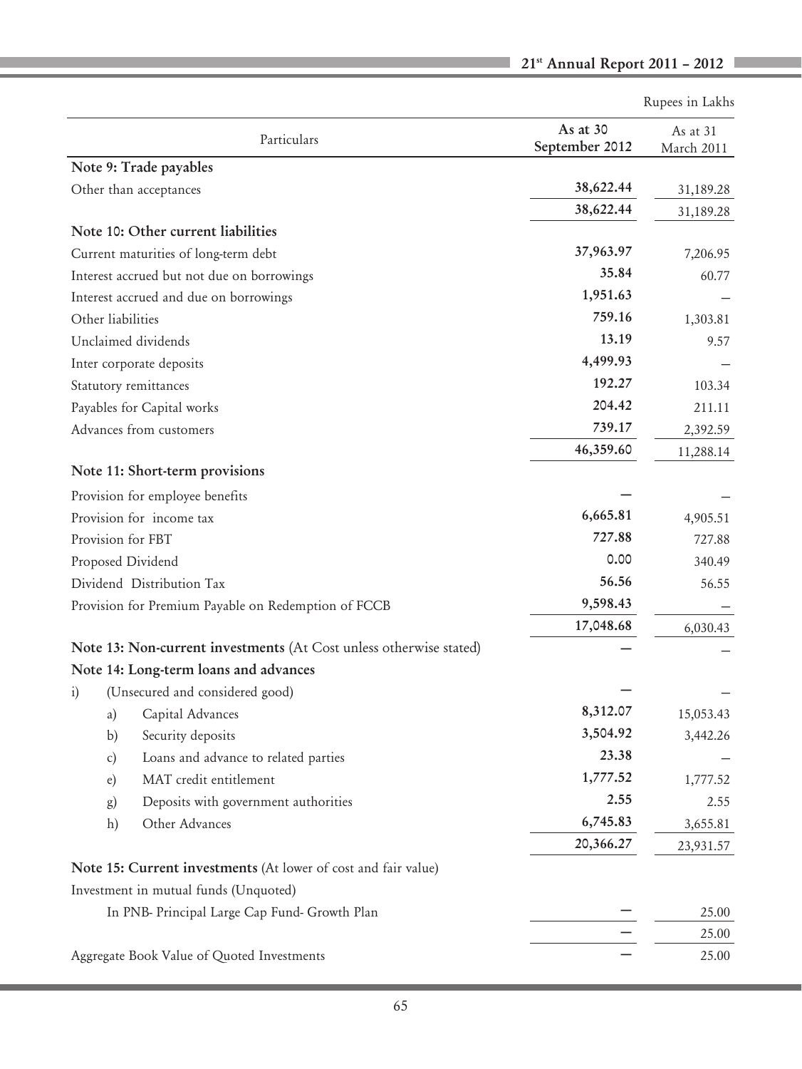Rupees in Lakhs

| Particulars | As at 30 September 2012 | As at 31 March 2011 |
|---|---|---|
| **Note 9: Trade payables** | | |
| Other than acceptances | 38,622.44 | 31,189.28 |
| | 38,622.44 | 31,189.28 |
| **Note 10: Other current liabilities** | | |
| Current maturities of long-term debt | 37,963.97 | 7,206.95 |
| Interest accrued but not due on borrowings | 35.84 | 60.77 |
| Interest accrued and due on borrowings | 1,951.63 | – |
| Other liabilities | 759.16 | 1,303.81 |
| Unclaimed dividends | 13.19 | 9.57 |
| Inter corporate deposits | 4,499.93 | – |
| Statutory remittances | 192.27 | 103.34 |
| Payables for Capital works | 204.42 | 211.11 |
| Advances from customers | 739.17 | 2,392.59 |
| | 46,359.60 | 11,288.14 |
| **Note 11: Short-term provisions** | | |
| Provision for employee benefits | – | – |
| Provision for income tax | 6,665.81 | 4,905.51 |
| Provision for FBT | 727.88 | 727.88 |
| Proposed Dividend | 0.00 | 340.49 |
| Dividend Distribution Tax | 56.56 | 56.55 |
| Provision for Premium Payable on Redemption of FCCB | 9,598.43 | – |
| | 17,048.68 | 6,030.43 |
| **Note 13: Non-current investments** (At Cost unless otherwise stated) | – | – |
| **Note 14: Long-term loans and advances** | | |
| i) (Unsecured and considered good) | – | – |
| a) Capital Advances | 8,312.07 | 15,053.43 |
| b) Security deposits | 3,504.92 | 3,442.26 |
| c) Loans and advance to related parties | 23.38 | – |
| e) MAT credit entitlement | 1,777.52 | 1,777.52 |
| g) Deposits with government authorities | 2.55 | 2.55 |
| h) Other Advances | 6,745.83 | 3,655.81 |
| | 20,366.27 | 23,931.57 |
| **Note 15: Current investments** (At lower of cost and fair value) | | |
| Investment in mutual funds (Unquoted) | | |
| In PNB- Principal Large Cap Fund- Growth Plan | – | 25.00 |
| | – | 25.00 |
| Aggregate Book Value of Quoted Investments | – | 25.00 |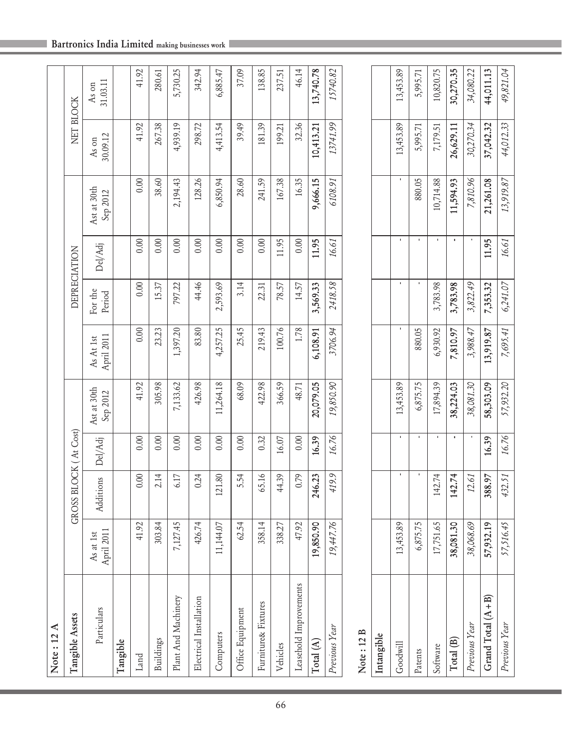## Note : 12 A

| Tangible Assets | GROSS BLOCK ( At Cost) | | | | DEPRECIATION | | | | NET BLOCK | |
|---|---|---|---|---|---|---|---|---|---|---|
| Particulars | As at 1st April 2011 | Additions | Del/Adj | Ast at 30th Sep 2012 | As At 1st April 2011 | For the Period | Del/Adj | Ast at 30th Sep 2012 | As on 30.09.12 | As on 31.03.11 |
| **Tangible** | | | | | | | | | | |
| Land | 41.92 | 0.00 | 0.00 | 41.92 | 0.00 | 0.00 | 0.00 | 0.00 | 41.92 | 41.92 |
| Buildings | 303.84 | 2.14 | 0.00 | 305.98 | 23.23 | 15.37 | 0.00 | 38.60 | 267.38 | 280.61 |
| Plant And Machinery | 7,127.45 | 6.17 | 0.00 | 7,133.62 | 1,397.20 | 797.22 | 0.00 | 2,194.43 | 4,939.19 | 5,730.25 |
| Electrical Installation | 426.74 | 0.24 | 0.00 | 426.98 | 83.80 | 44.46 | 0.00 | 128.26 | 298.72 | 342.94 |
| Computers | 11,144.07 | 121.80 | 0.00 | 11,264.18 | 4,257.25 | 2,593.69 | 0.00 | 6,850.94 | 4,413.54 | 6,885.47 |
| Office Equipment | 62.54 | 5.54 | 0.00 | 68.09 | 25.45 | 3.14 | 0.00 | 28.60 | 39.49 | 37.09 |
| Furniture& Fixtures | 358.14 | 65.16 | 0.32 | 422.98 | 219.43 | 22.31 | 0.00 | 241.59 | 181.39 | 138.85 |
| Vehicles | 338.27 | 44.39 | 16.07 | 366.59 | 100.76 | 78.57 | 11.95 | 167.38 | 199.21 | 237.51 |
| Leasehold Improvements | 47.92 | 0.79 | 0.00 | 48.71 | 1.78 | 14.57 | 0.00 | 16.35 | 32.36 | 46.14 |
| **Total (A)** | **19,850.90** | **246.23** | **16.39** | **20,079.05** | **6,108.91** | **3,569.33** | **11.95** | **9,666.15** | **10,413.21** | **13,740.78** |
| *Previous Year* | *19,447.76* | *419.9* | *16.76* | *19,850.90* | *3706.94* | *2418.58* | *16.61* | *6108.91* | *13741.99* | *15740.82* |

## Note : 12 B

| Intangible | | | | | | | | | | |
|---|---|---|---|---|---|---|---|---|---|---|
| Goodwill | 13,453.89 | - | - | 13,453.89 | - | - | - | - | 13,453.89 | 13,453.89 |
| Patents | 6,875.75 | - | - | 6,875.75 | 880.05 | - | - | 880.05 | 5,995.71 | 5,995.71 |
| Software | 17,751.65 | 142.74 | - | 17,894.39 | 6,930.92 | 3,783.98 | - | 10,714.88 | 7,179.51 | 10,820.75 |
| **Total (B)** | **38,081.30** | **142.74** | **-** | **38,224.03** | **7,810.97** | **3,783.98** | **-** | **11,594.93** | **26,629.11** | **30,270.35** |
| *Previous Year* | *38,068.69* | *12.61* | *-* | *38,081.30* | *3,988.47* | *3,822.49* | *-* | *7,810.96* | *30,270.34* | *34,080.22* |
| **Grand Total (A+B)** | **57,932.19** | **388.97** | **16.39** | **58,303.09** | **13,919.87** | **7,353.32** | **11.95** | **21,261.08** | **37,042.32** | **44,011.13** |
| *Previous Year* | *57,516.45* | *432.51* | *16.76* | *57,932.20* | *7,695.41* | *6,241.07* | *16.61* | *13,919.87* | *44,012.33* | *49,821.04* |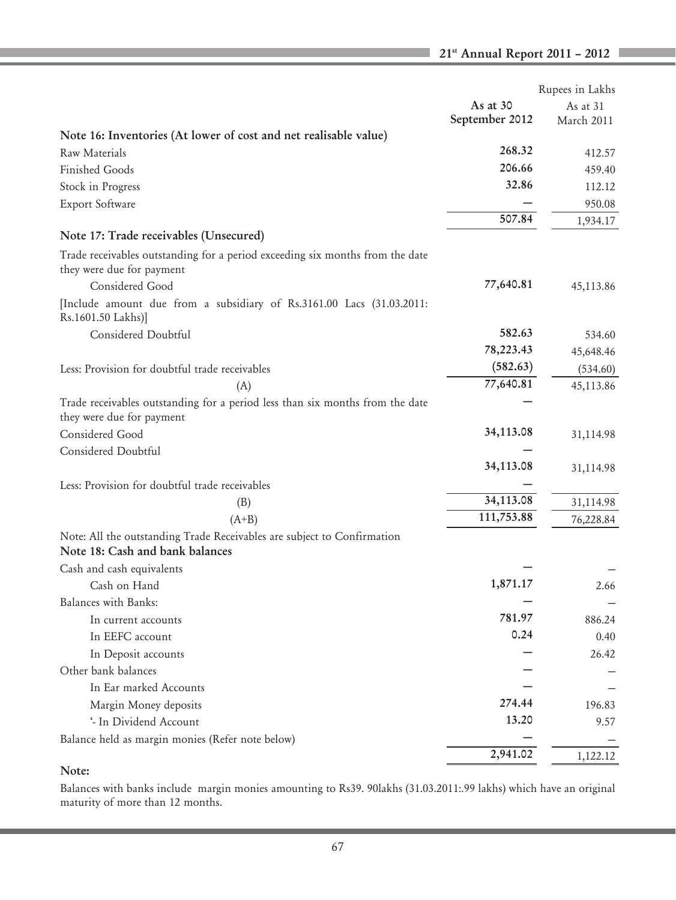Rupees in Lakhs

| | As at 30 September 2012 | As at 31 March 2011 |
|---|---|---|
| **Note 16: Inventories (At lower of cost and net realisable value)** | | |
| Raw Materials | 268.32 | 412.57 |
| Finished Goods | 206.66 | 459.40 |
| Stock in Progress | 32.86 | 112.12 |
| Export Software | — | 950.08 |
| | 507.84 | 1,934.17 |
| **Note 17: Trade receivables (Unsecured)** | | |
| Trade receivables outstanding for a period exceeding six months from the date they were due for payment | | |
| Considered Good | 77,640.81 | 45,113.86 |
| [Include amount due from a subsidiary of Rs.3161.00 Lacs (31.03.2011: Rs.1601.50 Lakhs)] | | |
| Considered Doubtful | 582.63 | 534.60 |
| | 78,223.43 | 45,648.46 |
| Less: Provision for doubtful trade receivables | (582.63) | (534.60) |
| (A) | 77,640.81 | 45,113.86 |
| Trade receivables outstanding for a period less than six months from the date they were due for payment | — | |
| Considered Good | 34,113.08 | 31,114.98 |
| Considered Doubtful | — | |
| | 34,113.08 | 31,114.98 |
| Less: Provision for doubtful trade receivables | — | |
| (B) | 34,113.08 | 31,114.98 |
| (A+B) | 111,753.88 | 76,228.84 |
| Note: All the outstanding Trade Receivables are subject to Confirmation | | |
| **Note 18: Cash and bank balances** | | |
| Cash and cash equivalents | — | – |
| Cash on Hand | 1,871.17 | 2.66 |
| Balances with Banks: | — | – |
| In current accounts | 781.97 | 886.24 |
| In EEFC account | 0.24 | 0.40 |
| In Deposit accounts | — | 26.42 |
| Other bank balances | — | – |
| In Ear marked Accounts | — | – |
| Margin Money deposits | 274.44 | 196.83 |
| '- In Dividend Account | 13.20 | 9.57 |
| Balance held as margin monies (Refer note below) | — | – |
| | 2,941.02 | 1,122.12 |

**Note:**

Balances with banks include margin monies amounting to Rs39. 90lakhs (31.03.2011:.99 lakhs) which have an original maturity of more than 12 months.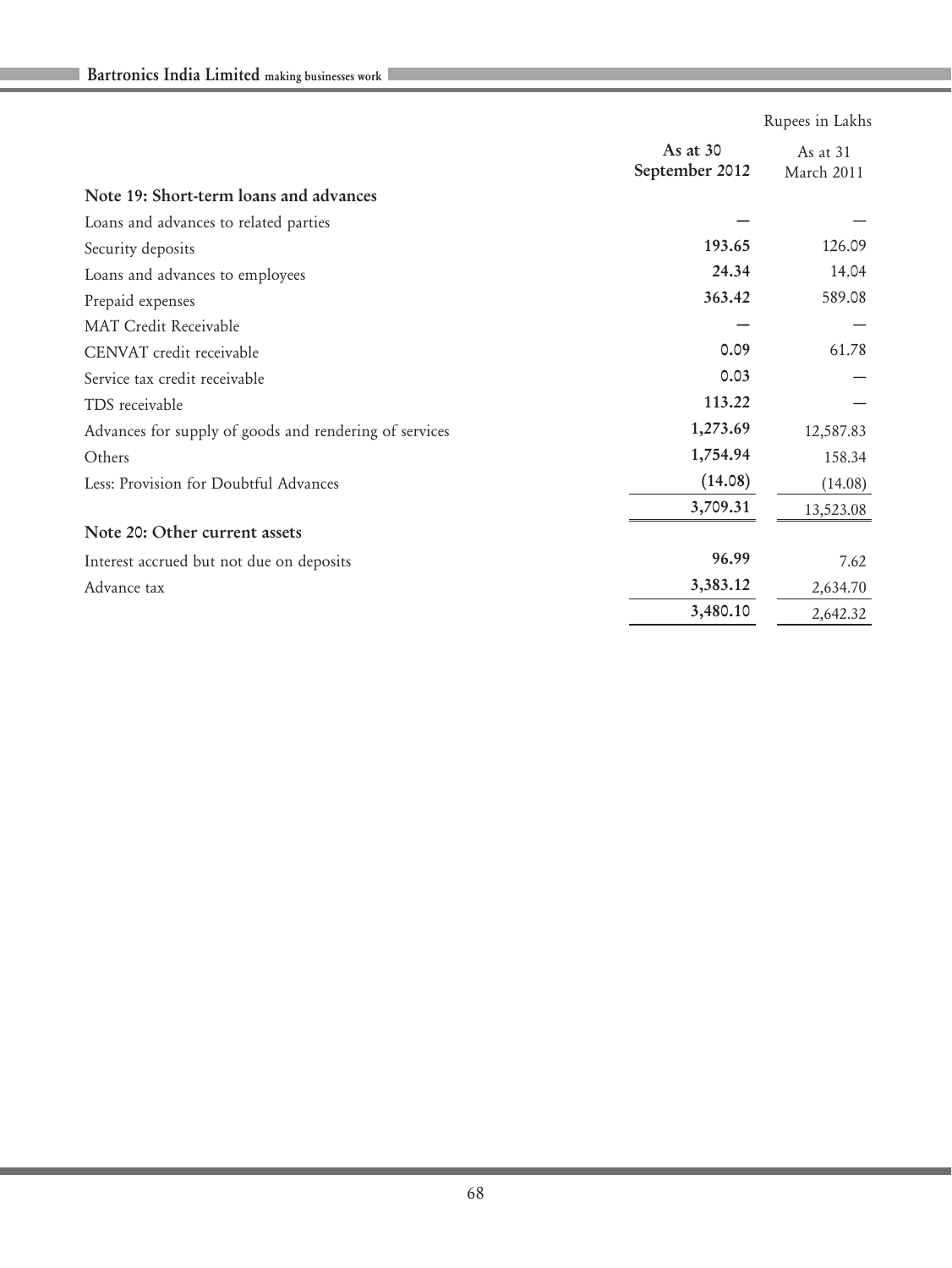Rupees in Lakhs

| | As at 30 September 2012 | As at 31 March 2011 |
|---|---|---|
| **Note 19: Short-term loans and advances** | | |
| Loans and advances to related parties | — | — |
| Security deposits | 193.65 | 126.09 |
| Loans and advances to employees | 24.34 | 14.04 |
| Prepaid expenses | 363.42 | 589.08 |
| MAT Credit Receivable | — | — |
| CENVAT credit receivable | 0.09 | 61.78 |
| Service tax credit receivable | 0.03 | — |
| TDS receivable | 113.22 | — |
| Advances for supply of goods and rendering of services | 1,273.69 | 12,587.83 |
| Others | 1,754.94 | 158.34 |
| Less: Provision for Doubtful Advances | (14.08) | (14.08) |
| | 3,709.31 | 13,523.08 |
| **Note 20: Other current assets** | | |
| Interest accrued but not due on deposits | 96.99 | 7.62 |
| Advance tax | 3,383.12 | 2,634.70 |
| | 3,480.10 | 2,642.32 |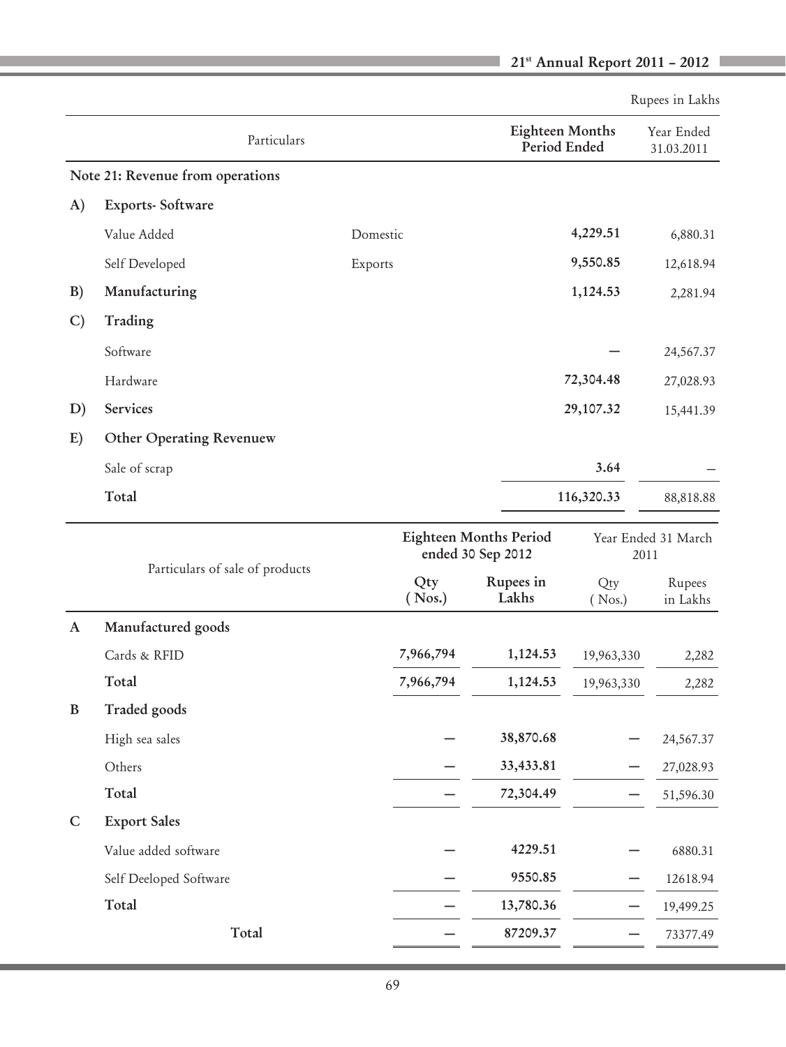Rupees in Lakhs

| | Particulars | | Eighteen Months Period Ended | Year Ended 31.03.2011 |
|---|---|---|---|---|
| **Note 21: Revenue from operations** | | | | |
| **A)** | **Exports- Software** | | | |
| | Value Added | Domestic | **4,229.51** | 6,880.31 |
| | Self Developed | Exports | **9,550.85** | 12,618.94 |
| **B)** | **Manufacturing** | | **1,124.53** | 2,281.94 |
| **C)** | **Trading** | | | |
| | Software | | **—** | 24,567.37 |
| | Hardware | | **72,304.48** | 27,028.93 |
| **D)** | **Services** | | **29,107.32** | 15,441.39 |
| **E)** | **Other Operating Revenuew** | | | |
| | Sale of scrap | | **3.64** | – |
| | **Total** | | **116,320.33** | 88,818.88 |

| | Particulars of sale of products | Eighteen Months Period ended 30 Sep 2012 | | Year Ended 31 March 2011 | |
|---|---|---|---|---|---|
| | | Qty ( Nos.) | Rupees in Lakhs | Qty ( Nos.) | Rupees in Lakhs |
| **A** | **Manufactured goods** | | | | |
| | Cards & RFID | **7,966,794** | **1,124.53** | 19,963,330 | 2,282 |
| | **Total** | **7,966,794** | **1,124.53** | 19,963,330 | 2,282 |
| **B** | **Traded goods** | | | | |
| | High sea sales | — | **38,870.68** | — | 24,567.37 |
| | Others | — | **33,433.81** | — | 27,028.93 |
| | **Total** | — | **72,304.49** | — | 51,596.30 |
| **C** | **Export Sales** | | | | |
| | Value added software | — | **4229.51** | — | 6880.31 |
| | Self Deeloped Software | — | **9550.85** | — | 12618.94 |
| | **Total** | — | **13,780.36** | — | 19,499.25 |
| | **Total** | — | **87209.37** | — | 73377.49 |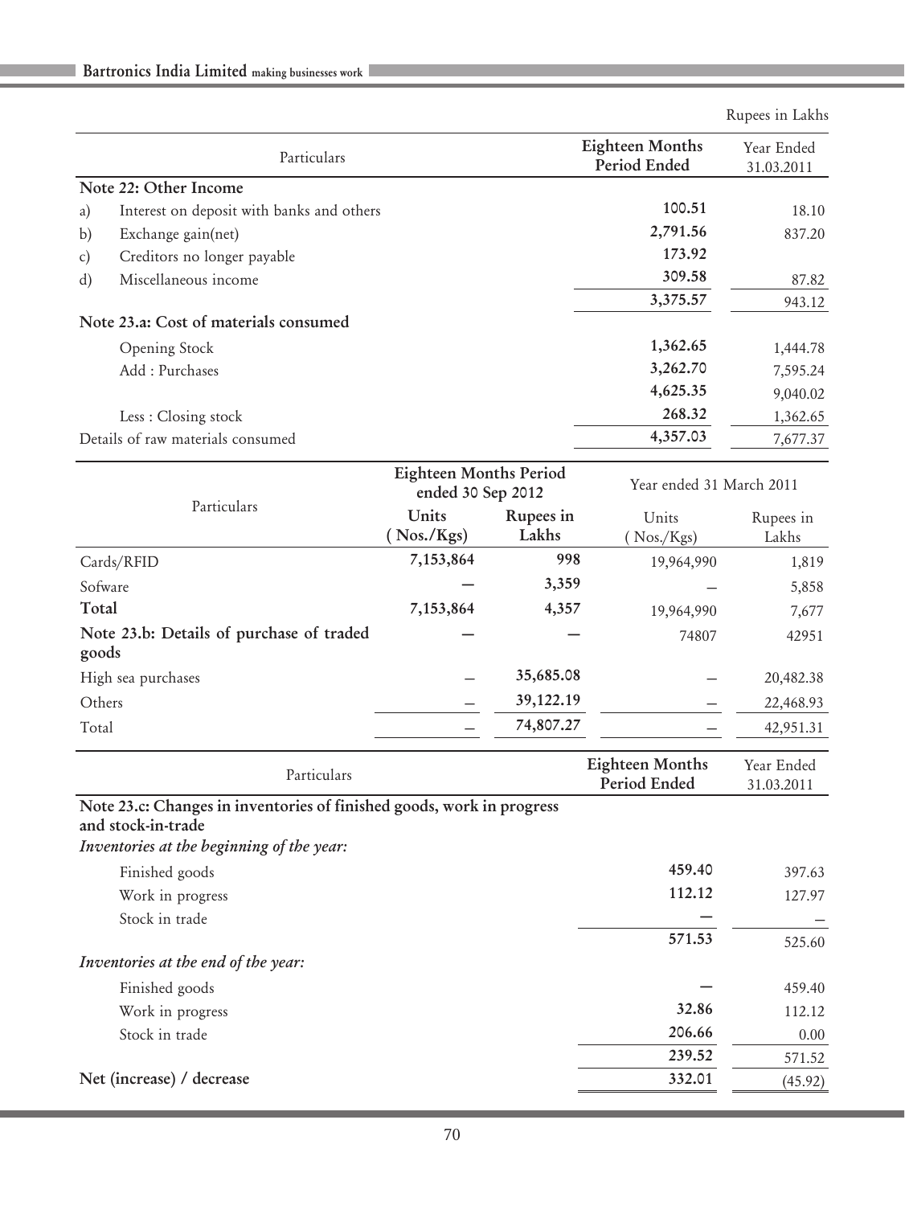Rupees in Lakhs

| Particulars | Eighteen Months Period Ended | Year Ended 31.03.2011 |
|---|---|---|
| **Note 22: Other Income** | | |
| a) Interest on deposit with banks and others | **100.51** | 18.10 |
| b) Exchange gain(net) | **2,791.56** | 837.20 |
| c) Creditors no longer payable | **173.92** | |
| d) Miscellaneous income | **309.58** | 87.82 |
| | **3,375.57** | 943.12 |
| **Note 23.a: Cost of materials consumed** | | |
| Opening Stock | **1,362.65** | 1,444.78 |
| Add : Purchases | **3,262.70** | 7,595.24 |
| | **4,625.35** | 9,040.02 |
| Less : Closing stock | **268.32** | 1,362.65 |
| Details of raw materials consumed | **4,357.03** | 7,677.37 |

| Particulars | Eighteen Months Period ended 30 Sep 2012 | | Year ended 31 March 2011 | |
|---|---|---|---|---|
| | Units (Nos./Kgs) | Rupees in Lakhs | Units (Nos./Kgs) | Rupees in Lakhs |
| Cards/RFID | **7,153,864** | **998** | 19,964,990 | 1,819 |
| Sofware | **—** | **3,359** | – | 5,858 |
| **Total** | **7,153,864** | **4,357** | 19,964,990 | 7,677 |
| **Note 23.b: Details of purchase of traded goods** | **—** | **—** | 74807 | 42951 |
| High sea purchases | – | **35,685.08** | – | 20,482.38 |
| Others | – | **39,122.19** | – | 22,468.93 |
| Total | – | **74,807.27** | – | 42,951.31 |

| Particulars | Eighteen Months Period Ended | Year Ended 31.03.2011 |
|---|---|---|
| **Note 23.c: Changes in inventories of finished goods, work in progress and stock-in-trade** | | |
| *Inventories at the beginning of the year:* | | |
| Finished goods | **459.40** | 397.63 |
| Work in progress | **112.12** | 127.97 |
| Stock in trade | **—** | – |
| | **571.53** | 525.60 |
| *Inventories at the end of the year:* | | |
| Finished goods | **—** | 459.40 |
| Work in progress | **32.86** | 112.12 |
| Stock in trade | **206.66** | 0.00 |
| | **239.52** | 571.52 |
| **Net (increase) / decrease** | **332.01** | (45.92) |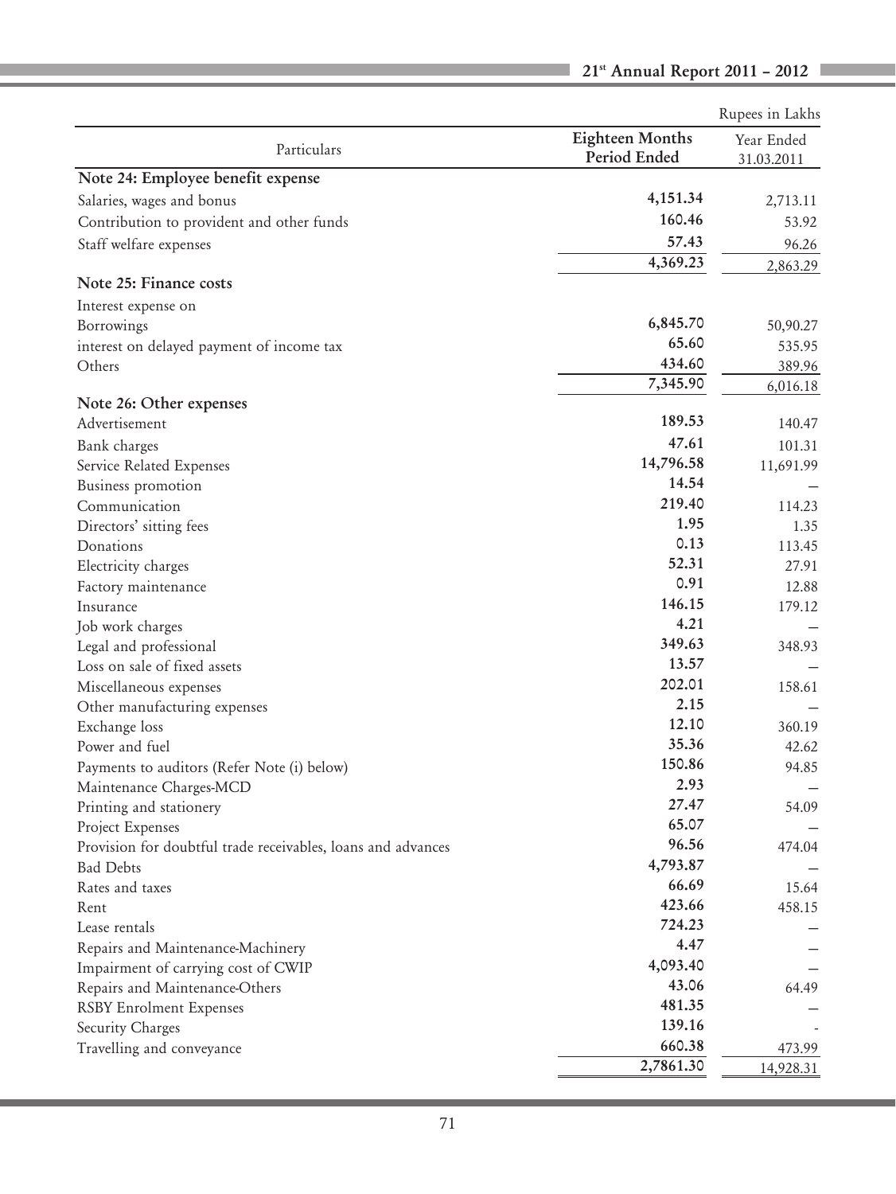Rupees in Lakhs

| Particulars | Eighteen Months Period Ended | Year Ended 31.03.2011 |
|---|---|---|
| **Note 24: Employee benefit expense** | | |
| Salaries, wages and bonus | **4,151.34** | 2,713.11 |
| Contribution to provident and other funds | **160.46** | 53.92 |
| Staff welfare expenses | **57.43** | 96.26 |
| | **4,369.23** | 2,863.29 |
| **Note 25: Finance costs** | | |
| Interest expense on | | |
| Borrowings | **6,845.70** | 50,90.27 |
| interest on delayed payment of income tax | **65.60** | 535.95 |
| Others | **434.60** | 389.96 |
| | **7,345.90** | 6,016.18 |
| **Note 26: Other expenses** | | |
| Advertisement | **189.53** | 140.47 |
| Bank charges | **47.61** | 101.31 |
| Service Related Expenses | **14,796.58** | 11,691.99 |
| Business promotion | **14.54** | – |
| Communication | **219.40** | 114.23 |
| Directors' sitting fees | **1.95** | 1.35 |
| Donations | **0.13** | 113.45 |
| Electricity charges | **52.31** | 27.91 |
| Factory maintenance | **0.91** | 12.88 |
| Insurance | **146.15** | 179.12 |
| Job work charges | **4.21** | – |
| Legal and professional | **349.63** | 348.93 |
| Loss on sale of fixed assets | **13.57** | – |
| Miscellaneous expenses | **202.01** | 158.61 |
| Other manufacturing expenses | **2.15** | – |
| Exchange loss | **12.10** | 360.19 |
| Power and fuel | **35.36** | 42.62 |
| Payments to auditors (Refer Note (i) below) | **150.86** | 94.85 |
| Maintenance Charges-MCD | **2.93** | – |
| Printing and stationery | **27.47** | 54.09 |
| Project Expenses | **65.07** | – |
| Provision for doubtful trade receivables, loans and advances | **96.56** | 474.04 |
| Bad Debts | **4,793.87** | – |
| Rates and taxes | **66.69** | 15.64 |
| Rent | **423.66** | 458.15 |
| Lease rentals | **724.23** | – |
| Repairs and Maintenance-Machinery | **4.47** | – |
| Impairment of carrying cost of CWIP | **4,093.40** | – |
| Repairs and Maintenance-Others | **43.06** | 64.49 |
| RSBY Enrolment Expenses | **481.35** | – |
| Security Charges | **139.16** | - |
| Travelling and conveyance | **660.38** | 473.99 |
| | **2,7861.30** | 14,928.31 |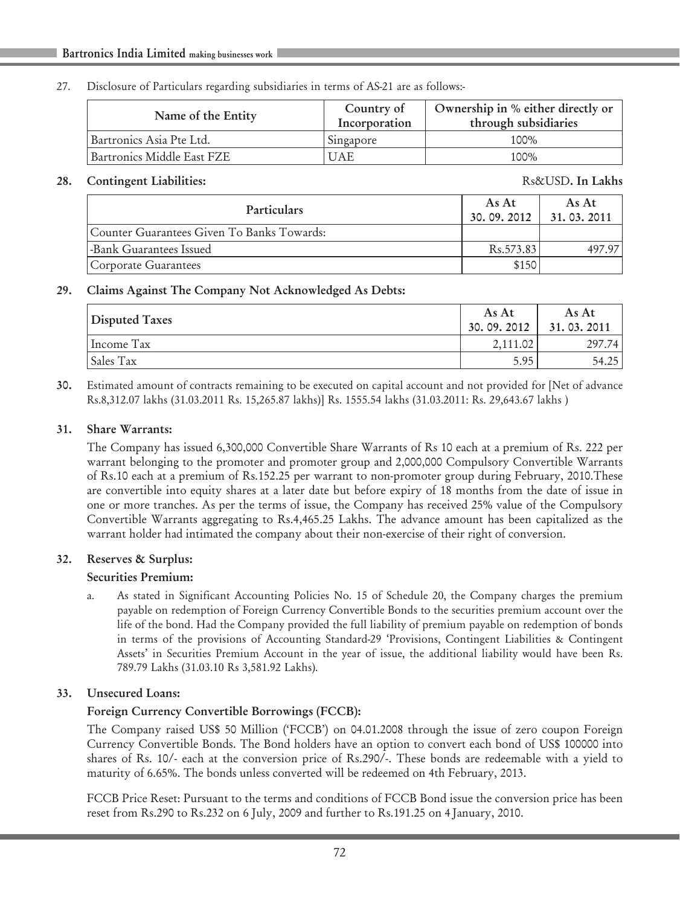27. Disclosure of Particulars regarding subsidiaries in terms of AS-21 are as follows:-

| Name of the Entity | Country of Incorporation | Ownership in % either directly or through subsidiaries |
|---|---|---|
| Bartronics Asia Pte Ltd. | Singapore | 100% |
| Bartronics Middle East FZE | UAE | 100% |

**28. Contingent Liabilities:** Rs&USD**. In Lakhs**

| Particulars | As At 30. 09. 2012 | As At 31. 03. 2011 |
|---|---|---|
| Counter Guarantees Given To Banks Towards: | | |
| -Bank Guarantees Issued | Rs.573.83 | 497.97 |
| Corporate Guarantees | $150 | |

**29. Claims Against The Company Not Acknowledged As Debts:**

| Disputed Taxes | As At 30. 09. 2012 | As At 31. 03. 2011 |
|---|---|---|
| Income Tax | 2,111.02 | 297.74 |
| Sales Tax | 5.95 | 54.25 |

**30.** Estimated amount of contracts remaining to be executed on capital account and not provided for [Net of advance Rs.8,312.07 lakhs (31.03.2011 Rs. 15,265.87 lakhs)] Rs. 1555.54 lakhs (31.03.2011: Rs. 29,643.67 lakhs )

**31. Share Warrants:**

The Company has issued 6,300,000 Convertible Share Warrants of Rs 10 each at a premium of Rs. 222 per warrant belonging to the promoter and promoter group and 2,000,000 Compulsory Convertible Warrants of Rs.10 each at a premium of Rs.152.25 per warrant to non-promoter group during February, 2010.These are convertible into equity shares at a later date but before expiry of 18 months from the date of issue in one or more tranches. As per the terms of issue, the Company has received 25% value of the Compulsory Convertible Warrants aggregating to Rs.4,465.25 Lakhs. The advance amount has been capitalized as the warrant holder had intimated the company about their non-exercise of their right of conversion.

**32. Reserves & Surplus:**

**Securities Premium:**

a. As stated in Significant Accounting Policies No. 15 of Schedule 20, the Company charges the premium payable on redemption of Foreign Currency Convertible Bonds to the securities premium account over the life of the bond. Had the Company provided the full liability of premium payable on redemption of bonds in terms of the provisions of Accounting Standard-29 'Provisions, Contingent Liabilities & Contingent Assets' in Securities Premium Account in the year of issue, the additional liability would have been Rs. 789.79 Lakhs (31.03.10 Rs 3,581.92 Lakhs).

**33. Unsecured Loans:**

**Foreign Currency Convertible Borrowings (FCCB):**

The Company raised US$ 50 Million ('FCCB') on 04.01.2008 through the issue of zero coupon Foreign Currency Convertible Bonds. The Bond holders have an option to convert each bond of US$ 100000 into shares of Rs. 10/- each at the conversion price of Rs.290/-. These bonds are redeemable with a yield to maturity of 6.65%. The bonds unless converted will be redeemed on 4th February, 2013.

FCCB Price Reset: Pursuant to the terms and conditions of FCCB Bond issue the conversion price has been reset from Rs.290 to Rs.232 on 6 July, 2009 and further to Rs.191.25 on 4 January, 2010.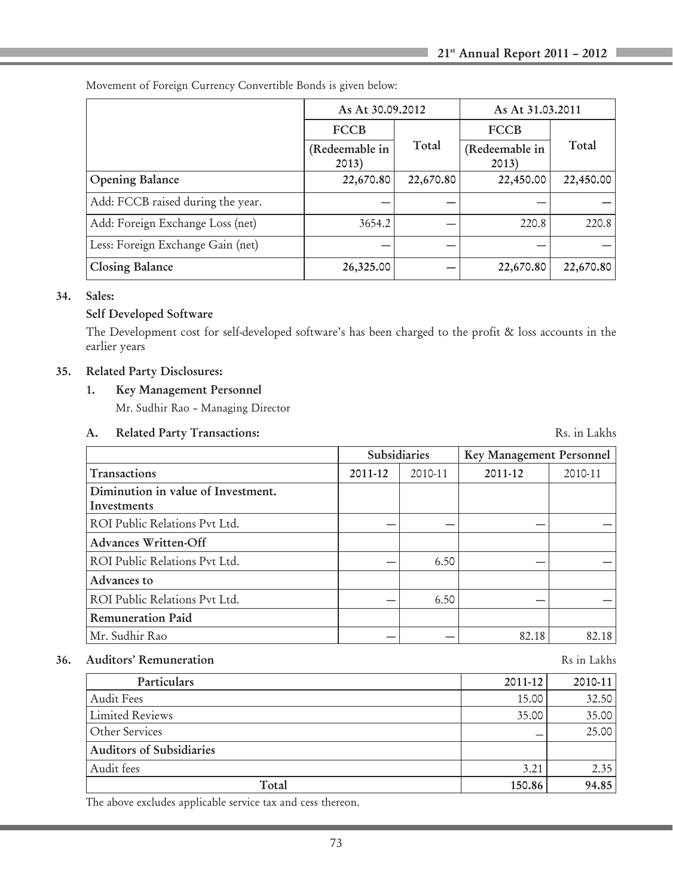Movement of Foreign Currency Convertible Bonds is given below:

| | As At 30.09.2012 | | As At 31.03.2011 | |
|---|---|---|---|---|
| | FCCB (Redeemable in 2013) | Total | FCCB (Redeemable in 2013) | Total |
| **Opening Balance** | 22,670.80 | 22,670.80 | 22,450.00 | 22,450.00 |
| Add: FCCB raised during the year. | — | — | — | — |
| Add: Foreign Exchange Loss (net) | 3654.2 | — | 220.8 | 220.8 |
| Less: Foreign Exchange Gain (net) | — | — | — | — |
| **Closing Balance** | 26,325.00 | — | 22,670.80 | 22,670.80 |

**34. Sales:**

**Self Developed Software**

The Development cost for self-developed software's has been charged to the profit & loss accounts in the earlier years

**35. Related Party Disclosures:**

**1. Key Management Personnel**

Mr. Sudhir Rao – Managing Director

**A. Related Party Transactions:**

Rs. in Lakhs

| | Subsidiaries | | Key Management Personnel | |
|---|---|---|---|---|
| **Transactions** | 2011-12 | 2010-11 | 2011-12 | 2010-11 |
| **Diminution in value of Investment. Investments** | | | | |
| ROI Public Relations Pvt Ltd. | — | — | — | — |
| **Advances Written-Off** | | | | |
| ROI Public Relations Pvt Ltd. | — | 6.50 | — | — |
| **Advances to** | | | | |
| ROI Public Relations Pvt Ltd. | — | 6.50 | — | — |
| **Remuneration Paid** | | | | |
| Mr. Sudhir Rao | — | — | 82.18 | 82.18 |

**36. Auditors' Remuneration**

Rs in Lakhs

| Particulars | 2011-12 | 2010-11 |
|---|---|---|
| Audit Fees | 15.00 | 32.50 |
| Limited Reviews | 35.00 | 35.00 |
| Other Services | – | 25.00 |
| **Auditors of Subsidiaries** | | |
| Audit fees | 3.21 | 2.35 |
| **Total** | **150.86** | **94.85** |

The above excludes applicable service tax and cess thereon.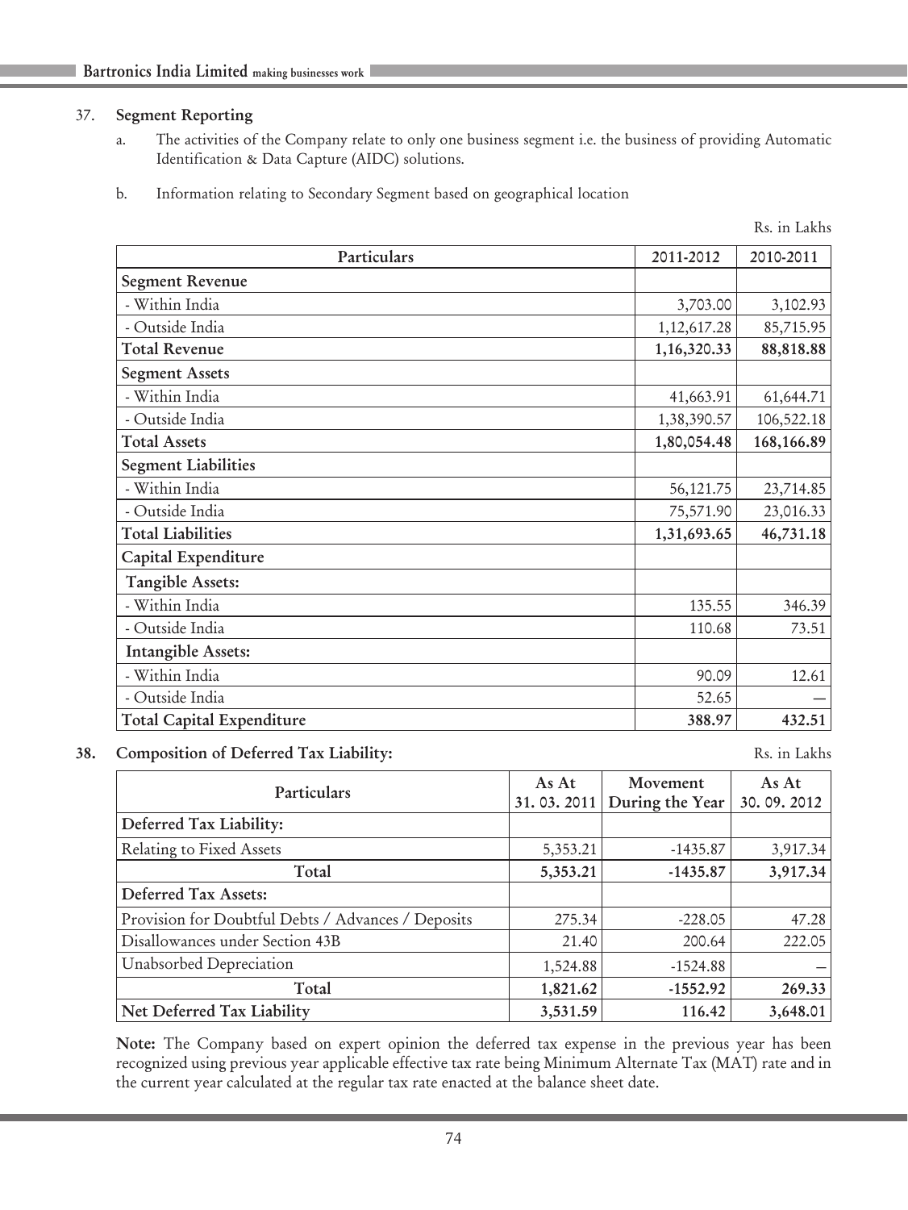37. **Segment Reporting**

a. The activities of the Company relate to only one business segment i.e. the business of providing Automatic Identification & Data Capture (AIDC) solutions.

b. Information relating to Secondary Segment based on geographical location

Rs. in Lakhs

| Particulars | 2011-2012 | 2010-2011 |
|---|---|---|
| **Segment Revenue** | | |
| - Within India | 3,703.00 | 3,102.93 |
| - Outside India | 1,12,617.28 | 85,715.95 |
| **Total Revenue** | **1,16,320.33** | **88,818.88** |
| **Segment Assets** | | |
| - Within India | 41,663.91 | 61,644.71 |
| - Outside India | 1,38,390.57 | 106,522.18 |
| **Total Assets** | **1,80,054.48** | **168,166.89** |
| **Segment Liabilities** | | |
| - Within India | 56,121.75 | 23,714.85 |
| - Outside India | 75,571.90 | 23,016.33 |
| **Total Liabilities** | **1,31,693.65** | **46,731.18** |
| **Capital Expenditure** | | |
| **Tangible Assets:** | | |
| - Within India | 135.55 | 346.39 |
| - Outside India | 110.68 | 73.51 |
| **Intangible Assets:** | | |
| - Within India | 90.09 | 12.61 |
| - Outside India | 52.65 | — |
| **Total Capital Expenditure** | **388.97** | **432.51** |

38. **Composition of Deferred Tax Liability:**

Rs. in Lakhs

| Particulars | As At 31. 03. 2011 | Movement During the Year | As At 30. 09. 2012 |
|---|---|---|---|
| **Deferred Tax Liability:** | | | |
| Relating to Fixed Assets | 5,353.21 | -1435.87 | 3,917.34 |
| **Total** | **5,353.21** | **-1435.87** | **3,917.34** |
| **Deferred Tax Assets:** | | | |
| Provision for Doubtful Debts / Advances / Deposits | 275.34 | -228.05 | 47.28 |
| Disallowances under Section 43B | 21.40 | 200.64 | 222.05 |
| Unabsorbed Depreciation | 1,524.88 | -1524.88 | — |
| **Total** | **1,821.62** | **-1552.92** | **269.33** |
| **Net Deferred Tax Liability** | **3,531.59** | **116.42** | **3,648.01** |

**Note:** The Company based on expert opinion the deferred tax expense in the previous year has been recognized using previous year applicable effective tax rate being Minimum Alternate Tax (MAT) rate and in the current year calculated at the regular tax rate enacted at the balance sheet date.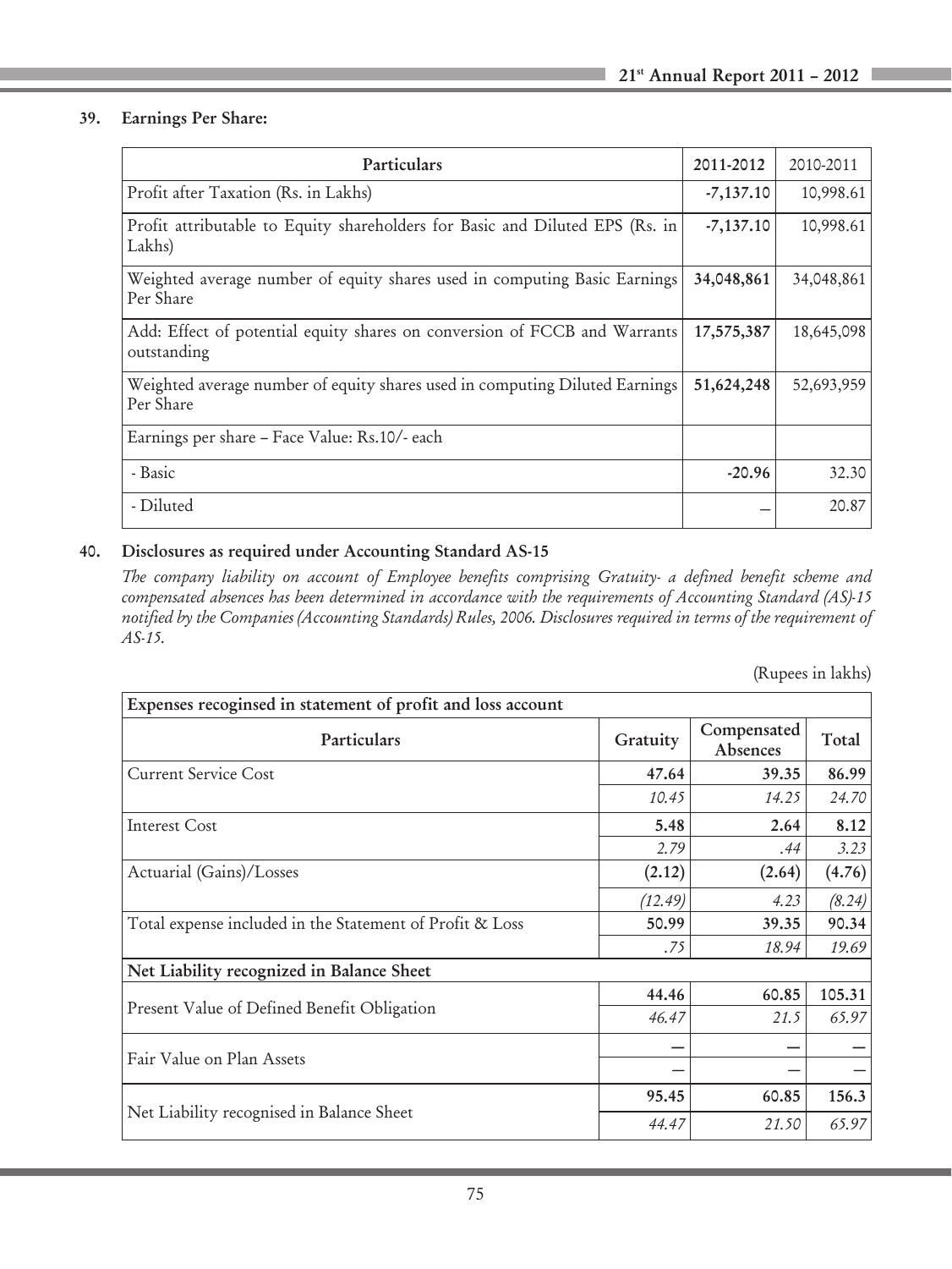## 39. Earnings Per Share:

| Particulars | 2011-2012 | 2010-2011 |
|---|---|---|
| Profit after Taxation (Rs. in Lakhs) | **-7,137.10** | 10,998.61 |
| Profit attributable to Equity shareholders for Basic and Diluted EPS (Rs. in Lakhs) | **-7,137.10** | 10,998.61 |
| Weighted average number of equity shares used in computing Basic Earnings Per Share | **34,048,861** | 34,048,861 |
| Add: Effect of potential equity shares on conversion of FCCB and Warrants outstanding | **17,575,387** | 18,645,098 |
| Weighted average number of equity shares used in computing Diluted Earnings Per Share | **51,624,248** | 52,693,959 |
| Earnings per share – Face Value: Rs.10/- each | | |
| - Basic | **-20.96** | 32.30 |
| - Diluted | **—** | 20.87 |

## 40. Disclosures as required under Accounting Standard AS-15

*The company liability on account of Employee benefits comprising Gratuity- a defined benefit scheme and compensated absences has been determined in accordance with the requirements of Accounting Standard (AS)-15 notified by the Companies (Accounting Standards) Rules, 2006. Disclosures required in terms of the requirement of AS-15.*

(Rupees in lakhs)

| Expenses recognised in statement of profit and loss account | | | |
|---|---|---|---|
| **Particulars** | **Gratuity** | **Compensated Absences** | **Total** |
| Current Service Cost | **47.64** | **39.35** | **86.99** |
| | *10.45* | *14.25* | *24.70* |
| Interest Cost | **5.48** | **2.64** | **8.12** |
| | *2.79* | *.44* | *3.23* |
| Actuarial (Gains)/Losses | **(2.12)** | **(2.64)** | **(4.76)** |
| | *(12.49)* | *4.23* | *(8.24)* |
| Total expense included in the Statement of Profit & Loss | **50.99** | **39.35** | **90.34** |
| | *.75* | *18.94* | *19.69* |
| **Net Liability recognized in Balance Sheet** | | | |
| Present Value of Defined Benefit Obligation | **44.46** | **60.85** | **105.31** |
| | *46.47* | *21.5* | *65.97* |
| Fair Value on Plan Assets | **—** | **—** | **—** |
| | — | — | — |
| Net Liability recognised in Balance Sheet | **95.45** | **60.85** | **156.3** |
| | *44.47* | *21.50* | *65.97* |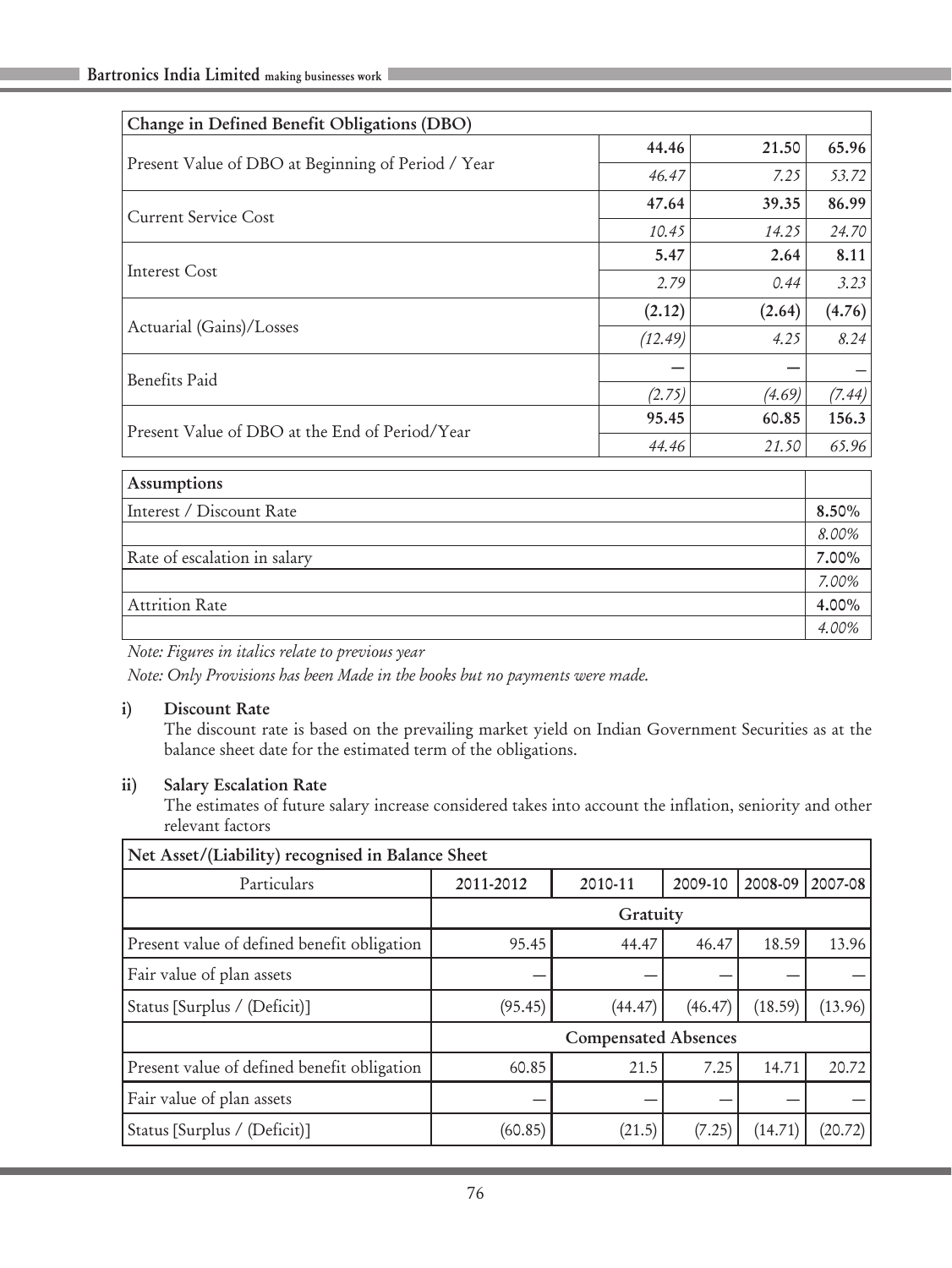| Change in Defined Benefit Obligations (DBO) | | | |
|---|---|---|---|
| Present Value of DBO at Beginning of Period / Year | **44.46** | **21.50** | **65.96** |
| | *46.47* | *7.25* | *53.72* |
| Current Service Cost | **47.64** | **39.35** | **86.99** |
| | *10.45* | *14.25* | *24.70* |
| Interest Cost | **5.47** | **2.64** | **8.11** |
| | *2.79* | *0.44* | *3.23* |
| Actuarial (Gains)/Losses | **(2.12)** | **(2.64)** | **(4.76)** |
| | *(12.49)* | *4.25* | *8.24* |
| Benefits Paid | **—** | **—** | **–** |
| | *(2.75)* | *(4.69)* | *(7.44)* |
| Present Value of DBO at the End of Period/Year | **95.45** | **60.85** | **156.3** |
| | *44.46* | *21.50* | *65.96* |

| Assumptions | |
|---|---|
| Interest / Discount Rate | **8.50%** |
| | *8.00%* |
| Rate of escalation in salary | **7.00%** |
| | *7.00%* |
| Attrition Rate | **4.00%** |
| | *4.00%* |

*Note: Figures in italics relate to previous year*

*Note: Only Provisions has been Made in the books but no payments were made.*

**i) Discount Rate**

The discount rate is based on the prevailing market yield on Indian Government Securities as at the balance sheet date for the estimated term of the obligations.

**ii) Salary Escalation Rate**

The estimates of future salary increase considered takes into account the inflation, seniority and other relevant factors

| Net Asset/(Liability) recognised in Balance Sheet | | | | | |
|---|---|---|---|---|---|
| Particulars | 2011-2012 | 2010-11 | 2009-10 | 2008-09 | 2007-08 |
| | Gratuity | | | | |
| Present value of defined benefit obligation | 95.45 | 44.47 | 46.47 | 18.59 | 13.96 |
| Fair value of plan assets | — | — | — | — | — |
| Status [Surplus / (Deficit)] | (95.45) | (44.47) | (46.47) | (18.59) | (13.96) |
| | Compensated Absences | | | | |
| Present value of defined benefit obligation | 60.85 | 21.5 | 7.25 | 14.71 | 20.72 |
| Fair value of plan assets | — | — | — | — | — |
| Status [Surplus / (Deficit)] | (60.85) | (21.5) | (7.25) | (14.71) | (20.72) |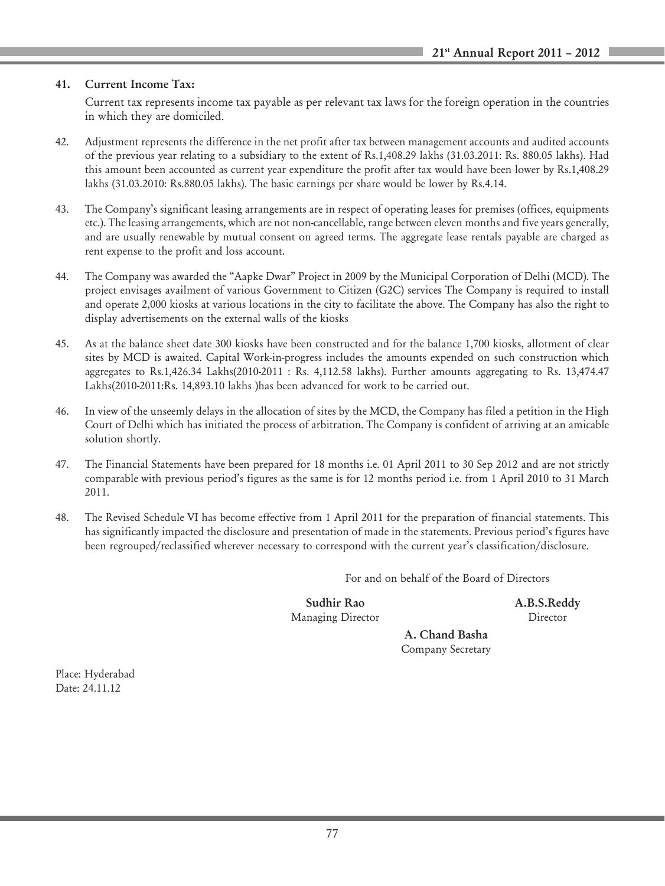**41. Current Income Tax:**

Current tax represents income tax payable as per relevant tax laws for the foreign operation in the countries in which they are domiciled.

42. Adjustment represents the difference in the net profit after tax between management accounts and audited accounts of the previous year relating to a subsidiary to the extent of Rs.1,408.29 lakhs (31.03.2011: Rs. 880.05 lakhs). Had this amount been accounted as current year expenditure the profit after tax would have been lower by Rs.1,408.29 lakhs (31.03.2010: Rs.880.05 lakhs). The basic earnings per share would be lower by Rs.4.14.

43. The Company's significant leasing arrangements are in respect of operating leases for premises (offices, equipments etc.). The leasing arrangements, which are not non-cancellable, range between eleven months and five years generally, and are usually renewable by mutual consent on agreed terms. The aggregate lease rentals payable are charged as rent expense to the profit and loss account.

44. The Company was awarded the "Aapke Dwar" Project in 2009 by the Municipal Corporation of Delhi (MCD). The project envisages availment of various Government to Citizen (G2C) services The Company is required to install and operate 2,000 kiosks at various locations in the city to facilitate the above. The Company has also the right to display advertisements on the external walls of the kiosks

45. As at the balance sheet date 300 kiosks have been constructed and for the balance 1,700 kiosks, allotment of clear sites by MCD is awaited. Capital Work-in-progress includes the amounts expended on such construction which aggregates to Rs.1,426.34 Lakhs(2010-2011 : Rs. 4,112.58 lakhs). Further amounts aggregating to Rs. 13,474.47 Lakhs(2010-2011:Rs. 14,893.10 lakhs )has been advanced for work to be carried out.

46. In view of the unseemly delays in the allocation of sites by the MCD, the Company has filed a petition in the High Court of Delhi which has initiated the process of arbitration. The Company is confident of arriving at an amicable solution shortly.

47. The Financial Statements have been prepared for 18 months i.e. 01 April 2011 to 30 Sep 2012 and are not strictly comparable with previous period's figures as the same is for 12 months period i.e. from 1 April 2010 to 31 March 2011.

48. The Revised Schedule VI has become effective from 1 April 2011 for the preparation of financial statements. This has significantly impacted the disclosure and presentation of made in the statements. Previous period's figures have been regrouped/reclassified wherever necessary to correspond with the current year's classification/disclosure.

For and on behalf of the Board of Directors

**Sudhir Rao**
Managing Director

**A.B.S.Reddy**
Director

**A. Chand Basha**
Company Secretary

Place: Hyderabad
Date: 24.11.12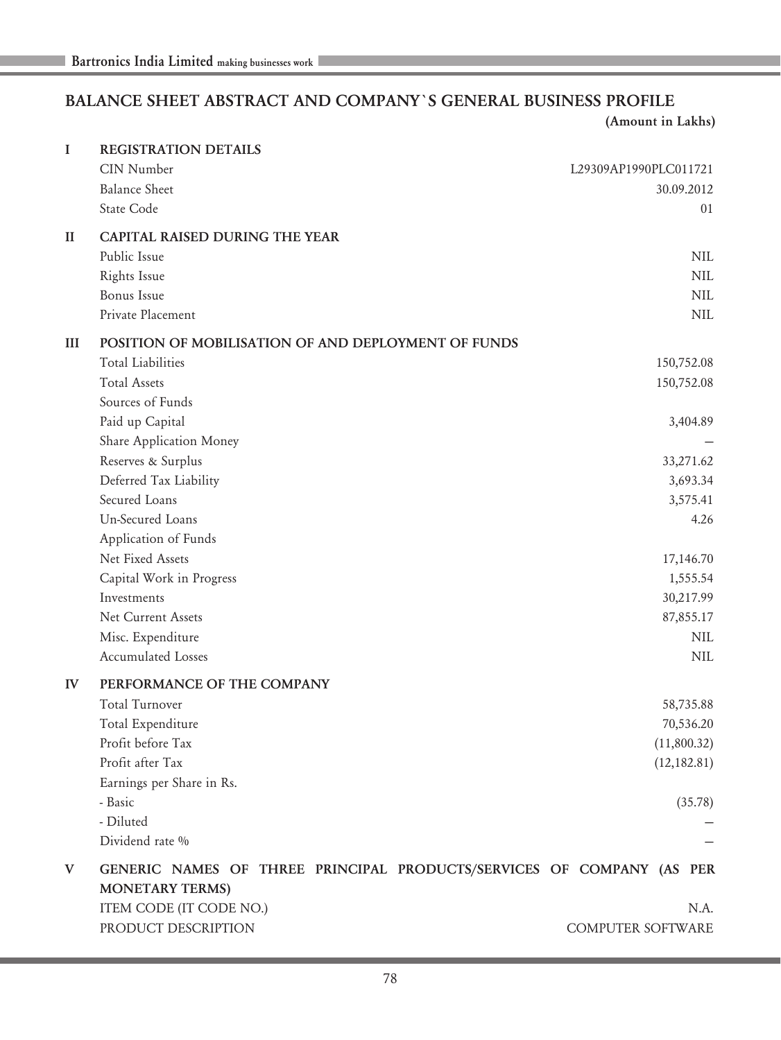## BALANCE SHEET ABSTRACT AND COMPANY`S GENERAL BUSINESS PROFILE

**(Amount in Lakhs)**

| | | |
|---|---|---|
| **I** | **REGISTRATION DETAILS** | |
| | CIN Number | L29309AP1990PLC011721 |
| | Balance Sheet | 30.09.2012 |
| | State Code | 01 |
| **II** | **CAPITAL RAISED DURING THE YEAR** | |
| | Public Issue | NIL |
| | Rights Issue | NIL |
| | Bonus Issue | NIL |
| | Private Placement | NIL |
| **III** | **POSITION OF MOBILISATION OF AND DEPLOYMENT OF FUNDS** | |
| | Total Liabilities | 150,752.08 |
| | Total Assets | 150,752.08 |
| | Sources of Funds | |
| | Paid up Capital | 3,404.89 |
| | Share Application Money | – |
| | Reserves & Surplus | 33,271.62 |
| | Deferred Tax Liability | 3,693.34 |
| | Secured Loans | 3,575.41 |
| | Un-Secured Loans | 4.26 |
| | Application of Funds | |
| | Net Fixed Assets | 17,146.70 |
| | Capital Work in Progress | 1,555.54 |
| | Investments | 30,217.99 |
| | Net Current Assets | 87,855.17 |
| | Misc. Expenditure | NIL |
| | Accumulated Losses | NIL |
| **IV** | **PERFORMANCE OF THE COMPANY** | |
| | Total Turnover | 58,735.88 |
| | Total Expenditure | 70,536.20 |
| | Profit before Tax | (11,800.32) |
| | Profit after Tax | (12,182.81) |
| | Earnings per Share in Rs. | |
| | - Basic | (35.78) |
| | - Diluted | – |
| | Dividend rate % | – |
| **V** | **GENERIC NAMES OF THREE PRINCIPAL PRODUCTS/SERVICES OF COMPANY (AS PER MONETARY TERMS)** | |
| | ITEM CODE (IT CODE NO.) | N.A. |
| | PRODUCT DESCRIPTION | COMPUTER SOFTWARE |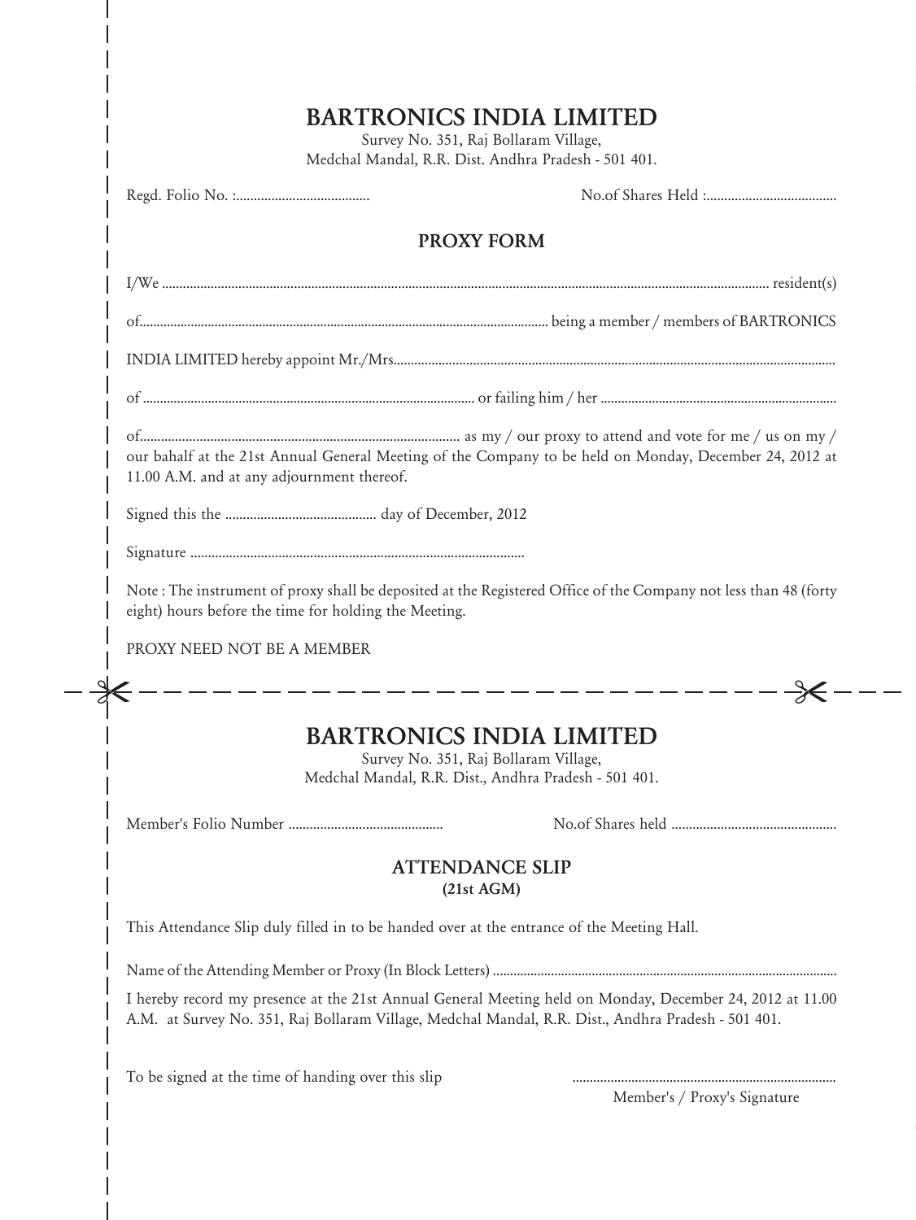# BARTRONICS INDIA LIMITED

Survey No. 351, Raj Bollaram Village,
Medchal Mandal, R.R. Dist. Andhra Pradesh - 501 401.

Regd. Folio No. :...................................... No.of Shares Held :.....................................

## PROXY FORM

I/We ............................................................................................................................................................. resident(s)

of..................................................................................................................... being a member / members of BARTRONICS

INDIA LIMITED hereby appoint Mr./Mrs...............................................................................................................................

of ................................................................................................ or failing him / her ....................................................................

of.......................................................................................... as my / our proxy to attend and vote for me / us on my / our bahalf at the 21st Annual General Meeting of the Company to be held on Monday, December 24, 2012 at 11.00 A.M. and at any adjournment thereof.

Signed this the .......................................... day of December, 2012

Signature ...............................................................................................

Note : The instrument of proxy shall be deposited at the Registered Office of the Company not less than 48 (forty eight) hours before the time for holding the Meeting.

PROXY NEED NOT BE A MEMBER

---

# BARTRONICS INDIA LIMITED

Survey No. 351, Raj Bollaram Village,
Medchal Mandal, R.R. Dist., Andhra Pradesh - 501 401.

Member's Folio Number ............................................ No.of Shares held ...............................................

## ATTENDANCE SLIP
**(21st AGM)**

This Attendance Slip duly filled in to be handed over at the entrance of the Meeting Hall.

Name of the Attending Member or Proxy (In Block Letters) ...................................................................................................

I hereby record my presence at the 21st Annual General Meeting held on Monday, December 24, 2012 at 11.00 A.M. at Survey No. 351, Raj Bollaram Village, Medchal Mandal, R.R. Dist., Andhra Pradesh - 501 401.

To be signed at the time of handing over this slip ...........................................................................

Member's / Proxy's Signature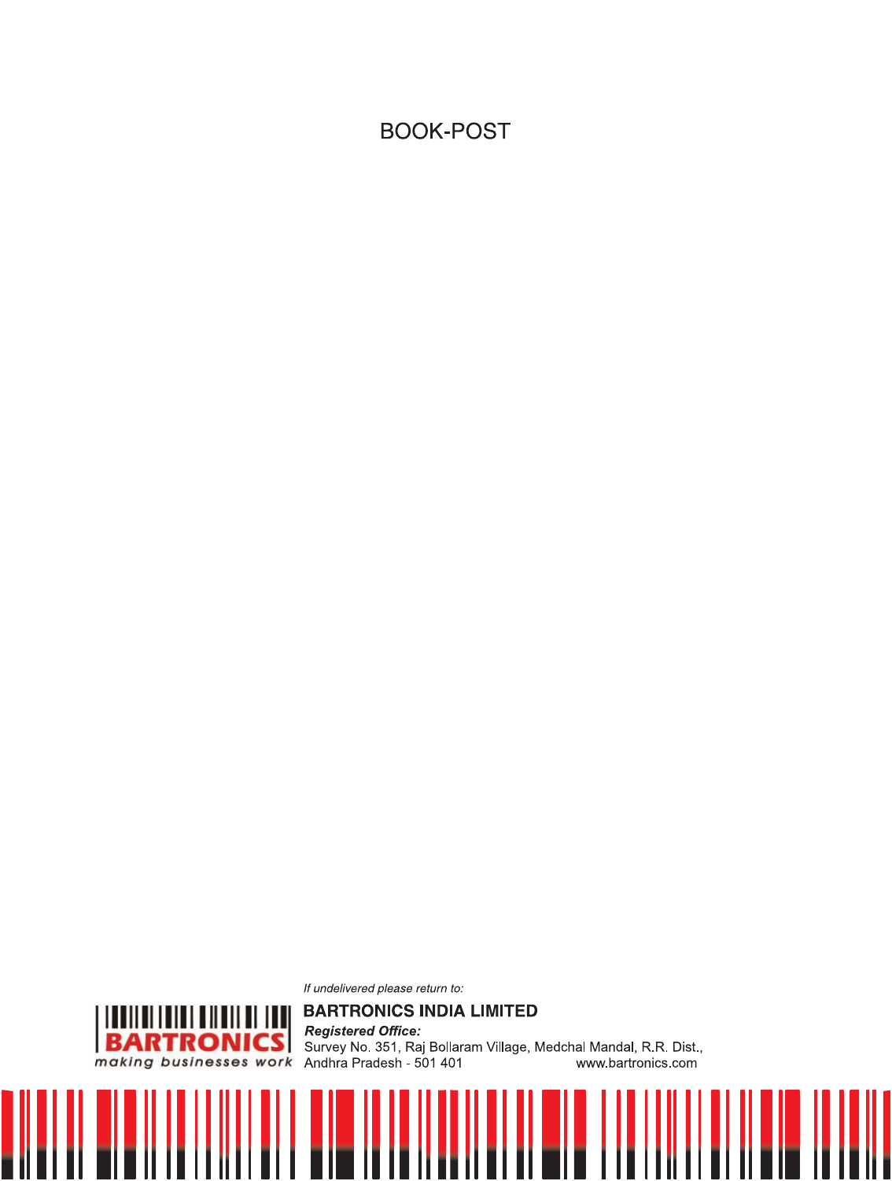BOOK-POST

*If undelivered please return to:*

BARTRONICS
making businesses work

**BARTRONICS INDIA LIMITED**

***Registered Office:***

Survey No. 351, Raj Bollaram Village, Medchal Mandal, R.R. Dist.,
Andhra Pradesh - 501 401

www.bartronics.com